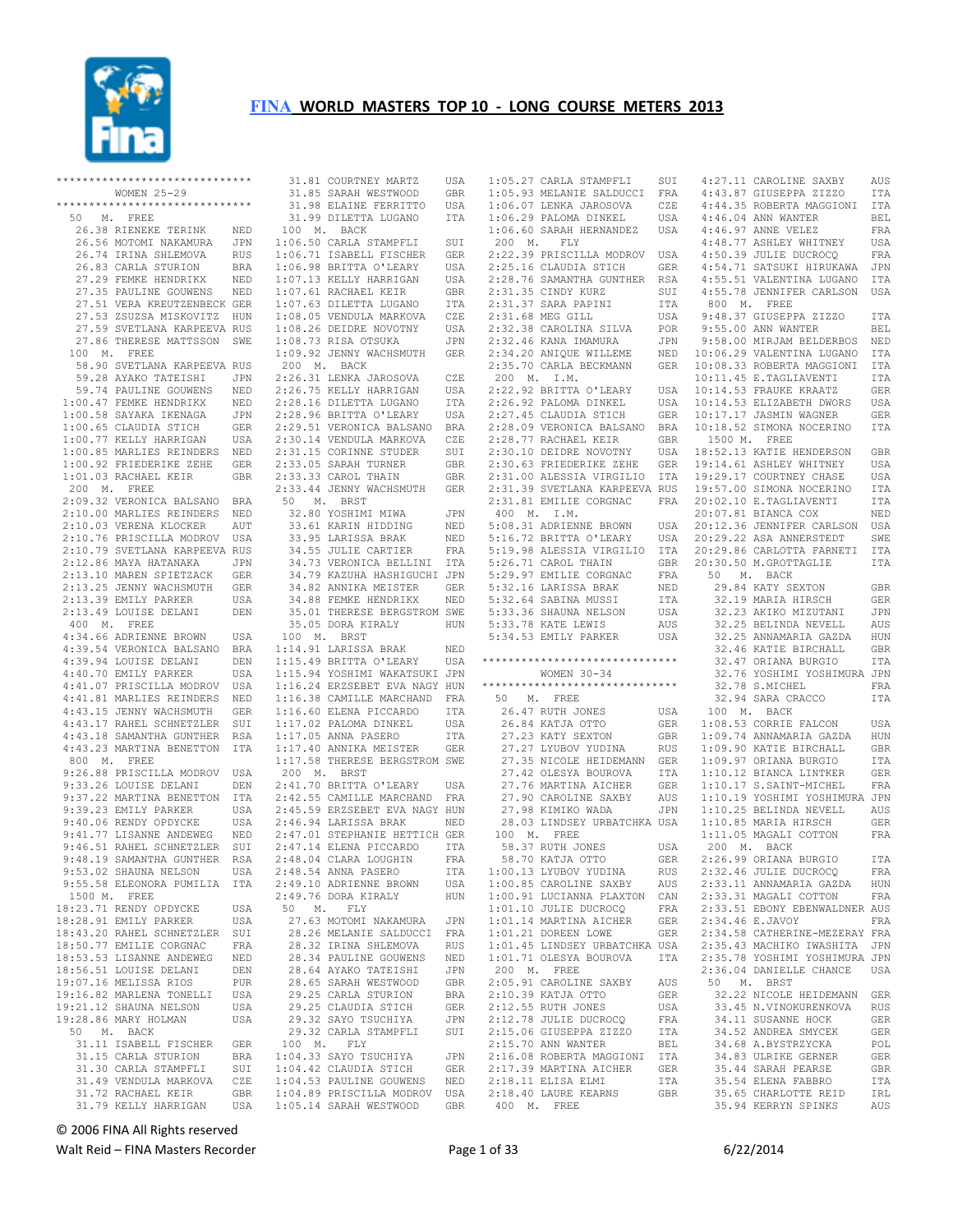# FINA WORLD MASTERS TOP 10 - LONG COURSE METERS 2013

```
******************************
         WOMEN 25-29
******************************
  50   M.  FREE
    26.38 RIENEKE TERINK       NED
    26.56 MOTOMI NAKAMURA      JPN
    26.74 IRINA SHLEMOVA       RUS
    26.83 CARLA STURION        BRA
    27.29 FEMKE HENDRIKX       NED
    27.35 PAULINE GOUWENS      NED
    27.51 VERA KREUTZENBECK    GER
    27.53 ZSUZSA MISKOVITZ     HUN
    27.59 SVETLANA KARPEEVA    RUS
    27.86 THERESE MATTSSON     SWE
  100  M.  FREE
    58.90 SVETLANA KARPEEVA    RUS
    59.28 AYAKO TATEISHI       JPN
    59.74 PAULINE GOUWENS      NED
  1:00.47 FEMKE HENDRIKX       NED
  1:00.58 SAYAKA IKENAGA       JPN
  1:00.65 CLAUDIA STICH        GER
  1:00.77 KELLY HARRIGAN       USA
  1:00.85 MARLIES REINDERS     NED
  1:00.92 FRIEDERIKE ZEHE      GER
  1:01.03 RACHAEL KEIR         GBR
  200  M.  FREE
  2:09.32 VERONICA BALSANO     BRA
  2:10.00 MARLIES REINDERS     NED
  2:10.03 VERENA KLOCKER       AUT
  2:10.76 PRISCILLA MODROV     USA
  2:10.79 SVETLANA KARPEEVA    RUS
  2:12.86 MAYA HATANAKA        JPN
  2:13.10 MAREN SPIETZACK      GER
  2:13.25 JENNY WACHSMUTH      GER
  2:13.39 EMILY PARKER         USA
  2:13.49 LOUISE DELANI        DEN
  400  M.  FREE
  4:34.66 ADRIENNE BROWN       USA
  4:39.54 VERONICA BALSANO     BRA
  4:39.94 LOUISE DELANI        DEN
  4:40.70 EMILY PARKER         USA
  4:41.07 PRISCILLA MODROV     USA
  4:41.81 MARLIES REINDERS     NED
  4:43.15 JENNY WACHSMUTH      GER
  4:43.17 RAHEL SCHNETZLER     SUI
  4:43.18 SAMANTHA GUNTHER     RSA
  4:43.23 MARTINA BENETTON     ITA
  800  M.  FREE
  9:26.88 PRISCILLA MODROV     USA
  9:33.26 LOUISE DELANI        DEN
  9:37.22 MARTINA BENETTON     ITA
  9:39.23 EMILY PARKER         USA
  9:40.06 RENDY OPDYCKE        USA
  9:41.77 LISANNE ANDEWEG      NED
  9:46.51 RAHEL SCHNETZLER     SUI
  9:48.19 SAMANTHA GUNTHER     RSA
  9:53.02 SHAUNA NELSON        USA
  9:55.58 ELEONORA PUMILIA     ITA
  1500 M.  FREE
 18:23.71 RENDY OPDYCKE        USA
 18:28.91 EMILY PARKER         USA
 18:43.20 RAHEL SCHNETZLER     SUI
 18:50.77 EMILIE CORGNAC       FRA
 18:53.53 LISANNE ANDEWEG      NED
 18:56.51 LOUISE DELANI        DEN
 19:07.16 MELISSA RIOS         PUR
 19:16.82 MARLENA TONELLI      USA
 19:21.12 SHAUNA NELSON        USA
 19:28.86 MARY HOLMAN          USA
  50   M.  BACK
    31.11 ISABELL FISCHER      GER
    31.15 CARLA STURION        BRA
    31.30 CARLA STAMPFLI       SUI
    31.49 VENDULA MARKOVA      CZE
    31.72 RACHAEL KEIR         GBR
    31.79 KELLY HARRIGAN       USA
    31.81 COURTNEY MARTZ       USA
    31.85 SARAH WESTWOOD       GBR
    31.98 ELAINE FERRITTO      USA
    31.99 DILETTA LUGANO       ITA
  100  M.  BACK
  1:06.50 CARLA STAMPFLI       SUI
  1:06.71 ISABELL FISCHER      GER
  1:06.98 BRITTA O'LEARY       USA
  1:07.13 KELLY HARRIGAN       USA
  1:07.61 RACHAEL KEIR         GBR
  1:07.63 DILETTA LUGANO       ITA
  1:08.05 VENDULA MARKOVA      CZE
  1:08.26 DEIDRE NOVOTNY       USA
  1:08.73 RISA OTSUKA          JPN
  1:09.92 JENNY WACHSMUTH      GER
  200  M.  BACK
  2:26.31 LENKA JAROSOVA       CZE
  2:26.75 KELLY HARRIGAN       USA
  2:28.16 DILETTA LUGANO       ITA
  2:28.96 BRITTA O'LEARY       USA
  2:29.51 VERONICA BALSANO     BRA
  2:30.14 VENDULA MARKOVA      CZE
  2:31.15 CORINNE STUDER       SUI
  2:33.05 SARAH TURNER         GBR
  2:33.33 CAROL THAIN          GBR
  2:33.44 JENNY WACHSMUTH      GER
  50   M.  BRST
    32.80 YOSHIMI MIWA         JPN
    33.61 KARIN HIDDING        NED
    33.95 LARISSA BRAK         NED
    34.55 JULIE CARTIER        FRA
    34.73 VERONICA BELLINI     ITA
    34.79 KAZUHA HASHIGUCHI    JPN
    34.82 ANNIKA MEISTER       GER
    34.88 FEMKE HENDRIKX       NED
    35.01 THERESE BERGSTROM    SWE
    35.05 DORA KIRALY          HUN
  100  M.  BRST
  1:14.91 LARISSA BRAK         NED
  1:15.49 BRITTA O'LEARY       USA
  1:15.94 YOSHIMI WAKATSUKI    JPN
  1:16.24 ERZSEBET EVA NAGY    HUN
  1:16.38 CAMILLE MARCHAND     FRA
  1:16.60 ELENA PICCARDO       ITA
  1:17.02 PALOMA DINKEL        USA
  1:17.05 ANNA PASERO          ITA
  1:17.40 ANNIKA MEISTER       GER
  1:17.58 THERESE BERGSTROM    SWE
  200  M.  BRST
  2:41.70 BRITTA O'LEARY       USA
  2:42.55 CAMILLE MARCHAND     FRA
  2:45.59 ERZSEBET EVA NAGY    HUN
  2:46.94 LARISSA BRAK         NED
  2:47.01 STEPHANIE HETTICH    GER
  2:47.14 ELENA PICCARDO       ITA
  2:48.04 CLARA LOUGHIN        FRA
  2:48.54 ANNA PASERO          ITA
  2:49.10 ADRIENNE BROWN       USA
  2:49.76 DORA KIRALY          HUN
  50   M.  FLY
    27.63 MOTOMI NAKAMURA      JPN
    28.26 MELANIE SALDUCCI     FRA
    28.32 IRINA SHLEMOVA       RUS
    28.34 PAULINE GOUWENS      NED
    28.64 AYAKO TATEISHI       JPN
    28.65 SARAH WESTWOOD       GBR
    29.25 CARLA STURION        BRA
    29.25 CLAUDIA STICH        GER
    29.32 SAYO TSUCHIYA        JPN
    29.32 CARLA STAMPFLI       SUI
  100  M.  FLY
  1:04.33 SAYO TSUCHIYA        JPN
  1:04.42 CLAUDIA STICH        GER
  1:04.53 PAULINE GOUWENS      NED
  1:04.89 PRISCILLA MODROV     USA
  1:05.14 SARAH WESTWOOD       GBR
  1:05.27 CARLA STAMPFLI       SUI
  1:05.93 MELANIE SALDUCCI     FRA
  1:06.07 LENKA JAROSOVA       CZE
  1:06.29 PALOMA DINKEL        USA
  1:06.60 SARAH HERNANDEZ      USA
  200  M.  FLY
  2:22.39 PRISCILLA MODROV     USA
  2:25.16 CLAUDIA STICH        GER
  2:28.76 SAMANTHA GUNTHER     RSA
  2:31.35 CINDY KURZ           SUI
  2:31.37 SARA PAPINI          ITA
  2:31.68 MEG GILL             USA
  2:32.38 CAROLINA SILVA       POR
  2:32.46 KANA IMAMURA         JPN
  2:34.20 ANIQUE WILLEME       NED
  2:35.70 CARLA BECKMANN       GER
  200  M.  I.M.
  2:22.92 BRITTA O'LEARY       USA
  2:26.92 PALOMA DINKEL        USA
  2:27.45 CLAUDIA STICH        GER
  2:28.09 VERONICA BALSANO     BRA
  2:28.77 RACHAEL KEIR         GBR
  2:30.10 DEIDRE NOVOTNY       USA
  2:30.63 FRIEDERIKE ZEHE      GER
  2:31.00 ALESSIA VIRGILIO     ITA
  2:31.39 SVETLANA KARPEEVA    RUS
  2:31.81 EMILIE CORGNAC       FRA
  400  M.  I.M.
  5:08.31 ADRIENNE BROWN       USA
  5:16.72 BRITTA O'LEARY       USA
  5:19.98 ALESSIA VIRGILIO     ITA
  5:26.71 CAROL THAIN          GBR
  5:29.97 EMILIE CORGNAC       FRA
  5:32.16 LARISSA BRAK         NED
  5:32.64 SABINA MUSSI         ITA
  5:33.36 SHAUNA NELSON        USA
  5:33.78 KATE LEWIS           AUS
  5:34.53 EMILY PARKER         USA

******************************
         WOMEN 30-34
******************************
  50   M.  FREE
    26.47 RUTH JONES           USA
    26.84 KATJA OTTO           GER
    27.23 KATY SEXTON          GBR
    27.27 LYUBOV YUDINA        RUS
    27.35 NICOLE HEIDEMANN     GER
    27.42 OLESYA BOUROVA       ITA
    27.76 MARTINA AICHER       GER
    27.90 CAROLINE SAXBY       AUS
    27.98 KIMIKO WADA          JPN
    28.03 LINDSEY URBATCHKA    USA
  100  M.  FREE
    58.37 RUTH JONES           USA
    58.70 KATJA OTTO           GER
  1:00.13 LYUBOV YUDINA        RUS
  1:00.85 CAROLINE SAXBY       AUS
  1:00.91 LUCIANNA PLAXTON     CAN
  1:01.10 JULIE DUCROCQ        FRA
  1:01.14 MARTINA AICHER       GER
  1:01.21 DOREEN LOWE          GER
  1:01.45 LINDSEY URBATCHKA    USA
  1:01.71 OLESYA BOUROVA       ITA
  200  M.  FREE
  2:05.91 CAROLINE SAXBY       AUS
  2:10.39 KATJA OTTO           GER
  2:12.55 RUTH JONES           USA
  2:12.78 JULIE DUCROCQ        FRA
  2:15.06 GIUSEPPA ZIZZO       ITA
  2:15.70 ANN WANTER           BEL
  2:16.08 ROBERTA MAGGIONI     ITA
  2:17.39 MARTINA AICHER       GER
  2:18.11 ELISA ELMI           ITA
  2:18.40 LAURE KEARNS         GBR
  400  M.  FREE
  4:27.11 CAROLINE SAXBY       AUS
  4:43.87 GIUSEPPA ZIZZO       ITA
  4:44.35 ROBERTA MAGGIONI     ITA
  4:46.04 ANN WANTER           BEL
  4:46.97 ANNE VELEZ           FRA
  4:48.77 ASHLEY WHITNEY       USA
  4:50.39 JULIE DUCROCQ        FRA
  4:54.71 SATSUKI HIRUKAWA     JPN
  4:55.51 VALENTINA LUGANO     ITA
  4:55.78 JENNIFER CARLSON     USA
  800  M.  FREE
  9:48.37 GIUSEPPA ZIZZO       ITA
  9:55.00 ANN WANTER           BEL
  9:58.00 MIRJAM BELDERBOS     NED
 10:06.29 VALENTINA LUGANO     ITA
 10:08.33 ROBERTA MAGGIONI     ITA
 10:11.45 E.TAGLIAVENTI        ITA
 10:14.53 FRAUKE KRAATZ        GER
 10:14.53 ELIZABETH DWORS      USA
 10:17.17 JASMIN WAGNER        GER
 10:18.52 SIMONA NOCERINO      ITA
  1500 M.  FREE
 18:52.13 KATIE HENDERSON      GBR
 19:14.61 ASHLEY WHITNEY       USA
 19:29.17 COURTNEY CHASE       USA
 19:57.00 SIMONA NOCERINO      ITA
 20:02.10 E.TAGLIAVENTI        ITA
 20:07.81 BIANCA COX           NED
 20:12.36 JENNIFER CARLSON     USA
 20:29.22 ASA ANNERSTEDT       SWE
 20:29.86 CARLOTTA FARNETI     ITA
 20:30.50 M.GROTTAGLIE         ITA
  50   M.  BACK
    29.84 KATY SEXTON          GBR
    32.19 MARIA HIRSCH         GER
    32.23 AKIKO MIZUTANI       JPN
    32.25 BELINDA NEVELL       AUS
    32.25 ANNAMARIA GAZDA      HUN
    32.46 KATIE BIRCHALL       GBR
    32.47 ORIANA BURGIO        ITA
    32.76 YOSHIMI YOSHIMURA    JPN
    32.78 S.MICHEL             FRA
    32.94 SARA CRACCO          ITA
  100  M.  BACK
  1:08.53 CORRIE FALCON        USA
  1:09.74 ANNAMARIA GAZDA      HUN
  1:09.90 KATIE BIRCHALL       GBR
  1:09.97 ORIANA BURGIO        ITA
  1:10.12 BIANCA LINTKER       GER
  1:10.17 S.SAINT-MICHEL       FRA
  1:10.19 YOSHIMI YOSHIMURA    JPN
  1:10.25 BELINDA NEVELL       AUS
  1:10.85 MARIA HIRSCH         GER
  1:11.05 MAGALI COTTON        FRA
  200  M.  BACK
  2:26.99 ORIANA BURGIO        ITA
  2:32.46 JULIE DUCROCQ        FRA
  2:33.11 ANNAMARIA GAZDA      HUN
  2:33.31 MAGALI COTTON        FRA
  2:33.51 EBONY EBENWALDNER    AUS
  2:34.46 E.JAVOY              FRA
  2:34.58 CATHERINE-MEZERAY    FRA
  2:35.43 MACHIKO IWASHITA     JPN
  2:35.78 YOSHIMI YOSHIMURA    JPN
  2:36.04 DANIELLE CHANCE      USA
  50   M.  BRST
    32.22 NICOLE HEIDEMANN     GER
    33.45 N.VINOKURENKOVA      RUS
    34.11 SUSANNE HOCK         GER
    34.52 ANDREA SMYCEK        GER
    34.68 A.BYSTRZYCKA         POL
    34.83 ULRIKE GERNER        GER
    35.44 SARAH PEARSE         GBR
    35.54 ELENA FABBRO         ITA
    35.65 CHARLOTTE REID       IRL
    35.94 KERRYN SPINKS        AUS
```

© 2006 FINA All Rights reserved

Walt Reid – FINA Masters Recorder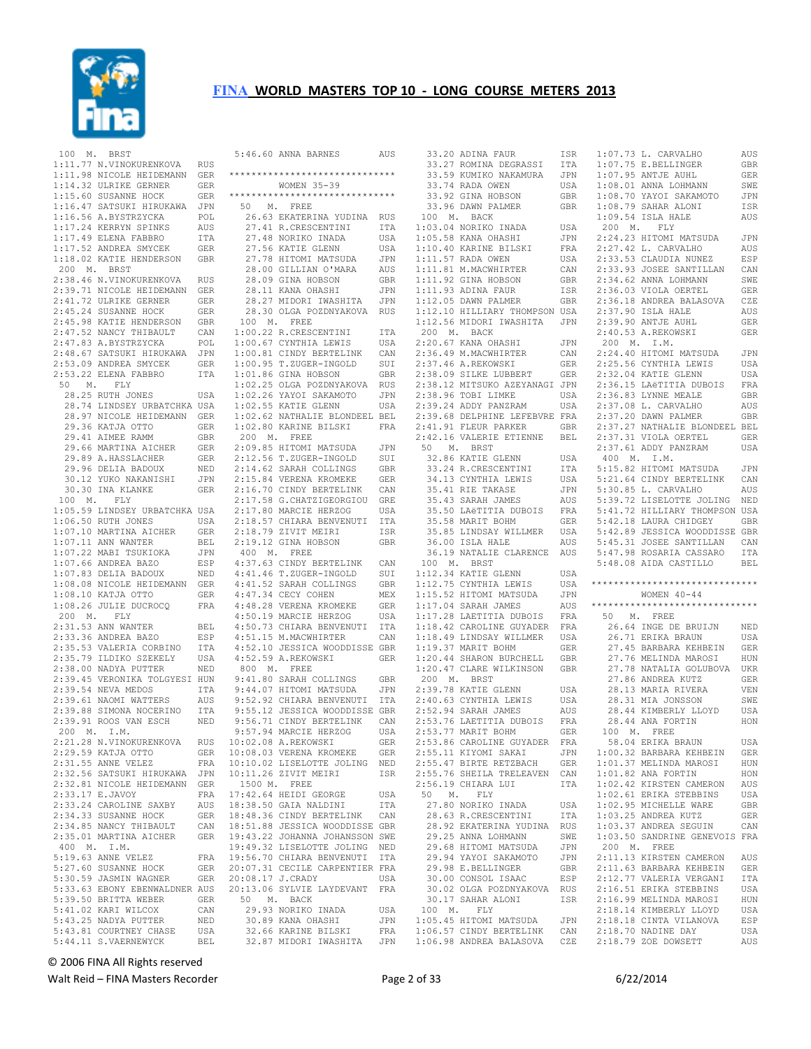# FINA WORLD MASTERS TOP 10 - LONG COURSE METERS 2013

```
 100  M.  BRST
1:11.77 N.VINOKURENKOVA   RUS
1:11.98 NICOLE HEIDEMANN  GER
1:14.32 ULRIKE GERNER     GER
1:15.60 SUSANNE HOCK      GER
1:16.47 SATSUKI HIRUKAWA  JPN
1:16.56 A.BYSTRZYCKA      POL
1:17.24 KERRYN SPINKS     AUS
1:17.49 ELENA FABBRO      ITA
1:17.52 ANDREA SMYCEK     GER
1:18.02 KATIE HENDERSON   GBR
 200  M.  BRST
2:38.46 N.VINOKURENKOVA   RUS
2:39.71 NICOLE HEIDEMANN  GER
2:41.72 ULRIKE GERNER     GER
2:45.24 SUSANNE HOCK      GER
2:45.98 KATIE HENDERSON   GBR
2:47.52 NANCY THIBAULT    CAN
2:47.83 A.BYSTRZYCKA      POL
2:48.67 SATSUKI HIRUKAWA  JPN
2:53.09 ANDREA SMYCEK     GER
2:53.22 ELENA FABBRO      ITA
 50   M.   FLY
  28.25 RUTH JONES        USA
  28.74 LINDSEY URBATCHKA USA
  28.97 NICOLE HEIDEMANN  GER
  29.36 KATJA OTTO        GER
  29.41 AIMEE RAMM        GBR
  29.66 MARTINA AICHER    GER
  29.89 A.HASSLACHER      GER
  29.96 DELIA BADOUX      NED
  30.12 YUKO NAKANISHI    JPN
  30.30 INA KLANKE        GER
 100  M.   FLY
1:05.59 LINDSEY URBATCHKA USA
1:06.50 RUTH JONES        USA
1:07.10 MARTINA AICHER    GER
1:07.11 ANN WANTER        BEL
1:07.22 MABI TSUKIOKA     JPN
1:07.66 ANDREA BAZO       ESP
1:07.83 DELIA BADOUX      NED
1:08.08 NICOLE HEIDEMANN  GER
1:08.10 KATJA OTTO        GER
1:08.26 JULIE DUCROCQ     FRA
 200  M.   FLY
2:31.53 ANN WANTER        BEL
2:33.36 ANDREA BAZO       ESP
2:35.53 VALERIA CORBINO   ITA
2:35.79 ILDIKO SZEKELY    USA
2:38.00 NADYA PUTTER      NED
2:39.45 VERONIKA TOLGYESI HUN
2:39.54 NEVA MEDOS        ITA
2:39.61 NAOMI WATTERS     AUS
2:39.88 SIMONA NOCERINO   ITA
2:39.91 ROOS VAN ESCH     NED
 200  M.  I.M.
2:21.28 N.VINOKURENKOVA   RUS
2:29.59 KATJA OTTO        GER
2:31.55 ANNE VELEZ        FRA
2:32.56 SATSUKI HIRUKAWA  JPN
2:32.81 NICOLE HEIDEMANN  GER
2:33.17 E.JAVOY           FRA
2:33.24 CAROLINE SAXBY    AUS
2:34.33 SUSANNE HOCK      GER
2:34.85 NANCY THIBAULT    CAN
2:35.01 MARTINA AICHER    GER
 400  M.  I.M.
5:19.63 ANNE VELEZ        FRA
5:27.60 SUSANNE HOCK      GER
5:30.59 JASMIN WAGNER     GER
5:33.63 EBONY EBENWALDNER AUS
5:39.50 BRITTA WEBER      GER
5:41.02 KARI WILCOX       CAN
5:43.25 NADYA PUTTER      NED
5:43.81 COURTNEY CHASE    USA
5:44.11 S.VAERNEWYCK      BEL
5:46.60 ANNA BARNES       AUS

******************************
        WOMEN 35-39
******************************
 50   M.  FREE
  26.63 EKATERINA YUDINA  RUS
  27.41 R.CRESCENTINI     ITA
  27.48 NORIKO INADA      USA
  27.56 KATIE GLENN       USA
  27.78 HITOMI MATSUDA    JPN
  28.00 GILLIAN O'MARA    AUS
  28.09 GINA HOBSON       GBR
  28.11 KANA OHASHI       JPN
  28.27 MIDORI IWASHITA   JPN
  28.30 OLGA POZDNYAKOVA  RUS
 100  M.  FREE
1:00.22 R.CRESCENTINI     ITA
1:00.67 CYNTHIA LEWIS     USA
1:00.81 CINDY BERTELINK   CAN
1:00.95 T.ZUGER-INGOLD    SUI
1:01.86 GINA HOBSON       GBR
1:02.25 OLGA POZDNYAKOVA  RUS
1:02.26 YAYOI SAKAMOTO    JPN
1:02.55 KATIE GLENN       USA
1:02.62 NATHALIE BLONDEEL BEL
1:02.80 KARINE BILSKI     FRA
 200  M.  FREE
2:09.85 HITOMI MATSUDA    JPN
2:12.56 T.ZUGER-INGOLD    SUI
2:14.62 SARAH COLLINGS    GBR
2:15.84 VERENA KROMEKE    GER
2:16.70 CINDY BERTELINK   CAN
2:17.58 G.CHATZIGEORGIOU  GRE
2:17.80 MARCIE HERZOG     USA
2:18.57 CHIARA BENVENUTI  ITA
2:18.79 ZIVIT MEIRI       ISR
2:19.12 GINA HOBSON       GBR
 400  M.  FREE
4:37.63 CINDY BERTELINK   CAN
4:41.46 T.ZUGER-INGOLD    SUI
4:41.52 SARAH COLLINGS    GBR
4:47.34 CECY COHEN        MEX
4:48.28 VERENA KROMEKE    GER
4:50.19 MARCIE HERZOG     USA
4:50.73 CHIARA BENVENUTI  ITA
4:51.15 M.MACWHIRTER      CAN
4:52.10 JESSICA WOODDISSE GBR
4:52.59 A.REKOWSKI        GER
 800  M.  FREE
9:41.80 SARAH COLLINGS    GBR
9:44.07 HITOMI MATSUDA    JPN
9:52.92 CHIARA BENVENUTI  ITA
9:55.12 JESSICA WOODDISSE GBR
9:56.71 CINDY BERTELINK   CAN
9:57.94 MARCIE HERZOG     USA
10:02.08 A.REKOWSKI       GER
10:08.03 VERENA KROMEKE   GER
10:10.02 LISELOTTE JOLING NED
10:11.26 ZIVIT MEIRI      ISR
 1500 M.  FREE
17:42.64 HEIDI GEORGE     USA
18:38.50 GAIA NALDINI     ITA
18:48.36 CINDY BERTELINK  CAN
18:51.88 JESSICA WOODDISSE GBR
19:43.22 JOHANNA JOHANSSON SWE
19:49.32 LISELOTTE JOLING NED
19:56.70 CHIARA BENVENUTI ITA
20:07.31 CECILE CARPENTIER FRA
20:08.17 J.CRADY          USA
20:13.06 SYLVIE LAYDEVANT FRA
 50   M.  BACK
  29.93 NORIKO INADA      USA
  30.89 KANA OHASHI       JPN
  32.66 KARINE BILSKI     FRA
  32.87 MIDORI IWASHITA   JPN
  33.20 ADINA FAUR        ISR
  33.27 ROMINA DEGRASSI   ITA
  33.59 KUMIKO NAKAMURA   JPN
  33.74 RADA OWEN         USA
  33.92 GINA HOBSON       GBR
  33.96 DAWN PALMER       GBR
 100  M.  BACK
1:03.04 NORIKO INADA      USA
1:05.58 KANA OHASHI       JPN
1:10.40 KARINE BILSKI     FRA
1:11.57 RADA OWEN         USA
1:11.81 M.MACWHIRTER      CAN
1:11.92 GINA HOBSON       GBR
1:11.93 ADINA FAUR        ISR
1:12.05 DAWN PALMER       GBR
1:12.10 HILLIARY THOMPSON USA
1:12.56 MIDORI IWASHITA   JPN
 200  M.  BACK
2:20.67 KANA OHASHI       JPN
2:36.49 M.MACWHIRTER      CAN
2:37.46 A.REKOWSKI        GER
2:38.09 SILKE LUBBERT     GER
2:38.12 MITSUKO AZEYANAGI JPN
2:38.96 TOBI LIMKE        USA
2:39.24 ADDY PANZRAM      USA
2:39.68 DELPHINE LEFEBVRE FRA
2:41.91 FLEUR PARKER      GBR
2:42.16 VALERIE ETIENNE   BEL
 50   M.  BRST
  32.86 KATIE GLENN       USA
  33.24 R.CRESCENTINI     ITA
  34.13 CYNTHIA LEWIS     USA
  35.41 RIE TAKASE        JPN
  35.43 SARAH JAMES       AUS
  35.50 LAëTITIA DUBOIS   FRA
  35.58 MARIT BOHM        GER
  35.85 LINDSAY WILLMER   USA
  36.00 ISLA HALE         AUS
  36.19 NATALIE CLARENCE  AUS
 100  M.  BRST
1:12.34 KATIE GLENN       USA
1:12.75 CYNTHIA LEWIS     USA
1:15.52 HITOMI MATSUDA    JPN
1:17.04 SARAH JAMES       AUS
1:17.28 LAETITIA DUBOIS   FRA
1:18.42 CAROLINE GUYADER  FRA
1:18.49 LINDSAY WILLMER   USA
1:19.37 MARIT BOHM        GER
1:20.44 SHARON BURCHELL   GBR
1:20.47 CLARE WILKINSON   GBR
 200  M.  BRST
2:39.78 KATIE GLENN       USA
2:40.63 CYNTHIA LEWIS     USA
2:52.94 SARAH JAMES       AUS
2:53.76 LAETITIA DUBOIS   FRA
2:53.77 MARIT BOHM        GER
2:53.86 CAROLINE GUYADER  FRA
2:55.11 KIYOMI SAKAI      JPN
2:55.47 BIRTE RETZBACH    GER
2:55.76 SHEILA TRELEAVEN  CAN
2:56.19 CHIARA LUI        ITA
 50   M.   FLY
  27.80 NORIKO INADA      USA
  28.63 R.CRESCENTINI     ITA
  28.92 EKATERINA YUDINA  RUS
  29.25 ANNA LOHMANN      SWE
  29.68 HITOMI MATSUDA    JPN
  29.94 YAYOI SAKAMOTO    JPN
  29.98 E.BELLINGER       GBR
  30.00 CONSOL ISAAC      ESP
  30.02 OLGA POZDNYAKOVA  RUS
  30.17 SAHAR ALONI       ISR
 100  M.   FLY
1:05.45 HITOMI MATSUDA    JPN
1:06.57 CINDY BERTELINK   CAN
1:06.98 ANDREA BALASOVA   CZE
1:07.73 L. CARVALHO       AUS
1:07.75 E.BELLINGER       GBR
1:07.95 ANTJE AUHL        GER
1:08.01 ANNA LOHMANN      SWE
1:08.70 YAYOI SAKAMOTO    JPN
1:08.79 SAHAR ALONI       ISR
1:09.54 ISLA HALE         AUS
 200  M.   FLY
2:24.23 HITOMI MATSUDA    JPN
2:27.42 L. CARVALHO       AUS
2:33.53 CLAUDIA NUNEZ     ESP
2:33.93 JOSEE SANTILLAN   CAN
2:34.62 ANNA LOHMANN      SWE
2:36.03 VIOLA OERTEL      GER
2:36.18 ANDREA BALASOVA   CZE
2:37.90 ISLA HALE         AUS
2:39.90 ANTJE AUHL        GER
2:40.53 A.REKOWSKI        GER
 200  M.  I.M.
2:24.40 HITOMI MATSUDA    JPN
2:25.56 CYNTHIA LEWIS     USA
2:32.04 KATIE GLENN       USA
2:36.15 LAëTITIA DUBOIS   FRA
2:36.83 LYNNE MEALE       GBR
2:37.08 L. CARVALHO       AUS
2:37.20 DAWN PALMER       GBR
2:37.27 NATHALIE BLONDEEL BEL
2:37.31 VIOLA OERTEL      GER
2:37.61 ADDY PANZRAM      USA
 400  M.  I.M.
5:15.82 HITOMI MATSUDA    JPN
5:21.64 CINDY BERTELINK   CAN
5:30.85 L. CARVALHO       AUS
5:39.72 LISELOTTE JOLING  NED
5:41.72 HILLIARY THOMPSON USA
5:42.18 LAURA CHIDGEY     GBR
5:42.89 JESSICA WOODDISSE GBR
5:45.31 JOSEE SANTILLAN   CAN
5:47.98 ROSARIA CASSARO   ITA
5:48.08 AIDA CASTILLO     BEL

******************************
        WOMEN 40-44
******************************
 50   M.  FREE
  26.64 INGE DE BRUIJN    NED
  26.71 ERIKA BRAUN       USA
  27.45 BARBARA KEHBEIN   GER
  27.76 MELINDA MAROSI    HUN
  27.78 NATALIA GOLUBOVA  UKR
  27.86 ANDREA KUTZ       GER
  28.13 MARIA RIVERA      VEN
  28.31 MIA JONSSON       SWE
  28.44 KIMBERLY LLOYD    USA
  28.44 ANA FORTIN        HON
 100  M.  FREE
  58.04 ERIKA BRAUN       USA
1:00.32 BARBARA KEHBEIN   GER
1:01.37 MELINDA MAROSI    HUN
1:01.82 ANA FORTIN        HON
1:02.42 KIRSTEN CAMERON   AUS
1:02.61 ERIKA STEBBINS    USA
1:02.95 MICHELLE WARE     GBR
1:03.25 ANDREA KUTZ       GER
1:03.37 ANDREA SEGUIN     CAN
1:03.50 SANDRINE GENEVOIS FRA
 200  M.  FREE
2:11.13 KIRSTEN CAMERON   AUS
2:11.63 BARBARA KEHBEIN   GER
2:12.77 VALERIA VERGANI   ITA
2:16.51 ERIKA STEBBINS    USA
2:16.99 MELINDA MAROSI    HUN
2:18.14 KIMBERLY LLOYD    USA
2:18.18 CINTA VILANOVA    ESP
2:18.70 NADINE DAY        USA
2:18.79 ZOE DOWSETT       AUS
```

© 2006 FINA All Rights reserved

Walt Reid – FINA Masters Recorder

6/22/2014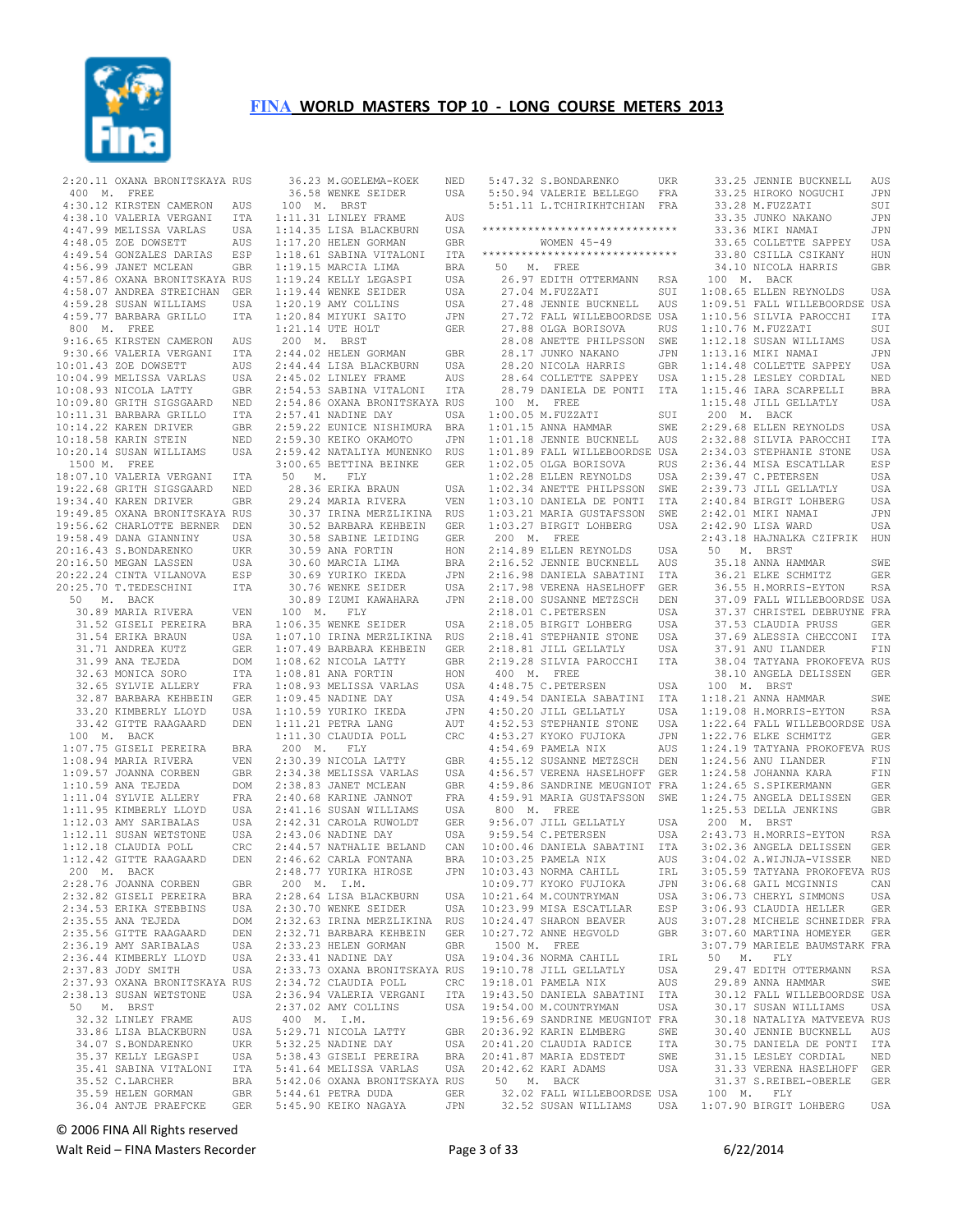# FINA WORLD MASTERS TOP 10 - LONG COURSE METERS 2013

```
 2:20.11 OXANA BRONITSKAYA RUS
 400  M.  FREE
 4:30.12 KIRSTEN CAMERON    AUS
 4:38.10 VALERIA VERGANI    ITA
 4:47.99 MELISSA VARLAS     USA
 4:48.05 ZOE DOWSETT        AUS
 4:49.54 GONZALES DARIAS    ESP
 4:56.99 JANET MCLEAN       GBR
 4:57.86 OXANA BRONITSKAYA RUS
 4:58.07 ANDREA STREICHAN   GER
 4:59.28 SUSAN WILLIAMS     USA
 4:59.77 BARBARA GRILLO     ITA
 800  M.  FREE
 9:16.65 KIRSTEN CAMERON    AUS
 9:30.66 VALERIA VERGANI    ITA
10:01.43 ZOE DOWSETT        AUS
10:04.99 MELISSA VARLAS     USA
10:08.93 NICOLA LATTY       GBR
10:09.80 GRITH SIGSGAARD    NED
10:11.31 BARBARA GRILLO     ITA
10:14.22 KAREN DRIVER       GBR
10:18.58 KARIN STEIN        NED
10:20.14 SUSAN WILLIAMS     USA
 1500 M.  FREE
18:07.10 VALERIA VERGANI    ITA
19:22.68 GRITH SIGSGAARD    NED
19:34.40 KAREN DRIVER       GBR
19:49.85 OXANA BRONITSKAYA RUS
19:56.62 CHARLOTTE BERNER   DEN
19:58.49 DANA GIANNINY      USA
20:16.43 S.BONDARENKO       UKR
20:16.50 MEGAN LASSEN       USA
20:22.24 CINTA VILANOVA     ESP
20:25.70 T.TEDESCHINI       ITA
  50  M.  BACK
  30.89 MARIA RIVERA        VEN
  31.52 GISELI PEREIRA      BRA
  31.54 ERIKA BRAUN         USA
  31.71 ANDREA KUTZ         GER
  31.99 ANA TEJEDA          DOM
  32.63 MONICA SORO         ITA
  32.65 SYLVIE ALLERY       FRA
  32.87 BARBARA KEHBEIN     GER
  33.20 KIMBERLY LLOYD      USA
  33.42 GITTE RAAGAARD      DEN
 100  M.  BACK
 1:07.75 GISELI PEREIRA     BRA
 1:08.94 MARIA RIVERA       VEN
 1:09.57 JOANNA CORBEN      GBR
 1:10.59 ANA TEJEDA         DOM
 1:11.04 SYLVIE ALLERY      FRA
 1:11.95 KIMBERLY LLOYD     USA
 1:12.03 AMY SARIBALAS      USA
 1:12.11 SUSAN WETSTONE     USA
 1:12.18 CLAUDIA POLL       CRC
 1:12.42 GITTE RAAGAARD     DEN
 200  M.  BACK
 2:28.76 JOANNA CORBEN      GBR
 2:32.82 GISELI PEREIRA     BRA
 2:34.53 ERIKA STEBBINS     USA
 2:35.55 ANA TEJEDA         DOM
 2:35.56 GITTE RAAGAARD     DEN
 2:36.19 AMY SARIBALAS      USA
 2:36.44 KIMBERLY LLOYD     USA
 2:37.83 JODY SMITH         USA
 2:37.93 OXANA BRONITSKAYA RUS
 2:38.13 SUSAN WETSTONE     USA
  50  M.  BRST
  32.32 LINLEY FRAME        AUS
  33.86 LISA BLACKBURN      USA
  34.07 S.BONDARENKO        UKR
  35.37 KELLY LEGASPI       USA
  35.41 SABINA VITALONI     ITA
  35.52 C.LARCHER           BRA
  35.59 HELEN GORMAN        GBR
  36.04 ANTJE PRAEFCKE      GER
  36.23 M.GOELEMA-KOEK      NED
  36.58 WENKE SEIDER        USA
 100  M.  BRST
 1:11.31 LINLEY FRAME       AUS
 1:14.35 LISA BLACKBURN     USA
 1:17.20 HELEN GORMAN       GBR
 1:18.61 SABINA VITALONI    ITA
 1:19.15 MARCIA LIMA        BRA
 1:19.24 KELLY LEGASPI      USA
 1:19.44 WENKE SEIDER       USA
 1:20.19 AMY COLLINS        USA
 1:20.84 MIYUKI SAITO       JPN
 1:21.14 UTE HOLT           GER
 200  M.  BRST
 2:44.02 HELEN GORMAN       GBR
 2:44.44 LISA BLACKBURN     USA
 2:45.02 LINLEY FRAME       AUS
 2:54.53 SABINA VITALONI    ITA
 2:54.86 OXANA BRONITSKAYA RUS
 2:57.41 NADINE DAY         USA
 2:59.22 EUNICE NISHIMURA   BRA
 2:59.30 KEIKO OKAMOTO      JPN
 2:59.42 NATALIYA MUNENKO   RUS
 3:00.65 BETTINA BEINKE     GER
  50  M.  FLY
  28.36 ERIKA BRAUN         USA
  29.24 MARIA RIVERA        VEN
  30.37 IRINA MERZLIKINA    RUS
  30.52 BARBARA KEHBEIN     GER
  30.58 SABINE LEIDING      GER
  30.59 ANA FORTIN          HON
  30.60 MARCIA LIMA         BRA
  30.69 YURIKO IKEDA        JPN
  30.76 WENKE SEIDER        USA
  30.89 IZUMI KAWAHARA      JPN
 100  M.  FLY
 1:06.35 WENKE SEIDER       USA
 1:07.10 IRINA MERZLIKINA   RUS
 1:07.49 BARBARA KEHBEIN    GER
 1:08.62 NICOLA LATTY       GBR
 1:08.81 ANA FORTIN         HON
 1:08.93 MELISSA VARLAS     USA
 1:09.45 NADINE DAY         USA
 1:10.59 YURIKO IKEDA       JPN
 1:11.21 PETRA LANG         AUT
 1:11.30 CLAUDIA POLL       CRC
 200  M.  FLY
 2:30.39 NICOLA LATTY       GBR
 2:34.38 MELISSA VARLAS     USA
 2:38.83 JANET MCLEAN       GBR
 2:40.68 KARINE JANNOT      FRA
 2:41.16 SUSAN WILLIAMS     USA
 2:42.31 CAROLA RUWOLDT     GER
 2:43.06 NADINE DAY         USA
 2:44.57 NATHALIE BELAND    CAN
 2:46.62 CARLA FONTANA      BRA
 2:48.77 YURIKA HIROSE      JPN
 200  M.  I.M.
 2:28.64 LISA BLACKBURN     USA
 2:30.70 WENKE SEIDER       USA
 2:32.63 IRINA MERZLIKINA   RUS
 2:32.71 BARBARA KEHBEIN    GER
 2:33.23 HELEN GORMAN       GBR
 2:33.41 NADINE DAY         USA
 2:33.73 OXANA BRONITSKAYA RUS
 2:34.72 CLAUDIA POLL       CRC
 2:36.94 VALERIA VERGANI    ITA
 2:37.02 AMY COLLINS        USA
 400  M.  I.M.
 5:29.71 NICOLA LATTY       GBR
 5:32.25 NADINE DAY         USA
 5:38.43 GISELI PEREIRA     BRA
 5:41.64 MELISSA VARLAS     USA
 5:42.06 OXANA BRONITSKAYA RUS
 5:44.61 PETRA DUDA         GER
 5:45.90 KEIKO NAGAYA       JPN
 5:47.32 S.BONDARENKO       UKR
 5:50.94 VALERIE BELLEGO    FRA
 5:51.11 L.TCHIRIKHTCHIAN   FRA

******************************
         WOMEN 45-49
******************************
  50  M.  FREE
  26.97 EDITH OTTERMANN     RSA
  27.04 M.FUZZATI           SUI
  27.48 JENNIE BUCKNELL     AUS
  27.72 FALL WILLEBOORDSE USA
  27.88 OLGA BORISOVA       RUS
  28.08 ANETTE PHILPSSON    SWE
  28.17 JUNKO NAKANO        JPN
  28.20 NICOLA HARRIS       GBR
  28.64 COLLETTE SAPPEY     USA
  28.79 DANIELA DE PONTI    ITA
 100  M.  FREE
 1:00.05 M.FUZZATI          SUI
 1:01.15 ANNA HAMMAR        SWE
 1:01.18 JENNIE BUCKNELL    AUS
 1:01.89 FALL WILLEBOORDSE USA
 1:02.05 OLGA BORISOVA      RUS
 1:02.28 ELLEN REYNOLDS     USA
 1:02.34 ANETTE PHILPSSON   SWE
 1:03.10 DANIELA DE PONTI   ITA
 1:03.21 MARIA GUSTAFSSON   SWE
 1:03.27 BIRGIT LOHBERG     USA
 200  M.  FREE
 2:14.89 ELLEN REYNOLDS     USA
 2:16.52 JENNIE BUCKNELL    AUS
 2:16.98 DANIELA SABATINI   ITA
 2:17.98 VERENA HASELHOFF   GER
 2:18.00 SUSANNE METZSCH    DEN
 2:18.01 C.PETERSEN         USA
 2:18.05 BIRGIT LOHBERG     USA
 2:18.41 STEPHANIE STONE    USA
 2:18.81 JILL GELLATLY      USA
 2:19.28 SILVIA PAROCCHI    ITA
 400  M.  FREE
 4:48.75 C.PETERSEN         USA
 4:49.54 DANIELA SABATINI   ITA
 4:50.20 JILL GELLATLY      USA
 4:52.53 STEPHANIE STONE    USA
 4:53.27 KYOKO FUJIOKA      JPN
 4:54.69 PAMELA NIX         AUS
 4:55.12 SUSANNE METZSCH    DEN
 4:56.57 VERENA HASELHOFF   GER
 4:59.86 SANDRINE MEUGNIOT FRA
 4:59.91 MARIA GUSTAFSSON   SWE
 800  M.  FREE
 9:56.07 JILL GELLATLY      USA
 9:59.54 C.PETERSEN         USA
10:00.46 DANIELA SABATINI   ITA
10:03.25 PAMELA NIX         AUS
10:03.43 NORMA CAHILL       IRL
10:09.77 KYOKO FUJIOKA      JPN
10:21.64 M.COUNTRYMAN       USA
10:23.99 MISA ESCATLLAR     ESP
10:24.47 SHARON BEAVER      AUS
10:27.72 ANNE HEGVOLD       GBR
 1500 M.  FREE
19:04.36 NORMA CAHILL       IRL
19:10.78 JILL GELLATLY      USA
19:18.01 PAMELA NIX         AUS
19:43.50 DANIELA SABATINI   ITA
19:54.00 M.COUNTRYMAN       USA
19:56.69 SANDRINE MEUGNIOT FRA
20:36.92 KARIN ELMBERG      SWE
20:41.20 CLAUDIA RADICE     ITA
20:41.87 MARIA EDSTEDT      SWE
20:42.62 KARI ADAMS         USA
  50  M.  BACK
  32.02 FALL WILLEBOORDSE USA
  32.52 SUSAN WILLIAMS      USA
  33.25 JENNIE BUCKNELL     AUS
  33.25 HIROKO NOGUCHI      JPN
  33.28 M.FUZZATI           SUI
  33.35 JUNKO NAKANO        JPN
  33.36 MIKI NAMAI          JPN
  33.65 COLLETTE SAPPEY     USA
  33.80 CSILLA CSIKANY      HUN
  34.10 NICOLA HARRIS       GBR
 100  M.  BACK
 1:08.65 ELLEN REYNOLDS     USA
 1:09.51 FALL WILLEBOORDSE USA
 1:10.56 SILVIA PAROCCHI    ITA
 1:10.76 M.FUZZATI          SUI
 1:12.18 SUSAN WILLIAMS     USA
 1:13.16 MIKI NAMAI         JPN
 1:14.48 COLLETTE SAPPEY    USA
 1:15.28 LESLEY CORDIAL     NED
 1:15.46 IARA SCARPELLI     BRA
 1:15.48 JILL GELLATLY      USA
 200  M.  BACK
 2:29.68 ELLEN REYNOLDS     USA
 2:32.88 SILVIA PAROCCHI    ITA
 2:34.03 STEPHANIE STONE    USA
 2:36.44 MISA ESCATLLAR     ESP
 2:39.47 C.PETERSEN         USA
 2:39.73 JILL GELLATLY      USA
 2:40.84 BIRGIT LOHBERG     USA
 2:42.01 MIKI NAMAI         JPN
 2:42.90 LISA WARD          USA
 2:43.18 HAJNALKA CZIFRIK   HUN
  50  M.  BRST
  35.18 ANNA HAMMAR         SWE
  36.21 ELKE SCHMITZ        GER
  36.55 H.MORRIS-EYTON      RSA
  37.09 FALL WILLEBOORDSE USA
  37.37 CHRISTEL DEBRUYNE FRA
  37.53 CLAUDIA PRUSS       GER
  37.69 ALESSIA CHECCONI    ITA
  37.91 ANU ILANDER         FIN
  38.04 TATYANA PROKOFEVA RUS
  38.10 ANGELA DELISSEN     GER
 100  M.  BRST
 1:18.21 ANNA HAMMAR        SWE
 1:19.08 H.MORRIS-EYTON     RSA
 1:22.64 FALL WILLEBOORDSE USA
 1:22.76 ELKE SCHMITZ       GER
 1:24.19 TATYANA PROKOFEVA RUS
 1:24.56 ANU ILANDER        FIN
 1:24.58 JOHANNA KARA       FIN
 1:24.65 S.SPIKERMANN       GER
 1:24.75 ANGELA DELISSEN    GER
 1:25.53 DELLA JENKINS      GBR
 200  M.  BRST
 2:43.73 H.MORRIS-EYTON     RSA
 3:02.36 ANGELA DELISSEN    GER
 3:04.02 A.WIJNJA-VISSER    NED
 3:05.59 TATYANA PROKOFEVA RUS
 3:06.68 GAIL MCGINNIS      CAN
 3:06.73 CHERYL SIMMONS     USA
 3:06.93 CLAUDIA HELLER     GER
 3:07.28 MICHELE SCHNEIDER FRA
 3:07.60 MARTINA HOMEYER    GER
 3:07.79 MARIELE BAUMSTARK FRA
  50  M.  FLY
  29.47 EDITH OTTERMANN     RSA
  29.89 ANNA HAMMAR         SWE
  30.12 FALL WILLEBOORDSE USA
  30.17 SUSAN WILLIAMS      USA
  30.18 NATALIYA MATVEEVA RUS
  30.40 JENNIE BUCKNELL     AUS
  30.75 DANIELA DE PONTI    ITA
  31.15 LESLEY CORDIAL      NED
  31.33 VERENA HASELHOFF    GER
  31.37 S.REIBEL-OBERLE     GER
 100  M.  FLY
 1:07.90 BIRGIT LOHBERG     USA
```

© 2006 FINA All Rights reserved

Walt Reid – FINA Masters Recorder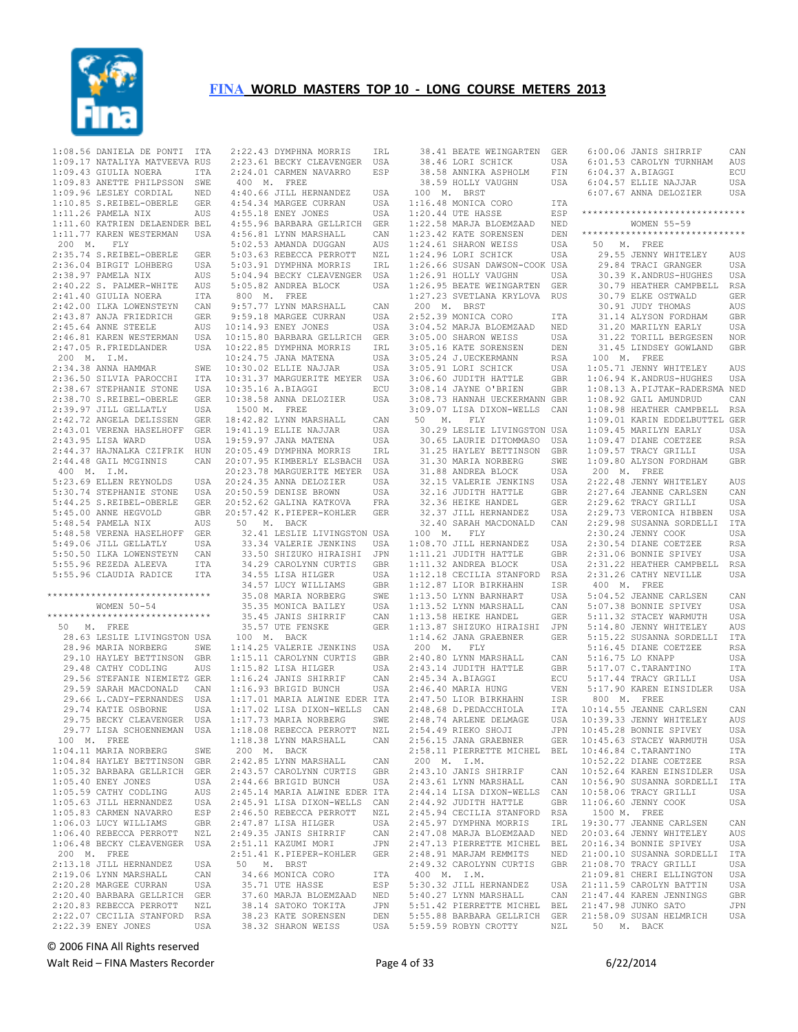# FINA WORLD MASTERS TOP 10 - LONG COURSE METERS 2013

```
1:08.56 DANIELA DE PONTI  ITA
1:09.17 NATALIYA MATVEEVA RUS
1:09.43 GIULIA NOERA      ITA
1:09.83 ANETTE PHILPSSON  SWE
1:09.96 LESLEY CORDIAL    NED
1:10.85 S.REIBEL-OBERLE   GER
1:11.26 PAMELA NIX        AUS
1:11.60 KATRIEN DELAENDER BEL
1:11.77 KAREN WESTERMAN   USA
 200  M.  FLY
2:35.74 S.REIBEL-OBERLE   GER
2:36.04 BIRGIT LOHBERG    USA
2:38.97 PAMELA NIX        AUS
2:40.22 S. PALMER-WHITE   AUS
2:41.40 GIULIA NOERA      ITA
2:42.00 ILKA LOWENSTEYN   CAN
2:43.87 ANJA FRIEDRICH    GER
2:45.64 ANNE STEELE       AUS
2:46.81 KAREN WESTERMAN   USA
2:47.05 R.FRIEDLANDER     USA
 200  M.  I.M.
2:34.38 ANNA HAMMAR       SWE
2:36.50 SILVIA PAROCCHI   ITA
2:38.67 STEPHANIE STONE   USA
2:38.70 S.REIBEL-OBERLE   GER
2:39.97 JILL GELLATLY     USA
2:42.72 ANGELA DELISSEN   GER
2:43.01 VERENA HASELHOFF  GER
2:43.95 LISA WARD         USA
2:44.37 HAJNALKA CZIFRIK  HUN
2:44.48 GAIL MCGINNIS     CAN
 400  M.  I.M.
5:23.69 ELLEN REYNOLDS    USA
5:30.74 STEPHANIE STONE   USA
5:44.25 S.REIBEL-OBERLE   GER
5:45.00 ANNE HEGVOLD      GBR
5:48.54 PAMELA NIX        AUS
5:48.58 VERENA HASELHOFF  GER
5:49.06 JILL GELLATLY     USA
5:50.50 ILKA LOWENSTEYN   CAN
5:55.96 REZEDA ALEEVA     ITA
5:55.96 CLAUDIA RADICE    ITA

******************************
       WOMEN 50-54
******************************
 50   M.  FREE
  28.63 LESLIE LIVINGSTON USA
  28.96 MARIA NORBERG     SWE
  29.10 HAYLEY BETTINSON  GBR
  29.48 CATHY CODLING     AUS
  29.56 STEFANIE NIEMIETZ GER
  29.59 SARAH MACDONALD   CAN
  29.66 L.CADY-FERNANDES  USA
  29.74 KATIE OSBORNE     USA
  29.75 BECKY CLEAVENGER  USA
  29.77 LISA SCHOENNEMAN  USA
 100  M.  FREE
1:04.11 MARIA NORBERG     SWE
1:04.84 HAYLEY BETTINSON  GBR
1:05.32 BARBARA GELLRICH  GER
1:05.40 ENEY JONES        USA
1:05.59 CATHY CODLING     AUS
1:05.63 JILL HERNANDEZ    USA
1:05.83 CARMEN NAVARRO    ESP
1:06.03 LUCY WILLIAMS     GBR
1:06.40 REBECCA PERROTT   NZL
1:06.48 BECKY CLEAVENGER  USA
 200  M.  FREE
2:13.18 JILL HERNANDEZ    USA
2:19.06 LYNN MARSHALL     CAN
2:20.28 MARGEE CURRAN     USA
2:20.40 BARBARA GELLRICH  GER
2:20.83 REBECCA PERROTT   NZL
2:22.07 CECILIA STANFORD  RSA
2:22.39 ENEY JONES        USA
2:22.43 DYMPHNA MORRIS    IRL
2:23.61 BECKY CLEAVENGER  USA
2:24.01 CARMEN NAVARRO    ESP
 400  M.  FREE
4:40.66 JILL HERNANDEZ    USA
4:54.34 MARGEE CURRAN     USA
4:55.18 ENEY JONES        USA
4:55.96 BARBARA GELLRICH  GER
4:56.81 LYNN MARSHALL     CAN
5:02.53 AMANDA DUGGAN     AUS
5:03.63 REBECCA PERROTT   NZL
5:03.91 DYMPHNA MORRIS    IRL
5:04.94 BECKY CLEAVENGER  USA
5:05.82 ANDREA BLOCK      USA
 800  M.  FREE
9:57.77 LYNN MARSHALL     CAN
9:59.18 MARGEE CURRAN     USA
10:14.93 ENEY JONES       USA
10:15.80 BARBARA GELLRICH GER
10:22.85 DYMPHNA MORRIS   IRL
10:24.75 JANA MATENA      USA
10:30.02 ELLIE NAJJAR     USA
10:31.37 MARGUERITE MEYER USA
10:35.16 A.BIAGGI         ECU
10:38.58 ANNA DELOZIER    USA
 1500 M.  FREE
18:42.82 LYNN MARSHALL    CAN
19:41.19 ELLIE NAJJAR     USA
19:59.97 JANA MATENA      USA
20:05.49 DYMPHNA MORRIS   IRL
20:07.95 KIMBERLY ELSBACH USA
20:23.78 MARGUERITE MEYER USA
20:24.35 ANNA DELOZIER    USA
20:50.59 DENISE BROWN     USA
20:52.62 GALINA KATKOVA   FRA
20:57.42 K.PIEPER-KOHLER  GER
 50   M.  BACK
  32.41 LESLIE LIVINGSTON USA
  33.34 VALERIE JENKINS   USA
  33.50 SHIZUKO HIRAISHI  JPN
  34.29 CAROLYNN CURTIS   GBR
  34.55 LISA HILGER       USA
  34.57 LUCY WILLIAMS     GBR
  35.08 MARIA NORBERG     SWE
  35.35 MONICA BAILEY     USA
  35.45 JANIS SHIRRIF     CAN
  35.57 UTE FENSKE        GER
 100  M.  BACK
1:14.25 VALERIE JENKINS   USA
1:15.11 CAROLYNN CURTIS   GBR
1:15.82 LISA HILGER       USA
1:16.24 JANIS SHIRRIF     CAN
1:16.93 BRIGID BUNCH      USA
1:17.01 MARIA ALWINE EDER ITA
1:17.02 LISA DIXON-WELLS  CAN
1:17.73 MARIA NORBERG     SWE
1:18.08 REBECCA PERROTT   NZL
1:18.38 LYNN MARSHALL     CAN
 200  M.  BACK
2:42.85 LYNN MARSHALL     CAN
2:43.57 CAROLYNN CURTIS   GBR
2:44.66 BRIGID BUNCH      USA
2:45.14 MARIA ALWINE EDER ITA
2:45.91 LISA DIXON-WELLS  CAN
2:46.50 REBECCA PERROTT   NZL
2:47.87 LISA HILGER       USA
2:49.35 JANIS SHIRRIF     CAN
2:51.11 KAZUMI MORI       JPN
2:51.41 K.PIEPER-KOHLER   GER
 50   M.  BRST
  34.66 MONICA CORO       ITA
  35.71 UTE HASSE         ESP
  37.60 MARJA BLOEMZAAD   NED
  38.14 SATOKO TOKITA     JPN
  38.23 KATE SORENSEN     DEN
  38.32 SHARON WEISS      USA
  38.41 BEATE WEINGARTEN  GER
  38.46 LORI SCHICK       USA
  38.58 ANNIKA ASPHOLM    FIN
  38.59 HOLLY VAUGHN      USA
 100  M.  BRST
1:16.48 MONICA CORO       ITA
1:20.44 UTE HASSE         ESP
1:22.58 MARJA BLOEMZAAD   NED
1:23.42 KATE SORENSEN     DEN
1:24.61 SHARON WEISS      USA
1:24.96 LORI SCHICK       USA
1:26.66 SUSAN DAWSON-COOK USA
1:26.91 HOLLY VAUGHN      USA
1:26.95 BEATE WEINGARTEN  GER
1:27.23 SVETLANA KRYLOVA  RUS
 200  M.  BRST
2:52.39 MONICA CORO       ITA
3:04.52 MARJA BLOEMZAAD   NED
3:05.00 SHARON WEISS      USA
3:05.16 KATE SORENSEN     DEN
3:05.24 J.UECKERMANN      RSA
3:05.91 LORI SCHICK       USA
3:06.60 JUDITH HATTLE     GBR
3:08.14 JAYNE O'BRIEN     GBR
3:08.73 HANNAH UECKERMANN GBR
3:09.07 LISA DIXON-WELLS  CAN
 50   M.  FLY
  30.29 LESLIE LIVINGSTON USA
  30.65 LAURIE DITOMMASO  USA
  31.25 HAYLEY BETTINSON  GBR
  31.30 MARIA NORBERG     SWE
  31.88 ANDREA BLOCK      USA
  32.15 VALERIE JENKINS   USA
  32.16 JUDITH HATTLE     GBR
  32.36 HEIKE HANDEL      GER
  32.37 JILL HERNANDEZ    USA
  32.40 SARAH MACDONALD   CAN
 100  M.  FLY
1:08.70 JILL HERNANDEZ    USA
1:11.21 JUDITH HATTLE     GBR
1:11.32 ANDREA BLOCK      USA
1:12.18 CECILIA STANFORD  RSA
1:12.87 LIOR BIRKHAHN     ISR
1:13.50 LYNN BARNHART     USA
1:13.52 LYNN MARSHALL     CAN
1:13.58 HEIKE HANDEL      GER
1:13.87 SHIZUKO HIRAISHI  JPN
1:14.62 JANA GRAEBNER     GER
 200  M.  FLY
2:40.80 LYNN MARSHALL     CAN
2:43.14 JUDITH HATTLE     GBR
2:43.34 A.BIAGGI          ECU
2:46.40 MARIA HUNG        VEN
2:47.50 LIOR BIRKHAHN     ISR
2:48.68 D.PEDACCHIOLA     ITA
2:48.74 ARLENE DELMAGE    USA
2:54.49 RIEKO SHOJI       JPN
2:56.15 JANA GRAEBNER     GER
2:58.11 PIERRETTE MICHEL  BEL
 200  M.  I.M.
2:43.10 JANIS SHIRRIF     CAN
2:43.61 LYNN MARSHALL     CAN
2:44.14 LISA DIXON-WELLS  CAN
2:44.92 JUDITH HATTLE     GBR
2:45.94 CECILIA STANFORD  RSA
2:45.97 DYMPHNA MORRIS    IRL
2:47.08 MARJA BLOEMZAAD   NED
2:47.13 PIERRETTE MICHEL  BEL
2:48.91 MARJAM REMMITS    NED
2:49.32 CAROLYNN CURTIS   GBR
 400  M.  I.M.
5:30.32 JILL HERNANDEZ    USA
5:40.27 LYNN MARSHALL     CAN
5:51.42 PIERRETTE MICHEL  BEL
5:55.88 BARBARA GELLRICH  GER
5:59.59 ROBYN CROTTY      NZL
6:00.06 JANIS SHIRRIF     CAN
6:01.53 CAROLYN TURNHAM   AUS
6:04.37 A.BIAGGI          ECU
6:04.57 ELLIE NAJJAR      USA
6:07.67 ANNA DELOZIER     USA

******************************
       WOMEN 55-59
******************************
 50   M.  FREE
  29.55 JENNY WHITELEY    AUS
  29.84 TRACI GRANGER     USA
  30.39 K.ANDRUS-HUGHES   USA
  30.79 HEATHER CAMPBELL  RSA
  30.79 ELKE OSTWALD      GER
  30.91 JUDY THOMAS       AUS
  31.14 ALYSON FORDHAM    GBR
  31.20 MARILYN EARLY     USA
  31.22 TORILL BERGESEN   NOR
  31.45 LINDSEY GOWLAND   GBR
 100  M.  FREE
1:05.71 JENNY WHITELEY    AUS
1:06.94 K.ANDRUS-HUGHES   USA
1:08.13 A.PIJTAK-RADERSMA NED
1:08.92 GAIL AMUNDRUD     CAN
1:08.98 HEATHER CAMPBELL  RSA
1:09.01 KARIN EDDELBUTTEL GER
1:09.45 MARILYN EARLY     USA
1:09.47 DIANE COETZEE     RSA
1:09.57 TRACY GRILLI      USA
1:09.80 ALYSON FORDHAM    GBR
 200  M.  FREE
2:22.48 JENNY WHITELEY    AUS
2:27.64 JEANNE CARLSEN    CAN
2:29.62 TRACY GRILLI      USA
2:29.73 VERONICA HIBBEN   USA
2:29.98 SUSANNA SORDELLI  ITA
2:30.24 JENNY COOK        USA
2:30.54 DIANE COETZEE     RSA
2:31.06 BONNIE SPIVEY     USA
2:31.22 HEATHER CAMPBELL  RSA
2:31.26 CATHY NEVILLE     USA
 400  M.  FREE
5:04.52 JEANNE CARLSEN    CAN
5:07.38 BONNIE SPIVEY     USA
5:11.32 STACEY WARMUTH    USA
5:14.80 JENNY WHITELEY    AUS
5:15.22 SUSANNA SORDELLI  ITA
5:16.45 DIANE COETZEE     RSA
5:16.75 LO KNAPP          USA
5:17.07 C.TARANTINO       ITA
5:17.44 TRACY GRILLI      USA
5:17.90 KAREN EINSIDLER   USA
 800  M.  FREE
10:14.55 JEANNE CARLSEN   CAN
10:39.33 JENNY WHITELEY   AUS
10:45.28 BONNIE SPIVEY    USA
10:45.63 STACEY WARMUTH   USA
10:46.84 C.TARANTINO      ITA
10:52.22 DIANE COETZEE    RSA
10:52.64 KAREN EINSIDLER  USA
10:56.90 SUSANNA SORDELLI ITA
10:58.06 TRACY GRILLI     USA
11:06.60 JENNY COOK       USA
 1500 M.  FREE
19:30.77 JEANNE CARLSEN   CAN
20:03.64 JENNY WHITELEY   AUS
20:16.34 BONNIE SPIVEY    USA
21:00.10 SUSANNA SORDELLI ITA
21:08.70 TRACY GRILLI     USA
21:09.81 CHERI ELLINGTON  USA
21:11.59 CAROLYN BATTIN   USA
21:47.44 KAREN JENNINGS   GBR
21:47.98 JUNKO SATO       JPN
21:58.09 SUSAN HELMRICH   USA
 50   M.  BACK
```

© 2006 FINA All Rights reserved

Walt Reid – FINA Masters Recorder    6/22/2014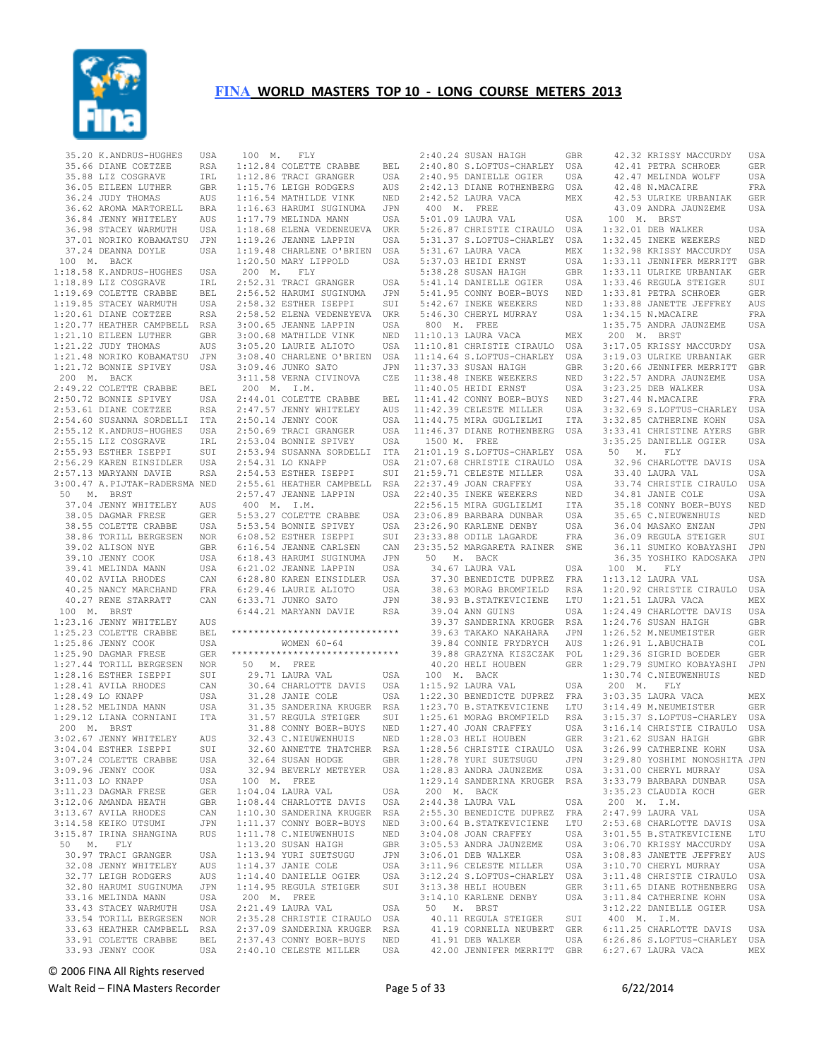# FINA WORLD MASTERS TOP 10 - LONG COURSE METERS 2013

```
 35.20 K.ANDRUS-HUGHES    USA
 35.66 DIANE COETZEE      RSA
 35.88 LIZ COSGRAVE       IRL
 36.05 EILEEN LUTHER      GBR
 36.24 JUDY THOMAS        AUS
 36.62 AROMA MARTORELL    BRA
 36.84 JENNY WHITELEY     AUS
 36.98 STACEY WARMUTH     USA
 37.01 NORIKO KOBAMATSU   JPN
 37.24 DEANNA DOYLE       USA
 100  M.  BACK
1:18.58 K.ANDRUS-HUGHES   USA
1:18.89 LIZ COSGRAVE      IRL
1:19.69 COLETTE CRABBE    BEL
1:19.85 STACEY WARMUTH    USA
1:20.61 DIANE COETZEE     RSA
1:20.77 HEATHER CAMPBELL  RSA
1:21.10 EILEEN LUTHER     GBR
1:21.22 JUDY THOMAS       AUS
1:21.48 NORIKO KOBAMATSU  JPN
1:21.72 BONNIE SPIVEY     USA
 200  M.  BACK
2:49.22 COLETTE CRABBE    BEL
2:50.72 BONNIE SPIVEY     USA
2:53.61 DIANE COETZEE     RSA
2:54.60 SUSANNA SORDELLI  ITA
2:55.12 K.ANDRUS-HUGHES   USA
2:55.15 LIZ COSGRAVE      IRL
2:55.93 ESTHER ISEPPI     SUI
2:56.29 KAREN EINSIDLER   USA
2:57.13 MARYANN DAVIE     RSA
3:00.47 A.PIJTAK-RADERSMA NED
 50   M.  BRST
 37.04 JENNY WHITELEY     AUS
 38.05 DAGMAR FRESE       GER
 38.55 COLETTE CRABBE     USA
 38.86 TORILL BERGESEN    NOR
 39.02 ALISON NYE         GBR
 39.10 JENNY COOK         USA
 39.41 MELINDA MANN       USA
 40.02 AVILA RHODES       CAN
 40.25 NANCY MARCHAND     FRA
 40.27 RENE STARRATT      CAN
 100  M.  BRST
1:23.16 JENNY WHITELEY    AUS
1:25.23 COLETTE CRABBE    BEL
1:25.86 JENNY COOK        USA
1:25.90 DAGMAR FRESE      GER
1:27.44 TORILL BERGESEN   NOR
1:28.16 ESTHER ISEPPI     SUI
1:28.41 AVILA RHODES      CAN
1:28.49 LO KNAPP          USA
1:28.52 MELINDA MANN      USA
1:29.12 LIANA CORNIANI    ITA
 200  M.  BRST
3:02.67 JENNY WHITELEY    AUS
3:04.04 ESTHER ISEPPI     SUI
3:07.24 COLETTE CRABBE    BEL
3:09.96 JENNY COOK        USA
3:11.03 LO KNAPP          USA
3:11.23 DAGMAR FRESE      GER
3:12.06 AMANDA HEATH      GBR
3:13.67 AVILA RHODES      CAN
3:14.58 KEIKO UTSUMI      JPN
3:15.87 IRINA SHANGINA    RUS
 50   M.  FLY
 30.97 TRACI GRANGER      USA
 32.08 JENNY WHITELEY     AUS
 32.77 LEIGH RODGERS      AUS
 32.80 HARUMI SUGINUMA    JPN
 33.16 MELINDA MANN       USA
 33.43 STACEY WARMUTH     USA
 33.54 TORILL BERGESEN    NOR
 33.63 HEATHER CAMPBELL   RSA
 33.91 COLETTE CRABBE     BEL
 33.93 JENNY COOK         USA
 100  M.  FLY
1:12.84 COLETTE CRABBE    BEL
1:12.86 TRACI GRANGER     USA
1:15.76 LEIGH RODGERS     AUS
1:16.54 MATHILDE VINK     NED
1:16.63 HARUMI SUGINUMA   JPN
1:17.79 MELINDA MANN      USA
1:18.68 ELENA VEDENEUEVA  UKR
1:19.26 JEANNE LAPPIN     USA
1:19.48 CHARLENE O'BRIEN  USA
1:20.50 MARY LIPPOLD      USA
 200  M.  FLY
2:52.31 TRACI GRANGER     USA
2:56.52 HARUMI SUGINUMA   JPN
2:58.32 ESTHER ISEPPI     SUI
2:58.52 ELENA VEDENEYEVA  UKR
3:00.65 JEANNE LAPPIN     USA
3:00.68 MATHILDE VINK     NED
3:05.20 LAURIE ALIOTO     USA
3:08.40 CHARLENE O'BRIEN  USA
3:09.46 JUNKO SATO        JPN
3:11.58 VERNA CIVINOVA    CZE
 200  M.  I.M.
2:44.01 COLETTE CRABBE    BEL
2:47.57 JENNY WHITELEY    AUS
2:50.14 JENNY COOK        USA
2:50.69 TRACI GRANGER     USA
2:53.04 BONNIE SPIVEY     USA
2:53.94 SUSANNA SORDELLI  ITA
2:54.31 LO KNAPP          USA
2:54.53 ESTHER ISEPPI     SUI
2:55.61 HEATHER CAMPBELL  RSA
2:57.47 JEANNE LAPPIN     USA
 400  M.  I.M.
5:53.27 COLETTE CRABBE    USA
5:53.54 BONNIE SPIVEY     USA
6:08.52 ESTHER ISEPPI     SUI
6:16.54 JEANNE CARLSEN    CAN
6:18.43 HARUMI SUGINUMA   JPN
6:21.02 JEANNE LAPPIN     USA
6:28.80 KAREN EINSIDLER   USA
6:29.46 LAURIE ALIOTO     USA
6:33.71 JUNKO SATO        JPN
6:44.21 MARYANN DAVIE     RSA

******************************
         WOMEN 60-64
******************************
 50   M.  FREE
 29.71 LAURA VAL          USA
 30.64 CHARLOTTE DAVIS    USA
 31.28 JANIE COLE         USA
 31.35 SANDERINA KRUGER   RSA
 31.57 REGULA STEIGER     SUI
 31.88 CONNY BOER-BUYS    NED
 32.43 C.NIEUWENHUIS      NED
 32.60 ANNETTE THATCHER   RSA
 32.64 SUSAN HODGE        GBR
 32.94 BEVERLY METEYER    USA
 100  M.  FREE
1:04.04 LAURA VAL         USA
1:08.44 CHARLOTTE DAVIS   USA
1:10.30 SANDERINA KRUGER  RSA
1:11.37 CONNY BOER-BUYS   NED
1:11.78 C.NIEUWENHUIS     NED
1:13.20 SUSAN HAIGH       GBR
1:13.94 YURI SUETSUGU     JPN
1:14.37 JANIE COLE        USA
1:14.40 DANIELLE OGIER    USA
1:14.95 REGULA STEIGER    SUI
 200  M.  FREE
2:21.49 LAURA VAL         USA
2:35.28 CHRISTIE CIRAULO  USA
2:37.09 SANDERINA KRUGER  RSA
2:37.43 CONNY BOER-BUYS   NED
2:40.10 CELESTE MILLER    USA
2:40.24 SUSAN HAIGH       GBR
2:40.80 S.LOFTUS-CHARLEY  USA
2:40.95 DANIELLE OGIER    USA
2:42.13 DIANE ROTHENBERG  USA
2:42.52 LAURA VACA        MEX
 400  M.  FREE
5:01.09 LAURA VAL         USA
5:26.87 CHRISTIE CIRAULO  USA
5:31.37 S.LOFTUS-CHARLEY  USA
5:31.67 LAURA VACA        MEX
5:37.03 HEIDI ERNST       USA
5:38.28 SUSAN HAIGH       GBR
5:41.14 DANIELLE OGIER    USA
5:41.95 CONNY BOER-BUYS   NED
5:42.67 INEKE WEEKERS     NED
5:46.30 CHERYL MURRAY     USA
 800  M.  FREE
11:10.13 LAURA VACA       MEX
11:10.81 CHRISTIE CIRAULO USA
11:14.64 S.LOFTUS-CHARLEY USA
11:37.33 SUSAN HAIGH      GBR
11:38.48 INEKE WEEKERS    NED
11:40.05 HEIDI ERNST      USA
11:41.42 CONNY BOER-BUYS  NED
11:42.39 CELESTE MILLER   USA
11:44.75 MIRA GUGLIELMI   ITA
11:46.37 DIANE ROTHENBERG USA
 1500 M.  FREE
21:01.19 S.LOFTUS-CHARLEY USA
21:07.68 CHRISTIE CIRAULO USA
21:59.71 CELESTE MILLER   USA
22:37.49 JOAN CRAFFEY     USA
22:40.35 INEKE WEEKERS    NED
22:56.15 MIRA GUGLIELMI   ITA
23:06.89 BARBARA DUNBAR   USA
23:26.90 KARLENE DENBY    USA
23:33.88 ODILE LAGARDE    FRA
23:35.52 MARGARETA RAINER SWE
 50   M.  BACK
 34.67 LAURA VAL          USA
 37.30 BENEDICTE DUPREZ   FRA
 38.63 MORAG BROMFIELD    RSA
 38.93 B.STATKEVICIENE    LTU
 39.04 ANN GUINS          USA
 39.37 SANDERINA KRUGER   RSA
 39.63 TAKAKO NAKAHARA    JPN
 39.84 CONNIE FRYDRYCH    AUS
 39.88 GRAZYNA KISZCZAK   POL
 40.20 HELI HOUBEN        GER
 100  M.  BACK
1:15.92 LAURA VAL         USA
1:22.30 BENEDICTE DUPREZ  FRA
1:23.70 B.STATKEVICIENE   LTU
1:25.61 MORAG BROMFIELD   RSA
1:27.40 JOAN CRAFFEY      USA
1:28.03 HELI HOUBEN       GER
1:28.56 CHRISTIE CIRAULO  USA
1:28.78 YURI SUETSUGU     JPN
1:28.83 ANDRA JAUNZEME    USA
1:29.14 SANDERINA KRUGER  RSA
 200  M.  BACK
2:44.38 LAURA VAL         USA
2:55.30 BENEDICTE DUPREZ  FRA
3:00.64 B.STATKEVICIENE   LTU
3:04.08 JOAN CRAFFEY      USA
3:05.53 ANDRA JAUNZEME    USA
3:06.01 DEB WALKER        USA
3:11.96 CELESTE MILLER    USA
3:12.24 S.LOFTUS-CHARLEY  USA
3:13.38 HELI HOUBEN       GER
3:14.10 KARLENE DENBY     USA
 50   M.  BRST
 40.11 REGULA STEIGER     SUI
 41.19 CORNELIA NEUBERT   GER
 41.91 DEB WALKER         USA
 42.00 JENNIFER MERRITT   GBR
 42.32 KRISSY MACCURDY    USA
 42.41 PETRA SCHROER      GER
 42.47 MELINDA WOLFF      USA
 42.48 N.MACAIRE          FRA
 42.53 ULRIKE URBANIAK    GER
 43.09 ANDRA JAUNZEME     USA
 100  M.  BRST
1:32.01 DEB WALKER        USA
1:32.45 INEKE WEEKERS     NED
1:32.98 KRISSY MACCURDY   USA
1:33.11 JENNIFER MERRITT  GBR
1:33.11 ULRIKE URBANIAK   GER
1:33.46 REGULA STEIGER    SUI
1:33.81 PETRA SCHROER     GER
1:33.88 JANETTE JEFFREY   AUS
1:34.15 N.MACAIRE         FRA
1:35.75 ANDRA JAUNZEME    USA
 200  M.  BRST
3:17.05 KRISSY MACCURDY   USA
3:19.03 ULRIKE URBANIAK   GER
3:20.66 JENNIFER MERRITT  GBR
3:22.57 ANDRA JAUNZEME    USA
3:23.25 DEB WALKER        USA
3:27.44 N.MACAIRE         FRA
3:32.69 S.LOFTUS-CHARLEY  USA
3:32.85 CATHERINE KOHN    USA
3:33.41 CHRISTINE AYERS   GBR
3:35.25 DANIELLE OGIER    USA
 50   M.  FLY
 32.96 CHARLOTTE DAVIS    USA
 33.40 LAURA VAL          USA
 33.74 CHRISTIE CIRAULO   USA
 34.81 JANIE COLE         USA
 35.18 CONNY BOER-BUYS    NED
 35.65 C.NIEUWENHUIS      NED
 36.04 MASAKO ENZAN       JPN
 36.09 REGULA STEIGER     SUI
 36.11 SUMIKO KOBAYASHI   JPN
 36.35 YOSHIKO KADOSAKA   JPN
 100  M.  FLY
1:13.12 LAURA VAL         USA
1:20.92 CHRISTIE CIRAULO  USA
1:21.51 LAURA VACA        MEX
1:24.49 CHARLOTTE DAVIS   USA
1:24.76 SUSAN HAIGH       GBR
1:26.52 M.NEUMEISTER      GER
1:26.91 L.ABUCHAIB        COL
1:29.36 SIGRID BOEDER     GER
1:29.79 SUMIKO KOBAYASHI  JPN
1:30.74 C.NIEUWENHUIS     NED
 200  M.  FLY
3:03.35 LAURA VACA        MEX
3:14.49 M.NEUMEISTER      GER
3:15.37 S.LOFTUS-CHARLEY  USA
3:16.14 CHRISTIE CIRAULO  USA
3:21.62 SUSAN HAIGH       GBR
3:26.99 CATHERINE KOHN    USA
3:29.80 YOSHIMI NONOSHITA JPN
3:31.00 CHERYL MURRAY     USA
3:33.79 BARBARA DUNBAR    USA
3:35.23 CLAUDIA KOCH      GER
 200  M.  I.M.
2:47.99 LAURA VAL         USA
2:53.68 CHARLOTTE DAVIS   USA
3:01.55 B.STATKEVICIENE   LTU
3:06.70 KRISSY MACCURDY   USA
3:08.83 JANETTE JEFFREY   AUS
3:10.70 CHERYL MURRAY     USA
3:11.48 CHRISTIE CIRAULO  USA
3:11.65 DIANE ROTHENBERG  USA
3:11.84 CATHERINE KOHN    USA
3:12.22 DANIELLE OGIER    USA
 400  M.  I.M.
6:11.25 CHARLOTTE DAVIS   USA
6:26.86 S.LOFTUS-CHARLEY  USA
6:27.67 LAURA VACA        MEX
```

© 2006 FINA All Rights reserved

Walt Reid – FINA Masters Recorder 6/22/2014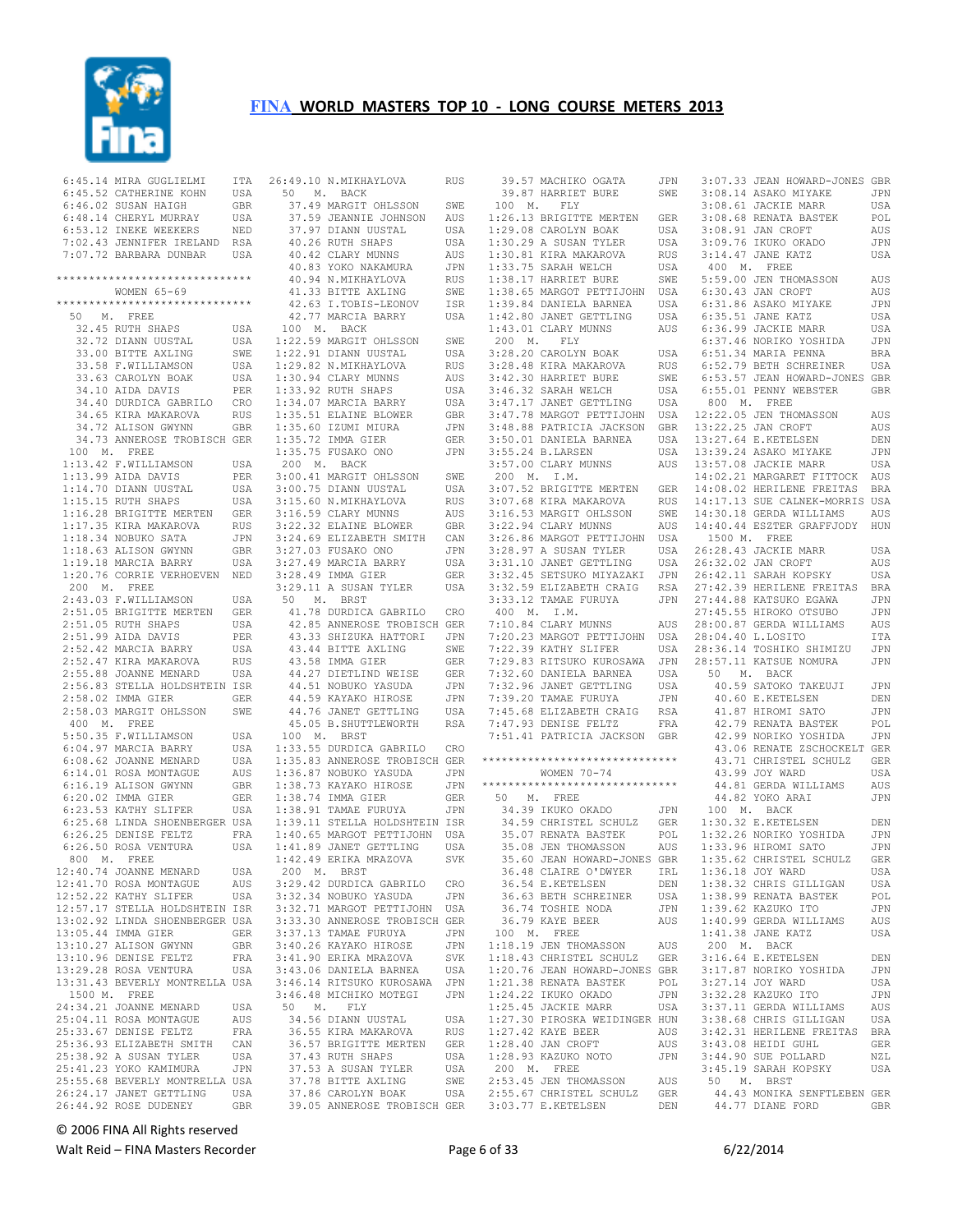# FINA WORLD MASTERS TOP 10 - LONG COURSE METERS 2013

```
 6:45.14 MIRA GUGLIELMI     ITA
 6:45.52 CATHERINE KOHN     USA
 6:46.02 SUSAN HAIGH        GBR
 6:48.14 CHERYL MURRAY      USA
 6:53.12 INEKE WEEKERS      NED
 7:02.43 JENNIFER IRELAND   RSA
 7:07.72 BARBARA DUNBAR     USA

*****************************
      WOMEN 65-69
*****************************
 50  M. FREE
   32.45 RUTH SHAPS         USA
   32.72 DIANN UUSTAL       USA
   33.00 BITTE AXLING       SWE
   33.58 F.WILLIAMSON       USA
   33.63 CAROLYN BOAK       USA
   34.10 AIDA DAVIS         PER
   34.40 DURDICA GABRILO    CRO
   34.65 KIRA MAKAROVA      RUS
   34.72 ALISON GWYNN       GBR
   34.73 ANNEROSE TROBISCH  GER
 100  M. FREE
 1:13.42 F.WILLIAMSON       USA
 1:13.99 AIDA DAVIS         PER
 1:14.70 DIANN UUSTAL       USA
 1:15.15 RUTH SHAPS         USA
 1:16.28 BRIGITTE MERTEN    GER
 1:17.35 KIRA MAKAROVA      RUS
 1:18.34 NOBUKO SATA        JPN
 1:18.63 ALISON GWYNN       GBR
 1:19.18 MARCIA BARRY       USA
 1:20.76 CORRIE VERHOEVEN   NED
 200  M. FREE
 2:43.03 F.WILLIAMSON       USA
 2:51.05 BRIGITTE MERTEN    GER
 2:51.05 RUTH SHAPS         USA
 2:51.99 AIDA DAVIS         PER
 2:52.42 MARCIA BARRY       USA
 2:52.47 KIRA MAKAROVA      RUS
 2:55.88 JOANNE MENARD      USA
 2:56.83 STELLA HOLDSHTEIN  ISR
 2:58.02 IMMA GIER          GER
 2:58.03 MARGIT OHLSSON     SWE
 400  M. FREE
 5:50.35 F.WILLIAMSON       USA
 6:04.97 MARCIA BARRY       USA
 6:08.62 JOANNE MENARD      USA
 6:14.01 ROSA MONTAGUE      AUS
 6:16.19 ALISON GWYNN       GBR
 6:20.02 IMMA GIER          GER
 6:23.53 KATHY SLIFER       USA
 6:25.68 LINDA SHOENBERGER  USA
 6:26.25 DENISE FELTZ       FRA
 6:26.50 ROSA VENTURA       USA
 800  M. FREE
12:40.74 JOANNE MENARD      USA
12:41.70 ROSA MONTAGUE      AUS
12:52.22 KATHY SLIFER       USA
12:57.17 STELLA HOLDSHTEIN  ISR
13:02.92 LINDA SHOENBERGER  USA
13:05.44 IMMA GIER          GER
13:10.27 ALISON GWYNN       GBR
13:10.96 DENISE FELTZ       FRA
13:29.28 ROSA VENTURA       USA
13:31.43 BEVERLY MONTRELLA  USA
 1500  M. FREE
24:34.21 JOANNE MENARD      USA
25:04.11 ROSA MONTAGUE      AUS
25:33.67 DENISE FELTZ       FRA
25:36.93 ELIZABETH SMITH    CAN
25:38.92 A SUSAN TYLER      USA
25:41.23 YOKO KAMIMURA      JPN
25:55.68 BEVERLY MONTRELLA  USA
26:24.17 JANET GETTLING     USA
26:44.92 ROSE DUDENEY       GBR
26:49.10 N.MIKHAYLOVA       RUS
 50  M. BACK
   37.49 MARGIT OHLSSON     SWE
   37.59 JEANNIE JOHNSON    AUS
   37.97 DIANN UUSTAL       USA
   40.26 RUTH SHAPS         USA
   40.42 CLARY MUNNS        AUS
   40.83 YOKO NAKAMURA      JPN
   40.94 N.MIKHAYLOVA       RUS
   41.33 BITTE AXLING       SWE
   42.63 I.TOBIS-LEONOV     ISR
   42.77 MARCIA BARRY       USA
 100  M. BACK
 1:22.59 MARGIT OHLSSON     SWE
 1:22.91 DIANN UUSTAL       USA
 1:29.82 N.MIKHAYLOVA       RUS
 1:30.94 CLARY MUNNS        AUS
 1:33.92 RUTH SHAPS         USA
 1:34.07 MARCIA BARRY       USA
 1:35.51 ELAINE BLOWER      GBR
 1:35.60 IZUMI MIURA        JPN
 1:35.72 IMMA GIER          GER
 1:35.75 FUSAKO ONO         JPN
 200  M. BACK
 3:00.41 MARGIT OHLSSON     SWE
 3:00.75 DIANN UUSTAL       USA
 3:15.60 N.MIKHAYLOVA       RUS
 3:16.59 CLARY MUNNS        AUS
 3:22.32 ELAINE BLOWER      GBR
 3:24.69 ELIZABETH SMITH    CAN
 3:27.03 FUSAKO ONO         JPN
 3:27.49 MARCIA BARRY       USA
 3:28.49 IMMA GIER          GER
 3:29.11 A SUSAN TYLER      USA
 50  M. BRST
   41.78 DURDICA GABRILO    CRO
   42.85 ANNEROSE TROBISCH  GER
   43.33 SHIZUKA HATTORI    JPN
   43.44 BITTE AXLING       SWE
   43.58 IMMA GIER          GER
   44.27 DIETLIND WEISE     GER
   44.51 NOBUKO YASUDA      JPN
   44.59 KAYAKO HIROSE      JPN
   44.76 JANET GETTLING     USA
   45.05 B.SHUTTLEWORTH     RSA
 100  M. BRST
 1:33.55 DURDICA GABRILO    CRO
 1:35.83 ANNEROSE TROBISCH  GER
 1:36.87 NOBUKO YASUDA      JPN
 1:38.73 KAYAKO HIROSE      JPN
 1:38.74 IMMA GIER          GER
 1:38.91 TAMAE FURUYA       JPN
 1:39.11 STELLA HOLDSHTEIN  ISR
 1:40.65 MARGOT PETTIJOHN   USA
 1:41.89 JANET GETTLING     USA
 1:42.49 ERIKA MRAZOVA      SVK
 200  M. BRST
 3:29.42 DURDICA GABRILO    CRO
 3:32.34 NOBUKO YASUDA      JPN
 3:32.71 MARGOT PETTIJOHN   USA
 3:33.30 ANNEROSE TROBISCH  GER
 3:37.13 TAMAE FURUYA       JPN
 3:40.26 KAYAKO HIROSE      JPN
 3:41.90 ERIKA MRAZOVA      SVK
 3:43.06 DANIELA BARNEA     USA
 3:46.14 RITSUKO KUROSAWA   JPN
 3:46.48 MICHIKO MOTEGI     JPN
 50  M. FLY
   34.56 DIANN UUSTAL       USA
   36.55 KIRA MAKAROVA      RUS
   36.57 BRIGITTE MERTEN    GER
   37.43 RUTH SHAPS         USA
   37.53 A SUSAN TYLER      USA
   37.78 BITTE AXLING       SWE
   37.86 CAROLYN BOAK       USA
   39.05 ANNEROSE TROBISCH  GER
   39.57 MACHIKO OGATA      JPN
   39.87 HARRIET BURE       SWE
 100  M. FLY
 1:26.13 BRIGITTE MERTEN    GER
 1:29.08 CAROLYN BOAK       USA
 1:30.29 A SUSAN TYLER      USA
 1:30.81 KIRA MAKAROVA      RUS
 1:33.75 SARAH WELCH        USA
 1:38.17 HARRIET BURE       SWE
 1:38.65 MARGOT PETTIJOHN   USA
 1:39.84 DANIELA BARNEA     USA
 1:42.80 JANET GETTLING     USA
 1:43.01 CLARY MUNNS        AUS
 200  M. FLY
 3:28.20 CAROLYN BOAK       USA
 3:28.48 KIRA MAKAROVA      RUS
 3:42.30 HARRIET BURE       SWE
 3:46.32 SARAH WELCH        USA
 3:47.17 JANET GETTLING     USA
 3:47.78 MARGOT PETTIJOHN   USA
 3:48.88 PATRICIA JACKSON   GBR
 3:50.01 DANIELA BARNEA     USA
 3:55.24 B.LARSEN           USA
 3:57.00 CLARY MUNNS        AUS
 200  M. I.M.
 3:07.52 BRIGITTE MERTEN    GER
 3:07.68 KIRA MAKAROVA      RUS
 3:16.53 MARGIT OHLSSON     SWE
 3:22.94 CLARY MUNNS        AUS
 3:26.86 MARGOT PETTIJOHN   USA
 3:28.97 A SUSAN TYLER      USA
 3:31.10 JANET GETTLING     USA
 3:32.45 SETSUKO MIYAZAKI   JPN
 3:32.59 ELIZABETH CRAIG    RSA
 3:33.12 TAMAE FURUYA       JPN
 400  M. I.M.
 7:10.84 CLARY MUNNS        AUS
 7:20.23 MARGOT PETTIJOHN   USA
 7:22.39 KATHY SLIFER       USA
 7:29.83 RITSUKO KUROSAWA   JPN
 7:32.60 DANIELA BARNEA     USA
 7:32.96 JANET GETTLING     USA
 7:39.20 TAMAE FURUYA       JPN
 7:45.68 ELIZABETH CRAIG    RSA
 7:47.93 DENISE FELTZ       FRA
 7:51.41 PATRICIA JACKSON   GBR

*****************************
      WOMEN 70-74
*****************************
 50  M. FREE
   34.39 IKUKO OKADO        JPN
   34.59 CHRISTEL SCHULZ    GER
   35.07 RENATA BASTEK      POL
   35.08 JEN THOMASSON      AUS
   35.60 JEAN HOWARD-JONES  GBR
   36.48 CLAIRE O'DWYER     IRL
   36.54 E.KETELSEN         DEN
   36.63 BETH SCHREINER     USA
   36.74 TOSHIE NODA        JPN
   36.79 KAYE BEER          AUS
 100  M. FREE
 1:18.19 JEN THOMASSON      AUS
 1:18.43 CHRISTEL SCHULZ    GER
 1:20.76 JEAN HOWARD-JONES  GBR
 1:21.38 RENATA BASTEK      POL
 1:24.22 IKUKO OKADO        JPN
 1:25.45 JACKIE MARR        USA
 1:27.30 PIROSKA WEIDINGER  HUN
 1:27.42 KAYE BEER          AUS
 1:28.40 JAN CROFT          AUS
 1:28.93 KAZUKO NOTO        JPN
 200  M. FREE
 2:53.45 JEN THOMASSON      AUS
 2:55.67 CHRISTEL SCHULZ    GER
 3:03.77 E.KETELSEN         DEN
 3:07.33 JEAN HOWARD-JONES  GBR
 3:08.14 ASAKO MIYAKE       JPN
 3:08.61 JACKIE MARR        USA
 3:08.68 RENATA BASTEK      POL
 3:08.91 JAN CROFT          AUS
 3:09.76 IKUKO OKADO        JPN
 3:14.47 JANE KATZ          USA
 400  M. FREE
 5:59.00 JEN THOMASSON      AUS
 6:30.43 JAN CROFT          AUS
 6:31.86 ASAKO MIYAKE       JPN
 6:35.51 JANE KATZ          USA
 6:36.99 JACKIE MARR        USA
 6:37.46 NORIKO YOSHIDA     JPN
 6:51.34 MARIA PENNA        BRA
 6:52.79 BETH SCHREINER     USA
 6:53.57 JEAN HOWARD-JONES  GBR
 6:55.01 PENNY WEBSTER      GBR
 800  M. FREE
12:22.05 JEN THOMASSON      AUS
13:22.25 JAN CROFT          AUS
13:27.64 E.KETELSEN         DEN
13:39.24 ASAKO MIYAKE       JPN
13:57.08 JACKIE MARR        USA
14:02.21 MARGARET FITTOCK   AUS
14:08.02 HERILENE FREITAS   BRA
14:17.13 SUE CALNEK-MORRIS  USA
14:30.18 GERDA WILLIAMS     AUS
14:40.44 ESZTER GRAFFJODY   HUN
 1500  M. FREE
26:28.43 JACKIE MARR        USA
26:32.02 JAN CROFT          AUS
26:42.11 SARAH KOPSKY       USA
27:42.39 HERILENE FREITAS   BRA
27:44.88 KATSUKO EGAWA      JPN
27:45.55 HIROKO OTSUBO      JPN
28:00.87 GERDA WILLIAMS     AUS
28:04.40 L.LOSITO           ITA
28:36.14 TOSHIKO SHIMIZU    JPN
28:57.11 KATSUE NOMURA      JPN
 50  M. BACK
   40.59 SATOKO TAKEUJI     JPN
   40.60 E.KETELSEN         DEN
   41.87 HIROMI SATO        JPN
   42.79 RENATA BASTEK      POL
   42.99 NORIKO YOSHIDA     JPN
   43.06 RENATE ZSCHOCKELT  GER
   43.71 CHRISTEL SCHULZ    GER
   43.99 JOY WARD           USA
   44.81 GERDA WILLIAMS     AUS
   44.82 YOKO ARAI          JPN
 100  M. BACK
 1:30.32 E.KETELSEN         DEN
 1:32.26 NORIKO YOSHIDA     JPN
 1:33.96 HIROMI SATO        JPN
 1:35.62 CHRISTEL SCHULZ    GER
 1:36.18 JOY WARD           USA
 1:38.32 CHRIS GILLIGAN     USA
 1:38.99 RENATA BASTEK      POL
 1:39.62 KAZUKO ITO         JPN
 1:40.99 GERDA WILLIAMS     AUS
 1:41.38 JANE KATZ          USA
 200  M. BACK
 3:16.64 E.KETELSEN         DEN
 3:17.87 NORIKO YOSHIDA     JPN
 3:27.14 JOY WARD           USA
 3:32.28 KAZUKO ITO         JPN
 3:37.11 GERDA WILLIAMS     AUS
 3:38.68 CHRIS GILLIGAN     USA
 3:42.31 HERILENE FREITAS   BRA
 3:43.08 HEIDI GUHL         GER
 3:44.90 SUE POLLARD        NZL
 3:45.19 SARAH KOPSKY       USA
 50  M. BRST
   44.43 MONIKA SENFTLEBEN  GER
   44.77 DIANE FORD         GBR
```

© 2006 FINA All Rights reserved

Walt Reid – FINA Masters Recorder    6/22/2014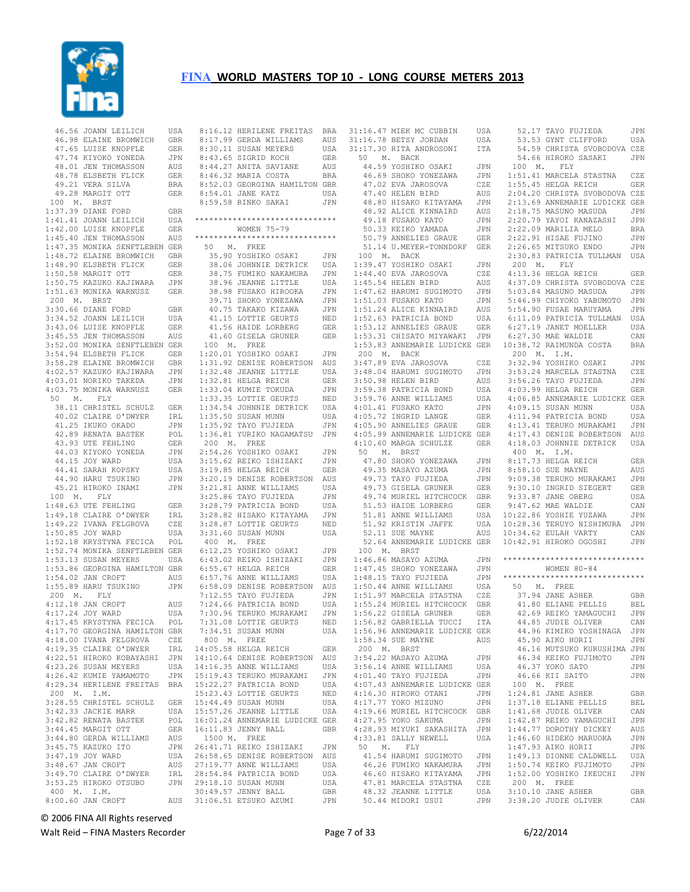# FINA WORLD MASTERS TOP 10 - LONG COURSE METERS 2013

```
  46.56 JOANN LEILICH        USA
  46.98 ELAINE BROMWICH      GBR
  47.65 LUISE KNOPFLE        GER
  47.74 KIYOKO YONEDA        JPN
  48.01 JEN THOMASSON        AUS
  48.78 ELSBETH FLICK        GER
  49.21 VERA SILVA           BRA
  49.28 MARGIT OTT           GER
 100  M.  BRST
1:37.39 DIANE FORD           GBR
1:41.41 JOANN LEILICH        USA
1:42.00 LUISE KNOPFLE        GER
1:45.40 JEN THOMASSON        AUS
1:47.35 MONIKA SENFTLEBEN GER
1:48.72 ELAINE BROMWICH      GBR
1:48.90 ELSBETH FLICK        GER
1:50.58 MARGIT OTT           GER
1:50.75 KAZUKO KAJIWARA      JPN
1:51.63 MONIKA WARNUSZ       GER
 200  M.  BRST
3:30.66 DIANE FORD           GBR
3:34.52 JOANN LEILICH        USA
3:43.06 LUISE KNOPFLE        GER
3:45.55 JEN THOMASSON        AUS
3:52.00 MONIKA SENFTLEBEN GER
3:54.92 ELSBETH FLICK        GER
3:58.28 ELAINE BROMWICH      GBR
4:02.57 KAZUKO KAJIWARA      JPN
4:03.01 NORIKO TAKEDA        JPN
4:03.75 MONIKA WARNUSZ       GER
 50   M.   FLY
  38.11 CHRISTEL SCHULZ      GER
  40.02 CLAIRE O'DWYER       IRL
  41.25 IKUKO OKADO          JPN
  42.89 RENATA BASTEK        POL
  43.93 UTE FEHLING          GER
  44.03 KIYOKO YONEDA        JPN
  44.15 JOY WARD             USA
  44.41 SARAH KOPSKY         USA
  44.90 HARU TSUKINO         JPN
  45.21 HIROKO INAMI         JPN
 100  M.   FLY
1:48.63 UTE FEHLING          GER
1:49.18 CLAIRE O'DWYER       IRL
1:49.22 IVANA FELGROVA       CZE
1:50.85 JOY WARD             USA
1:52.18 KRYSTYNA FECICA      POL
1:52.74 MONIKA SENFTLEBEN GER
1:53.13 SUSAN MEYERS         USA
1:53.86 GEORGINA HAMILTON GBR
1:54.02 JAN CROFT            AUS
1:55.89 HARU TSUKINO         JPN
 200  M.   FLY
4:12.18 JAN CROFT            AUS
4:17.24 JOY WARD             USA
4:17.45 KRYSTYNA FECICA      POL
4:17.70 GEORGINA HAMILTON GBR
4:18.00 IVANA FELGROVA       CZE
4:19.35 CLAIRE O'DWYER       IRL
4:22.51 HIROKO KOBAYASHI     JPN
4:23.26 SUSAN MEYERS         USA
4:26.42 KUMIE YAMAMOTO       JPN
4:29.34 HERILENE FREITAS     BRA
 200  M.  I.M.
3:28.55 CHRISTEL SCHULZ      GER
3:42.33 JACKIE MARR          USA
3:42.82 RENATA BASTEK        POL
3:44.45 MARGIT OTT           GER
3:44.80 GERDA WILLIAMS       AUS
3:45.75 KAZUKO ITO           JPN
3:47.19 JOY WARD             USA
3:48.67 JAN CROFT            AUS
3:49.70 CLAIRE O'DWYER       IRL
3:53.25 HIROKO OTSUBO        JPN
 400  M.  I.M.
8:00.60 JAN CROFT            AUS
8:16.12 HERILENE FREITAS     BRA
8:17.99 GERDA WILLIAMS       AUS
8:30.11 SUSAN MEYERS         USA
8:43.65 SIGRID KOCH          GER
8:44.27 ANITA SAVIANE        AUS
8:46.32 MARIA COSTA          BRA
8:52.03 GEORGINA HAMILTON GBR
8:54.01 JANE KATZ            USA
8:59.58 RINKO SAKAI          JPN

******************************
        WOMEN 75-79
******************************
 50   M.  FREE
  35.90 YOSHIKO OSAKI        JPN
  38.06 JOHNNIE DETRICK      USA
  38.75 FUMIKO NAKAMURA      JPN
  38.96 JEANNE LITTLE        USA
  38.98 FUSAKO HIROOKA       JPN
  39.71 SHOKO YONEZAWA       JPN
  40.75 TAKAKO KIZAWA        JPN
  41.15 LOTTIE GEURTS        NED
  41.56 HAIDE LORBERG        GER
  41.60 GISELA GRUNER        GER
 100  M.  FREE
1:20.01 YOSHIKO OSAKI        JPN
1:31.92 DENISE ROBERTSON     AUS
1:32.48 JEANNE LITTLE        USA
1:32.81 HELGA REICH          GER
1:33.04 KUMIE TOKUDA         JPN
1:33.35 LOTTIE GEURTS        NED
1:34.54 JOHNNIE DETRICK      USA
1:35.50 SUSAN MUNN           USA
1:35.92 TAYO FUJIEDA         JPN
1:36.81 YURIKO NAGAMATSU     JPN
 200  M.  FREE
2:54.26 YOSHIKO OSAKI        JPN
3:15.62 REIKO ISHIZAKI       JPN
3:19.85 HELGA REICH          GER
3:20.19 DENISE ROBERTSON     AUS
3:21.81 ANNE WILLIAMS        USA
3:25.86 TAYO FUJIEDA         JPN
3:28.79 PATRICIA BOND        USA
3:28.82 HISAKO KITAYAMA      JPN
3:28.87 LOTTIE GEURTS        NED
3:31.60 SUSAN MUNN           USA
 400  M.  FREE
6:12.25 YOSHIKO OSAKI        JPN
6:43.02 REIKO ISHIZAKI       JPN
6:55.67 HELGA REICH          GER
6:57.76 ANNE WILLIAMS        USA
6:58.09 DENISE ROBERTSON     AUS
7:12.55 TAYO FUJIEDA         JPN
7:24.66 PATRICIA BOND        USA
7:30.96 TERUKO MURAKAMI      JPN
7:31.08 LOTTIE GEURTS        NED
7:34.51 SUSAN MUNN           USA
 800  M.  FREE
14:05.58 HELGA REICH         GER
14:10.64 DENISE ROBERTSON    AUS
14:16.35 ANNE WILLIAMS       USA
15:19.43 TERUKO MURAKAMI     JPN
15:22.27 PATRICIA BOND       USA
15:23.43 LOTTIE GEURTS       NED
15:44.49 SUSAN MUNN          USA
15:57.26 JEANNE LITTLE       USA
16:01.24 ANNEMARIE LUDICKE GER
16:11.83 JENNY BALL          GBR
 1500 M.  FREE
26:41.71 REIKO ISHIZAKI      JPN
26:58.65 DENISE ROBERTSON    AUS
27:19.77 ANNE WILLIAMS       USA
28:54.84 PATRICIA BOND       USA
29:18.10 SUSAN MUNN          USA
30:49.57 JENNY BALL          GBR
31:06.51 ETSUKO AZUMI        JPN
31:16.47 MIEK MC CUBBIN      USA
31:16.78 BETSY JORDAN        USA
31:17.30 RITA ANDROSONI      ITA
 50   M.  BACK
  44.59 YOSHIKO OSAKI        JPN
  46.69 SHOKO YONEZAWA       JPN
  47.02 EVA JAROSOVA         CZE
  47.40 HELEN BIRD           AUS
  48.80 HISAKO KITAYAMA      JPN
  48.92 ALICE KINNAIRD       AUS
  49.18 FUSAKO KATO          JPN
  50.33 KEIKO YAMADA         JPN
  50.79 ANNELIES GRAUE       GER
  51.14 U.MEYER-TONNDORF     GER
 100  M.  BACK
1:39.47 YOSHIKO OSAKI        JPN
1:44.40 EVA JAROSOVA         CZE
1:45.54 HELEN BIRD           AUS
1:47.62 HARUMI SUGIMOTO      JPN
1:51.03 FUSAKO KATO          JPN
1:51.24 ALICE KINNAIRD       AUS
1:52.63 PATRICIA BOND        USA
1:53.12 ANNELIES GRAUE       GER
1:53.31 CHISATO MIYAKAWI     JPN
1:53.83 ANNEMARIE LUDICKE GER
 200  M.  BACK
3:47.89 EVA JAROSOVA         CZE
3:48.04 HARUMI SUGIMOTO      JPN
3:50.98 HELEN BIRD           AUS
3:59.38 PATRICIA BOND        USA
3:59.76 ANNE WILLIAMS        USA
4:01.41 FUSAKO KATO          JPN
4:05.72 INGRID LANGE         GER
4:05.90 ANNELIES GRAUE       GER
4:05.99 ANNEMARIE LUDICKE GER
4:10.60 MARGA SCHULZE        GER
 50   M.  BRST
  47.80 SHOKO YONEZAWA       JPN
  49.35 MASAYO AZUMA         JPN
  49.73 TAYO FUJIEDA         JPN
  49.73 GISELA GRUNER        GER
  49.74 MURIEL HITCHCOCK     GBR
  51.53 HAIDE LORBERG        GER
  51.81 ANNE WILLIAMS        USA
  51.92 KRISTIN JAFFE        USA
  52.11 SUE MAYNE            AUS
  52.64 ANNEMARIE LUDICKE GER
 100  M.  BRST
1:46.86 MASAYO AZUMA         JPN
1:47.45 SHOKO YONEZAWA       JPN
1:48.15 TAYO FUJIEDA         JPN
1:50.44 ANNE WILLIAMS        USA
1:51.97 MARCELA STASTNA      CZE
1:55.24 MURIEL HITCHCOCK     GBR
1:56.22 GISELA GRUNER        GER
1:56.82 GABRIELLA TUCCI      ITA
1:56.96 ANNEMARIE LUDICKE GER
1:58.34 SUE MAYNE            AUS
 200  M.  BRST
3:54.22 MASAYO AZUMA         JPN
3:56.14 ANNE WILLIAMS        USA
4:01.40 TAYO FUJIEDA         JPN
4:07.43 ANNEMARIE LUDICKE GER
4:16.30 HIROKO OTANI         JPN
4:17.77 YOKO MIZUNO          JPN
4:19.66 MURIEL HITCHCOCK     GBR
4:27.95 YOKO SAKUMA          JPN
4:28.93 MIYUKI SAKASHITA     JPN
4:33.81 SALLY NEWELL         USA
 50   M.   FLY
  41.54 HARUMI SUGIMOTO      JPN
  46.26 FUMIKO NAKAMURA      JPN
  46.60 HISAKO KITAYAMA      JPN
  47.81 MARCELA STASTNA      CZE
  48.32 JEANNE LITTLE        USA
  50.44 MIDORI USUI          JPN
  52.17 TAYO FUJIEDA         JPN
  53.53 GYNT CLIFFORD        USA
  54.59 CHRISTA SVOBODOVA CZE
  54.66 HIROKO SASAKI        JPN
 100  M.   FLY
1:51.41 MARCELA STASTNA      CZE
1:55.45 HELGA REICH          GER
2:04.20 CHRISTA SVOBODOVA CZE
2:13.69 ANNEMARIE LUDICKE GER
2:18.75 MASUNO MASUDA        JPN
2:20.79 YAYOI KANAZASHI      JPN
2:22.09 MARILIA MELO         BRA
2:22.91 HISAE FUJINO         JPN
2:26.65 MITSUKO ENDO         JPN
2:30.83 PATRICIA TULLMAN     USA
 200  M.   FLY
4:13.36 HELGA REICH          GER
4:37.09 CHRISTA SVOBODOVA CZE
5:03.84 MASUNO MASUDA        JPN
5:46.99 CHIYOKO YABUMOTO     JPN
5:54.90 FUSAE MARUYAMA       JPN
6:11.09 PATRICIA TULLMAN     USA
6:27.19 JANET MOELLER        USA
6:27.30 MAE WALDIE           CAN
10:38.72 RAIMUNDA COSTA      BRA
 200  M.  I.M.
3:32.94 YOSHIKO OSAKI        JPN
3:53.24 MARCELA STASTNA      CZE
3:56.26 TAYO FUJIEDA         JPN
4:03.99 HELGA REICH          GER
4:06.85 ANNEMARIE LUDICKE GER
4:09.15 SUSAN MUNN           USA
4:11.94 PATRICIA BOND        USA
4:13.41 TERUKO MURAKAMI      JPN
4:17.43 DENISE ROBERTSON     AUS
4:18.03 JOHNNIE DETRICK      USA
 400  M.  I.M.
8:17.73 HELGA REICH          GER
8:58.10 SUE MAYNE            AUS
9:09.38 TERUKO MURAKAMI      JPN
9:30.10 INGRID SIEGERT       GER
9:33.87 JANE OBERG           USA
9:47.62 MAE WALDIE           CAN
10:22.86 YOSHIE YUZAWA       JPN
10:28.36 TERUYO NISHIMURA    JPN
10:34.62 EULAH VARTY         CAN
10:42.91 HIROKO OGOSHI       JPN

******************************
        WOMEN 80-84
******************************
 50   M.  FREE
  37.94 JANE ASHER           GBR
  41.80 ELIANE PELLIS        BEL
  42.69 REIKO YAMAGUCHI      JPN
  44.85 JUDIE OLIVER         CAN
  44.96 KIMIKO YOSHINAGA     JPN
  45.90 AIKO HORII           JPN
  46.16 MUTSUKO KURUSHIMA JPN
  46.34 KEIKO FUJIMOTO       JPN
  46.37 YOKO SATO            JPN
  46.66 KII SAITO            JPN
 100  M.  FREE
1:24.81 JANE ASHER           GBR
1:37.18 ELIANE PELLIS        BEL
1:41.68 JUDIE OLIVER         CAN
1:42.87 REIKO YAMAGUCHI      JPN
1:44.77 DOROTHY DICKEY       AUS
1:46.60 HIDEKO MARUOKA       JPN
1:47.93 AIKO HORII           JPN
1:49.13 DIONNE CALDWELL      USA
1:50.74 KEIKO FUJIMOTO       JPN
1:52.00 YOSHIKO IKEUCHI      JPN
 200  M.  FREE
3:10.10 JANE ASHER           GBR
3:38.20 JUDIE OLIVER         CAN
```

© 2006 FINA All Rights reserved

Walt Reid – FINA Masters Recorder 6/22/2014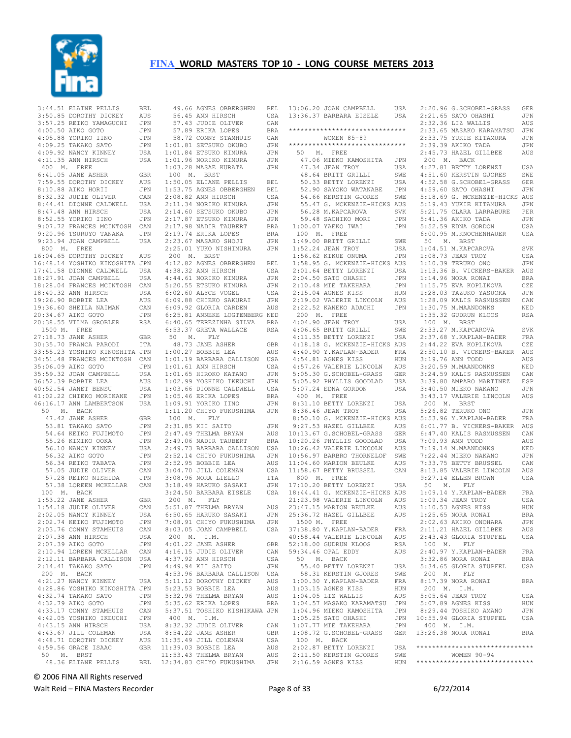# FINA WORLD MASTERS TOP 10 - LONG COURSE METERS 2013

```
 3:44.51 ELAINE PELLIS        BEL
 3:50.85 DOROTHY DICKEY       AUS
 3:57.25 REIKO YAMAGUCHI      JPN
 4:00.50 AIKO GOTO            JPN
 4:05.88 YORIKO IINO          JPN
 4:09.25 TAKAKO SATO          JPN
 4:09.92 NANCY KINNEY         USA
 4:11.35 ANN HIRSCH           USA
 400  M.  FREE
 6:41.05 JANE ASHER           GBR
 7:59.55 DOROTHY DICKEY       AUS
 8:10.88 AIKO HORII           JPN
 8:32.32 JUDIE OLIVER         CAN
 8:44.41 DIONNE CALDWELL      USA
 8:47.48 ANN HIRSCH           USA
 8:52.55 YORIKO IINO          JPN
 9:07.72 FRANCES MCINTOSH     CAN
 9:20.96 TSURUYO TANAKA       JPN
 9:23.94 JOAN CAMPBELL        USA
 800  M.  FREE
16:04.65 DOROTHY DICKEY       AUS
16:48.14 YOSHIKO KINOSHITA    JPN
17:41.58 DIONNE CALDWELL      USA
18:27.91 JOAN CAMPBELL        USA
18:28.04 FRANCES MCINTOSH     CAN
18:40.32 ANN HIRSCH           USA
19:26.90 BOBBIE LEA           AUS
19:36.60 SHEILA NAIMAN        CAN
20:34.67 AIKO GOTO            JPN
20:38.55 VILMA GROBLER        RSA
 1500 M.  FREE
27:18.73 JANE ASHER           GBR
30:35.70 FRANCA PARODI        ITA
33:55.23 YOSHIKO KINOSHITA    JPN
34:51.48 FRANCES MCINTOSH     CAN
35:06.09 AIKO GOTO            JPN
35:59.32 JOAN CAMPBELL        USA
36:52.39 BOBBIE LEA           AUS
40:52.54 JANET BENSU          USA
41:02.22 CHIEKO MORIKANE      JPN
46:16.17 ANN LAMBERTSON       USA
  50  M.  BACK
   47.42 JANE ASHER           GBR
   53.81 TAKAKO SATO          JPN
   54.64 KEIKO FUJIMOTO       JPN
   55.26 KIMIKO OOKA          JPN
   56.10 NANCY KINNEY         USA
   56.32 AIKO GOTO            JPN
   56.34 REIKO TABATA         JPN
   57.05 JUDIE OLIVER         CAN
   57.28 REIKO NISHIDA        JPN
   57.38 LOREEN MCKELLAR      CAN
 100  M.  BACK
 1:53.22 JANE ASHER           GBR
 1:54.18 JUDIE OLIVER         CAN
 2:02.05 NANCY KINNEY         USA
 2:02.74 KEIKO FUJIMOTO       JPN
 2:03.76 CONNY STAMHUIS       CAN
 2:07.38 ANN HIRSCH           USA
 2:07.39 AIKO GOTO            JPN
 2:10.94 LOREEN MCKELLAR      CAN
 2:12.11 BARBARA CALLISON     USA
 2:14.41 TAKAKO SATO          JPN
 200  M.  BACK
 4:21.27 NANCY KINNEY         USA
 4:28.86 YOSHIKO KINOSHITA    JPN
 4:32.74 TAKAKO SATO          JPN
 4:32.79 AIKO GOTO            JPN
 4:33.17 CONNY STAMHUIS       CAN
 4:42.05 YOSHIKO IKEUCHI      JPN
 4:43.15 ANN HIRSCH           USA
 4:43.67 JILL COLEMAN         USA
 4:48.71 DOROTHY DICKEY       AUS
 4:59.56 GRACE ISAAC          GBR
  50  M.  BRST
   48.36 ELAINE PELLIS        BEL
   49.66 AGNES OBBERGHEN      BEL
   56.45 ANN HIRSCH           USA
   57.43 JUDIE OLIVER         CAN
   57.89 ERIKA LOPES          BRA
   58.72 CONNY STAMHUIS       CAN
 1:01.81 SETSUKO OKUBO        JPN
 1:01.84 ETSUKO KIMURA        JPN
 1:01.96 NORIKO KIMURA        JPN
 1:03.28 MASAE KURATA         JPN
 100  M.  BRST
 1:50.05 ELAINE PELLIS        BEL
 1:53.75 AGNES OBBERGHEN      BEL
 2:08.82 ANN HIRSCH           USA
 2:11.34 NORIKO KIMURA        JPN
 2:14.60 SETSUKO OKUBO        JPN
 2:17.87 ETSUKO KIMURA        JPN
 2:17.98 NADIR TAUBERT        BRA
 2:19.74 ERIKA LOPES          BRA
 2:23.67 MASAKO SHOJI         JPN
 2:25.01 YUKO NISHIMURA       JPN
 200  M.  BRST
 4:12.82 AGNES OBBERGHEN      BEL
 4:38.32 ANN HIRSCH           USA
 4:44.61 NORIKO KIMURA        JPN
 5:20.55 ETSUKO KIMURA        JPN
 6:02.60 ALYCE VOGEL          USA
 6:09.88 CHIEKO SAKURAI       JPN
 6:09.92 GLORIA CARDEN        AUS
 6:25.81 ANNEKE LOGTENBERG    NED
 6:40.65 TEREZINHA SILVA      BRA
 6:53.37 GRETA WALLACE        RSA
  50  M.  FLY
   48.73 JANE ASHER           GBR
 1:00.27 BOBBIE LEA           AUS
 1:01.19 BARBARA CALLISON     USA
 1:01.61 ANN HIRSCH           USA
 1:01.65 HIROKO KATANO        JPN
 1:02.99 YOSHIKO IKEUCHI      JPN
 1:03.66 DIONNE CALDWELL      USA
 1:05.46 ERIKA LOPES          BRA
 1:09.91 YORIKO IINO          JPN
 1:11.20 CHIYO FUKUSHIMA      JPN
 100  M.  FLY
 2:31.85 KII SAITO            JPN
 2:47.49 THELMA BRYAN         AUS
 2:49.06 NADIR TAUBERT        BRA
 2:49.73 BARBARA CALLISON     USA
 2:52.14 CHIYO FUKUSHIMA      JPN
 2:52.95 BOBBIE LEA           AUS
 3:04.70 JILL COLEMAN         USA
 3:08.96 NORA LIELLO          ITA
 3:18.49 HARUKO SASAKI        JPN
 3:24.50 BARBARA EISELE       USA
 200  M.  FLY
 5:51.87 THELMA BRYAN         AUS
 6:50.65 HARUKO SASAKI        JPN
 7:08.91 CHIYO FUKUSHIMA      JPN
 8:03.05 JOAN CAMPBELL        USA
 200  M.  I.M.
 4:01.22 JANE ASHER           GBR
 4:16.15 JUDIE OLIVER         CAN
 4:37.92 ANN HIRSCH           USA
 4:49.94 KII SAITO            JPN
 4:53.96 BARBARA CALLISON     USA
 5:11.12 DOROTHY DICKEY       AUS
 5:23.53 BOBBIE LEA           AUS
 5:32.96 THELMA BRYAN         AUS
 5:35.62 ERIKA LOPES          BRA
 5:37.51 TOSHIKO KISHIKAWA    JPN
 400  M.  I.M.
 8:32.32 JUDIE OLIVER         CAN
 8:54.22 JANE ASHER           GBR
11:35.49 JILL COLEMAN         USA
11:39.03 BOBBIE LEA           AUS
11:53.43 THELMA BRYAN         AUS
12:34.83 CHIYO FUKUSHIMA      JPN
13:06.20 JOAN CAMPBELL        USA
13:36.37 BARBARA EISELE       USA

******************************
        WOMEN 85-89
******************************
  50  M.  FREE
   47.06 MIEKO KAMOSHITA      JPN
   47.34 JEAN TROY            USA
   48.64 BRITT GRILLI         SWE
   50.33 BETTY LORENZI        USA
   52.90 SAYOKO WATANABE      JPN
   54.66 KERSTIN GJORES       SWE
   55.47 G. MCKENZIE-HICKS    AUS
   56.28 M.KAPCAROVA          SVK
   59.48 SACHIKO MORI         JPN
 1:00.07 YAEKO IWAI           JPN
 100  M.  FREE
 1:49.00 BRITT GRILLI         SWE
 1:52.24 JEAN TROY            USA
 1:56.62 KIKUE ONUMA          JPN
 1:58.95 G. MCKENZIE-HICKS    AUS
 2:01.64 BETTY LORENZI        USA
 2:04.50 SATO OHASHI          JPN
 2:10.48 MIE TAKEHARA         JPN
 2:15.04 AGNES KISS           HUN
 2:19.02 VALERIE LINCOLN      AUS
 2:22.52 KANEKO ADACHI        JPN
 200  M.  FREE
 4:04.90 JEAN TROY            USA
 4:06.65 BRITT GRILLI         SWE
 4:11.35 BETTY LORENZI        USA
 4:18.18 G. MCKENZIE-HICKS    AUS
 4:40.90 Y.KAPLAN-BADER       FRA
 4:54.81 AGNES KISS           HUN
 4:57.26 VALERIE LINCOLN      AUS
 5:05.30 G.SCHOBEL-GRASS      GER
 5:05.92 PHYLLIS GOODLAD      USA
 5:07.24 EDNA GORDON          USA
 400  M.  FREE
 8:31.10 BETTY LORENZI        USA
 8:36.46 JEAN TROY            USA
 8:50.10 G. MCKENZIE-HICKS    AUS
 9:27.53 HAZEL GILLBEE        AUS
10:13.67 G.SCHOBEL-GRASS      GER
10:20.26 PHYLLIS GOODLAD      USA
10:26.42 VALERIE LINCOLN      AUS
10:56.97 BARBRO THORNELOF     SWE
11:04.60 MARION BEULKE        AUS
11:58.67 BETTY BRUSSEL        CAN
 800  M.  FREE
17:10.20 BETTY LORENZI        USA
18:44.41 G. MCKENZIE-HICKS    AUS
21:23.98 VALERIE LINCOLN      AUS
23:47.15 MARION BEULKE        AUS
25:36.72 HAZEL GILLBEE        AUS
 1500 M.  FREE
37:38.80 Y.KAPLAN-BADER       FRA
40:58.44 VALERIE LINCOLN      AUS
52:18.00 GUDRUN KLOOS         RSA
59:34.46 OPAL EDDY            AUS
  50  M.  BACK
   55.40 BETTY LORENZI        USA
   58.31 KERSTIN GJORES       SWE
 1:00.30 Y.KAPLAN-BADER       FRA
 1:03.15 AGNES KISS           HUN
 1:04.05 LIZ WALLIS           AUS
 1:04.57 MASAKO KARAMATSU     JPN
 1:04.96 MIEKO KAMOSHITA      JPN
 1:05.25 SATO OHASHI          JPN
 1:07.77 MIE TAKEHARA         JPN
 1:08.72 G.SCHOBEL-GRASS      GER
 100  M.  BACK
 2:02.87 BETTY LORENZI        USA
 2:11.50 KERSTIN GJORES       SWE
 2:16.59 AGNES KISS           HUN
 2:20.96 G.SCHOBEL-GRASS      GER
 2:21.65 SATO OHASHI          JPN
 2:32.36 LIZ WALLIS           AUS
 2:33.65 MASAKO KARAMATSU     JPN
 2:33.75 YUKIE KITAMURA       JPN
 2:39.39 AKIKO TADA           JPN
 2:45.73 HAZEL GILLBEE        AUS
 200  M.  BACK
 4:27.81 BETTY LORENZI        USA
 4:51.60 KERSTIN GJORES       SWE
 4:52.58 G.SCHOBEL-GRASS      GER
 4:59.60 SATO OHASHI          JPN
 5:18.69 G. MCKENZIE-HICKS    AUS
 5:19.43 YUKIE KITAMURA       JPN
 5:21.75 CLARA LARRABURE      PER
 5:41.36 AKIKO TADA           JPN
 5:52.59 EDNA GORDON          USA
 6:00.95 M.KNOCHENHAUER       USA
  50  M.  BRST
 1:04.51 M.KAPCAROVA          SVK
 1:08.73 JEAN TROY            USA
 1:10.39 TERUKO ONO           JPN
 1:13.36 B. VICKERS-BAKER     AUS
 1:14.96 NORA RONAI           BRA
 1:15.75 EVA KOPLIKOVA        CZE
 1:28.03 TAZUKO YASUOKA       JPN
 1:28.09 KALIS RASMUSSEN      CAN
 1:30.75 M.MAANDONKS          NED
 1:35.32 GUDRUN KLOOS         RSA
 100  M.  BRST
 2:33.27 M.KAPCAROVA          SVK
 2:37.68 Y.KAPLAN-BADER       FRA
 2:44.22 EVA KOPLIKOVA        CZE
 2:50.10 B. VICKERS-BAKER     AUS
 3:19.76 ANN TODD             AUS
 3:20.59 M.MAANDONKS          NED
 3:24.59 KALIS RASMUSSEN      CAN
 3:39.80 AMPARO MARTINEZ      ESP
 3:40.50 MIEKO NAKANO         JPN
 3:43.17 VALERIE LINCOLN      AUS
 200  M.  BRST
 5:26.82 TERUKO ONO           JPN
 5:53.96 Y.KAPLAN-BADER       FRA
 6:01.77 B. VICKERS-BAKER     AUS
 6:47.40 KALIS RASMUSSEN      CAN
 7:09.93 ANN TODD             AUS
 7:19.14 M.MAANDONKS          NED
 7:22.44 MIEKO NAKANO         JPN
 7:33.75 BETTY BRUSSEL        CAN
 8:13.85 VALERIE LINCOLN      AUS
 9:27.14 ELLEN BROWN          USA
  50  M.  FLY
 1:09.14 Y.KAPLAN-BADER       FRA
 1:09.34 JEAN TROY            USA
 1:10.53 AGNES KISS           HUN
 1:25.65 NORA RONAI           BRA
 2:02.63 AKIKO ONOHARA        JPN
 2:11.21 HAZEL GILLBEE        AUS
 2:43.43 GLORIA STUPFEL       USA
 100  M.  FLY
 2:40.97 Y.KAPLAN-BADER       FRA
 3:32.86 NORA RONAI           BRA
 5:34.65 GLORIA STUPFEL       USA
 200  M.  FLY
 8:17.39 NORA RONAI           BRA
 200  M.  I.M.
 5:05.64 JEAN TROY            USA
 5:07.89 AGNES KISS           HUN
 8:29.44 TOSHIKO AMANO        JPN
10:55.94 GLORIA STUPFEL       USA
 400  M.  I.M.
13:26.38 NORA RONAI           BRA

******************************
        WOMEN 90-94
******************************
```

© 2006 FINA All Rights reserved

Walt Reid – FINA Masters Recorder 6/22/2014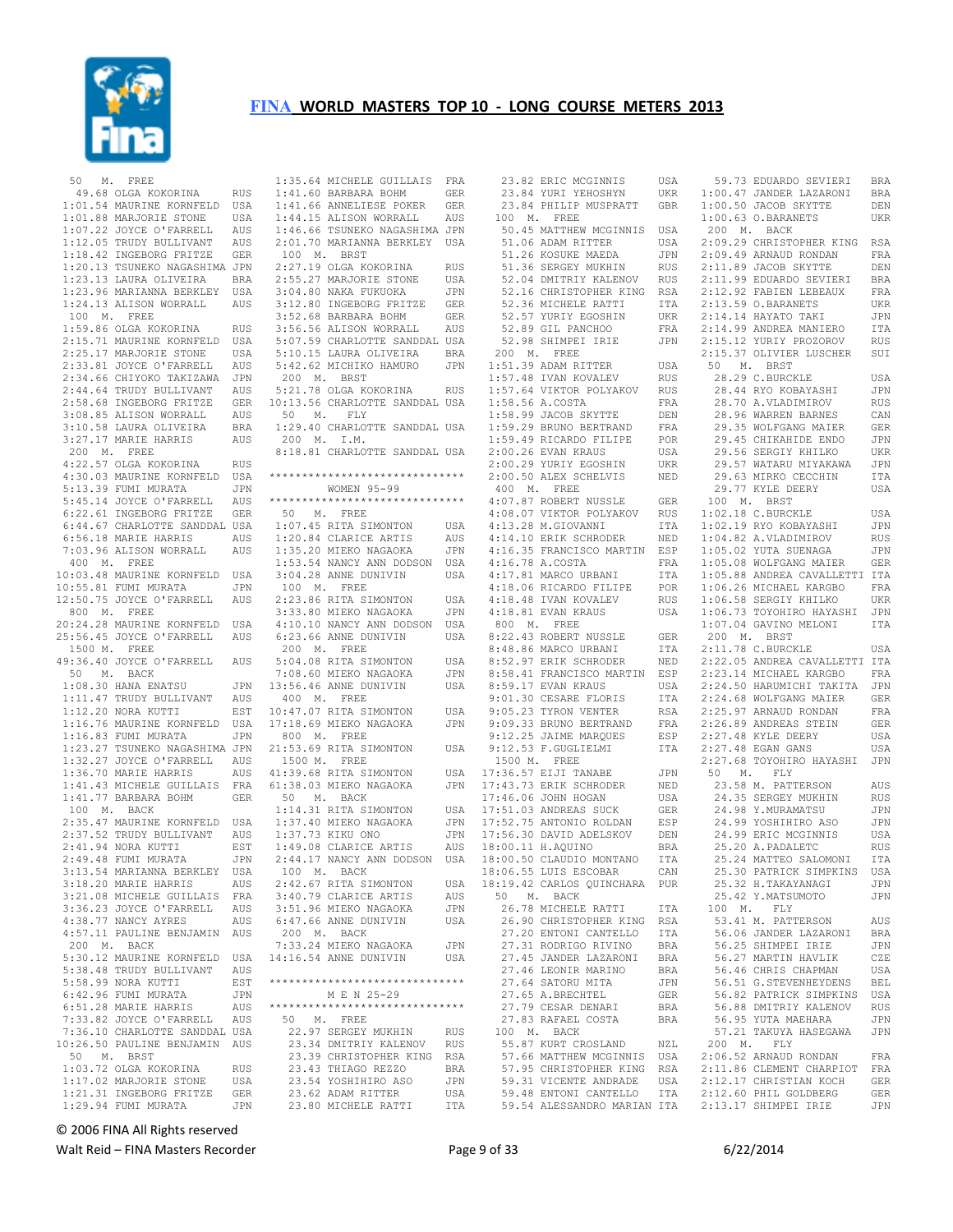# FINA WORLD MASTERS TOP 10 - LONG COURSE METERS 2013

```
 50  M.  FREE
   49.68 OLGA KOKORINA      RUS
 1:01.54 MAURINE KORNFELD   USA
 1:01.88 MARJORIE STONE     USA
 1:07.22 JOYCE O'FARRELL    AUS
 1:12.05 TRUDY BULLIVANT    AUS
 1:18.42 INGEBORG FRITZE    GER
 1:20.13 TSUNEKO NAGASHIMA  JPN
 1:23.13 LAURA OLIVEIRA     BRA
 1:23.96 MARIANNA BERKLEY   USA
 1:24.13 ALISON WORRALL     AUS
 100  M.  FREE
 1:59.86 OLGA KOKORINA      RUS
 2:15.71 MAURINE KORNFELD   USA
 2:25.17 MARJORIE STONE     USA
 2:33.81 JOYCE O'FARRELL    AUS
 2:34.66 CHIYOKO TAKIZAWA   JPN
 2:44.64 TRUDY BULLIVANT    AUS
 2:58.68 INGEBORG FRITZE    GER
 3:08.85 ALISON WORRALL     AUS
 3:10.58 LAURA OLIVEIRA     BRA
 3:27.17 MARIE HARRIS       AUS
 200  M.  FREE
 4:22.57 OLGA KOKORINA      RUS
 4:30.03 MAURINE KORNFELD   USA
 5:13.39 FUMI MURATA        JPN
 5:45.14 JOYCE O'FARRELL    AUS
 6:22.61 INGEBORG FRITZE    GER
 6:44.67 CHARLOTTE SANDDAL  USA
 6:56.18 MARIE HARRIS       AUS
 7:03.96 ALISON WORRALL     AUS
 400  M.  FREE
10:03.48 MAURINE KORNFELD   USA
10:55.81 FUMI MURATA        JPN
12:50.75 JOYCE O'FARRELL    AUS
 800  M.  FREE
20:24.28 MAURINE KORNFELD   USA
25:56.45 JOYCE O'FARRELL    AUS
 1500 M.  FREE
49:36.40 JOYCE O'FARRELL    AUS
 50  M.  BACK
 1:08.30 HANA ENATSU        JPN
 1:11.47 TRUDY BULLIVANT    AUS
 1:12.20 NORA KUTTI         EST
 1:16.76 MAURINE KORNFELD   USA
 1:16.83 FUMI MURATA        JPN
 1:23.27 TSUNEKO NAGASHIMA  JPN
 1:32.27 JOYCE O'FARRELL    AUS
 1:36.70 MARIE HARRIS       AUS
 1:41.43 MICHELE GUILLAIS   FRA
 1:41.77 BARBARA BOHM       GER
 100  M.  BACK
 2:35.47 MAURINE KORNFELD   USA
 2:37.52 TRUDY BULLIVANT    AUS
 2:41.94 NORA KUTTI         EST
 2:49.48 FUMI MURATA        JPN
 3:13.54 MARIANNA BERKLEY   USA
 3:18.20 MARIE HARRIS       AUS
 3:21.08 MICHELE GUILLAIS   FRA
 3:36.23 JOYCE O'FARRELL    AUS
 4:38.77 NANCY AYRES        AUS
 4:57.11 PAULINE BENJAMIN   AUS
 200  M.  BACK
 5:30.12 MAURINE KORNFELD   USA
 5:38.48 TRUDY BULLIVANT    AUS
 5:58.99 NORA KUTTI         EST
 6:42.96 FUMI MURATA        JPN
 6:51.28 MARIE HARRIS       AUS
 7:33.82 JOYCE O'FARRELL    AUS
 7:36.10 CHARLOTTE SANDDAL  USA
10:26.50 PAULINE BENJAMIN   AUS
 50  M.  BRST
 1:03.72 OLGA KOKORINA      RUS
 1:17.02 MARJORIE STONE     USA
 1:21.31 INGEBORG FRITZE    GER
 1:29.94 FUMI MURATA        JPN
 1:35.64 MICHELE GUILLAIS   FRA
 1:41.60 BARBARA BOHM       GER
 1:41.66 ANNELIESE POKER    GER
 1:44.15 ALISON WORRALL     AUS
 1:46.66 TSUNEKO NAGASHIMA  JPN
 2:01.70 MARIANNA BERKLEY   USA
 100  M.  BRST
 2:27.19 OLGA KOKORINA      RUS
 2:55.27 MARJORIE STONE     USA
 3:04.80 NAKA FUKUOKA       JPN
 3:12.80 INGEBORG FRITZE    GER
 3:52.68 BARBARA BOHM       GER
 3:56.56 ALISON WORRALL     AUS
 5:07.59 CHARLOTTE SANDDAL  USA
 5:10.15 LAURA OLIVEIRA     BRA
 5:42.62 MICHIKO HAMURO     JPN
 200  M.  BRST
 5:21.78 OLGA KOKORINA      RUS
10:13.56 CHARLOTTE SANDDAL  USA
 50  M.  FLY
 1:29.40 CHARLOTTE SANDDAL  USA
 200  M.  I.M.
 8:18.81 CHARLOTTE SANDDAL  USA

******************************
        WOMEN 95-99
******************************
 50  M.  FREE
 1:07.45 RITA SIMONTON      USA
 1:20.84 CLARICE ARTIS      AUS
 1:35.20 MIEKO NAGAOKA      JPN
 1:53.54 NANCY ANN DODSON   USA
 3:04.28 ANNE DUNIVIN       USA
 100  M.  FREE
 2:23.86 RITA SIMONTON      USA
 3:33.80 MIEKO NAGAOKA      JPN
 4:10.10 NANCY ANN DODSON   USA
 6:23.66 ANNE DUNIVIN       USA
 200  M.  FREE
 5:04.08 RITA SIMONTON      USA
 7:08.60 MIEKO NAGAOKA      JPN
13:56.46 ANNE DUNIVIN       USA
 400  M.  FREE
10:47.07 RITA SIMONTON      USA
17:18.69 MIEKO NAGAOKA      JPN
 800  M.  FREE
21:53.69 RITA SIMONTON      USA
 1500 M.  FREE
41:39.68 RITA SIMONTON      USA
61:38.03 MIEKO NAGAOKA      JPN
 50  M.  BACK
 1:14.31 RITA SIMONTON      USA
 1:37.40 MIEKO NAGAOKA      JPN
 1:37.73 KIKU ONO           JPN
 1:49.08 CLARICE ARTIS      AUS
 2:44.17 NANCY ANN DODSON   USA
 100  M.  BACK
 2:42.67 RITA SIMONTON      USA
 3:40.79 CLARICE ARTIS      AUS
 3:51.96 MIEKO NAGAOKA      JPN
 6:47.66 ANNE DUNIVIN       USA
 200  M.  BACK
 7:33.24 MIEKO NAGAOKA      JPN
14:16.54 ANNE DUNIVIN       USA

******************************
         M E N 25-29
******************************
 50  M.  FREE
   22.97 SERGEY MUKHIN      RUS
   23.34 DMITRIY KALENOV    RUS
   23.39 CHRISTOPHER KING   RSA
   23.43 THIAGO REZZO       BRA
   23.54 YOSHIHIRO ASO      JPN
   23.62 ADAM RITTER        USA
   23.80 MICHELE RATTI      ITA
   23.82 ERIC MCGINNIS      USA
   23.84 YURI YEHOSHYN      UKR
   23.84 PHILIP MUSPRATT    GBR
 100  M.  FREE
   50.45 MATTHEW MCGINNIS   USA
   51.06 ADAM RITTER        USA
   51.26 KOSUKE MAEDA       JPN
   51.36 SERGEY MUKHIN      RUS
   52.04 DMITRIY KALENOV    RUS
   52.16 CHRISTOPHER KING   RSA
   52.36 MICHELE RATTI      ITA
   52.57 YURIY EGOSHIN      UKR
   52.89 GIL PANCHOO        FRA
   52.98 SHIMPEI IRIE       JPN
 200  M.  FREE
 1:51.39 ADAM RITTER        USA
 1:57.48 IVAN KOVALEV       RUS
 1:57.64 VIKTOR POLYAKOV    RUS
 1:58.56 A.COSTA            FRA
 1:58.99 JACOB SKYTTE       DEN
 1:59.29 BRUNO BERTRAND     FRA
 1:59.49 RICARDO FILIPE     POR
 2:00.26 EVAN KRAUS         USA
 2:00.29 YURIY EGOSHIN      UKR
 2:00.50 ALEX SCHELVIS      NED
 400  M.  FREE
 4:07.87 ROBERT NUSSLE      GER
 4:08.07 VIKTOR POLYAKOV    RUS
 4:13.28 M.GIOVANNI         ITA
 4:14.10 ERIK SCHRODER      NED
 4:16.35 FRANCISCO MARTIN   ESP
 4:16.78 A.COSTA            FRA
 4:17.81 MARCO URBANI       ITA
 4:18.06 RICARDO FILIPE     POR
 4:18.48 IVAN KOVALEV       RUS
 4:18.81 EVAN KRAUS         USA
 800  M.  FREE
 8:22.43 ROBERT NUSSLE      GER
 8:48.86 MARCO URBANI       ITA
 8:52.97 ERIK SCHRODER      NED
 8:58.41 FRANCISCO MARTIN   ESP
 8:59.17 EVAN KRAUS         USA
 9:01.30 CESARE FLORIS      ITA
 9:05.23 TYRON VENTER       RSA
 9:09.33 BRUNO BERTRAND     FRA
 9:12.25 JAIME MARQUES      ESP
 9:12.53 F.GUGLIELMI        ITA
 1500 M.  FREE
17:36.57 EIJI TANABE        JPN
17:43.73 ERIK SCHRODER      NED
17:46.06 JOHN HOGAN         USA
17:51.03 ANDREAS SUCK       GER
17:52.75 ANTONIO ROLDAN     ESP
17:56.30 DAVID ADELSKOV     DEN
18:00.11 H.AQUINO           BRA
18:00.50 CLAUDIO MONTANO    ITA
18:06.55 LUIS ESCOBAR       CAN
18:19.42 CARLOS QUINCHARA   PUR
 50  M.  BACK
   26.78 MICHELE RATTI      ITA
   26.90 CHRISTOPHER KING   RSA
   27.20 ENTONI CANTELLO    ITA
   27.31 RODRIGO RIVINO     BRA
   27.45 JANDER LAZARONI    BRA
   27.46 LEONIR MARINO      BRA
   27.64 SATORU MITA        JPN
   27.65 A.BRECHTEL         GER
   27.79 CESAR DENARI       BRA
   27.83 RAFAEL COSTA       BRA
 100  M.  BACK
   55.87 KURT CROSLAND      NZL
   57.66 MATTHEW MCGINNIS   USA
   57.95 CHRISTOPHER KING   RSA
   59.31 VICENTE ANDRADE    USA
   59.48 ENTONI CANTELLO    ITA
   59.54 ALESSANDRO MARIAN  ITA
   59.73 EDUARDO SEVIERI    BRA
 1:00.47 JANDER LAZARONI    BRA
 1:00.50 JACOB SKYTTE       DEN
 1:00.63 O.BARANETS         UKR
 200  M.  BACK
 2:09.29 CHRISTOPHER KING   RSA
 2:09.49 ARNAUD RONDAN      FRA
 2:11.89 JACOB SKYTTE       DEN
 2:11.99 EDUARDO SEVIERI    BRA
 2:12.92 FABIEN LEBEAUX     FRA
 2:13.59 O.BARANETS         UKR
 2:14.14 HAYATO TAKI        JPN
 2:14.99 ANDREA MANIERO     ITA
 2:15.12 YURIY PROZOROV     RUS
 2:15.37 OLIVIER LUSCHER    SUI
 50  M.  BRST
   28.29 C.BURCKLE          USA
   28.44 RYO KOBAYASHI      JPN
   28.70 A.VLADIMIROV       RUS
   28.96 WARREN BARNES      CAN
   29.35 WOLFGANG MAIER     GER
   29.45 CHIKAHIDE ENDO     JPN
   29.56 SERGIY KHILKO      UKR
   29.57 WATARU MIYAKAWA    JPN
   29.63 MIRKO CECCHIN      ITA
   29.77 KYLE DEERY         USA
 100  M.  BRST
 1:02.18 C.BURCKLE          USA
 1:02.19 RYO KOBAYASHI      JPN
 1:04.82 A.VLADIMIROV       RUS
 1:05.02 YUTA SUENAGA       JPN
 1:05.08 WOLFGANG MAIER     GER
 1:05.88 ANDREA CAVALLETTI  ITA
 1:06.26 MICHAEL KARGBO     FRA
 1:06.58 SERGIY KHILKO      UKR
 1:06.73 TOYOHIRO HAYASHI   JPN
 1:07.04 GAVINO MELONI      ITA
 200  M.  BRST
 2:11.78 C.BURCKLE          USA
 2:22.05 ANDREA CAVALLETTI  ITA
 2:23.14 MICHAEL KARGBO     FRA
 2:24.50 HARUMICHI TAKITA   JPN
 2:24.68 WOLFGANG MAIER     GER
 2:25.97 ARNAUD RONDAN      FRA
 2:26.89 ANDREAS STEIN      GER
 2:27.48 KYLE DEERY         USA
 2:27.48 EGAN GANS          USA
 2:27.68 TOYOHIRO HAYASHI   JPN
 50  M.  FLY
   23.58 M. PATTERSON       AUS
   24.35 SERGEY MUKHIN      RUS
   24.98 Y.MURAMATSU        JPN
   24.99 YOSHIHIRO ASO      JPN
   24.99 ERIC MCGINNIS      USA
   25.20 A.PADALETC         RUS
   25.24 MATTEO SALOMONI    ITA
   25.30 PATRICK SIMPKINS   USA
   25.32 H.TAKAYANAGI       JPN
   25.42 Y.MATSUMOTO        JPN
 100  M.  FLY
   53.41 M. PATTERSON       AUS
   56.06 JANDER LAZARONI    BRA
   56.25 SHIMPEI IRIE       JPN
   56.27 MARTIN HAVLIK      CZE
   56.46 CHRIS CHAPMAN      USA
   56.51 G.STEVENHEYDENS    BEL
   56.82 PATRICK SIMPKINS   USA
   56.88 DMITRIY KALENOV    RUS
   56.95 YUTA MAEHARA       JPN
   57.21 TAKUYA HASEGAWA    JPN
 200  M.  FLY
 2:06.52 ARNAUD RONDAN      FRA
 2:11.86 CLEMENT CHARPIOT   FRA
 2:12.17 CHRISTIAN KOCH     GER
 2:12.60 PHIL GOLDBERG      GER
 2:13.17 SHIMPEI IRIE       JPN
```

© 2006 FINA All Rights reserved

Walt Reid – FINA Masters Recorder    6/22/2014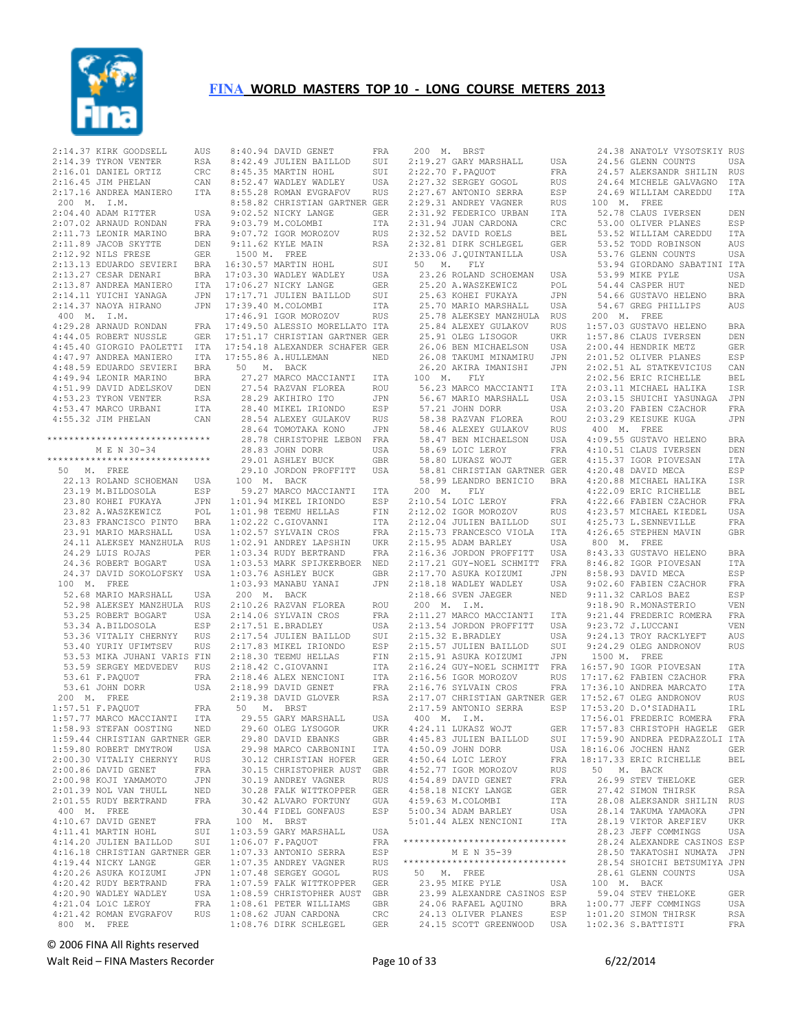# FINA WORLD MASTERS TOP 10 - LONG COURSE METERS 2013

```
2:14.37 KIRK GOODSELL      AUS
2:14.39 TYRON VENTER       RSA
2:16.01 DANIEL ORTIZ       CRC
2:16.45 JIM PHELAN         CAN
2:17.16 ANDREA MANIERO     ITA
 200  M.  I.M.
2:04.40 ADAM RITTER        USA
2:07.02 ARNAUD RONDAN      FRA
2:11.73 LEONIR MARINO      BRA
2:11.89 JACOB SKYTTE       DEN
2:12.92 NILS FRESE         GER
2:13.13 EDUARDO SEVIERI    BRA
2:13.27 CESAR DENARI       BRA
2:13.87 ANDREA MANIERO     ITA
2:14.11 YUICHI YANAGA      JPN
2:14.37 NAOYA HIRANO       JPN
 400  M.  I.M.
4:29.28 ARNAUD RONDAN      FRA
4:44.05 ROBERT NUSSLE      GER
4:45.40 GIORGIO PAOLETTI   ITA
4:47.97 ANDREA MANIERO     ITA
4:48.59 EDUARDO SEVIERI    BRA
4:49.94 LEONIR MARINO      BRA
4:51.99 DAVID ADELSKOV     DEN
4:53.23 TYRON VENTER       RSA
4:53.47 MARCO URBANI       ITA
4:55.32 JIM PHELAN         CAN

*****************************
         M E N  30-34
*****************************
  50  M.  FREE
  22.13 ROLAND SCHOEMAN    USA
  23.19 M.BILDOSOLA        ESP
  23.80 KOHEI FUKAYA       JPN
  23.82 A.WASZKEWICZ       POL
  23.83 FRANCISCO PINTO    BRA
  23.91 MARIO MARSHALL     USA
  24.11 ALEKSEY MANZHULA   RUS
  24.29 LUIS ROJAS         PER
  24.36 ROBERT BOGART      USA
  24.37 DAVID SOKOLOFSKY   USA
 100  M.  FREE
  52.68 MARIO MARSHALL     USA
  52.98 ALEKSEY MANZHULA   RUS
  53.25 ROBERT BOGART      USA
  53.34 A.BILDOSOLA        ESP
  53.36 VITALIY CHERNYY    RUS
  53.40 YURIY UFIMTSEV     RUS
  53.53 MIKA JUHANI VARIS  FIN
  53.59 SERGEY MEDVEDEV    RUS
  53.61 F.PAQUOT           FRA
  53.61 JOHN DORR          USA
 200  M.  FREE
1:57.51 F.PAQUOT           FRA
1:57.77 MARCO MACCIANTI    ITA
1:58.93 STEFAN OOSTING     NED
1:59.44 CHRISTIAN GARTNER  GER
1:59.80 ROBERT DMYTROW     USA
2:00.30 VITALIY CHERNYY    RUS
2:00.86 DAVID GENET        FRA
2:00.98 KOJI YAMAMOTO      JPN
2:01.39 NOL VAN THULL      NED
2:01.55 RUDY BERTRAND      FRA
 400  M.  FREE
4:10.67 DAVID GENET        FRA
4:11.41 MARTIN HOHL        SUI
4:14.20 JULIEN BAILLOD     SUI
4:16.18 CHRISTIAN GARTNER  GER
4:19.44 NICKY LANGE        GER
4:20.26 ASUKA KOIZUMI      JPN
4:20.42 RUDY BERTRAND      FRA
4:20.90 WADLEY WADLEY      USA
4:21.04 LOïC LEROY         FRA
4:21.42 ROMAN EVGRAFOV     RUS
 800  M.  FREE
8:40.94 DAVID GENET        FRA
8:42.49 JULIEN BAILLOD     SUI
8:45.35 MARTIN HOHL        SUI
8:52.47 WADLEY WADLEY      USA
8:55.28 ROMAN EVGRAFOV     RUS
8:58.82 CHRISTIAN GARTNER  GER
9:02.52 NICKY LANGE        GER
9:03.79 M.COLOMBI          ITA
9:07.72 IGOR MOROZOV       RUS
9:11.62 KYLE MAIN          RSA
 1500 M.  FREE
16:30.57 MARTIN HOHL       SUI
17:03.30 WADLEY WADLEY     USA
17:06.27 NICKY LANGE       GER
17:17.71 JULIEN BAILLOD    SUI
17:39.40 M.COLOMBI         ITA
17:46.91 IGOR MOROZOV      RUS
17:49.50 ALESSIO MORELLATO ITA
17:51.17 CHRISTIAN GARTNER GER
17:54.18 ALEXANDER SCHAFER GER
17:55.86 A.HULLEMAN        NED
  50  M.  BACK
  27.27 MARCO MACCIANTI    ITA
  27.54 RAZVAN FLOREA      ROU
  28.29 AKIHIRO ITO        JPN
  28.40 MIKEL IRIONDO      ESP
  28.54 ALEXEY GULAKOV     RUS
  28.64 TOMOTAKA KONO      JPN
  28.78 CHRISTOPHE LEBON   FRA
  28.83 JOHN DORR          USA
  29.01 ASHLEY BUCK        GBR
  29.10 JORDON PROFFITT    USA
 100  M.  BACK
  59.27 MARCO MACCIANTI    ITA
1:01.94 MIKEL IRIONDO      ESP
1:01.98 TEEMU HELLAS       FIN
1:02.22 C.GIOVANNI         ITA
1:02.57 SYLVAIN CROS       FRA
1:02.91 ANDREY LAPSHIN     UKR
1:03.34 RUDY BERTRAND      FRA
1:03.53 MARK SPIJKERBOER   NED
1:03.76 ASHLEY BUCK        GBR
1:03.93 MANABU YANAI       JPN
 200  M.  BACK
2:10.26 RAZVAN FLOREA      ROU
2:14.06 SYLVAIN CROS       FRA
2:17.51 E.BRADLEY          USA
2:17.54 JULIEN BAILLOD     SUI
2:17.83 MIKEL IRIONDO      ESP
2:18.13 TEEMU HELLAS       FIN
2:18.42 C.GIOVANNI         ITA
2:18.46 ALEX NENCIONI      ITA
2:18.99 DAVID GENET        FRA
2:19.38 DAVID GLOVER       RSA
  50  M.  BRST
  29.55 GARY MARSHALL      USA
  29.60 OLEG LYSOGOR       UKR
  29.80 DAVID EBANKS       GBR
  29.98 MARCO CARBONINI    ITA
  30.12 CHRISTIAN HOFER    GER
  30.15 CHRISTOPHER AUST   GBR
  30.19 ANDREY VAGNER      RUS
  30.28 FALK WITTKOPPER    GER
  30.42 ALVARO FORTUNY     GUA
  30.44 FIDEL GONFAUS      ESP
 100  M.  BRST
1:03.59 GARY MARSHALL      USA
1:06.07 F.PAQUOT           FRA
1:07.33 ANTONIO SERRA      ESP
1:07.35 ANDREY VAGNER      RUS
1:07.48 SERGEY GOGOL       RUS
1:07.59 FALK WITTKOPPER    GER
1:08.59 CHRISTOPHER AUST   GBR
1:08.61 PETER WILLIAMS     GBR
1:08.62 JUAN CARDONA       CRC
1:08.76 DIRK SCHLEGEL      GER
 200  M.  BRST
2:19.27 GARY MARSHALL      USA
2:22.70 F.PAQUOT           FRA
2:27.32 SERGEY GOGOL       RUS
2:27.67 ANTONIO SERRA      ESP
2:29.31 ANDREY VAGNER      RUS
2:31.92 FEDERICO URBAN     ITA
2:31.94 JUAN CARDONA       CRC
2:32.52 DAVID ROELS        BEL
2:32.81 DIRK SCHLEGEL      GER
2:33.06 J.QUINTANILLA      USA
  50  M.  FLY
  23.26 ROLAND SCHOEMAN    USA
  25.20 A.WASZKEWICZ       POL
  25.63 KOHEI FUKAYA       JPN
  25.70 MARIO MARSHALL     USA
  25.78 ALEKSEY MANZHULA   RUS
  25.84 ALEXEY GULAKOV     RUS
  25.91 OLEG LISOGOR       UKR
  26.06 BEN MICHAELSON     USA
  26.08 TAKUMI MINAMIRU    JPN
  26.20 AKIRA IMANISHI     JPN
 100  M.  FLY
  56.23 MARCO MACCIANTI    ITA
  56.67 MARIO MARSHALL     USA
  57.21 JOHN DORR          USA
  58.38 RAZVAN FLOREA      ROU
  58.46 ALEXEY GULAKOV     RUS
  58.47 BEN MICHAELSON     USA
  58.69 LOIC LEROY         FRA
  58.80 LUKASZ WOJT        GER
  58.81 CHRISTIAN GARTNER  GER
  58.99 LEANDRO BENICIO    BRA
 200  M.  FLY
2:10.54 LOIC LEROY         FRA
2:12.02 IGOR MOROZOV       RUS
2:12.04 JULIEN BAILLOD     SUI
2:15.73 FRANCESCO VIOLA    ITA
2:15.95 ADAM BARLEY        USA
2:16.36 JORDON PROFFITT    USA
2:17.21 GUY-NOEL SCHMITT   FRA
2:17.70 ASUKA KOIZUMI      JPN
2:18.18 WADLEY WADLEY      USA
2:18.66 SVEN JAEGER        NED
 200  M.  I.M.
2:11.27 MARCO MACCIANTI    ITA
2:13.54 JORDON PROFFITT    USA
2:15.32 E.BRADLEY          USA
2:15.57 JULIEN BAILLOD     SUI
2:15.91 ASUKA KOIZUMI      JPN
2:16.24 GUY-NOEL SCHMITT   FRA
2:16.56 IGOR MOROZOV       RUS
2:16.76 SYLVAIN CROS       FRA
2:17.07 CHRISTIAN GARTNER  GER
2:17.59 ANTONIO SERRA      ESP
 400  M.  I.M.
4:24.11 LUKASZ WOJT        GER
4:45.83 JULIEN BAILLOD     SUI
4:50.09 JOHN DORR          USA
4:50.64 LOIC LEROY         FRA
4:52.77 IGOR MOROZOV       RUS
4:54.89 DAVID GENET        FRA
4:58.18 NICKY LANGE        GER
4:59.63 M.COLOMBI          ITA
5:00.34 ADAM BARLEY        USA
5:01.44 ALEX NENCIONI      ITA

*****************************
         M E N  35-39
*****************************
  50  M.  FREE
  23.95 MIKE PYLE          USA
  23.99 ALEXANDRE CASINOS  ESP
  24.06 RAFAEL AQUINO      BRA
  24.13 OLIVER PLANES      ESP
  24.15 SCOTT GREENWOOD    USA
  24.38 ANATOLY VYSOTSKIY  RUS
  24.56 GLENN COUNTS       USA
  24.57 ALEKSANDR SHILIN   RUS
  24.64 MICHELE GALVAGNO   ITA
  24.69 WILLIAM CAREDDU    ITA
 100  M.  FREE
  52.78 CLAUS IVERSEN      DEN
  53.00 OLIVER PLANES      ESP
  53.52 WILLIAM CAREDDU    ITA
  53.52 TODD ROBINSON      AUS
  53.76 GLENN COUNTS       USA
  53.94 GIORDANO SABATINI  ITA
  53.99 MIKE PYLE          USA
  54.44 CASPER HUT         NED
  54.66 GUSTAVO HELENO     BRA
  54.67 GREG PHILLIPS      AUS
 200  M.  FREE
1:57.03 GUSTAVO HELENO     BRA
1:57.86 CLAUS IVERSEN      DEN
2:00.44 HENDRIK METZ       GER
2:01.52 OLIVER PLANES      ESP
2:02.51 AL STATKEVICIUS    CAN
2:02.56 ERIC RICHELLE      BEL
2:03.11 MICHAEL HALIKA     ISR
2:03.15 SHUICHI YASUNAGA   JPN
2:03.20 FABIEN CZACHOR     FRA
2:03.29 KEISUKE KUGA       JPN
 400  M.  FREE
4:09.55 GUSTAVO HELENO     BRA
4:10.51 CLAUS IVERSEN      DEN
4:15.37 IGOR PIOVESAN      ITA
4:20.48 DAVID MECA         ESP
4:20.88 MICHAEL HALIKA     ISR
4:22.09 ERIC RICHELLE      BEL
4:22.66 FABIEN CZACHOR     FRA
4:23.57 MICHAEL KIEDEL     USA
4:25.73 L.SENNEVILLE       FRA
4:26.65 STEPHEN MAVIN      GBR
 800  M.  FREE
8:43.33 GUSTAVO HELENO     BRA
8:46.82 IGOR PIOVESAN      ITA
8:58.93 DAVID MECA         ESP
9:02.60 FABIEN CZACHOR     FRA
9:11.32 CARLOS BAEZ        ESP
9:18.90 R.MONASTERIO       VEN
9:21.44 FREDERIC ROMERA    FRA
9:23.72 J.LUCCANI          VEN
9:24.13 TROY RACKLYEFT     AUS
9:24.29 OLEG ANDRONOV      RUS
 1500 M.  FREE
16:57.90 IGOR PIOVESAN     ITA
17:17.62 FABIEN CZACHOR    FRA
17:36.10 ANDREA MARCATO    ITA
17:52.67 OLEG ANDRONOV     RUS
17:53.20 D.O'SIADHAIL      IRL
17:56.01 FREDERIC ROMERA   FRA
17:57.83 CHRISTOPH HAGELE  GER
17:59.90 ANDREA PEDRAZZOLI ITA
18:16.06 JOCHEN HANZ       GER
18:17.33 ERIC RICHELLE     BEL
  50  M.  BACK
  26.99 STEV THELOKE       GER
  27.42 SIMON THIRSK       RSA
  28.08 ALEKSANDR SHILIN   RUS
  28.14 TAKUMA YAMAOKA     JPN
  28.19 VIKTOR AREFIEV     UKR
  28.23 JEFF COMMINGS      USA
  28.24 ALEXANDRE CASINOS  ESP
  28.50 TAKATOSHI NUMATA   JPN
  28.54 SHOICHI BETSUMIYA  JPN
  28.61 GLENN COUNTS       USA
 100  M.  BACK
  59.04 STEV THELOKE       GER
1:00.77 JEFF COMMINGS      USA
1:01.20 SIMON THIRSK       RSA
1:02.36 S.BATTISTI         FRA
```

© 2006 FINA All Rights reserved

Walt Reid – FINA Masters Recorder    6/22/2014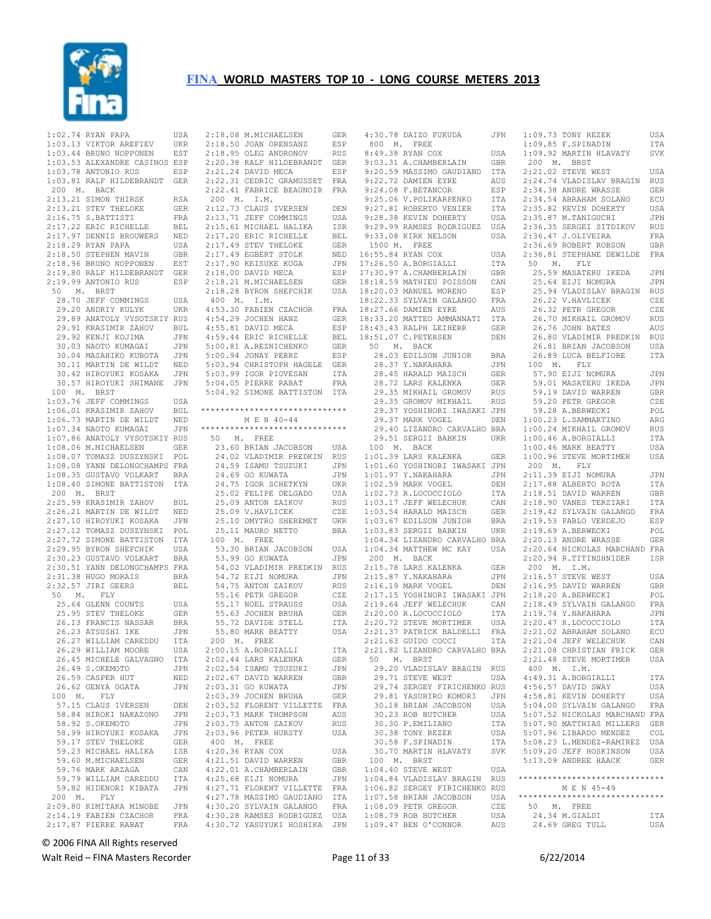# FINA WORLD MASTERS TOP 10 - LONG COURSE METERS 2013

```
1:02.74 RYAN PAPA              USA
1:03.13 VIKTOR AREFIEV         UKR
1:03.44 BRUNO NOPPONEN         EST
1:03.53 ALEXANDRE CASINOS      ESP
1:03.78 ANTONIO RUS            ESP
1:03.81 RALF HILDEBRANDT       GER
 200  M.  BACK
2:13.21 SIMON THIRSK           RSA
2:13.21 STEV THELOKE           GER
2:16.75 S.BATTISTI             FRA
2:17.22 ERIC RICHELLE          BEL
2:17.97 DENNIS BROUWERS        NED
2:18.29 RYAN PAPA              USA
2:18.50 STEPHEN MAVIN          GBR
2:18.96 BRUNO NOPPONEN         EST
2:19.80 RALF HILDEBRANDT       GER
2:19.99 ANTONIO RUS            ESP
 50   M.  BRST
  28.70 JEFF COMMINGS          USA
  29.20 ANDRIY KULYK           UKR
  29.89 ANATOLY VYSOTSKIY      RUS
  29.91 KRASIMIR ZAHOV         BUL
  29.92 KENJI KOJIMA           JPN
  30.03 NAOTO KUMAGAI          JPN
  30.04 MASAHIKO KUBOTA        JPN
  30.11 MARTIN DE WILDT        NED
  30.42 HIROYUKI KOSAKA        JPN
  30.57 HIROYUKI SHIMANE       JPN
 100  M.  BRST
1:03.76 JEFF COMMINGS          USA
1:06.01 KRASIMIR ZAHOV         BUL
1:06.73 MARTIN DE WILDT        NED
1:07.34 NAOTO KUMAGAI          JPN
1:07.86 ANATOLY VYSOTSKIY      RUS
1:08.06 M.MICHAELSEN           GER
1:08.07 TOMASZ DUSZYNSKI       POL
1:08.08 YANN DELONGCHAMPS      FRA
1:08.35 GUSTAVO VOLKART        BRA
1:08.40 SIMONE BATTISTON       ITA
 200  M.  BRST
2:25.99 KRASIMIR ZAHOV         BUL
2:26.21 MARTIN DE WILDT        NED
2:27.10 HIROYUKI KOSAKA        JPN
2:27.12 TOMASZ DUSZYNSKI       POL
2:27.72 SIMONE BATTISTON       ITA
2:29.95 BYRON SHEFCHIK         USA
2:30.23 GUSTAVO VOLKART        BRA
2:30.51 YANN DELONGCHAMPS      FRA
2:31.38 HUGO MORAIS            BRA
2:32.57 JIRI GEERS             BEL
 50   M.  FLY
  25.64 GLENN COUNTS           USA
  25.95 STEV THELOKE           GER
  26.13 FRANCIS NASSAR         BRA
  26.23 ATSUSHI IKE            JPN
  26.27 WILLIAM CAREDDU        ITA
  26.29 WILLIAM MOORE          USA
  26.45 MICHELE GALVAGNO       ITA
  26.49 S.OKEMOTO              JPN
  26.59 CASPER HUT             NED
  26.62 GENYA OGATA            JPN
 100  M.  FLY
  57.15 CLAUS IVERSEN          DEN
  58.84 HIROKI NAKAZONO        JPN
  58.92 S.OKEMOTO              JPN
  58.99 HIROYUKI KOSAKA        JPN
  59.17 STEV THELOKE           GER
  59.23 MICHAEL HALIKA         ISR
  59.60 M.MICHAELSEN           GER
  59.76 MARK ARZAGA            CAN
  59.79 WILLIAM CAREDDU        ITA
  59.82 HIDENORI KIBATA        JPN
 200  M.  FLY
2:09.80 KIMITAKA MINOBE        JPN
2:14.19 FABIEN CZACHOR         FRA
2:17.87 PIERRE RABAT           FRA
2:18.08 M.MICHAELSEN           GER
2:18.50 JOAN ORENSANZ          ESP
2:18.95 OLEG ANDRONOV          RUS
2:20.38 RALF HILDEBRANDT       GER
2:21.24 DAVID MECA             ESP
2:22.31 CEDRIC GRAMUSSET       FRA
2:22.41 FABRICE BEAUNOIR       FRA
 200  M.  I.M.
2:12.73 CLAUS IVERSEN          DEN
2:13.71 JEFF COMMINGS          USA
2:15.61 MICHAEL HALIKA         ISR
2:17.20 ERIC RICHELLE          BEL
2:17.49 STEV THELOKE           GER
2:17.49 EGBERT STOLK           NED
2:17.90 KEISUKE KUGA           JPN
2:18.00 DAVID MECA             ESP
2:18.21 M.MICHAELSEN           GER
2:18.28 BYRON SHEFCHIK         USA
 400  M.  I.M.
4:53.30 FABIEN CZACHOR         FRA
4:54.29 JOCHEN HANZ            GER
4:55.81 DAVID MECA             ESP
4:59.44 ERIC RICHELLE          BEL
5:00.81 A.REZNICHENKO          GER
5:00.94 JONAY PERRZ            ESP
5:03.94 CHRISTOPH HAGELE       GER
5:03.99 IGOR PIOVESAN          ITA
5:04.05 PIERRE RABAT           FRA
5:04.92 SIMONE BATTISTON       ITA

*****************************
        M E N  40-44
*****************************
 50   M.  FREE
  23.60 BRIAN JACOBSON         USA
  24.02 VLADIMIR PREDKIN       RUS
  24.59 ISAMU TSUZUKI          JPN
  24.69 GO KUWATA              JPN
  24.75 IGOR SCHETKYN          UKR
  25.02 FELIPE DELGADO         USA
  25.09 ANTON ZAIKOV           RUS
  25.09 V.HAVLICEK             CZE
  25.10 DMYTRO SHEREMET        UKR
  25.11 MAURO NETTO            BRA
 100  M.  FREE
  53.30 BRIAN JACOBSON         USA
  53.99 GO KUWATA              JPN
  54.02 VLADIMIR PREDKIN       RUS
  54.72 EIJI NOMURA            JPN
  54.75 ANTON ZAIKOV           RUS
  55.16 PETR GREGOR            CZE
  55.17 NOEL STRAUSS           USA
  55.63 JOCHEN BRUHA           GER
  55.72 DAVIDE STELL           ITA
  55.80 MARK BEATTY            USA
 200  M.  FREE
2:00.15 A.BORGIALLI            ITA
2:02.44 LARS KALENKA           GER
2:02.54 ISAMU TSUZUKI          JPN
2:02.67 DAVID WARREN           GBR
2:03.31 GO KUWATA              JPN
2:03.39 JOCHEN BRUHA           GER
2:03.52 FLORENT VILLETTE       FRA
2:03.73 MARK THOMPSON          AUS
2:03.75 ANTON ZAIKOV           RUS
2:03.96 PETER HURSTY           USA
 400  M.  FREE
4:20.36 RYAN COX               USA
4:21.51 DAVID WARREN           GBR
4:22.01 A.CHAMBERLAIN          GBR
4:25.68 EIJI NOMURA            JPN
4:27.71 FLORENT VILLETTE       FRA
4:27.78 MASSIMO GAUDIANO       ITA
4:30.20 SYLVAIN GALANGO        FRA
4:30.28 RAMSES RODRIGUEZ       USA
4:30.72 YASUYUKI HOSHIKA       JPN
4:30.78 DAIZO FUKUDA           JPN
 800  M.  FREE
8:49.38 RYAN COX               USA
9:03.31 A.CHAMBERLAIN          GBR
9:20.59 MASSIMO GAUDIANO       ITA
9:22.72 DAMIEN EYRE            AUS
9:24.08 F.BETANCOR             ESP
9:25.06 V.POLIKARPENKO         ITA
9:27.81 ROBERTO VENIER         ITA
9:28.38 KEVIN DOHERTY          USA
9:29.99 RAMSES RODRIGUEZ       USA
9:33.08 KIRK NELSON            USA
 1500 M.  FREE
16:55.84 RYAN COX              USA
17:26.50 A.BORGIALLI           ITA
17:30.97 A.CHAMBERLAIN         GBR
18:18.59 MATHIEU POISSON       CAN
18:20.03 MANUEL MORENO         ESP
18:22.33 SYLVAIN GALANGO       FRA
18:27.66 DAMIEN EYRE           AUS
18:33.20 MATTEO AMMANNATI      ITA
18:43.43 RALPH LEIHERR         GER
18:51.07 C.PETERSEN            DEN
 50   M.  BACK
  28.03 EDILSON JUNIOR         BRA
  28.37 Y.NAKAHARA             JPN
  28.45 HARALD MAISCH          GER
  28.72 LARS KALENKA           GER
  29.35 MIKHAIL GROMOV         RUS
  29.35 GROMOV MIKHAIL         RUS
  29.37 YOSHINORI IWASAKI      JPN
  29.37 MARK VOGEL             DEN
  29.40 LIZANDRO CARVALHO      BRA
  29.51 SERGII BABKIN          UKR
 100  M.  BACK
1:01.39 LARS KALENKA           GER
1:01.60 YOSHINORI IWASAKI      JPN
1:01.97 Y.NAKAHARA             JPN
1:02.59 MARK VOGEL             DEN
1:02.73 R.LOCOCCIOLO           ITA
1:03.17 JEFF WELECHUK          CAN
1:03.54 HARALD MAISCH          GER
1:03.67 EDILSON JUNIOR         BRA
1:03.83 SERGII BABKIN          UKR
1:04.34 LIZANDRO CARVALHO      BRA
1:04.34 MATTHEW MC KAY         USA
 200  M.  BACK
2:15.78 LARS KALENKA           GER
2:15.87 Y.NAKAHARA             JPN
2:16.19 MARK VOGEL             DEN
2:17.15 YOSHINORI IWASAKI      JPN
2:19.64 JEFF WELECHUK          CAN
2:20.00 R.LOCOCCIOLO           ITA
2:20.72 STEVE MORTIMER         USA
2:21.37 PATRICK BALDELLI       FRA
2:21.63 GUIDO COCCI            ITA
2:21.82 LIZANDRO CARVALHO      BRA
 50   M.  BRST
  29.20 VLADISLAV BRAGIN       RUS
  29.71 STEVE WEST             USA
  29.74 SERGEY FIRICHENKO      RUS
  29.81 YASUHIRO KOMORI        JPN
  30.18 BRIAN JACOBSON         USA
  30.23 ROB BUTCHER            USA
  30.30 P.EMILIANO             ITA
  30.38 TONY REZEK             USA
  30.58 F.SPINADIN             ITA
  30.70 MARTIN HLAVATY         SVK
 100  M.  BRST
1:04.40 STEVE WEST             USA
1:04.84 VLADISLAV BRAGIN       RUS
1:06.82 SERGEY FIRICHENKO      RUS
1:07.58 BRIAN JACOBSON         USA
1:08.09 PETR GREGOR            CZE
1:08.79 ROB BUTCHER            USA
1:09.47 BEN O'CONNOR           AUS
1:09.73 TONY REZEK             USA
1:09.85 F.SPINADIN             ITA
1:09.92 MARTIN HLAVATY         SVK
 200  M.  BRST
2:21.02 STEVE WEST             USA
2:24.74 VLADISLAV BRAGIN       RUS
2:34.38 ANDRE WRASSE           GER
2:34.54 ABRAHAM SOLANO         ECU
2:35.82 KEVIN DOHERTY          USA
2:35.87 M.TANIGUCHI            JPN
2:36.35 SERGEI SITDIKOV        RUS
2:36.47 J.OLIVEIRA             FRA
2:36.69 ROBERT ROBSON          GBR
2:36.81 STEPHANE DEWILDE       FRA
 50   M.  FLY
  25.59 MASATERU IKEDA         JPN
  25.64 EIJI NOMURA            JPN
  25.94 VLADISLAV BRAGIN       RUS
  26.22 V.HAVLICEK             CZE
  26.32 PETR GREGOR            CZE
  26.70 MIKHAIL GROMOV         RUS
  26.76 JOHN BATES             AUS
  26.80 VLADIMIR PREDKIN       RUS
  26.81 BRIAN JACOBSON         USA
  26.89 LUCA BELFIORE          ITA
 100  M.  FLY
  57.90 EIJI NOMURA            JPN
  59.01 MASATERU IKEDA         JPN
  59.19 DAVID WARREN           GBR
  59.20 PETR GREGOR            CZE
  59.28 A.BERWECKI             POL
1:00.23 L.SAMMARTINO           ARG
1:00.24 MIKHAIL GROMOV         RUS
1:00.46 A.BORGIALLI            ITA
1:00.46 MARK BEATTY            USA
1:00.96 STEVE MORTIMER         USA
 200  M.  FLY
2:11.39 EIJI NOMURA            JPN
2:17.88 ALBERTO ROTA           ITA
2:18.51 DAVID WARREN           GBR
2:18.90 VANES TERZIARI         ITA
2:19.42 SYLVAIN GALANGO        FRA
2:19.53 PABLO VERDEJO          ESP
2:19.69 A.BERWECKI             POL
2:20.13 ANDRE WRASSE           GER
2:20.64 NICKOLAS MARCHAND      FRA
2:20.94 R.TITINSHNIDER         ISR
 200  M.  I.M.
2:16.57 STEVE WEST             USA
2:16.95 DAVID WARREN           GBR
2:18.20 A.BERWECKI             POL
2:18.49 SYLVAIN GALANGO        FRA
2:19.74 Y.NAKAHARA             JPN
2:20.47 R.LOCOCCIOLO           ITA
2:21.02 ABRAHAM SOLANO         ECU
2:21.04 JEFF WELECHUK          CAN
2:21.08 CHRISTIAN FRICK        GER
2:21.48 STEVE MORTIMER         USA
 400  M.  I.M.
4:49.31 A.BORGIALLI            ITA
4:56.57 DAVID SWAY             USA
4:58.81 KEVIN DOHERTY          USA
5:04.00 SYLVAIN GALANGO        FRA
5:07.52 NICKOLAS MARCHAND      FRA
5:07.90 MATTHIAS MILLERS       GER
5:07.96 LIBARDO MENDEZ         COL
5:08.23 L.MENDEZ-RAMIREZ       USA
5:09.20 JEFF HOSKINSON         USA
5:13.09 ANDREE HAACK           GER

*****************************
        M E N  45-49
*****************************
 50   M.  FREE
  24.34 M.GIALDI               ITA
  24.69 GREG TULL              USA
```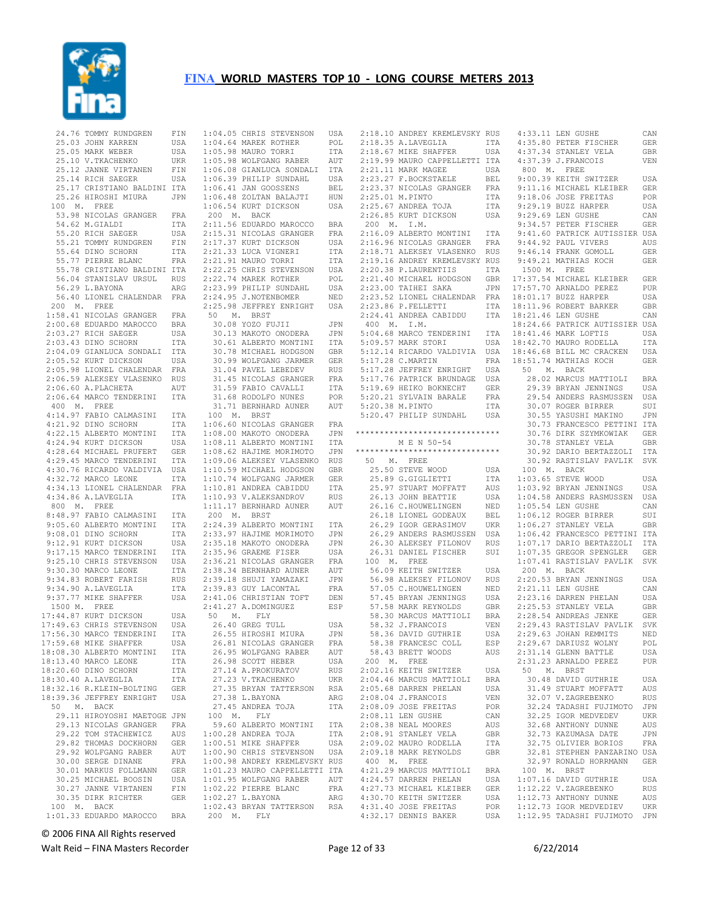# FINA WORLD MASTERS TOP 10 - LONG COURSE METERS 2013

```
 24.76 TOMMY RUNDGREN      FIN
 25.03 JOHN KARREN         USA
 25.05 MARK WEBER          USA
 25.10 V.TKACHENKO         UKR
 25.12 JANNE VIRTANEN      FIN
 25.14 RICH SAEGER         USA
 25.17 CRISTIANO BALDINI   ITA
 25.26 HIROSHI MIURA       JPN
100  M.  FREE
 53.98 NICOLAS GRANGER     FRA
 54.62 M.GIALDI            ITA
 55.20 RICH SAEGER         USA
 55.21 TOMMY RUNDGREN      FIN
 55.64 DINO SCHORN         ITA
 55.77 PIERRE BLANC        FRA
 55.78 CRISTIANO BALDINI   ITA
 56.04 STANISLAV URSUL     RUS
 56.29 L.BAYONA            ARG
 56.40 LIONEL CHALENDAR    FRA
200  M.  FREE
1:58.41 NICOLAS GRANGER    FRA
2:00.68 EDUARDO MAROCCO    BRA
2:03.27 RICH SAEGER        USA
2:03.43 DINO SCHORN        ITA
2:04.09 GIANLUCA SONDALI   ITA
2:05.52 KURT DICKSON       USA
2:05.98 LIONEL CHALENDAR   FRA
2:06.59 ALEKSEY VLASENKO   RUS
2:06.60 A.PLACHETA         AUT
2:06.64 MARCO TENDERINI    ITA
400  M.  FREE
4:14.97 FABIO CALMASINI    ITA
4:21.92 DINO SCHORN        ITA
4:22.15 ALBERTO MONTINI    ITA
4:24.94 KURT DICKSON       USA
4:28.64 MICHAEL PRUFERT    GER
4:29.45 MARCO TENDERINI    ITA
4:30.76 RICARDO VALDIVIA   USA
4:32.72 MARCO LEONE        ITA
4:34.13 LIONEL CHALENDAR   FRA
4:34.86 A.LAVEGLIA         ITA
800  M.  FREE
8:48.97 FABIO CALMASINI    ITA
9:05.60 ALBERTO MONTINI    ITA
9:08.01 DINO SCHORN        ITA
9:12.91 KURT DICKSON       USA
9:17.15 MARCO TENDERINI    ITA
9:25.10 CHRIS STEVENSON    USA
9:30.30 MARCO LEONE        ITA
9:34.83 ROBERT FARISH      RUS
9:34.90 A.LAVEGLIA         ITA
9:37.77 MIKE SHAFFER       USA
1500 M.  FREE
17:44.87 KURT DICKSON      USA
17:49.63 CHRIS STEVENSON   USA
17:56.30 MARCO TENDERINI   ITA
17:59.68 MIKE SHAFFER      USA
18:08.30 ALBERTO MONTINI   ITA
18:13.40 MARCO LEONE       ITA
18:20.60 DINO SCHORN       ITA
18:30.40 A.LAVEGLIA        ITA
18:32.16 R.KLEIN-BOLTING   GER
18:39.36 JEFFREY ENRIGHT   USA
 50  M.  BACK
 29.11 HIROYOSHI MAETOGE   JPN
 29.13 NICOLAS GRANGER     FRA
 29.22 TOM STACHEWICZ      AUS
 29.82 THOMAS DOCKHORN     GER
 29.92 WOLFGANG RABER      AUT
 30.00 SERGE DINANE        FRA
 30.01 MARKUS FOLLMANN     GER
 30.25 MICHAEL BOOSIN      USA
 30.27 JANNE VIRTANEN      FIN
 30.35 DIRK RICHTER        GER
100  M.  BACK
1:01.33 EDUARDO MAROCCO    BRA
1:04.05 CHRIS STEVENSON    USA
1:04.64 MAREK ROTHER       POL
1:05.98 MAURO TORRI        ITA
1:05.98 WOLFGANG RABER     AUT
1:06.08 GIANLUCA SONDALI   ITA
1:06.39 PHILIP SUNDAHL     USA
1:06.41 JAN GOOSSENS       BEL
1:06.48 ZOLTAN BALAJTI     HUN
1:06.54 KURT DICKSON       USA
200  M.  BACK
2:11.56 EDUARDO MAROCCO    BRA
2:15.31 NICOLAS GRANGER    FRA
2:17.37 KURT DICKSON       USA
2:21.33 LUCA VIGNERI       ITA
2:21.91 MAURO TORRI        ITA
2:22.25 CHRIS STEVENSON    USA
2:22.74 MAREK ROTHER       POL
2:23.99 PHILIP SUNDAHL     USA
2:24.95 J.NOTENBOMER       NED
2:25.98 JEFFREY ENRIGHT    USA
 50  M.  BRST
 30.08 YOZO FUJII          JPN
 30.13 MAKOTO ONODERA      JPN
 30.61 ALBERTO MONTINI     ITA
 30.78 MICHAEL HODGSON     GBR
 30.99 WOLFGANG JARMER     GER
 31.04 PAVEL LEBEDEV       RUS
 31.45 NICOLAS GRANGER     FRA
 31.59 FABIO CAVALLI       ITA
 31.68 RODOLFO NUNES       POR
 31.71 BERNHARD AUNER      AUT
100  M.  BRST
1:06.60 NICOLAS GRANGER    FRA
1:08.00 MAKOTO ONODERA     JPN
1:08.11 ALBERTO MONTINI    ITA
1:08.62 HAJIME MORIMOTO    JPN
1:09.06 ALEKSEY VLASENKO   RUS
1:10.59 MICHAEL HODGSON    GBR
1:10.74 WOLFGANG JARMER    GER
1:10.81 ANDREA CABIDDU     ITA
1:10.93 V.ALEKSANDROV      RUS
1:11.17 BERNHARD AUNER     AUT
200  M.  BRST
2:24.39 ALBERTO MONTINI    ITA
2:33.97 HAJIME MORIMOTO    JPN
2:35.18 MAKOTO ONODERA     JPN
2:35.96 GRAEME FISER       USA
2:36.21 NICOLAS GRANGER    FRA
2:38.34 BERNHARD AUNER     AUT
2:39.18 SHUJI YAMAZAKI     JPN
2:39.83 GUY LACONTAL       FRA
2:41.06 CHRISTIAN TOFT     DEN
2:41.27 A.DOMINGUEZ        ESP
 50  M.  FLY
 26.40 GREG TULL           USA
 26.55 HIROSHI MIURA       JPN
 26.81 NICOLAS GRANGER     FRA
 26.95 WOLFGANG RABER      AUT
 26.98 SCOTT HEBER         USA
 27.14 A.PROKURATOV        RUS
 27.23 V.TKACHENKO         UKR
 27.35 BRYAN TATTERSON     RSA
 27.38 L.BAYONA            ARG
 27.45 ANDREA TOJA         ITA
100  M.  FLY
 59.60 ALBERTO MONTINI     ITA
1:00.28 ANDREA TOJA        ITA
1:00.51 MIKE SHAFFER       USA
1:00.90 CHRIS STEVENSON    USA
1:00.98 ANDREY KREMLEVSKY  RUS
1:01.23 MAURO CAPPELLETTI  ITA
1:01.95 WOLFGANG RABER     AUT
1:02.22 PIERRE BLANC       FRA
1:02.27 L.BAYONA           ARG
1:02.43 BRYAN TATTERSON    RSA
200  M.  FLY
2:18.10 ANDREY KREMLEVSKY  RUS
2:18.35 A.LAVEGLIA         ITA
2:18.67 MIKE SHAFFER       USA
2:19.99 MAURO CAPPELLETTI  ITA
2:21.11 MARK MAGEE         USA
2:23.27 F.BOCKSTAELE       BEL
2:23.37 NICOLAS GRANGER    FRA
2:25.01 M.PINTO            ITA
2:25.67 ANDREA TOJA        ITA
2:26.85 KURT DICKSON       USA
200  M.  I.M.
2:16.09 ALBERTO MONTINI    ITA
2:16.96 NICOLAS GRANGER    FRA
2:18.71 ALEKSEY VLASENKO   RUS
2:19.16 ANDREY KREMLEVSKY  RUS
2:20.38 P.LAURENTIIS       ITA
2:21.40 MICHAEL HODGSON    GBR
2:23.00 TAIHEI SAKA        JPN
2:23.52 LIONEL CHALENDAR   FRA
2:23.86 P.FELLETTI         ITA
2:24.41 ANDREA CABIDDU     ITA
400  M.  I.M.
5:04.68 MARCO TENDERINI    ITA
5:09.57 MARK STORI         USA
5:12.14 RICARDO VALDIVIA   USA
5:17.28 C.MARTIN           FRA
5:17.28 JEFFREY ENRIGHT    USA
5:17.76 PATRICK BRUNDAGE   USA
5:19.69 HEIKO BOKNECHT     GER
5:20.21 SYLVAIN BARALE     FRA
5:20.38 M.PINTO            ITA
5:20.47 PHILIP SUNDAHL     USA
```

******************************

## M E N 50-54

******************************

```
 50  M.  FREE
 25.50 STEVE WOOD          USA
 25.89 G.GIGLIETTI         ITA
 25.97 STUART MOFFATT      AUS
 26.13 JOHN BEATTIE        USA
 26.16 C.HOUWELINGEN       NED
 26.18 LIONEL GODEAUX      BEL
 26.29 IGOR GERASIMOV      UKR
 26.29 ANDERS RASMUSSEN    USA
 26.30 ALEKSEY FILONOV     RUS
 26.31 DANIEL FISCHER      SUI
100  M.  FREE
 56.09 KEITH SWITZER       USA
 56.98 ALEKSEY FILONOV     RUS
 57.05 C.HOUWELINGEN       NED
 57.45 BRYAN JENNINGS      USA
 57.58 MARK REYNOLDS       GBR
 58.30 MARCUS MATTIOLI     BRA
 58.32 J.FRANCOIS          VEN
 58.36 DAVID GUTHRIE       USA
 58.38 FRANCESC COLL       ESP
 58.43 BRETT WOODS         AUS
200  M.  FREE
2:02.16 KEITH SWITZER      USA
2:04.46 MARCUS MATTIOLI    BRA
2:05.68 DARREN PHELAN      USA
2:08.04 J.FRANCOIS         VEN
2:08.09 JOSE FREITAS       POR
2:08.11 LEN GUSHE          CAN
2:08.38 NEAL MOORES        AUS
2:08.91 STANLEY VELA       GBR
2:09.02 MAURO RODELLA      ITA
2:09.18 MARK REYNOLDS      GBR
400  M.  FREE
4:21.29 MARCUS MATTIOLI    BRA
4:24.57 DARREN PHELAN      USA
4:27.73 MICHAEL KLEIBER    GER
4:30.70 KEITH SWITZER      USA
4:31.40 JOSE FREITAS       POR
4:32.17 DENNIS BAKER       USA
4:33.11 LEN GUSHE          CAN
4:35.80 PETER FISCHER      GER
4:37.34 STANLEY VELA       GBR
4:37.39 J.FRANCOIS         VEN
800  M.  FREE
9:00.39 KEITH SWITZER      USA
9:11.16 MICHAEL KLEIBER    GER
9:18.06 JOSE FREITAS       POR
9:29.19 BUZZ HARPER        USA
9:29.69 LEN GUSHE          CAN
9:34.57 PETER FISCHER      GER
9:41.60 PATRICK AUTISSIER  USA
9:44.92 PAUL VIVERS        AUS
9:46.14 FRANK GOMOLL       GER
9:49.21 MATHIAS KOCH       GER
1500 M.  FREE
17:37.54 MICHAEL KLEIBER   GER
17:57.70 ARNALDO PEREZ     PUR
18:01.17 BUZZ HARPER       USA
18:11.96 ROBERT BARKER     GBR
18:21.46 LEN GUSHE         CAN
18:24.66 PATRICK AUTISSIER USA
18:41.46 MARK LOFTIS       USA
18:42.70 MAURO RODELLA     ITA
18:46.68 BILL MC CRACKEN   USA
18:51.74 MATHIAS KOCH      GER
 50  M.  BACK
 28.02 MARCUS MATTIOLI     BRA
 29.39 BRYAN JENNINGS      USA
 29.54 ANDERS RASMUSSEN    USA
 30.07 ROGER BIRRER        SUI
 30.55 YASUSHI MAKINO      JPN
 30.73 FRANCESCO PETTINI   ITA
 30.76 DIRK SZYMKOWIAK     GER
 30.78 STANLEY VELA        GBR
 30.92 DARIO BERTAZZOLI    ITA
 30.92 RASTISLAV PAVLIK    SVK
100  M.  BACK
1:03.65 STEVE WOOD         USA
1:03.92 BRYAN JENNINGS     USA
1:04.58 ANDERS RASMUSSEN   USA
1:05.54 LEN GUSHE          CAN
1:06.12 ROGER BIRRER       SUI
1:06.27 STANLEY VELA       GBR
1:06.42 FRANCESCO PETTINI  ITA
1:07.17 DARIO BERTAZZOLI   ITA
1:07.35 GREGOR SPENGLER    GER
1:07.41 RASTISLAV PAVLIK   SVK
200  M.  BACK
2:20.53 BRYAN JENNINGS     USA
2:21.11 LEN GUSHE          CAN
2:23.16 DARREN PHELAN      USA
2:25.53 STANLEY VELA       GBR
2:28.54 ANDREAS JENKE      GER
2:29.43 RASTISLAV PAVLIK   SVK
2:29.63 JOHAN REMMITS      NED
2:29.67 DARIUSZ WOLNY      POL
2:31.14 GLENN BATTLE       USA
2:31.23 ARNALDO PEREZ      PUR
 50  M.  BRST
 30.48 DAVID GUTHRIE       USA
 31.49 STUART MOFFATT      AUS
 32.07 V.ZAGREBENKO        RUS
 32.24 TADASHI FUJIMOTO    JPN
 32.25 IGOR MEDVEDEV       UKR
 32.68 ANTHONY DUNNE       AUS
 32.73 KAZUMASA DATE       JPN
 32.75 OLIVIER BORIOS      FRA
 32.81 STEPHEN PANZARINO   USA
 32.97 RONALD HORRMANN     GER
100  M.  BRST
1:07.16 DAVID GUTHRIE      USA
1:12.22 V.ZAGREBENKO       RUS
1:12.73 ANTHONY DUNNE      AUS
1:12.73 IGOR MEDVEDIEV     UKR
1:12.95 TADASHI FUJIMOTO   JPN
```

© 2006 FINA All Rights reserved

Walt Reid – FINA Masters Recorder 6/22/2014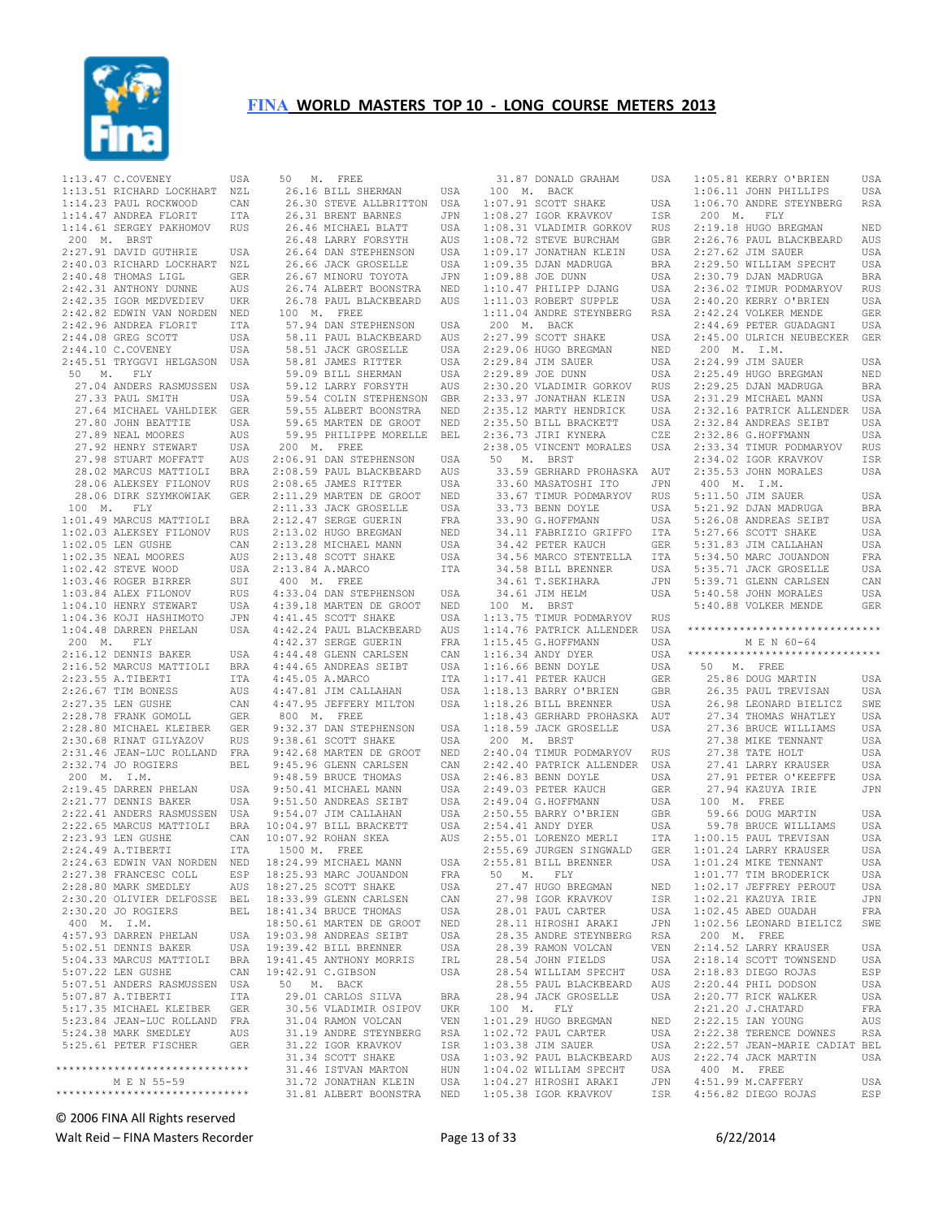# FINA WORLD MASTERS TOP 10 - LONG COURSE METERS 2013

```
1:13.47 C.COVENEY            USA
1:13.51 RICHARD LOCKHART     NZL
1:14.23 PAUL ROCKWOOD        CAN
1:14.47 ANDREA FLORIT        ITA
1:14.61 SERGEY PAKHOMOV      RUS
 200  M.  BRST
2:27.91 DAVID GUTHRIE        USA
2:40.03 RICHARD LOCKHART     NZL
2:40.48 THOMAS LIGL          GER
2:42.31 ANTHONY DUNNE        AUS
2:42.35 IGOR MEDVEDIEV       UKR
2:42.82 EDWIN VAN NORDEN     NED
2:42.96 ANDREA FLORIT        ITA
2:44.08 GREG SCOTT           USA
2:44.10 C.COVENEY            USA
2:45.51 TRYGGVI HELGASON     USA
 50   M.  FLY
  27.04 ANDERS RASMUSSEN     USA
  27.33 PAUL SMITH           USA
  27.64 MICHAEL VAHLDIEK     GER
  27.80 JOHN BEATTIE         USA
  27.89 NEAL MOORES          AUS
  27.92 HENRY STEWART        USA
  27.98 STUART MOFFATT       AUS
  28.02 MARCUS MATTIOLI      BRA
  28.06 ALEKSEY FILONOV      RUS
  28.06 DIRK SZYMKOWIAK      GER
 100  M.  FLY
1:01.49 MARCUS MATTIOLI      BRA
1:02.03 ALEKSEY FILONOV      RUS
1:02.05 LEN GUSHE            CAN
1:02.35 NEAL MOORES          AUS
1:02.42 STEVE WOOD           USA
1:03.46 ROGER BIRRER         SUI
1:03.84 ALEX FILONOV         RUS
1:04.10 HENRY STEWART        USA
1:04.36 KOJI HASHIMOTO       JPN
1:04.48 DARREN PHELAN        USA
 200  M.  FLY
2:16.12 DENNIS BAKER         USA
2:16.52 MARCUS MATTIOLI      BRA
2:23.55 A.TIBERTI            ITA
2:26.67 TIM BONESS           AUS
2:27.35 LEN GUSHE            CAN
2:28.78 FRANK GOMOLL         GER
2:28.80 MICHAEL KLEIBER      GER
2:30.68 RINAT GILYAZOV       RUS
2:31.46 JEAN-LUC ROLLAND     FRA
2:32.74 JO ROGIERS           BEL
 200  M.  I.M.
2:19.45 DARREN PHELAN        USA
2:21.77 DENNIS BAKER         USA
2:22.41 ANDERS RASMUSSEN     USA
2:22.65 MARCUS MATTIOLI      BRA
2:23.93 LEN GUSHE            CAN
2:24.49 A.TIBERTI            ITA
2:24.63 EDWIN VAN NORDEN     NED
2:27.38 FRANCESC COLL        ESP
2:28.80 MARK SMEDLEY         AUS
2:30.20 OLIVIER DELFOSSE     BEL
2:30.20 JO ROGIERS           BEL
 400  M.  I.M.
4:57.93 DARREN PHELAN        USA
5:02.51 DENNIS BAKER         USA
5:04.33 MARCUS MATTIOLI      BRA
5:07.22 LEN GUSHE            CAN
5:07.51 ANDERS RASMUSSEN     USA
5:07.87 A.TIBERTI            ITA
5:17.35 MICHAEL KLEIBER      GER
5:23.84 JEAN-LUC ROLLAND     FRA
5:24.38 MARK SMEDLEY         AUS
5:25.61 PETER FISCHER        GER
```

```
******************************
         M E N  55-59
******************************
```

```
 50   M.  FREE
  26.16 BILL SHERMAN         USA
  26.30 STEVE ALLBRITTON     USA
  26.31 BRENT BARNES         JPN
  26.46 MICHAEL BLATT        USA
  26.48 LARRY FORSYTH        AUS
  26.64 DAN STEPHENSON       USA
  26.66 JACK GROSELLE        USA
  26.67 MINORU TOYOTA        JPN
  26.74 ALBERT BOONSTRA      NED
  26.78 PAUL BLACKBEARD      AUS
 100  M.  FREE
  57.94 DAN STEPHENSON       USA
  58.11 PAUL BLACKBEARD      AUS
  58.51 JACK GROSELLE        USA
  58.81 JAMES RITTER         USA
  59.09 BILL SHERMAN         USA
  59.12 LARRY FORSYTH        AUS
  59.54 COLIN STEPHENSON     GBR
  59.55 ALBERT BOONSTRA      NED
  59.65 MARTEN DE GROOT      NED
  59.95 PHILIPPE MORELLE     BEL
 200  M.  FREE
2:06.91 DAN STEPHENSON       USA
2:08.59 PAUL BLACKBEARD      AUS
2:08.65 JAMES RITTER         USA
2:11.29 MARTEN DE GROOT      NED
2:11.33 JACK GROSELLE        USA
2:12.47 SERGE GUERIN         FRA
2:13.02 HUGO BREGMAN         NED
2:13.28 MICHAEL MANN         USA
2:13.48 SCOTT SHAKE          USA
2:13.84 A.MARCO              ITA
 400  M.  FREE
4:33.04 DAN STEPHENSON       USA
4:39.18 MARTEN DE GROOT      NED
4:41.45 SCOTT SHAKE          USA
4:42.24 PAUL BLACKBEARD      AUS
4:42.37 SERGE GUERIN         FRA
4:44.48 GLENN CARLSEN        CAN
4:44.65 ANDREAS SEIBT        USA
4:45.05 A.MARCO              ITA
4:47.81 JIM CALLAHAN         USA
4:47.95 JEFFERY MILTON       USA
 800  M.  FREE
9:32.37 DAN STEPHENSON       USA
9:38.61 SCOTT SHAKE          USA
9:42.68 MARTEN DE GROOT      NED
9:45.96 GLENN CARLSEN        CAN
9:48.59 BRUCE THOMAS         USA
9:50.41 MICHAEL MANN         USA
9:51.50 ANDREAS SEIBT        USA
9:54.07 JIM CALLAHAN         USA
10:04.97 BILL BRACKETT       USA
10:07.92 ROHAN SKEA          AUS
 1500 M.  FREE
18:24.99 MICHAEL MANN        USA
18:25.93 MARC JOUANDON       FRA
18:27.25 SCOTT SHAKE         USA
18:33.99 GLENN CARLSEN       CAN
18:41.34 BRUCE THOMAS        USA
18:50.61 MARTEN DE GROOT     NED
19:03.98 ANDREAS SEIBT       USA
19:39.42 BILL BRENNER        USA
19:41.45 ANTHONY MORRIS      IRL
19:42.91 C.GIBSON            USA
 50   M.  BACK
  29.01 CARLOS SILVA         BRA
  30.56 VLADIMIR OSIPOV      UKR
  31.04 RAMON VOLCAN         VEN
  31.19 ANDRE STEYNBERG      RSA
  31.22 IGOR KRAVKOV         ISR
  31.34 SCOTT SHAKE          USA
  31.46 ISTVAN MARTON        HUN
  31.72 JONATHAN KLEIN       USA
  31.81 ALBERT BOONSTRA      NED
  31.87 DONALD GRAHAM        USA
 100  M.  BACK
1:07.91 SCOTT SHAKE          USA
1:08.27 IGOR KRAVKOV         ISR
1:08.31 VLADIMIR GORKOV      RUS
1:08.72 STEVE BURCHAM        GBR
1:09.17 JONATHAN KLEIN       USA
1:09.35 DJAN MADRUGA         BRA
1:09.88 JOE DUNN             USA
1:10.47 PHILIPP DJANG        USA
1:11.03 ROBERT SUPPLE        USA
1:11.04 ANDRE STEYNBERG      RSA
 200  M.  BACK
2:27.99 SCOTT SHAKE          USA
2:29.06 HUGO BREGMAN         NED
2:29.84 JIM SAUER            USA
2:29.89 JOE DUNN             USA
2:30.20 VLADIMIR GORKOV      RUS
2:33.97 JONATHAN KLEIN       USA
2:35.12 MARTY HENDRICK       USA
2:35.50 BILL BRACKETT        USA
2:36.73 JIRI KYNERA          CZE
2:38.05 VINCENT MORALES      USA
 50   M.  BRST
  33.59 GERHARD PROHASKA     AUT
  33.60 MASATOSHI ITO        JPN
  33.67 TIMUR PODMARYOV      RUS
  33.73 BENN DOYLE           USA
  33.90 G.HOFFMANN           USA
  34.11 FABRIZIO GRIFFO      ITA
  34.42 PETER KAUCH          GER
  34.56 MARCO STENTELLA      ITA
  34.58 BILL BRENNER         USA
  34.61 T.SEKIHARA           JPN
  34.61 JIM HELM             USA
 100  M.  BRST
1:13.75 TIMUR PODMARYOV      RUS
1:14.76 PATRICK ALLENDER     USA
1:15.45 G.HOFFMANN           USA
1:16.34 ANDY DYER            USA
1:16.66 BENN DOYLE           USA
1:17.41 PETER KAUCH          GER
1:18.13 BARRY O'BRIEN        GBR
1:18.26 BILL BRENNER         USA
1:18.43 GERHARD PROHASKA     AUT
1:18.59 JACK GROSELLE        USA
 200  M.  BRST
2:40.04 TIMUR PODMARYOV      RUS
2:42.40 PATRICK ALLENDER     USA
2:46.83 BENN DOYLE           USA
2:49.03 PETER KAUCH          GER
2:49.04 G.HOFFMANN           USA
2:50.55 BARRY O'BRIEN        GBR
2:54.41 ANDY DYER            USA
2:55.01 LORENZO MERLI        ITA
2:55.69 JURGEN SINGWALD      GER
2:55.81 BILL BRENNER         USA
 50   M.  FLY
  27.47 HUGO BREGMAN         NED
  27.98 IGOR KRAVKOV         ISR
  28.01 PAUL CARTER          USA
  28.11 HIROSHI ARAKI        JPN
  28.35 ANDRE STEYNBERG      RSA
  28.39 RAMON VOLCAN         VEN
  28.54 JOHN FIELDS          USA
  28.54 WILLIAM SPECHT       USA
  28.55 PAUL BLACKBEARD      AUS
  28.94 JACK GROSELLE        USA
 100  M.  FLY
1:01.29 HUGO BREGMAN         NED
1:02.72 PAUL CARTER          USA
1:03.38 JIM SAUER            USA
1:03.92 PAUL BLACKBEARD      AUS
1:04.02 WILLIAM SPECHT       USA
1:04.27 HIROSHI ARAKI        JPN
1:05.38 IGOR KRAVKOV         ISR
1:05.81 KERRY O'BRIEN        USA
1:06.11 JOHN PHILLIPS        USA
1:06.70 ANDRE STEYNBERG      RSA
 200  M.  FLY
2:19.18 HUGO BREGMAN         NED
2:26.76 PAUL BLACKBEARD      AUS
2:27.62 JIM SAUER            USA
2:29.50 WILLIAM SPECHT       USA
2:30.79 DJAN MADRUGA         BRA
2:36.02 TIMUR PODMARYOV      RUS
2:40.20 KERRY O'BRIEN        USA
2:42.24 VOLKER MENDE         GER
2:44.69 PETER GUADAGNI       USA
2:45.00 ULRICH NEUBECKER     GER
 200  M.  I.M.
2:24.99 JIM SAUER            USA
2:25.49 HUGO BREGMAN         NED
2:29.25 DJAN MADRUGA         BRA
2:31.29 MICHAEL MANN         USA
2:32.16 PATRICK ALLENDER     USA
2:32.84 ANDREAS SEIBT        USA
2:32.86 G.HOFFMANN           USA
2:33.34 TIMUR PODMARYOV      RUS
2:34.02 IGOR KRAVKOV         ISR
2:35.53 JOHN MORALES         USA
 400  M.  I.M.
5:11.50 JIM SAUER            USA
5:21.92 DJAN MADRUGA         BRA
5:26.08 ANDREAS SEIBT        USA
5:27.66 SCOTT SHAKE          USA
5:31.83 JIM CALLAHAN         USA
5:34.50 MARC JOUANDON        FRA
5:35.71 JACK GROSELLE        USA
5:39.71 GLENN CARLSEN        CAN
5:40.58 JOHN MORALES         USA
5:40.88 VOLKER MENDE         GER
```

```
******************************
         M E N  60-64
******************************
```

```
 50   M.  FREE
  25.86 DOUG MARTIN          USA
  26.35 PAUL TREVISAN        USA
  26.98 LEONARD BIELICZ      SWE
  27.34 THOMAS WHATLEY       USA
  27.36 BRUCE WILLIAMS       USA
  27.38 MIKE TENNANT         USA
  27.38 TATE HOLT            USA
  27.41 LARRY KRAUSER        USA
  27.91 PETER O'KEEFFE       USA
  27.94 KAZUYA IRIE          JPN
 100  M.  FREE
  59.66 DOUG MARTIN          USA
  59.78 BRUCE WILLIAMS       USA
1:00.15 PAUL TREVISAN        USA
1:01.24 LARRY KRAUSER        USA
1:01.24 MIKE TENNANT         USA
1:01.77 TIM BRODERICK        USA
1:02.17 JEFFREY PEROUT       USA
1:02.21 KAZUYA IRIE          JPN
1:02.45 ABED OUADAH          FRA
1:02.56 LEONARD BIELICZ      SWE
 200  M.  FREE
2:14.52 LARRY KRAUSER        USA
2:18.14 SCOTT TOWNSEND       USA
2:18.83 DIEGO ROJAS          ESP
2:20.44 PHIL DODSON          USA
2:20.77 RICK WALKER          USA
2:21.20 J.CHATARD            FRA
2:22.15 IAN YOUNG            AUS
2:22.38 TERENCE DOWNES       RSA
2:22.57 JEAN-MARIE CADIAT    BEL
2:22.74 JACK MARTIN          USA
 400  M.  FREE
4:51.99 M.CAFFERY            USA
4:56.82 DIEGO ROJAS          ESP
```

© 2006 FINA All Rights reserved

Walt Reid – FINA Masters Recorder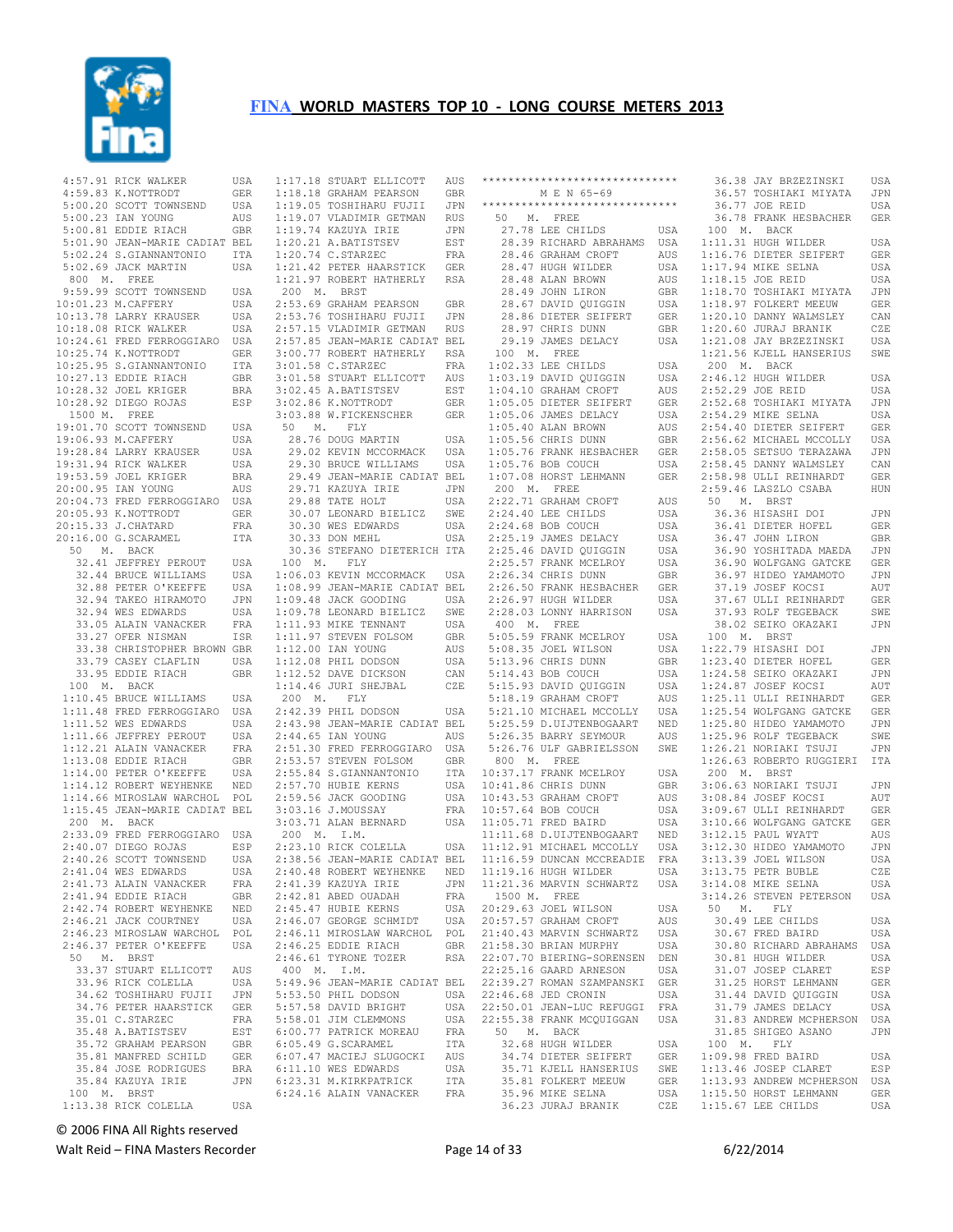# FINA WORLD MASTERS TOP 10 - LONG COURSE METERS 2013

```
  4:57.91 RICK WALKER         USA
  4:59.83 K.NOTTRODT          GER
  5:00.20 SCOTT TOWNSEND      USA
  5:00.23 IAN YOUNG           AUS
  5:00.81 EDDIE RIACH         GBR
  5:01.90 JEAN-MARIE CADIAT BEL
  5:02.24 S.GIANNANTONIO      ITA
  5:02.69 JACK MARTIN         USA
  800  M.  FREE
  9:59.99 SCOTT TOWNSEND      USA
 10:01.23 M.CAFFERY           USA
 10:13.78 LARRY KRAUSER       USA
 10:18.08 RICK WALKER         USA
 10:24.61 FRED FERROGGIARO    USA
 10:25.74 K.NOTTRODT          GER
 10:25.95 S.GIANNANTONIO      ITA
 10:27.13 EDDIE RIACH         GBR
 10:28.32 JOEL KRIGER         BRA
 10:28.92 DIEGO ROJAS         ESP
  1500 M.  FREE
 19:01.70 SCOTT TOWNSEND      USA
 19:06.93 M.CAFFERY           USA
 19:28.84 LARRY KRAUSER       USA
 19:31.94 RICK WALKER         USA
 19:53.59 JOEL KRIGER         BRA
 20:00.95 IAN YOUNG           AUS
 20:04.73 FRED FERROGGIARO    USA
 20:05.93 K.NOTTRODT          GER
 20:15.33 J.CHATARD           FRA
 20:16.00 G.SCARAMEL          ITA
  50   M.  BACK
    32.41 JEFFREY PEROUT      USA
    32.44 BRUCE WILLIAMS      USA
    32.88 PETER O'KEEFFE      USA
    32.94 TAKEO HIRAMOTO      JPN
    32.94 WES EDWARDS         USA
    33.05 ALAIN VANACKER      FRA
    33.27 OFER NISMAN         ISR
    33.38 CHRISTOPHER BROWN GBR
    33.79 CASEY CLAFLIN       USA
    33.95 EDDIE RIACH         GBR
  100  M.  BACK
  1:10.45 BRUCE WILLIAMS      USA
  1:11.48 FRED FERROGGIARO    USA
  1:11.52 WES EDWARDS         USA
  1:11.66 JEFFREY PEROUT      USA
  1:12.21 ALAIN VANACKER      FRA
  1:13.08 EDDIE RIACH         GBR
  1:14.00 PETER O'KEEFFE      USA
  1:14.12 ROBERT WEYHENKE     NED
  1:14.66 MIROSLAW WARCHOL    POL
  1:15.45 JEAN-MARIE CADIAT BEL
  200  M.  BACK
  2:33.09 FRED FERROGGIARO    USA
  2:40.07 DIEGO ROJAS         ESP
  2:40.26 SCOTT TOWNSEND      USA
  2:41.04 WES EDWARDS         USA
  2:41.73 ALAIN VANACKER      FRA
  2:41.94 EDDIE RIACH         GBR
  2:42.74 ROBERT WEYHENKE     NED
  2:46.21 JACK COURTNEY       USA
  2:46.23 MIROSLAW WARCHOL    POL
  2:46.37 PETER O'KEEFFE      USA
  50   M.  BRST
    33.37 STUART ELLICOTT     AUS
    33.96 RICK COLELLA        USA
    34.62 TOSHIHARU FUJII     JPN
    34.76 PETER HAARSTICK     GER
    35.01 C.STARZEC           FRA
    35.48 A.BATISTSEV         EST
    35.72 GRAHAM PEARSON      GBR
    35.81 MANFRED SCHILD      GER
    35.84 JOSE RODRIGUES      BRA
    35.84 KAZUYA IRIE         JPN
  100  M.  BRST
  1:13.38 RICK COLELLA        USA
  1:17.18 STUART ELLICOTT     AUS
  1:18.18 GRAHAM PEARSON      GBR
  1:19.05 TOSHIHARU FUJII     JPN
  1:19.07 VLADIMIR GETMAN     RUS
  1:19.74 KAZUYA IRIE         JPN
  1:20.21 A.BATISTSEV         EST
  1:20.74 C.STARZEC           FRA
  1:21.42 PETER HAARSTICK     GER
  1:21.97 ROBERT HATHERLY     RSA
  200  M.  BRST
  2:53.69 GRAHAM PEARSON      GBR
  2:53.76 TOSHIHARU FUJII     JPN
  2:57.15 VLADIMIR GETMAN     RUS
  2:57.85 JEAN-MARIE CADIAT BEL
  3:00.77 ROBERT HATHERLY     RSA
  3:01.58 C.STARZEC           FRA
  3:01.58 STUART ELLICOTT     AUS
  3:02.45 A.BATISTSEV         EST
  3:02.86 K.NOTTRODT          GER
  3:03.88 W.FICKENSCHER       GER
  50   M.  FLY
    28.76 DOUG MARTIN         USA
    29.02 KEVIN MCCORMACK     USA
    29.30 BRUCE WILLIAMS      USA
    29.49 JEAN-MARIE CADIAT BEL
    29.71 KAZUYA IRIE         JPN
    29.88 TATE HOLT           USA
    30.07 LEONARD BIELICZ     SWE
    30.30 WES EDWARDS         USA
    30.33 DON MEHL            USA
    30.36 STEFANO DIETERICH ITA
  100  M.  FLY
  1:06.03 KEVIN MCCORMACK     USA
  1:08.99 JEAN-MARIE CADIAT BEL
  1:09.48 JACK GOODING        USA
  1:09.78 LEONARD BIELICZ     SWE
  1:11.93 MIKE TENNANT        USA
  1:11.97 STEVEN FOLSOM       GBR
  1:12.00 IAN YOUNG           AUS
  1:12.08 PHIL DODSON         USA
  1:12.52 DAVE DICKSON        CAN
  1:14.46 JURI SHEJBAL        CZE
  200  M.  FLY
  2:42.39 PHIL DODSON         USA
  2:43.98 JEAN-MARIE CADIAT BEL
  2:44.65 IAN YOUNG           AUS
  2:51.30 FRED FERROGGIARO    USA
  2:53.57 STEVEN FOLSOM       GBR
  2:55.84 S.GIANNANTONIO      ITA
  2:57.70 HUBIE KERNS         USA
  2:59.56 JACK GOODING        USA
  3:03.16 J.MOUSSAY           FRA
  3:03.71 ALAN BERNARD        USA
  200  M.  I.M.
  2:23.10 RICK COLELLA        USA
  2:38.56 JEAN-MARIE CADIAT BEL
  2:40.48 ROBERT WEYHENKE     NED
  2:41.39 KAZUYA IRIE         JPN
  2:42.81 ABED OUADAH         FRA
  2:45.47 HUBIE KERNS         USA
  2:46.07 GEORGE SCHMIDT      USA
  2:46.11 MIROSLAW WARCHOL    POL
  2:46.25 EDDIE RIACH         GBR
  2:46.61 TYRONE TOZER        RSA
  400  M.  I.M.
  5:49.96 JEAN-MARIE CADIAT BEL
  5:53.50 PHIL DODSON         USA
  5:57.58 DAVID BRIGHT        USA
  5:58.01 JIM CLEMMONS        USA
  6:00.77 PATRICK MOREAU      FRA
  6:05.49 G.SCARAMEL          ITA
  6:07.47 MACIEJ SLUGOCKI     AUS
  6:11.10 WES EDWARDS         USA
  6:23.31 M.KIRKPATRICK       ITA
  6:24.16 ALAIN VANACKER      FRA
******************************
        M E N 65-69
******************************
  50   M.  FREE
    27.78 LEE CHILDS          USA
    28.39 RICHARD ABRAHAMS    USA
    28.46 GRAHAM CROFT        AUS
    28.47 HUGH WILDER         USA
    28.48 ALAN BROWN          AUS
    28.49 JOHN LIRON          GBR
    28.67 DAVID QUIGGIN       USA
    28.86 DIETER SEIFERT      GER
    28.97 CHRIS DUNN          GBR
    29.19 JAMES DELACY        USA
  100  M.  FREE
  1:02.33 LEE CHILDS          USA
  1:03.19 DAVID QUIGGIN       USA
  1:04.10 GRAHAM CROFT        AUS
  1:05.05 DIETER SEIFERT      GER
  1:05.06 JAMES DELACY        USA
  1:05.40 ALAN BROWN          AUS
  1:05.56 CHRIS DUNN          GBR
  1:05.76 FRANK HESBACHER     GER
  1:05.76 BOB COUCH           USA
  1:07.08 HORST LEHMANN       GER
  200  M.  FREE
  2:22.71 GRAHAM CROFT        AUS
  2:24.40 LEE CHILDS          USA
  2:24.68 BOB COUCH           USA
  2:25.19 JAMES DELACY        USA
  2:25.46 DAVID QUIGGIN       USA
  2:25.57 FRANK MCELROY       USA
  2:26.34 CHRIS DUNN          GBR
  2:26.50 FRANK HESBACHER     GER
  2:26.97 HUGH WILDER         USA
  2:28.03 LONNY HARRISON      USA
  400  M.  FREE
  5:05.59 FRANK MCELROY       USA
  5:08.35 JOEL WILSON         USA
  5:13.96 CHRIS DUNN          GBR
  5:14.43 BOB COUCH           USA
  5:15.93 DAVID QUIGGIN       USA
  5:18.19 GRAHAM CROFT        AUS
  5:21.10 MICHAEL MCCOLLY     USA
  5:25.59 D.UIJTENBOGAART     NED
  5:26.35 BARRY SEYMOUR       AUS
  5:26.76 ULF GABRIELSSON     SWE
  800  M.  FREE
 10:37.17 FRANK MCELROY       USA
 10:41.86 CHRIS DUNN          GBR
 10:43.53 GRAHAM CROFT        AUS
 10:57.64 BOB COUCH           USA
 11:05.71 FRED BAIRD          USA
 11:11.68 D.UIJTENBOGAART     NED
 11:12.91 MICHAEL MCCOLLY     USA
 11:16.59 DUNCAN MCCREADIE    FRA
 11:19.16 HUGH WILDER         USA
 11:21.36 MARVIN SCHWARTZ     USA
  1500 M.  FREE
 20:29.63 JOEL WILSON         USA
 20:57.57 GRAHAM CROFT        AUS
 21:40.43 MARVIN SCHWARTZ     USA
 21:58.30 BRIAN MURPHY        USA
 22:07.70 BIERING-SORENSEN    DEN
 22:25.16 GAARD ARNESON       USA
 22:39.27 ROMAN SZAMPANSKI    GER
 22:46.68 JED CRONIN          USA
 22:50.01 JEAN-LUC REFUGGI    FRA
 22:55.38 FRANK MCQUIGGAN     USA
  50   M.  BACK
    32.68 HUGH WILDER         USA
    34.74 DIETER SEIFERT      GER
    35.71 KJELL HANSERIUS     SWE
    35.81 FOLKERT MEEUW       GER
    35.96 MIKE SELNA          USA
    36.23 JURAJ BRANIK        CZE
    36.38 JAY BRZEZINSKI      USA
    36.57 TOSHIAKI MIYATA     JPN
    36.77 JOE REID            USA
    36.78 FRANK HESBACHER     GER
  100  M.  BACK
  1:11.31 HUGH WILDER         USA
  1:16.76 DIETER SEIFERT      GER
  1:17.94 MIKE SELNA          USA
  1:18.15 JOE REID            USA
  1:18.70 TOSHIAKI MIYATA     JPN
  1:18.97 FOLKERT MEEUW       GER
  1:20.10 DANNY WALMSLEY      CAN
  1:20.60 JURAJ BRANIK        CZE
  1:21.08 JAY BRZEZINSKI      USA
  1:21.56 KJELL HANSERIUS     SWE
  200  M.  BACK
  2:46.12 HUGH WILDER         USA
  2:52.29 JOE REID            USA
  2:52.68 TOSHIAKI MIYATA     JPN
  2:54.29 MIKE SELNA          USA
  2:54.40 DIETER SEIFERT      GER
  2:56.62 MICHAEL MCCOLLY     USA
  2:58.05 SETSUO TERAZAWA     JPN
  2:58.45 DANNY WALMSLEY      CAN
  2:58.98 ULLI REINHARDT      GER
  2:59.46 LASZLO CSABA        HUN
  50   M.  BRST
    36.36 HISASHI DOI         JPN
    36.41 DIETER HOFEL        GER
    36.47 JOHN LIRON          GBR
    36.90 YOSHITADA MAEDA     JPN
    36.90 WOLFGANG GATCKE     GER
    36.97 HIDEO YAMAMOTO      JPN
    37.19 JOSEF KOCSI         AUT
    37.67 ULLI REINHARDT      GER
    37.93 ROLF TEGEBACK       SWE
    38.02 SEIKO OKAZAKI       JPN
  100  M.  BRST
  1:22.79 HISASHI DOI         JPN
  1:23.40 DIETER HOFEL        GER
  1:24.58 SEIKO OKAZAKI       JPN
  1:24.87 JOSEF KOCSI         AUT
  1:25.11 ULLI REINHARDT      GER
  1:25.54 WOLFGANG GATCKE     GER
  1:25.80 HIDEO YAMAMOTO      JPN
  1:25.96 ROLF TEGEBACK       SWE
  1:26.21 NORIAKI TSUJI       JPN
  1:26.63 ROBERTO RUGGIERI    ITA
  200  M.  BRST
  3:06.63 NORIAKI TSUJI       JPN
  3:08.84 JOSEF KOCSI         AUT
  3:09.67 ULLI REINHARDT      GER
  3:10.66 WOLFGANG GATCKE     GER
  3:12.15 PAUL WYATT          AUS
  3:12.30 HIDEO YAMAMOTO      JPN
  3:13.39 JOEL WILSON         USA
  3:13.75 PETR BUBLE          CZE
  3:14.08 MIKE SELNA          USA
  3:14.26 STEVEN PETERSON     USA
  50   M.  FLY
    30.49 LEE CHILDS          USA
    30.67 FRED BAIRD          USA
    30.80 RICHARD ABRAHAMS    USA
    30.81 HUGH WILDER         USA
    31.07 JOSEP CLARET        ESP
    31.25 HORST LEHMANN       GER
    31.44 DAVID QUIGGIN       USA
    31.79 JAMES DELACY        USA
    31.83 ANDREW MCPHERSON    USA
    31.85 SHIGEO ASANO        JPN
  100  M.  FLY
  1:09.98 FRED BAIRD          USA
  1:13.46 JOSEP CLARET        ESP
  1:13.93 ANDREW MCPHERSON    USA
  1:15.50 HORST LEHMANN       GER
  1:15.67 LEE CHILDS          USA
```

© 2006 FINA All Rights reserved

Walt Reid – FINA Masters Recorder    6/22/2014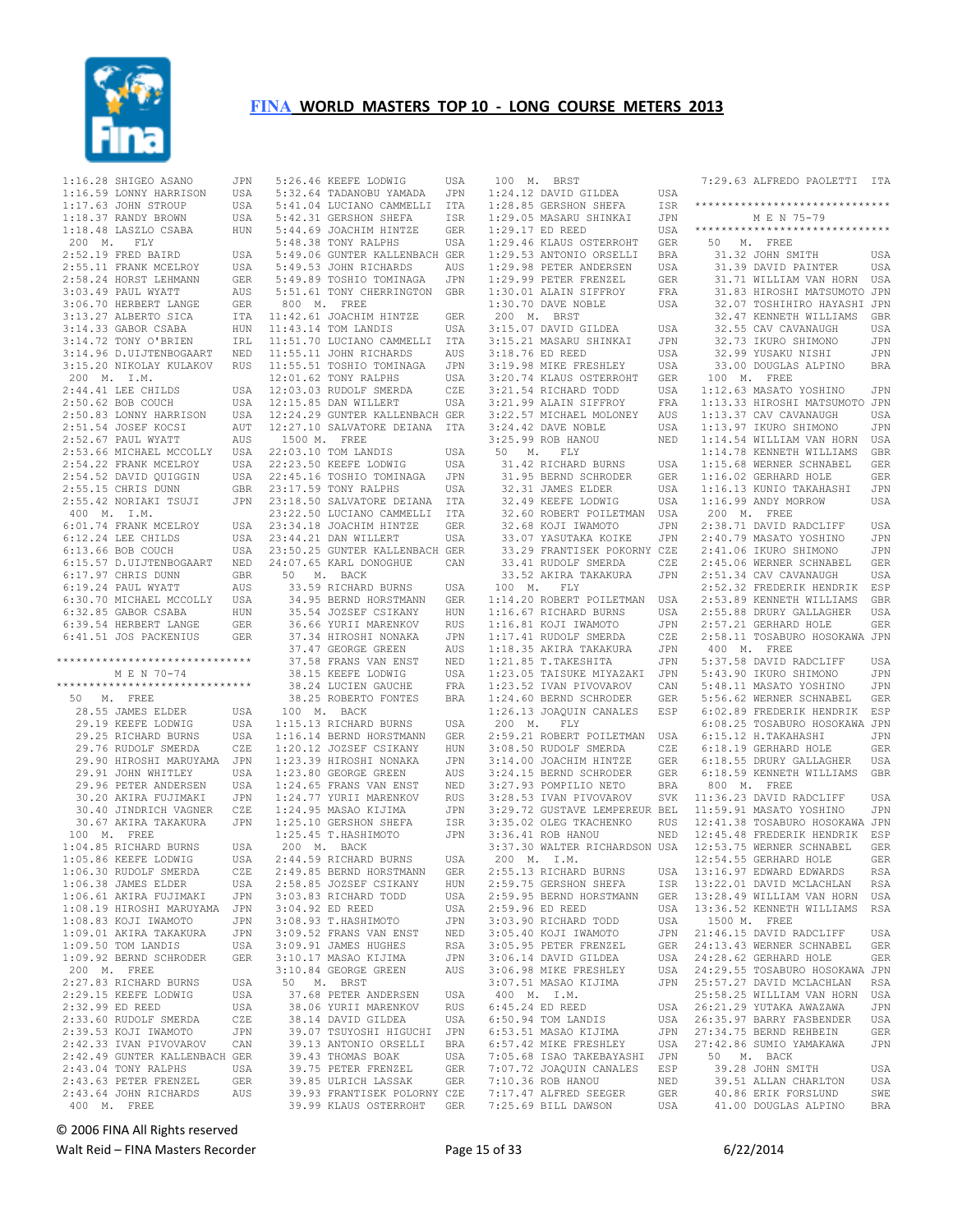# FINA WORLD MASTERS TOP 10 - LONG COURSE METERS 2013

```
 1:16.28 SHIGEO ASANO         JPN
 1:16.59 LONNY HARRISON       USA
 1:17.63 JOHN STROUP          USA
 1:18.37 RANDY BROWN          USA
 1:18.48 LASZLO CSABA         HUN
 200  M.   FLY
 2:52.19 FRED BAIRD           USA
 2:55.11 FRANK MCELROY        USA
 2:58.24 HORST LEHMANN        GER
 3:03.49 PAUL WYATT           AUS
 3:06.70 HERBERT LANGE        GER
 3:13.27 ALBERTO SICA         ITA
 3:14.33 GABOR CSABA          HUN
 3:14.72 TONY O'BRIEN         IRL
 3:14.96 D.UIJTENBOGAART      NED
 3:15.20 NIKOLAY KULAKOV      RUS
 200  M.  I.M.
 2:44.41 LEE CHILDS           USA
 2:50.62 BOB COUCH            USA
 2:50.83 LONNY HARRISON       USA
 2:51.54 JOSEF KOCSI          AUT
 2:52.67 PAUL WYATT           AUS
 2:53.66 MICHAEL MCCOLLY      USA
 2:54.22 FRANK MCELROY        USA
 2:54.52 DAVID QUIGGIN        USA
 2:55.15 CHRIS DUNN           GBR
 2:55.42 NORIAKI TSUJI        JPN
 400  M.  I.M.
 6:01.74 FRANK MCELROY        USA
 6:12.24 LEE CHILDS           USA
 6:13.66 BOB COUCH            USA
 6:15.57 D.UIJTENBOGAART      NED
 6:17.97 CHRIS DUNN           GBR
 6:19.24 PAUL WYATT           AUS
 6:30.70 MICHAEL MCCOLLY      USA
 6:32.85 GABOR CSABA          HUN
 6:39.54 HERBERT LANGE        GER
 6:41.51 JOS PACKENIUS        GER

******************************
          M E N  70-74
******************************
  50   M.  FREE
   28.55 JAMES ELDER          USA
   29.19 KEEFE LODWIG         USA
   29.25 RICHARD BURNS        USA
   29.76 RUDOLF SMERDA        CZE
   29.90 HIROSHI MARUYAMA     JPN
   29.91 JOHN WHITLEY         USA
   29.96 PETER ANDERSEN       USA
   30.20 AKIRA FUJIMAKI       JPN
   30.40 JINDRICH VAGNER      CZE
   30.67 AKIRA TAKAKURA       JPN
 100  M.  FREE
 1:04.85 RICHARD BURNS        USA
 1:05.86 KEEFE LODWIG         USA
 1:06.30 RUDOLF SMERDA        CZE
 1:06.38 JAMES ELDER          USA
 1:06.61 AKIRA FUJIMAKI       JPN
 1:08.19 HIROSHI MARUYAMA     JPN
 1:08.83 KOJI IWAMOTO         JPN
 1:09.01 AKIRA TAKAKURA       JPN
 1:09.50 TOM LANDIS           USA
 1:09.92 BERND SCHRODER       GER
 200  M.  FREE
 2:27.83 RICHARD BURNS        USA
 2:29.15 KEEFE LODWIG         USA
 2:32.99 ED REED              USA
 2:33.60 RUDOLF SMERDA        CZE
 2:39.53 KOJI IWAMOTO         JPN
 2:42.33 IVAN PIVOVAROV       CAN
 2:42.49 GUNTER KALLENBACH    GER
 2:43.04 TONY RALPHS          USA
 2:43.63 PETER FRENZEL        GER
 2:43.64 JOHN RICHARDS        AUS
 400  M.  FREE
 5:26.46 KEEFE LODWIG         USA
 5:32.64 TADANOBU YAMADA      JPN
 5:41.04 LUCIANO CAMMELLI     ITA
 5:42.31 GERSHON SHEFA        ISR
 5:44.69 JOACHIM HINTZE       GER
 5:48.38 TONY RALPHS          USA
 5:49.06 GUNTER KALLENBACH    GER
 5:49.53 JOHN RICHARDS        AUS
 5:49.89 TOSHIO TOMINAGA      JPN
 5:51.61 TONY CHERRINGTON     GBR
 800  M.  FREE
11:42.61 JOACHIM HINTZE       GER
11:43.14 TOM LANDIS           USA
11:51.70 LUCIANO CAMMELLI     ITA
11:55.11 JOHN RICHARDS        AUS
11:55.51 TOSHIO TOMINAGA      JPN
12:01.62 TONY RALPHS          USA
12:03.03 RUDOLF SMERDA        CZE
12:15.85 DAN WILLERT          USA
12:24.29 GUNTER KALLENBACH    GER
12:27.10 SALVATORE DEIANA     ITA
 1500 M.  FREE
22:03.10 TOM LANDIS           USA
22:23.50 KEEFE LODWIG         USA
22:45.16 TOSHIO TOMINAGA      JPN
23:17.59 TONY RALPHS          USA
23:18.50 SALVATORE DEIANA     ITA
23:22.50 LUCIANO CAMMELLI     ITA
23:34.18 JOACHIM HINTZE       GER
23:44.21 DAN WILLERT          USA
23:50.25 GUNTER KALLENBACH    GER
24:07.65 KARL DONOGHUE        CAN
  50   M.  BACK
   33.59 RICHARD BURNS        USA
   34.95 BERND HORSTMANN      GER
   35.54 JOZSEF CSIKANY       HUN
   36.66 YURII MARENKOV       RUS
   37.34 HIROSHI NONAKA       JPN
   37.47 GEORGE GREEN         AUS
   37.58 FRANS VAN ENST       NED
   38.15 KEEFE LODWIG         USA
   38.24 LUCIEN GAUCHE        FRA
   38.25 ROBERTO FONTES       BRA
 100  M.  BACK
 1:15.13 RICHARD BURNS        USA
 1:16.14 BERND HORSTMANN      GER
 1:20.12 JOZSEF CSIKANY       HUN
 1:23.39 HIROSHI NONAKA       JPN
 1:23.80 GEORGE GREEN         AUS
 1:24.65 FRANS VAN ENST       NED
 1:24.77 YURII MARENKOV       RUS
 1:24.95 MASAO KIJIMA         JPN
 1:25.10 GERSHON SHEFA        ISR
 1:25.45 T.HASHIMOTO          JPN
 200  M.  BACK
 2:44.59 RICHARD BURNS        USA
 2:49.85 BERND HORSTMANN      GER
 2:58.85 JOZSEF CSIKANY       HUN
 3:03.83 RICHARD TODD         USA
 3:04.92 ED REED              USA
 3:08.93 T.HASHIMOTO          JPN
 3:09.52 FRANS VAN ENST       NED
 3:09.91 JAMES HUGHES         RSA
 3:10.17 MASAO KIJIMA         JPN
 3:10.84 GEORGE GREEN         AUS
  50   M.  BRST
   37.68 PETER ANDERSEN       USA
   38.06 YURII MARENKOV       RUS
   38.14 DAVID GILDEA         USA
   39.07 TSUYOSHI HIGUCHI     JPN
   39.13 ANTONIO ORSELLI      BRA
   39.43 THOMAS BOAK          USA
   39.75 PETER FRENZEL        GER
   39.85 ULRICH LASSAK        GER
   39.93 FRANTISEK POLORNY    CZE
   39.99 KLAUS OSTERROHT      GER
 100  M.  BRST
 1:24.12 DAVID GILDEA         USA
 1:28.85 GERSHON SHEFA        ISR
 1:29.05 MASARU SHINKAI       JPN
 1:29.17 ED REED              USA
 1:29.46 KLAUS OSTERROHT      GER
 1:29.53 ANTONIO ORSELLI      BRA
 1:29.98 PETER ANDERSEN       USA
 1:29.99 PETER FRENZEL        GER
 1:30.01 ALAIN SIFFROY        FRA
 1:30.70 DAVE NOBLE           USA
 200  M.  BRST
 3:15.07 DAVID GILDEA         USA
 3:15.21 MASARU SHINKAI       JPN
 3:18.76 ED REED              USA
 3:19.98 MIKE FRESHLEY        USA
 3:20.74 KLAUS OSTERROHT      GER
 3:21.54 RICHARD TODD         USA
 3:21.99 ALAIN SIFFROY        FRA
 3:22.57 MICHAEL MOLONEY      AUS
 3:24.42 DAVE NOBLE           USA
 3:25.99 ROB HANOU            NED
  50   M.  FLY
   31.42 RICHARD BURNS        USA
   31.95 BERND SCHRODER       GER
   32.31 JAMES ELDER          USA
   32.49 KEEFE LODWIG         USA
   32.60 ROBERT POILETMAN     USA
   32.68 KOJI IWAMOTO         JPN
   33.07 YASUTAKA KOIKE       JPN
   33.29 FRANTISEK POKORNY    CZE
   33.41 RUDOLF SMERDA        CZE
   33.52 AKIRA TAKAKURA       JPN
 100  M.  FLY
 1:14.20 ROBERT POILETMAN     USA
 1:16.67 RICHARD BURNS        USA
 1:16.81 KOJI IWAMOTO         JPN
 1:17.41 RUDOLF SMERDA        CZE
 1:18.35 AKIRA TAKAKURA       JPN
 1:21.85 T.TAKESHITA          JPN
 1:23.05 TAISUKE MIYAZAKI     JPN
 1:23.52 IVAN PIVOVAROV       CAN
 1:24.60 BERND SCHRODER       GER
 1:26.13 JOAQUIN CANALES      ESP
 200  M.  FLY
 2:59.21 ROBERT POILETMAN     USA
 3:08.50 RUDOLF SMERDA        CZE
 3:14.00 JOACHIM HINTZE       GER
 3:24.15 BERND SCHRODER       GER
 3:27.93 POMPILIO NETO        BRA
 3:28.53 IVAN PIVOVAROV       SVK
 3:29.72 GUSTAVE LEMPEREUR    BEL
 3:35.02 OLEG TKACHENKO       RUS
 3:36.41 ROB HANOU            NED
 3:37.30 WALTER RICHARDSON    USA
 200  M.  I.M.
 2:55.13 RICHARD BURNS        USA
 2:59.75 GERSHON SHEFA        ISR
 2:59.95 BERND HORSTMANN      GER
 2:59.96 ED REED              USA
 3:03.90 RICHARD TODD         USA
 3:05.40 KOJI IWAMOTO         JPN
 3:05.95 PETER FRENZEL        GER
 3:06.14 DAVID GILDEA         USA
 3:06.98 MIKE FRESHLEY        USA
 3:07.51 MASAO KIJIMA         JPN
 400  M.  I.M.
 6:45.24 ED REED              USA
 6:50.94 TOM LANDIS           USA
 6:53.51 MASAO KIJIMA         JPN
 6:57.42 MIKE FRESHLEY        USA
 7:05.68 ISAO TAKEBAYASHI     JPN
 7:07.72 JOAQUIN CANALES      ESP
 7:10.36 ROB HANOU            NED
 7:17.47 ALFRED SEEGER        GER
 7:25.69 BILL DAWSON          USA
 7:29.63 ALFREDO PAOLETTI     ITA

******************************
          M E N  75-79
******************************
  50   M.  FREE
   31.32 JOHN SMITH           USA
   31.39 DAVID PAINTER        USA
   31.71 WILLIAM VAN HORN     USA
   31.83 HIROSHI MATSUMOTO    JPN
   32.07 TOSHIHIRO HAYASHI    JPN
   32.47 KENNETH WILLIAMS     GBR
   32.55 CAV CAVANAUGH        USA
   32.73 IKURO SHIMONO        JPN
   32.99 YUSAKU NISHI         JPN
   33.00 DOUGLAS ALPINO       BRA
 100  M.  FREE
 1:12.63 MASATO YOSHINO       JPN
 1:13.33 HIROSHI MATSUMOTO    JPN
 1:13.37 CAV CAVANAUGH        USA
 1:13.97 IKURO SHIMONO        JPN
 1:14.54 WILLIAM VAN HORN     USA
 1:14.78 KENNETH WILLIAMS     GBR
 1:15.68 WERNER SCHNABEL      GER
 1:16.02 GERHARD HOLE         GER
 1:16.13 KUNIO TAKAHASHI      JPN
 1:16.99 ANDY MORROW          USA
 200  M.  FREE
 2:38.71 DAVID RADCLIFF       USA
 2:40.79 MASATO YOSHINO       JPN
 2:41.06 IKURO SHIMONO        JPN
 2:45.06 WERNER SCHNABEL      GER
 2:51.34 CAV CAVANAUGH        USA
 2:52.32 FREDERIK HENDRIK     ESP
 2:53.89 KENNETH WILLIAMS     GBR
 2:55.88 DRURY GALLAGHER      USA
 2:57.21 GERHARD HOLE         GER
 2:58.11 TOSABURO HOSOKAWA    JPN
 400  M.  FREE
 5:37.58 DAVID RADCLIFF       USA
 5:43.90 IKURO SHIMONO        JPN
 5:48.11 MASATO YOSHINO       JPN
 5:56.62 WERNER SCHNABEL      GER
 6:02.89 FREDERIK HENDRIK     ESP
 6:08.25 TOSABURO HOSOKAWA    JPN
 6:15.12 H.TAKAHASHI          JPN
 6:18.19 GERHARD HOLE         GER
 6:18.55 DRURY GALLAGHER      USA
 6:18.59 KENNETH WILLIAMS     GBR
 800  M.  FREE
11:36.23 DAVID RADCLIFF       USA
11:59.91 MASATO YOSHINO       JPN
12:41.38 TOSABURO HOSOKAWA    JPN
12:45.48 FREDERIK HENDRIK     ESP
12:53.75 WERNER SCHNABEL      GER
12:54.55 GERHARD HOLE         GER
13:16.97 EDWARD EDWARDS       RSA
13:22.01 DAVID MCLACHLAN      RSA
13:28.49 WILLIAM VAN HORN     USA
13:36.52 KENNETH WILLIAMS     RSA
 1500 M.  FREE
21:46.15 DAVID RADCLIFF       USA
24:13.43 WERNER SCHNABEL      GER
24:28.62 GERHARD HOLE         GER
24:29.55 TOSABURO HOSOKAWA    JPN
25:57.27 DAVID MCLACHLAN      RSA
25:58.25 WILLIAM VAN HORN     USA
26:21.29 YUTAKA AWAZAWA       JPN
26:35.97 BARRY FASBENDER      USA
27:34.75 BERND REHBEIN        GER
27:42.86 SUMIO YAMAKAWA       JPN
  50   M.  BACK
   39.28 JOHN SMITH           USA
   39.51 ALLAN CHARLTON       USA
   40.86 ERIK FORSLUND        SWE
   41.00 DOUGLAS ALPINO       BRA
```

© 2006 FINA All Rights reserved

Walt Reid – FINA Masters Recorder    6/22/2014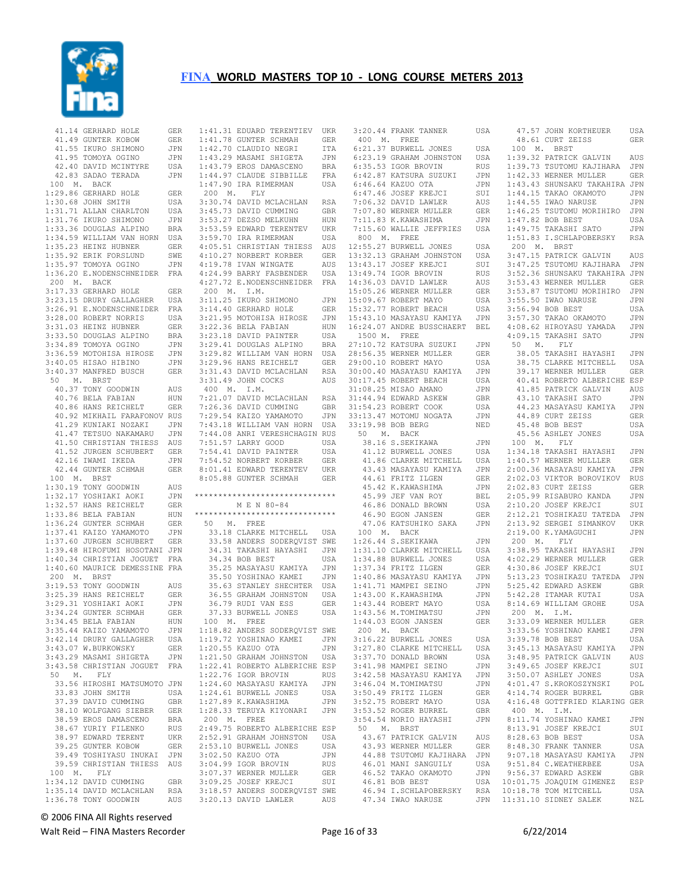# FINA WORLD MASTERS TOP 10 - LONG COURSE METERS 2013

```
 41.14 GERHARD HOLE       GER
 41.49 GUNTER KOBOW       GER
 41.55 IKURO SHIMONO      JPN
 41.95 TOMOYA OGINO       JPN
 42.40 DAVID MCINTYRE     USA
 42.83 SADAO TERADA       JPN
100  M.  BACK
1:29.86 GERHARD HOLE      GER
1:30.68 JOHN SMITH        USA
1:31.71 ALLAN CHARLTON    USA
1:31.76 IKURO SHIMONO     JPN
1:33.36 DOUGLAS ALPINO    BRA
1:34.59 WILLIAM VAN HORN  USA
1:35.23 HEINZ HUBNER      GER
1:35.92 ERIK FORSLUND     SWE
1:35.97 TOMOYA OGINO      JPN
1:36.20 E.NODENSCHNEIDER  FRA
200  M.  BACK
3:17.33 GERHARD HOLE      GER
3:23.15 DRURY GALLAGHER   USA
3:26.91 E.NODENSCHNEIDER  FRA
3:28.00 ROBERT NORRIS     USA
3:31.03 HEINZ HUBNER      GER
3:33.50 DOUGLAS ALPINO    BRA
3:34.89 TOMOYA OGINO      JPN
3:36.59 MOTOHISA HIROSE   JPN
3:40.05 HISAO HIBINO      JPN
3:40.37 MANFRED BUSCH     GER
 50  M.  BRST
 40.37 TONY GOODWIN       AUS
 40.76 BELA FABIAN        HUN
 40.86 HANS REICHELT      GER
 40.92 MIKHAIL FARAFONOV  RUS
 41.29 KUNIAKI NOZAKI     JPN
 41.47 TETSUO NAKAMARU    JPN
 41.50 CHRISTIAN THIESS   AUS
 41.52 JURGEN SCHUBERT    GER
 42.16 IWAMI IKEDA        JPN
 42.44 GUNTER SCHMAH      GER
100  M.  BRST
1:30.19 TONY GOODWIN      AUS
1:32.17 YOSHIAKI AOKI     JPN
1:32.57 HANS REICHELT     GER
1:33.86 BELA FABIAN       HUN
1:36.24 GUNTER SCHMAH     GER
1:37.41 KAIZO YAMAMOTO    JPN
1:37.60 JURGEN SCHUBERT   GER
1:39.48 HIROFUMI HOSOTANI JPN
1:40.34 CHRISTIAN JOGUET  FRA
1:40.60 MAURICE DEMESSINE FRA
200  M.  BRST
3:19.53 TONY GOODWIN      AUS
3:25.39 HANS REICHELT     GER
3:29.31 YOSHIAKI AOKI     JPN
3:34.24 GUNTER SCHMAH     GER
3:34.45 BELA FABIAN       HUN
3:35.44 KAIZO YAMAMOTO    JPN
3:42.14 DRURY GALLAGHER   USA
3:43.07 W.BURKOWSKY       GER
3:43.29 MASAMI SHIGETA    JPN
3:43.58 CHRISTIAN JOGUET  FRA
 50  M.  FLY
 33.56 HIROSHI MATSUMOTO  JPN
 33.83 JOHN SMITH         USA
 37.39 DAVID CUMMING      GBR
 38.10 WOLFGANG SIEBER    GER
 38.59 EROS DAMASCENO     BRA
 38.67 YURIY FILENKO      RUS
 38.97 EDWARD TERENT      UKR
 39.25 GUNTER KOBOW       GER
 39.49 TOSHIYASU INUKAI   JPN
 39.59 CHRISTIAN THIESS   AUS
100  M.  FLY
1:34.12 DAVID CUMMING     GBR
1:35.14 DAVID MCLACHLAN   RSA
1:36.78 TONY GOODWIN      AUS
1:41.31 EDUARD TERENTIEV  UKR
1:41.78 GUNTER SCHMAH     GER
1:42.70 CLAUDIO NEGRI     ITA
1:43.29 MASAMI SHIGETA    JPN
1:43.79 EROS DAMASCENO    BRA
1:44.97 CLAUDE SIBBILLE   FRA
1:47.90 IRA RIMERMAN      USA
200  M.  FLY
3:30.74 DAVID MCLACHLAN   RSA
3:45.73 DAVID CUMMING     GBR
3:53.27 DEZSO MELKUHN     HUN
3:53.59 EDWARD TERENTEV   UKR
3:59.70 IRA RIMERMAN      USA
4:05.51 CHRISTIAN THIESS  AUS
4:10.27 NORBERT KORBER    GER
4:19.78 IVAN WINGATE      AUS
4:24.99 BARRY FASBENDER   USA
4:27.72 E.NODENSCHNEIDER  FRA
200  M.  I.M.
3:11.25 IKURO SHIMONO     JPN
3:14.40 GERHARD HOLE      GER
3:21.95 MOTOHISA HIROSE   JPN
3:22.36 BELA FABIAN       HUN
3:23.18 DAVID PAINTER     USA
3:29.41 DOUGLAS ALPINO    BRA
3:29.82 WILLIAM VAN HORN  USA
3:29.96 HANS REICHELT     GER
3:31.43 DAVID MCLACHLAN   RSA
3:31.49 JOHN COCKS        AUS
400  M.  I.M.
7:21.07 DAVID MCLACHLAN   RSA
7:26.36 DAVID CUMMING     GBR
7:29.54 KAIZO YAMAMOTO    JPN
7:43.18 WILLIAM VAN HORN  USA
7:44.08 ANRI VERESHCHAGIN RUS
7:51.57 LARRY GOOD        USA
7:54.41 DAVID PAINTER     USA
7:54.52 NORBERT KORBER    GER
8:01.41 EDWARD TERENTEV   UKR
8:05.88 GUNTER SCHMAH     GER
```

## M E N 80-84

```
 50  M.  FREE
 33.18 CLARKE MITCHELL    USA
 33.58 ANDERS SODERQVIST  SWE
 34.31 TAKASHI HAYASHI    JPN
 34.34 BOB BEST           USA
 35.25 MASAYASU KAMIYA    JPN
 35.50 YOSHINAO KAMEI     JPN
 35.63 STANLEY SHECHTER   USA
 36.55 GRAHAM JOHNSTON    USA
 36.79 RUDI VAN ESS       GER
 37.33 BURWELL JONES      USA
100  M.  FREE
1:18.82 ANDERS SODERQVIST SWE
1:19.72 YOSHINAO KAMEI    JPN
1:20.55 KAZUO OTA         JPN
1:21.50 GRAHAM JOHNSTON   USA
1:22.41 ROBERTO ALBERICHE ESP
1:22.76 IGOR BROVIN       RUS
1:24.60 MASAYASU KAMIYA   JPN
1:24.61 BURWELL JONES     USA
1:27.89 K.KAWASHIMA       JPN
1:28.33 TERUYA KIYONARI   JPN
200  M.  FREE
2:49.75 ROBERTO ALBERICHE ESP
2:52.91 GRAHAM JOHNSTON   USA
2:53.10 BURWELL JONES     USA
3:02.50 KAZUO OTA         JPN
3:04.99 IGOR BROVIN       RUS
3:07.37 WERNER MULLER     GER
3:09.25 JOSEF KREJCI      SUI
3:18.57 ANDERS SODERQVIST SWE
3:20.13 DAVID LAWLER      AUS
3:20.44 FRANK TANNER      USA
400  M.  FREE
6:21.37 BURWELL JONES     USA
6:23.19 GRAHAM JOHNSTON   USA
6:35.53 IGOR BROVIN       RUS
6:42.87 KATSURA SUZUKI    JPN
6:46.64 KAZUO OTA         JPN
6:47.46 JOSEF KREJCI      SUI
7:06.32 DAVID LAWLER      AUS
7:07.80 WERNER MULLER     GER
7:11.83 K.KAWASHIMA       JPN
7:15.60 WALLIE JEFFRIES   USA
800  M.  FREE
12:55.27 BURWELL JONES    USA
13:32.13 GRAHAM JOHNSTON  USA
13:43.17 JOSEF KREJCI     SUI
13:49.74 IGOR BROVIN      RUS
14:36.03 DAVID LAWLER     AUS
15:05.26 WERNER MULLER    GER
15:09.67 ROBERT MAYO      USA
15:32.77 ROBERT BEACH     USA
15:43.10 MASAYASU KAMIYA  JPN
16:24.07 ANDRE BUSSCHAERT BEL
1500 M.  FREE
27:10.72 KATSURA SUZUKI   JPN
28:56.35 WERNER MULLER    GER
29:00.10 ROBERT MAYO      USA
30:00.40 MASAYASU KAMIYA  JPN
30:17.45 ROBERT BEACH     USA
31:08.25 MISAO AMANO      JPN
31:44.94 EDWARD ASKEW     GBR
31:54.23 ROBERT COOK      USA
33:13.47 MOTOMU NOGATA    JPN
33:19.98 BOB BERG         NED
 50  M.  BACK
 38.16 S.SEKIKAWA         JPN
 41.12 BURWELL JONES      USA
 41.86 CLARKE MITCHELL    USA
 43.43 MASAYASU KAMIYA    JPN
 44.61 FRITZ ILGEN        GER
 45.42 K.KAWASHIMA        JPN
 45.99 JEF VAN ROY        BEL
 46.86 DONALD BROWN       USA
 46.90 EGON JANSEN        GER
 47.06 KATSUHIKO SAKA     JPN
100  M.  BACK
1:26.44 S.SEKIKAWA        JPN
1:31.10 CLARKE MITCHELL   USA
1:34.88 BURWELL JONES     USA
1:37.34 FRITZ ILGEN       GER
1:40.86 MASAYASU KAMIYA   JPN
1:41.71 MAMPEI SEINO      JPN
1:43.00 K.KAWASHIMA       JPN
1:43.44 ROBERT MAYO       USA
1:43.56 M.TOMIMATSU       JPN
1:44.03 EGON JANSEN       GER
200  M.  BACK
3:16.22 BURWELL JONES     USA
3:27.80 CLARKE MITCHELL   USA
3:37.70 DONALD BROWN      USA
3:41.98 MAMPEI SEINO      JPN
3:42.58 MASAYASU KAMIYA   JPN
3:46.04 M.TOMIMATSU       JPN
3:50.49 FRITZ ILGEN       GER
3:52.75 ROBERT MAYO       USA
3:53.52 ROGER BURREL      GBR
3:54.54 NORIO HAYASHI     JPN
 50  M.  BRST
 43.67 PATRICK GALVIN     AUS
 43.93 WERNER MULLER      GER
 44.88 TSUTOMU KAJIHARA   JPN
 46.01 MANI SANGUILY      USA
 46.52 TAKAO OKAMOTO      JPN
 46.81 BOB BEST           USA
 46.94 I.SCHLAPOBERSKY    RSA
 47.34 IWAO NARUSE        JPN
 47.57 JOHN KORTHEUER     USA
 48.61 CURT ZEISS         GER
100  M.  BRST
1:39.32 PATRICK GALVIN    AUS
1:39.73 TSUTOMU KAJIHARA  JPN
1:42.33 WERNER MULLER     GER
1:43.43 SHUNSAKU TAKAHIRA JPN
1:44.15 TAKAO OKAMOTO     JPN
1:44.55 IWAO NARUSE       JPN
1:46.25 TSUTOMU MORIHIRO  JPN
1:47.82 BOB BEST          USA
1:49.75 TAKASHI SATO      JPN
1:51.83 I.SCHLAPOBERSKY   RSA
200  M.  BRST
3:47.15 PATRICK GALVIN    AUS
3:47.25 TSUTOMU KAJIHARA  JPN
3:52.36 SHUNSAKU TAKAHIRA JPN
3:53.43 WERNER MULLER     GER
3:53.87 TSUTOMU MORIHIRO  JPN
3:55.50 IWAO NARUSE       JPN
3:56.94 BOB BEST          USA
3:57.30 TAKAO OKAMOTO     JPN
4:08.62 HIROYASU YAMADA   JPN
4:09.15 TAKASHI SATO      JPN
 50  M.  FLY
 38.05 TAKASHI HAYASHI    JPN
 38.75 CLARKE MITCHELL    USA
 39.17 WERNER MULLER      GER
 40.41 ROBERTO ALBERICHE  ESP
 41.85 PATRICK GALVIN     AUS
 43.10 TAKASHI SATO       JPN
 44.23 MASAYASU KAMIYA    JPN
 44.89 CURT ZEISS         GER
 45.48 BOB BEST           USA
 45.56 ASHLEY JONES       USA
100  M.  FLY
1:34.18 TAKASHI HAYASHI   JPN
1:40.57 WERNER MULLLER    GER
2:00.36 MASAYASU KAMIYA   JPN
2:02.03 VIKTOR BOROVIKOV  RUS
2:02.83 CURT ZEISS        GER
2:05.99 RISABURO KANDA    JPN
2:10.20 JOSEF KREJCI      SUI
2:12.21 TOSHIKAZU TATEDA  JPN
2:13.92 SERGEI SIMANKOV   UKR
2:19.00 K.YAMAGUCHI       JPN
200  M.  FLY
3:38.95 TAKASHI HAYASHI   JPN
4:02.29 WERNER MULLER     GER
4:30.86 JOSEF KREJCI      SUI
5:13.23 TOSHIKAZU TATEDA  JPN
5:25.42 EDWARD ASKEW      GBR
5:42.28 ITAMAR KUTAI      USA
8:14.69 WILLIAM GROHE     USA
200  M.  I.M.
3:33.09 WERNER MULLER     GER
3:33.56 YOSHINAO KAMEI    JPN
3:39.78 BOB BEST          USA
3:45.13 MASAYASU KAMIYA   JPN
3:48.95 PATRICK GALVIN    AUS
3:49.65 JOSEF KREJCI      SUI
3:50.07 ASHLEY JONES      USA
4:01.47 S.KROKOSZYNSKI    POL
4:14.74 ROGER BURREL      GBR
4:16.48 GOTTFRIED KLARING GER
400  M.  I.M.
8:11.74 YOSHINAO KAMEI    JPN
8:13.91 JOSEF KREJCI      SUI
8:28.63 BOB BEST          USA
8:48.30 FRANK TANNER      USA
9:07.18 MASAYASU KAMIYA   JPN
9:51.84 C.WEATHERBEE      USA
9:56.37 EDWARD ASKEW      GBR
10:01.75 JOAQUIM GIMENEZ  ESP
10:18.78 TOM MITCHELL     USA
11:31.10 SIDNEY SALEK     NZL
```

© 2006 FINA All Rights reserved

Walt Reid – FINA Masters Recorder    6/22/2014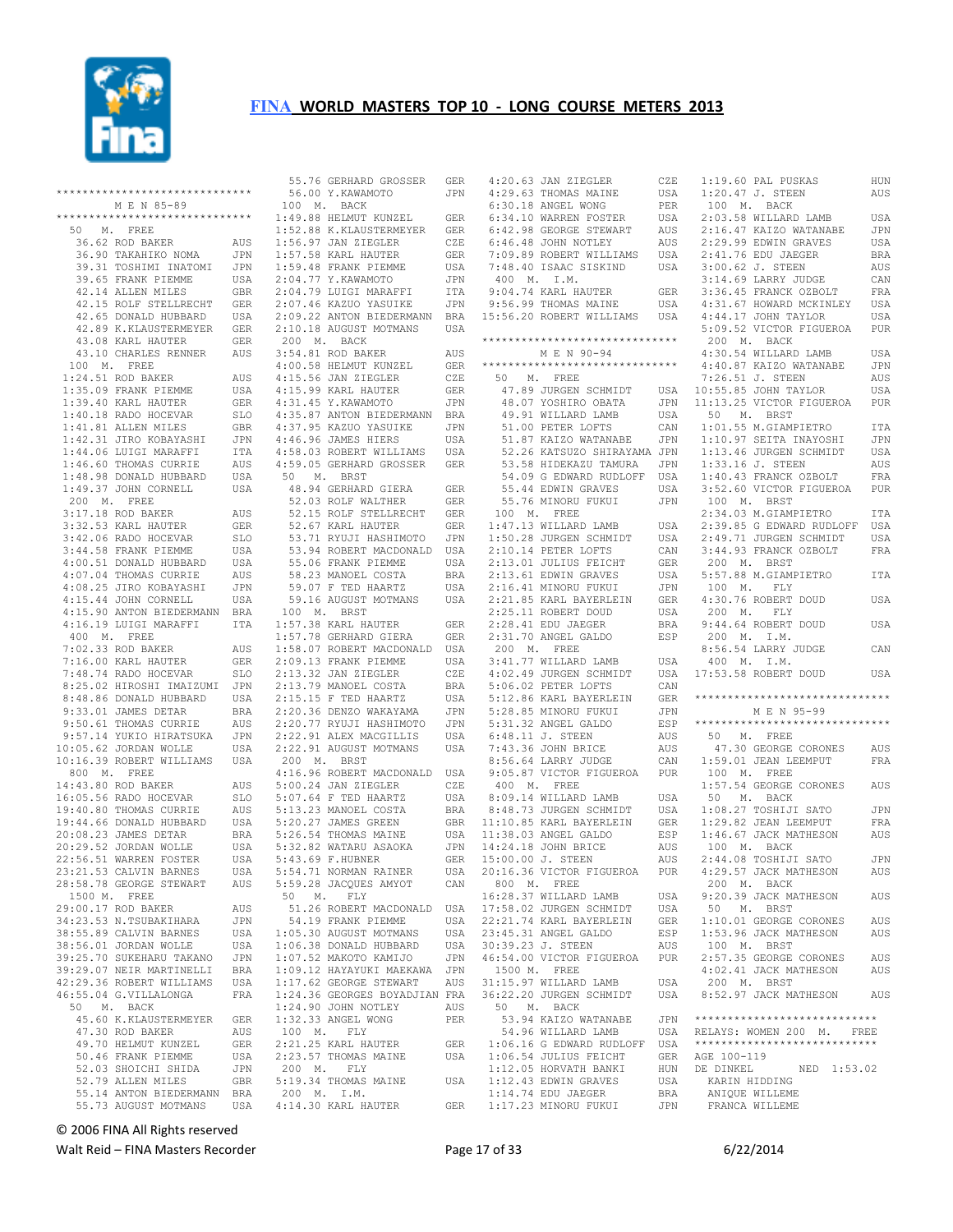# FINA WORLD MASTERS TOP 10 - LONG COURSE METERS 2013

```
*****************************
M E N 85-89
*****************************
 50  M.  FREE
  36.62 ROD BAKER                AUS
  36.90 TAKAHIKO NOMA            JPN
  39.31 TOSHIMI INATOMI          JPN
  39.65 FRANK PIEMME             USA
  42.14 ALLEN MILES              GBR
  42.15 ROLF STELLRECHT          GER
  42.65 DONALD HUBBARD           USA
  42.89 K.KLAUSTERMEYER          GER
  43.08 KARL HAUTER              GER
  43.10 CHARLES RENNER           AUS
 100  M.  FREE
 1:24.51 ROD BAKER               AUS
 1:35.09 FRANK PIEMME            USA
 1:39.40 KARL HAUTER             GER
 1:40.18 RADO HOCEVAR            SLO
 1:41.81 ALLEN MILES             GBR
 1:42.31 JIRO KOBAYASHI          JPN
 1:44.06 LUIGI MARAFFI           ITA
 1:46.60 THOMAS CURRIE           AUS
 1:48.98 DONALD HUBBARD          USA
 1:49.37 JOHN CORNELL            USA
 200  M.  FREE
 3:17.18 ROD BAKER               AUS
 3:32.53 KARL HAUTER             GER
 3:42.06 RADO HOCEVAR            SLO
 3:44.58 FRANK PIEMME            USA
 4:00.51 DONALD HUBBARD          USA
 4:07.04 THOMAS CURRIE           AUS
 4:08.25 JIRO KOBAYASHI          JPN
 4:15.44 JOHN CORNELL            USA
 4:15.90 ANTON BIEDERMANN        BRA
 4:16.19 LUIGI MARAFFI           ITA
 400  M.  FREE
 7:02.33 ROD BAKER               AUS
 7:16.00 KARL HAUTER             GER
 7:48.74 RADO HOCEVAR            SLO
 8:25.02 HIROSHI IMAIZUMI        JPN
 8:48.86 DONALD HUBBARD          USA
 9:33.01 JAMES DETAR             BRA
 9:50.61 THOMAS CURRIE           AUS
 9:57.14 YUKIO HIRATSUKA         JPN
10:05.62 JORDAN WOLLE            USA
10:16.39 ROBERT WILLIAMS         USA
 800  M.  FREE
14:43.80 ROD BAKER               AUS
16:05.56 RADO HOCEVAR            SLO
19:40.80 THOMAS CURRIE           AUS
19:44.66 DONALD HUBBARD          USA
20:08.23 JAMES DETAR             BRA
20:29.52 JORDAN WOLLE            USA
22:56.51 WARREN FOSTER           USA
23:21.53 CALVIN BARNES           USA
28:58.78 GEORGE STEWART          AUS
 1500 M.  FREE
29:00.17 ROD BAKER               AUS
34:23.53 N.TSUBAKIHARA           JPN
38:55.89 CALVIN BARNES           USA
38:56.01 JORDAN WOLLE            USA
39:25.70 SUKEHARU TAKANO         JPN
39:29.07 NEIR MARTINELLI         BRA
42:29.36 ROBERT WILLIAMS         USA
46:55.04 G.VILLALONGA            FRA
 50  M.  BACK
  45.60 K.KLAUSTERMEYER          GER
  47.30 ROD BAKER                AUS
  49.70 HELMUT KUNZEL            GER
  50.46 FRANK PIEMME             USA
  52.03 SHOICHI SHIDA            JPN
  52.79 ALLEN MILES              GBR
  55.14 ANTON BIEDERMANN         BRA
  55.73 AUGUST MOTMANS           USA
  55.76 GERHARD GROSSER          GER
  56.00 Y.KAWAMOTO               JPN
 100  M.  BACK
 1:49.88 HELMUT KUNZEL           GER
 1:52.88 K.KLAUSTERMEYER         GER
 1:56.97 JAN ZIEGLER             CZE
 1:57.58 KARL HAUTER             GER
 1:59.48 FRANK PIEMME            USA
 2:04.77 Y.KAWAMOTO              JPN
 2:04.79 LUIGI MARAFFI           ITA
 2:07.46 KAZUO YASUIKE           JPN
 2:09.22 ANTON BIEDERMANN        BRA
 2:10.18 AUGUST MOTMANS          USA
 200  M.  BACK
 3:54.81 ROD BAKER               AUS
 4:00.58 HELMUT KUNZEL           GER
 4:15.56 JAN ZIEGLER             CZE
 4:15.99 KARL HAUTER             GER
 4:31.45 Y.KAWAMOTO              JPN
 4:35.87 ANTON BIEDERMANN        BRA
 4:37.95 KAZUO YASUIKE           JPN
 4:46.96 JAMES HIERS             USA
 4:58.03 ROBERT WILLIAMS         USA
 4:59.05 GERHARD GROSSER         GER
 50  M.  BRST
  48.94 GERHARD GIERA            GER
  52.03 ROLF WALTHER             GER
  52.15 ROLF STELLRECHT          GER
  52.67 KARL HAUTER              GER
  53.71 RYUJI HASHIMOTO          JPN
  53.94 ROBERT MACDONALD         USA
  55.06 FRANK PIEMME             USA
  58.23 MANOEL COSTA             BRA
  59.07 F TED HAARTZ             USA
  59.16 AUGUST MOTMANS           USA
 100  M.  BRST
 1:57.38 KARL HAUTER             GER
 1:57.78 GERHARD GIERA           GER
 1:58.07 ROBERT MACDONALD        USA
 2:09.13 FRANK PIEMME            USA
 2:13.32 JAN ZIEGLER             CZE
 2:13.79 MANOEL COSTA            BRA
 2:15.15 F TED HAARTZ            USA
 2:20.36 DENZO WAKAYAMA          JPN
 2:20.77 RYUJI HASHIMOTO         JPN
 2:22.91 ALEX MACGILLIS          USA
 2:22.91 AUGUST MOTMANS          USA
 200  M.  BRST
 4:16.96 ROBERT MACDONALD        USA
 5:00.24 JAN ZIEGLER             CZE
 5:07.64 F TED HAARTZ            USA
 5:13.23 MANOEL COSTA            BRA
 5:20.27 JAMES GREEN             GBR
 5:26.54 THOMAS MAINE            USA
 5:32.82 WATARU ASAOKA           JPN
 5:43.69 F.HUBNER                GER
 5:54.71 NORMAN RAINER           USA
 5:59.28 JACQUES AMYOT           CAN
 50  M.  FLY
  51.26 ROBERT MACDONALD         USA
  54.19 FRANK PIEMME             USA
 1:05.30 AUGUST MOTMANS          USA
 1:06.38 DONALD HUBBARD          USA
 1:07.52 MAKOTO KAMIJO           JPN
 1:09.12 HAYAYUKI MAEKAWA        JPN
 1:17.62 GEORGE STEWART          AUS
 1:24.36 GEORGES BOYADJIAN       FRA
 1:24.90 JOHN NOTLEY             AUS
 1:32.33 ANGEL WONG              PER
 100  M.  FLY
 2:21.25 KARL HAUTER             GER
 2:23.57 THOMAS MAINE            USA
 200  M.  FLY
 5:19.34 THOMAS MAINE            USA
 200  M.  I.M.
 4:14.30 KARL HAUTER             GER
 4:20.63 JAN ZIEGLER             CZE
 4:29.63 THOMAS MAINE            USA
 6:30.18 ANGEL WONG              PER
 6:34.10 WARREN FOSTER           USA
 6:42.98 GEORGE STEWART          AUS
 6:46.48 JOHN NOTLEY             AUS
 7:09.89 ROBERT WILLIAMS         USA
 7:48.40 ISAAC SISKIND           USA
 400  M.  I.M.
 9:04.74 KARL HAUTER             GER
 9:56.99 THOMAS MAINE            USA
15:56.20 ROBERT WILLIAMS         USA

*****************************
M E N 90-94
*****************************
 50  M.  FREE
  47.89 JURGEN SCHMIDT           USA
  48.07 YOSHIRO OBATA            JPN
  49.91 WILLARD LAMB             USA
  51.00 PETER LOFTS              CAN
  51.87 KAIZO WATANABE           JPN
  52.26 KATSUZO SHIRAYAMA        JPN
  53.58 HIDEKAZU TAMURA          JPN
  54.09 G EDWARD RUDLOFF         USA
  55.44 EDWIN GRAVES             USA
  55.76 MINORU FUKUI             JPN
 100  M.  FREE
 1:47.13 WILLARD LAMB            USA
 1:50.28 JURGEN SCHMIDT          USA
 2:10.14 PETER LOFTS             CAN
 2:13.01 JULIUS FEICHT           GER
 2:13.61 EDWIN GRAVES            USA
 2:16.41 MINORU FUKUI            JPN
 2:21.85 KARL BAYERLEIN          GER
 2:25.11 ROBERT DOUD             USA
 2:28.41 EDU JAEGER              BRA
 2:31.70 ANGEL GALDO             ESP
 200  M.  FREE
 3:41.77 WILLARD LAMB            USA
 4:02.49 JURGEN SCHMIDT          USA
 5:06.02 PETER LOFTS             CAN
 5:12.86 KARL BAYERLEIN          GER
 5:28.85 MINORU FUKUI            JPN
 5:31.32 ANGEL GALDO             ESP
 6:48.11 J. STEEN                AUS
 7:43.36 JOHN BRICE              AUS
 8:56.64 LARRY JUDGE             CAN
 9:05.87 VICTOR FIGUEROA         PUR
 400  M.  FREE
 8:09.14 WILLARD LAMB            USA
 8:48.73 JURGEN SCHMIDT          USA
11:10.85 KARL BAYERLEIN          GER
11:38.03 ANGEL GALDO             ESP
14:24.18 JOHN BRICE              AUS
15:00.00 J. STEEN                AUS
20:16.36 VICTOR FIGUEROA         PUR
 800  M.  FREE
16:28.37 WILLARD LAMB            USA
17:58.02 JURGEN SCHMIDT          USA
22:21.74 KARL BAYERLEIN          GER
23:45.31 ANGEL GALDO             ESP
30:39.23 J. STEEN                AUS
46:54.00 VICTOR FIGUEROA         PUR
 1500 M.  FREE
31:15.97 WILLARD LAMB            USA
36:22.20 JURGEN SCHMIDT          USA
 50  M.  BACK
  53.94 KAIZO WATANABE           JPN
  54.96 WILLARD LAMB             USA
 1:06.16 G EDWARD RUDLOFF        USA
 1:06.54 JULIUS FEICHT           GER
 1:12.05 HORVATH BANKI           HUN
 1:12.43 EDWIN GRAVES            USA
 1:14.74 EDU JAEGER              BRA
 1:17.23 MINORU FUKUI            JPN
 1:19.60 PAL PUSKAS              HUN
 1:20.47 J. STEEN                AUS
 100  M.  BACK
 2:03.58 WILLARD LAMB            USA
 2:16.47 KAIZO WATANABE          JPN
 2:29.99 EDWIN GRAVES            USA
 2:41.76 EDU JAEGER              BRA
 3:00.62 J. STEEN                AUS
 3:14.69 LARRY JUDGE             CAN
 3:36.45 FRANCK OZBOLT           FRA
 4:31.67 HOWARD MCKINLEY         USA
 4:44.17 JOHN TAYLOR             USA
 5:09.52 VICTOR FIGUEROA         PUR
 200  M.  BACK
 4:30.54 WILLARD LAMB            USA
 4:40.87 KAIZO WATANABE          JPN
 7:26.51 J. STEEN                AUS
10:55.85 JOHN TAYLOR             USA
11:13.25 VICTOR FIGUEROA         PUR
 50  M.  BRST
 1:01.55 M.GIAMPIETRO            ITA
 1:10.97 SEITA INAYOSHI          JPN
 1:13.46 JURGEN SCHMIDT          USA
 1:33.16 J. STEEN                AUS
 1:40.43 FRANCK OZBOLT           FRA
 3:52.60 VICTOR FIGUEROA         PUR
 100  M.  BRST
 2:34.03 M.GIAMPIETRO            ITA
 2:39.85 G EDWARD RUDLOFF        USA
 2:49.71 JURGEN SCHMIDT          USA
 3:44.93 FRANCK OZBOLT           FRA
 200  M.  BRST
 5:57.88 M.GIAMPIETRO            ITA
 100  M.  FLY
 4:30.76 ROBERT DOUD             USA
 200  M.  FLY
 9:44.64 ROBERT DOUD             USA
 200  M.  I.M.
 8:56.54 LARRY JUDGE             CAN
 400  M.  I.M.
17:53.58 ROBERT DOUD             USA

*****************************
M E N 95-99
*****************************
 50  M.  FREE
  47.30 GEORGE CORONES           AUS
 1:59.01 JEAN LEEMPUT            FRA
 100  M.  FREE
 1:57.54 GEORGE CORONES          AUS
 50  M.  BACK
 1:08.27 TOSHIJI SATO            JPN
 1:29.82 JEAN LEEMPUT            FRA
 1:46.67 JACK MATHESON           AUS
 100  M.  BACK
 2:44.08 TOSHIJI SATO            JPN
 4:29.57 JACK MATHESON           AUS
 200  M.  BACK
 9:20.39 JACK MATHESON           AUS
 50  M.  BRST
 1:10.01 GEORGE CORONES          AUS
 1:53.96 JACK MATHESON           AUS
 100  M.  BRST
 2:57.35 GEORGE CORONES          AUS
 4:02.41 JACK MATHESON           AUS
 200  M.  BRST
 8:52.97 JACK MATHESON           AUS

***************************
RELAYS: WOMEN 200  M.  FREE
***************************
AGE 100-119
DE DINKEL              NED  1:53.02
  KARIN HIDDING
  ANIQUE WILLEME
  FRANCA WILLEME
```

© 2006 FINA All Rights reserved

Walt Reid – FINA Masters Recorder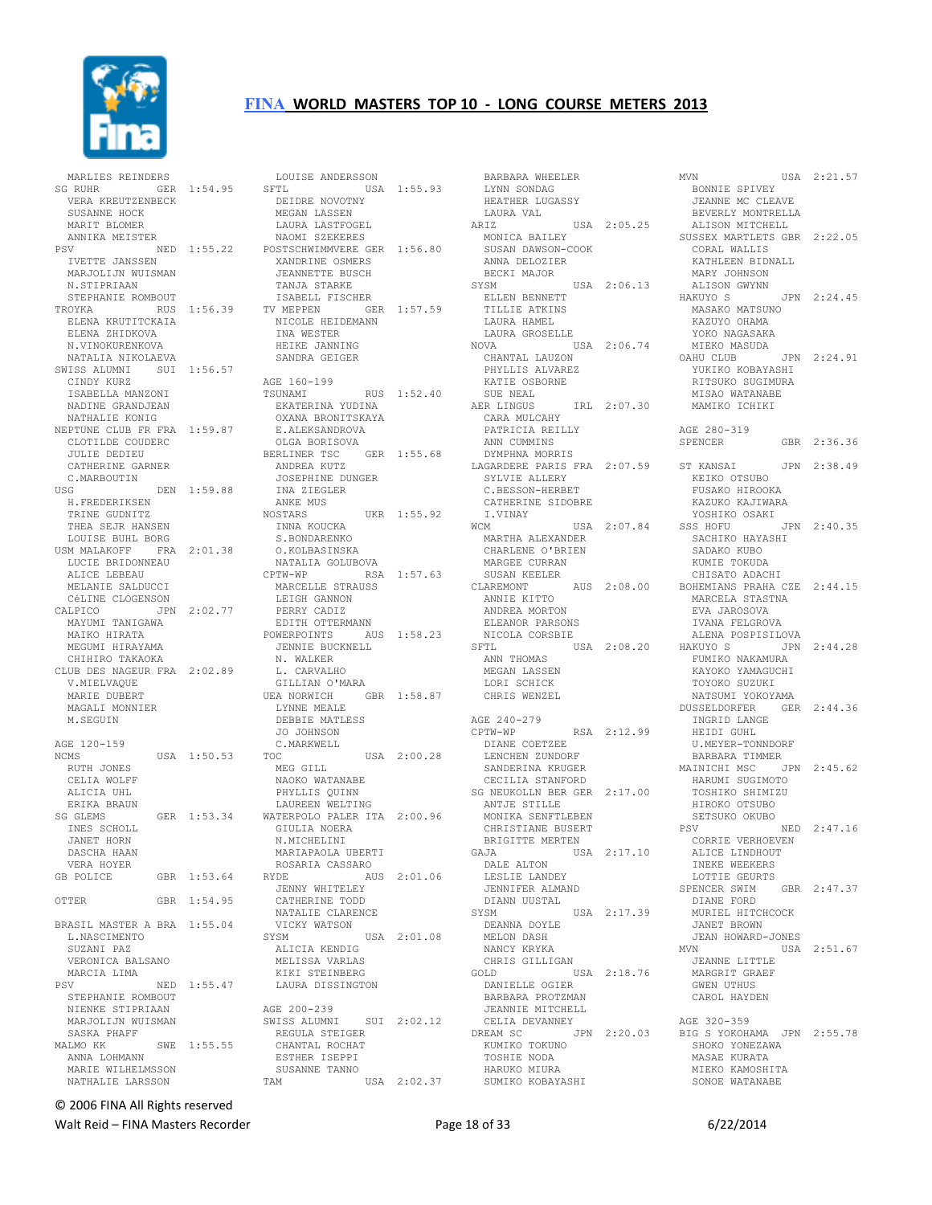# FINA WORLD MASTERS TOP 10 - LONG COURSE METERS 2013

```
 MARLIES REINDERS
SG RUHR            GER  1:54.95
 VERA KREUTZENBECK
 SUSANNE HOCK
 MARIT BLOMER
 ANNIKA MEISTER
PSV                NED  1:55.22
 IVETTE JANSSEN
 MARJOLIJN WUISMAN
 N.STIPRIAAN
 STEPHANIE ROMBOUT
TROYKA             RUS  1:56.39
 ELENA KRUTITCKAIA
 ELENA ZHIDKOVA
 N.VINOKURENKOVA
 NATALIA NIKOLAEVA
SWISS ALUMNI       SUI  1:56.57
 CINDY KURZ
 ISABELLA MANZONI
 NADINE GRANDJEAN
 NATHALIE KONIG
NEPTUNE CLUB FR FRA  1:59.87
 CLOTILDE COUDERC
 JULIE DEDIEU
 CATHERINE GARNER
 C.MARBOUTIN
USG                DEN  1:59.88
 H.FREDERIKSEN
 TRINE GUDNITZ
 THEA SEJR HANSEN
 LOUISE BUHL BORG
USM MALAKOFF       FRA  2:01.38
 LUCIE BRIDONNEAU
 ALICE LEBEAU
 MELANIE SALDUCCI
 CéLINE CLOGENSON
CALPICO            JPN  2:02.77
 MAYUMI TANIGAWA
 MAIKO HIRATA
 MEGUMI HIRAYAMA
 CHIHIRO TAKAOKA
CLUB DES NAGEUR FRA  2:02.89
 V.MIELVAQUE
 MARIE DUBERT
 MAGALI MONNIER
 M.SEGUIN

AGE 120-159
NCMS               USA  1:50.53
 RUTH JONES
 CELIA WOLFF
 ALICIA UHL
 ERIKA BRAUN
SG GLEMS           GER  1:53.34
 INES SCHOLL
 JANET HORN
 DASCHA HAAN
 VERA HOYER
GB POLICE          GBR  1:53.64

OTTER              GBR  1:54.95

BRASIL MASTER A BRA  1:55.04
 L.NASCIMENTO
 SUZANI PAZ
 VERONICA BALSANO
 MARCIA LIMA
PSV                NED  1:55.47
 STEPHANIE ROMBOUT
 NIENKE STIPRIAAN
 MARJOLIJN WUISMAN
 SASKA PHAFF
MALMO KK           SWE  1:55.55
 ANNA LOHMANN
 MARIE WILHELMSSON
 NATHALIE LARSSON
 LOUISE ANDERSSON
SFTL               USA  1:55.93
 DEIDRE NOVOTNY
 MEGAN LASSEN
 LAURA LASTFOGEL
 NAOMI SZEKERES
POSTSCHWIMMVERE GER  1:56.80
 XANDRINE OSMERS
 JEANNETTE BUSCH
 TANJA STARKE
 ISABELL FISCHER
TV MEPPEN          GER  1:57.59
 NICOLE HEIDEMANN
 INA WESTER
 HEIKE JANNING
 SANDRA GEIGER

AGE 160-199
TSUNAMI            RUS  1:52.40
 EKATERINA YUDINA
 OXANA BRONITSKAYA
 E.ALEKSANDROVA
 OLGA BORISOVA
BERLINER TSC       GER  1:55.68
 ANDREA KUTZ
 JOSEPHINE DUNGER
 INA ZIEGLER
 ANKE MUS
NOSTARS            UKR  1:55.92
 INNA KOUCKA
 S.BONDARENKO
 O.KOLBASINSKA
 NATALIA GOLUBOVA
CPTW-WP            RSA  1:57.63
 MARCELLE STRAUSS
 LEIGH GANNON
 PERRY CADIZ
 EDITH OTTERMANN
POWERPOINTS        AUS  1:58.23
 JENNIE BUCKNELL
 N. WALKER
 L. CARVALHO
 GILLIAN O'MARA
UEA NORWICH        GBR  1:58.87
 LYNNE MEALE
 DEBBIE MATLESS
 JO JOHNSON
 C.MARKWELL
TOC                USA  2:00.28
 MEG GILL
 NAOKO WATANABE
 PHYLLIS QUINN
 LAUREEN WELTING
WATERPOLO PALER ITA  2:00.96
 GIULIA NOERA
 N.MICHELINI
 MARIAPAOLA UBERTI
 ROSARIA CASSARO
RYDE               AUS  2:01.06
 JENNY WHITELEY
 CATHERINE TODD
 NATALIE CLARENCE
 VICKY WATSON
SYSM               USA  2:01.08
 ALICIA KENDIG
 MELISSA VARLAS
 KIKI STEINBERG
 LAURA DISSINGTON

AGE 200-239
SWISS ALUMNI       SUI  2:02.12
 REGULA STEIGER
 CHANTAL ROCHAT
 ESTHER ISEPPI
 SUSANNE TANNO
TAM                USA  2:02.37
 BARBARA WHEELER
 LYNN SONDAG
 HEATHER LUGASSY
 LAURA VAL
ARIZ               USA  2:05.25
 MONICA BAILEY
 SUSAN DAWSON-COOK
 ANNA DELOZIER
 BECKI MAJOR
SYSM               USA  2:06.13
 ELLEN BENNETT
 TILLIE ATKINS
 LAURA HAMEL
 LAURA GROSELLE
NOVA               USA  2:06.74
 CHANTAL LAUZON
 PHYLLIS ALVAREZ
 KATIE OSBORNE
 SUE NEAL
AER LINGUS         IRL  2:07.30
 CARA MULCAHY
 PATRICIA REILLY
 ANN CUMMINS
 DYMPHNA MORRIS
LAGARDERE PARIS FRA  2:07.59
 SYLVIE ALLERY
 C.BESSON-HERBET
 CATHERINE SIDOBRE
 I.VINAY
WCM                USA  2:07.84
 MARTHA ALEXANDER
 CHARLENE O'BRIEN
 MARGEE CURRAN
 SUSAN KEELER
CLAREMONT          AUS  2:08.00
 ANNIE KITTO
 ANDREA MORTON
 ELEANOR PARSONS
 NICOLA CORSBIE
SFTL               USA  2:08.20
 ANN THOMAS
 MEGAN LASSEN
 LORI SCHICK
 CHRIS WENZEL

AGE 240-279
CPTW-WP            RSA  2:12.99
 DIANE COETZEE
 LENCHEN ZUNDORF
 SANDERINA KRUGER
 CECILIA STANFORD
SG NEUKOLLN BER GER  2:17.00
 ANTJE STILLE
 MONIKA SENFTLEBEN
 CHRISTIANE BUSERT
 BRIGITTE MERTEN
GAJA               USA  2:17.10
 DALE ALTON
 LESLIE LANDEY
 JENNIFER ALMAND
 DIANN UUSTAL
SYSM               USA  2:17.39
 DEANNA DOYLE
 MELON DASH
 NANCY KRYKA
 CHRIS GILLIGAN
GOLD               USA  2:18.76
 DANIELLE OGIER
 BARBARA PROTZMAN
 JEANNIE MITCHELL
 CELIA DEVANNEY
DREAM SC           JPN  2:20.03
 KUMIKO TOKUNO
 TOSHIE NODA
 HARUKO MIURA
 SUMIKO KOBAYASHI
MVN                USA  2:21.57
 BONNIE SPIVEY
 JEANNE MC CLEAVE
 BEVERLY MONTRELLA
 ALISON MITCHELL
SUSSEX MARTLETS GBR  2:22.05
 CORAL WALLIS
 KATHLEEN BIDNALL
 MARY JOHNSON
 ALISON GWYNN
HAKUYO S           JPN  2:24.45
 MASAKO MATSUNO
 KAZUYO OHAMA
 YOKO NAGASAKA
 MIEKO MASUDA
OAHU CLUB          JPN  2:24.91
 YUKIKO KOBAYASHI
 RITSUKO SUGIMURA
 MISAO WATANABE
 MAMIKO ICHIKI

AGE 280-319
SPENCER            GBR  2:36.36

ST KANSAI          JPN  2:38.49
 KEIKO OTSUBO
 FUSAKO HIROOKA
 KAZUKO KAJIWARA
 YOSHIKO OSAKI
SSS HOFU           JPN  2:40.35
 SACHIKO HAYASHI
 SADAKO KUBO
 KUMIE TOKUDA
 CHISATO ADACHI
BOHEMIANS PRAHA CZE  2:44.15
 MARCELA STASTNA
 EVA JAROSOVA
 IVANA FELGROVA
 ALENA POSPISILOVA
HAKUYO S           JPN  2:44.28
 FUMIKO NAKAMURA
 KAYOKO YAMAGUCHI
 TOYOKO SUZUKI
 NATSUMI YOKOYAMA
DUSSELDORFER       GER  2:44.36
 INGRID LANGE
 HEIDI GUHL
 U.MEYER-TONNDORF
 BARBARA TIMMER
MAINICHI MSC       JPN  2:45.62
 HARUMI SUGIMOTO
 TOSHIKO SHIMIZU
 HIROKO OTSUBO
 SETSUKO OKUBO
PSV                NED  2:47.16
 CORRIE VERHOEVEN
 ALICE LINDHOUT
 INEKE WEEKERS
 LOTTIE GEURTS
SPENCER SWIM       GBR  2:47.37
 DIANE FORD
 MURIEL HITCHCOCK
 JANET BROWN
 JEAN HOWARD-JONES
MVN                USA  2:51.67
 JEANNE LITTLE
 MARGRIT GRAEF
 GWEN UTHUS
 CAROL HAYDEN

AGE 320-359
BIG S YOKOHAMA  JPN  2:55.78
 SHOKO YONEZAWA
 MASAE KURATA
 MIEKO KAMOSHITA
 SONOE WATANABE
```

© 2006 FINA All Rights reserved

Walt Reid – FINA Masters Recorder

6/22/2014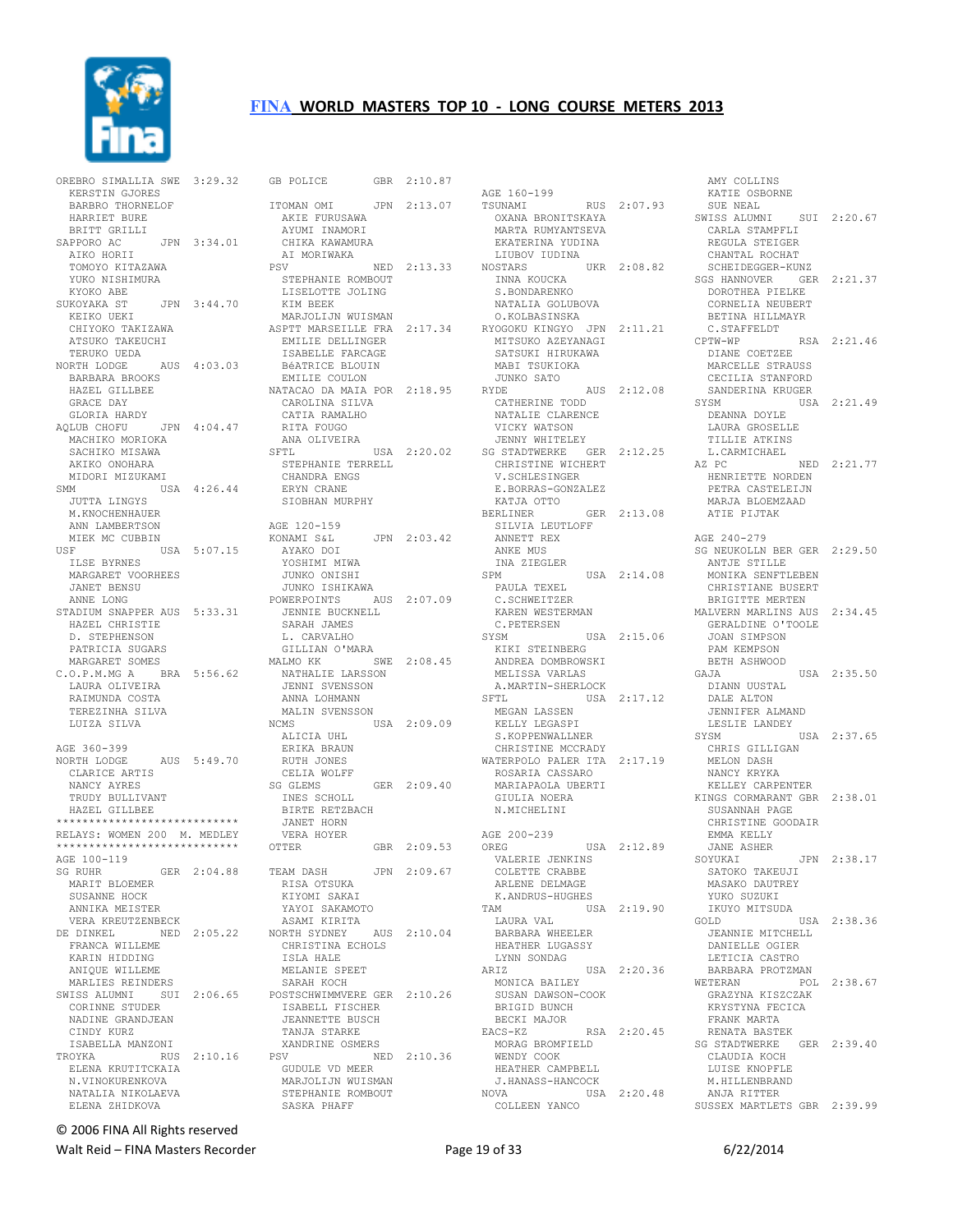## FINA WORLD MASTERS TOP 10 - LONG COURSE METERS 2013

```
OREBRO SIMALLIA SWE  3:29.32
  KERSTIN GJORES
  BARBRO THORNELOF
  HARRIET BURE
  BRITT GRILLI
SAPPORO AC       JPN 3:34.01
  AIKO HORII
  TOMOYO KITAZAWA
  YUKO NISHIMURA
  KYOKO ABE
SUKOYAKA ST      JPN 3:44.70
  KEIKO UEKI
  CHIYOKO TAKIZAWA
  ATSUKO TAKEUCHI
  TERUKO UEDA
NORTH LODGE      AUS 4:03.03
  BARBARA BROOKS
  HAZEL GILLBEE
  GRACE DAY
  GLORIA HARDY
AQLUB CHOFU      JPN 4:04.47
  MACHIKO MORIOKA
  SACHIKO MISAWA
  AKIKO ONOHARA
  MIDORI MIZUKAMI
SMM              USA 4:26.44
  JUTTA LINGYS
  M.KNOCHENHAUER
  ANN LAMBERTSON
  MIEK MC CUBBIN
USF              USA 5:07.15
  ILSE BYRNES
  MARGARET VOORHEES
  JANET BENSU
  ANNE LONG
STADIUM SNAPPER AUS  5:33.31
  HAZEL CHRISTIE
  D. STEPHENSON
  PATRICIA SUGARS
  MARGARET SOMES
C.O.P.M.MG A     BRA 5:56.62
  LAURA OLIVEIRA
  RAIMUNDA COSTA
  TEREZINHA SILVA
  LUIZA SILVA

AGE 360-399
NORTH LODGE      AUS 5:49.70
  CLARICE ARTIS
  NANCY AYRES
  TRUDY BULLIVANT
  HAZEL GILLBEE
****************************
RELAYS: WOMEN 200  M. MEDLEY
****************************
AGE 100-119
SG RUHR          GER 2:04.88
  MARIT BLOEMER
  SUSANNE HOCK
  ANNIKA MEISTER
  VERA KREUTZENBECK
DE DINKEL        NED 2:05.22
  FRANCA WILLEME
  KARIN HIDDING
  ANIQUE WILLEME
  MARLIES REINDERS
SWISS ALUMNI     SUI 2:06.65
  CORINNE STUDER
  NADINE GRANDJEAN
  CINDY KURZ
  ISABELLA MANZONI
TROYKA           RUS 2:10.16
  ELENA KRUTITCKAIA
  N.VINOKURENKOVA
  NATALIA NIKOLAEVA
  ELENA ZHIDKOVA

GB POLICE        GBR 2:10.87

ITOMAN OMI       JPN 2:13.07
  AKIE FURUSAWA
  AYUMI INAMORI
  CHIKA KAWAMURA
  AI MORIWAKA
PSV              NED 2:13.33
  STEPHANIE ROMBOUT
  LISELOTTE JOLING
  KIM BEEK
  MARJOLIJN WUISMAN
ASPTT MARSEILLE FRA  2:17.34
  EMILIE DELLINGER
  ISABELLE FARCAGE
  BéATRICE BLOUIN
  EMILIE COULON
NATACAO DA MAIA POR  2:18.95
  CAROLINA SILVA
  CATIA RAMALHO
  RITA FOUGO
  ANA OLIVEIRA
SFTL             USA 2:20.02
  STEPHANIE TERRELL
  CHANDRA ENGS
  ERYN CRANE
  SIOBHAN MURPHY

AGE 120-159
KONAMI S&L       JPN 2:03.42
  AYAKO DOI
  YOSHIMI MIWA
  JUNKO ONISHI
  JUNKO ISHIKAWA
POWERPOINTS      AUS 2:07.09
  JENNIE BUCKNELL
  SARAH JAMES
  L. CARVALHO
  GILLIAN O'MARA
MALMO KK         SWE 2:08.45
  NATHALIE LARSSON
  JENNI SVENSSON
  ANNA LOHMANN
  MALIN SVENSSON
NCMS             USA 2:09.09
  ALICIA UHL
  ERIKA BRAUN
  RUTH JONES
  CELIA WOLFF
SG GLEMS         GER 2:09.40
  INES SCHOLL
  BIRTE RETZBACH
  JANET HORN
  VERA HOYER
OTTER            GBR 2:09.53

TEAM DASH        JPN 2:09.67
  RISA OTSUKA
  KIYOMI SAKAI
  YAYOI SAKAMOTO
  ASAMI KIRITA
NORTH SYDNEY     AUS 2:10.04
  CHRISTINA ECHOLS
  ISLA HALE
  MELANIE SPEET
  SARAH KOCH
POSTSCHWIMMVERE GER  2:10.26
  ISABELL FISCHER
  JEANNETTE BUSCH
  TANJA STARKE
  XANDRINE OSMERS
PSV              NED 2:10.36
  GUDULE VD MEER
  MARJOLIJN WUISMAN
  STEPHANIE ROMBOUT
  SASKA PHAFF

AGE 160-199
TSUNAMI          RUS 2:07.93
  OXANA BRONITSKAYA
  MARTA RUMYANTSEVA
  EKATERINA YUDINA
  LIUBOV IUDINA
NOSTARS          UKR 2:08.82
  INNA KOUCKA
  S.BONDARENKO
  NATALIA GOLUBOVA
  O.KOLBASINSKA
RYOGOKU KINGYO  JPN  2:11.21
  MITSUKO AZEYANAGI
  SATSUKI HIRUKAWA
  MABI TSUKIOKA
  JUNKO SATO
RYDE             AUS 2:12.08
  CATHERINE TODD
  NATALIE CLARENCE
  VICKY WATSON
  JENNY WHITELEY
SG STADTWERKE    GER 2:12.25
  CHRISTINE WICHERT
  V.SCHLESINGER
  E.BORRAS-GONZALEZ
  KATJA OTTO
BERLINER         GER 2:13.08
  SILVIA LEUTLOFF
  ANNETT REX
  ANKE MUS
  INA ZIEGLER
SPM              USA 2:14.08
  PAULA TEXEL
  C.SCHWEITZER
  KAREN WESTERMAN
  C.PETERSEN
SYSM             USA 2:15.06
  KIKI STEINBERG
  ANDREA DOMBROWSKI
  MELISSA VARLAS
  A.MARTIN-SHERLOCK
SFTL             USA 2:17.12
  MEGAN LASSEN
  KELLY LEGASPI
  S.KOPPENWALLNER
  CHRISTINE MCCRADY
WATERPOLO PALER ITA  2:17.19
  ROSARIA CASSARO
  MARIAPAOLA UBERTI
  GIULIA NOERA
  N.MICHELINI

AGE 200-239
OREG             USA 2:12.89
  VALERIE JENKINS
  COLETTE CRABBE
  ARLENE DELMAGE
  K.ANDRUS-HUGHES
TAM              USA 2:19.90
  LAURA VAL
  BARBARA WHEELER
  HEATHER LUGASSY
  LYNN SONDAG
ARIZ             USA 2:20.36
  MONICA BAILEY
  SUSAN DAWSON-COOK
  BRIGID BUNCH
  BECKI MAJOR
EACS-KZ          RSA 2:20.45
  MORAG BROMFIELD
  WENDY COOK
  HEATHER CAMPBELL
  J.HANASS-HANCOCK
NOVA             USA 2:20.48
  COLLEEN YANCO

  AMY COLLINS
  KATIE OSBORNE
  SUE NEAL
SWISS ALUMNI     SUI 2:20.67
  CARLA STAMPFLI
  REGULA STEIGER
  CHANTAL ROCHAT
  SCHEIDEGGER-KUNZ
SGS HANNOVER     GER 2:21.37
  DOROTHEA PIELKE
  CORNELIA NEUBERT
  BETINA HILLMAYR
  C.STAFFELDT
CPTW-WP          RSA 2:21.46
  DIANE COETZEE
  MARCELLE STRAUSS
  CECILIA STANFORD
  SANDERINA KRUGER
SYSM             USA 2:21.49
  DEANNA DOYLE
  LAURA GROSELLE
  TILLIE ATKINS
  L.CARMICHAEL
AZ PC            NED 2:21.77
  HENRIETTE NORDEN
  PETRA CASTELEIJN
  MARJA BLOEMZAAD
  ATIE PIJTAK

AGE 240-279
SG NEUKOLLN BER GER  2:29.50
  ANTJE STILLE
  MONIKA SENFTLEBEN
  CHRISTIANE BUSERT
  BRIGITTE MERTEN
MALVERN MARLINS AUS  2:34.45
  GERALDINE O'TOOLE
  JOAN SIMPSON
  PAM KEMPSON
  BETH ASHWOOD
GAJA             USA 2:35.50
  DIANN UUSTAL
  DALE ALTON
  JENNIFER ALMAND
  LESLIE LANDEY
SYSM             USA 2:37.65
  CHRIS GILLIGAN
  MELON DASH
  NANCY KRYKA
  KELLEY CARPENTER
KINGS CORMARANT GBR  2:38.01
  SUSANNAH PAGE
  CHRISTINE GOODAIR
  EMMA KELLY
  JANE ASHER
SOYUKAI          JPN 2:38.17
  SATOKO TAKEUJI
  MASAKO DAUTREY
  YUKO SUZUKI
  IKUYO MITSUDA
GOLD             USA 2:38.36
  JEANNIE MITCHELL
  DANIELLE OGIER
  LETICIA CASTRO
  BARBARA PROTZMAN
WETERAN          POL 2:38.67
  GRAZYNA KISZCZAK
  KRYSTYNA FECICA
  FRANK MARTA
  RENATA BASTEK
SG STADTWERKE    GER 2:39.40
  CLAUDIA KOCH
  LUISE KNOPFLE
  M.HILLENBRAND
  ANJA RITTER
SUSSEX MARTLETS GBR  2:39.99
```

© 2006 FINA All Rights reserved

Walt Reid – FINA Masters Recorder

6/22/2014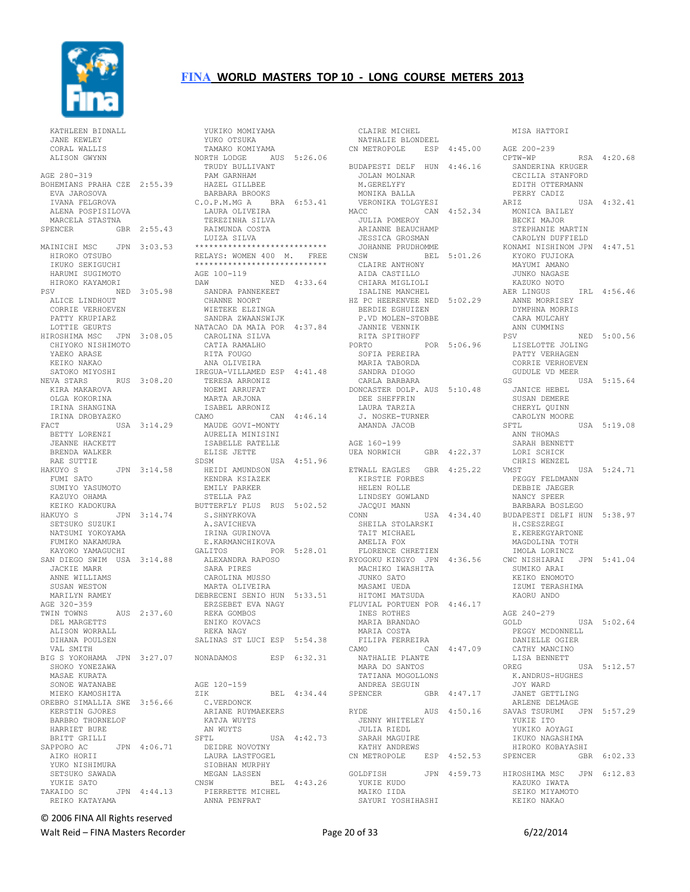KATHLEEN BIDNALL
JANE KEWLEY
CORAL WALLIS
ALISON GWYNN

AGE 280-319

BOHEMIANS PRAHA CZE 2:55.39
EVA JAROSOVA
IVANA FELGROVA
ALENA POSPISILOVA
MARCELA STASTNA

SPENCER GBR 2:55.43

MAINICHI MSC JPN 3:03.53
HIROKO OTSUBO
IKUKO SEKIGUCHI
HARUMI SUGIMOTO
HIROKO KAYAMORI

PSV NED 3:05.98
ALICE LINDHOUT
CORRIE VERHOEVEN
PATTY KRUPIARZ
LOTTIE GEURTS

HIROSHIMA MSC JPN 3:08.05
CHIYOKO NISHIMOTO
YAEKO ARASE
KEIKO NAKAO
SATOKO MIYOSHI

NEVA STARS RUS 3:08.20
KIRA MAKAROVA
OLGA KOKORINA
IRINA SHANGINA
IRINA DROBYAZKO

FACT USA 3:14.29
BETTY LORENZI
JEANNE HACKETT
BRENDA WALKER
RAE SUTTIE

HAKUYO S JPN 3:14.58
FUMI SATO
SUMIYO YASUMOTO
KAZUYO OHAMA
KEIKO KADOKURA

HAKUYO S JPN 3:14.74
SETSUKO SUZUKI
NATSUMI YOKOYAMA
FUMIKO NAKAMURA
KAYOKO YAMAGUCHI

SAN DIEGO SWIM USA 3:14.88
JACKIE MARR
ANNE WILLIAMS
SUSAN WESTON
MARILYN RAMEY

AGE 320-359

TWIN TOWNS AUS 2:37.60
DEL MARGETTS
ALISON WORRALL
DIHANA POULSEN
VAL SMITH

BIG S YOKOHAMA JPN 3:27.07
SHOKO YONEZAWA
MASAE KURATA
SONOE WATANABE
MIEKO KAMOSHITA

OREBRO SIMALLIA SWE 3:56.66
KERSTIN GJORES
BARBRO THORNELOF
HARRIET BURE
BRITT GRILLI

SAPPORO AC JPN 4:06.71
AIKO HORII
YUKO NISHIMURA
SETSUKO SAWADA
YUKIE SATO

TAKAIDO SC JPN 4:44.13
REIKO KATAYAMA
YUKIKO MOMIYAMA
YUKO OTSUKA
TAMAKO KOMIYAMA

NORTH LODGE AUS 5:26.06
TRUDY BULLIVANT
PAM GARNHAM
HAZEL GILLBEE
BARBARA BROOKS

C.O.P.M.MG A BRA 6:53.41
LAURA OLIVEIRA
TEREZINHA SILVA
RAIMUNDA COSTA
LUIZA SILVA

****************************
RELAYS: WOMEN 400 M. FREE
****************************

AGE 100-119

DAW NED 4:33.64
SANDRA PANNEKEET
CHANNE NOORT
WIETEKE ELZINGA
SANDRA ZWAANSWIJK

NATACAO DA MAIA POR 4:37.84
CAROLINA SILVA
CATIA RAMALHO
RITA FOUGO
ANA OLIVEIRA

IREGUA-VILLAMED ESP 4:41.48
TERESA ARRONIZ
NOEMI ARRUFAT
MARTA ARJONA
ISABEL ARRONIZ

CAMO CAN 4:46.14
MAUDE GOVI-MONTY
AURELIA MINISINI
ISABELLE RATELLE
ELISE JETTE

SDSM USA 4:51.96
HEIDI AMUNDSON
KENDRA KSIAZEK
EMILY PARKER
STELLA PAZ

BUTTERFLY PLUS RUS 5:02.52
S.SHNYRKOVA
A.SAVICHEVA
IRINA GURINOVA
E.KARMANCHIKOVA

GALITOS POR 5:28.01
ALEXANDRA RAPOSO
SARA PIRES
CAROLINA MUSSO
MARTA OLIVEIRA

DEBRECENI SENIO HUN 5:33.51
ERZSEBET EVA NAGY
REKA GOMBOS
ENIKO KOVACS
REKA NAGY

SALINAS ST LUCI ESP 5:54.38

NONADAMOS ESP 6:32.31

AGE 120-159

ZIK BEL 4:34.44
C.VERDONCK
ARIANE RUYMAEKERS
KATJA WUYTS
AN WUYTS

SFTL USA 4:42.73
DEIDRE NOVOTNY
LAURA LASTFOGEL
SIOBHAN MURPHY
MEGAN LASSEN

CNSW BEL 4:43.26
PIERRETTE MICHEL
ANNA PENFRAT
CLAIRE MICHEL
NATHALIE BLONDEEL

CN METROPOLE ESP 4:45.00

BUDAPESTI DELF HUN 4:46.16
JOLAN MOLNAR
M.GERELYFY
MONIKA BALLA
VERONIKA TOLGYESI

MACC CAN 4:52.34
JULIA POMEROY
ARIANNE BEAUCHAMP
JESSICA GROSMAN
JOHANNE PRUDHOMME

CNSW BEL 5:01.26
CLAIRE ANTHONY
AIDA CASTILLO
CHIARA MIGLIOLI
ISALINE MANCHEL

HZ PC HEERENVEE NED 5:02.29
BERDIE EGHUIZEN
P.VD MOLEN-STOBBE
JANNIE VENNIK
RITA SPITHOFF

PORTO POR 5:06.96
SOFIA PEREIRA
MARIA TABORDA
SANDRA DIOGO
CARLA BARBARA

DONCASTER DOLP. AUS 5:10.48
DEE SHEFFRIN
LAURA TARZIA
J. NOSKE-TURNER
AMANDA JACOB

AGE 160-199

UEA NORWICH GBR 4:22.37

ETWALL EAGLES GBR 4:25.22
KIRSTIE FORBES
HELEN ROLLE
LINDSEY GOWLAND
JACQUI MANN

CONN USA 4:34.40
SHEILA STOLARSKI
TAIT MICHAEL
AMELIA FOX
FLORENCE CHRETIEN

RYOGOKU KINGYO JPN 4:36.56
MACHIKO IWASHITA
JUNKO SATO
MASAMI UEDA
HITOMI MATSUDA

FLUVIAL PORTUEN POR 4:46.17
INES ROTHES
MARIA BRANDAO
MARIA COSTA
FILIPA FERREIRA

CAMO CAN 4:47.09
NATHALIE PLANTE
MARA DO SANTOS
TATIANA MOGOLLONS
ANDREA SEGUIN

SPENCER GBR 4:47.17

RYDE AUS 4:50.16
JENNY WHITELEY
JULIA RIEDL
SARAH MAGUIRE
KATHY ANDREWS

CN METROPOLE ESP 4:52.53

GOLDFISH JPN 4:59.73
YUKIE KUDO
MAIKO IIDA
SAYURI YOSHIHASHI
MISA HATTORI

AGE 200-239

CPTW-WP RSA 4:20.68
SANDERINA KRUGER
CECILIA STANFORD
EDITH OTTERMANN
PERRY CADIZ

ARIZ USA 4:32.41
MONICA BAILEY
BECKI MAJOR
STEPHANIE MARTIN
CAROLYN DUFFIELD

KONAMI NISHINOM JPN 4:47.51
KYOKO FUJIOKA
MAYUMI AMANO
JUNKO NAGASE
KAZUKO NOTO

AER LINGUS IRL 4:56.46
ANNE MORRISEY
DYMPHNA MORRIS
CARA MULCAHY
ANN CUMMINS

PSV NED 5:00.56
LISELOTTE JOLING
PATTY VERHAGEN
CORRIE VERHOEVEN
GUDULE VD MEER

GS USA 5:15.64
JANICE HEBEL
SUSAN DEMERE
CHERYL QUINN
CAROLYN MOORE

SFTL USA 5:19.08
ANN THOMAS
SARAH BENNETT
LORI SCHICK
CHRIS WENZEL

VMST USA 5:24.71
PEGGY FELDMANN
DEBBIE JAEGER
NANCY SPEER
BARBARA BOSLEGO

BUDAPESTI DELFI HUN 5:38.97
H.CSESZREGI
E.KEREKGYARTONE
MAGDOLINA TOTH
IMOLA LORINCZ

CWC NISHIARAI JPN 5:41.04
SUMIKO ARAI
KEIKO ENOMOTO
IZUMI TERASHIMA
KAORU ANDO

AGE 240-279

GOLD USA 5:02.64
PEGGY MCDONNELL
DANIELLE OGIER
CATHY MANCINO
LISA BENNETT

OREG USA 5:12.57
K.ANDRUS-HUGHES
JOY WARD
JANET GETTLING
ARLENE DELMAGE

SAVAS TSURUMI JPN 5:57.29
YUKIE ITO
YUKIKO AOYAGI
IKUKO NAGASHIMA
HIROKO KOBAYASHI

SPENCER GBR 6:02.33

HIROSHIMA MSC JPN 6:12.83
KAZUKO IWATA
SEIKO MIYAMOTO
KEIKO NAKAO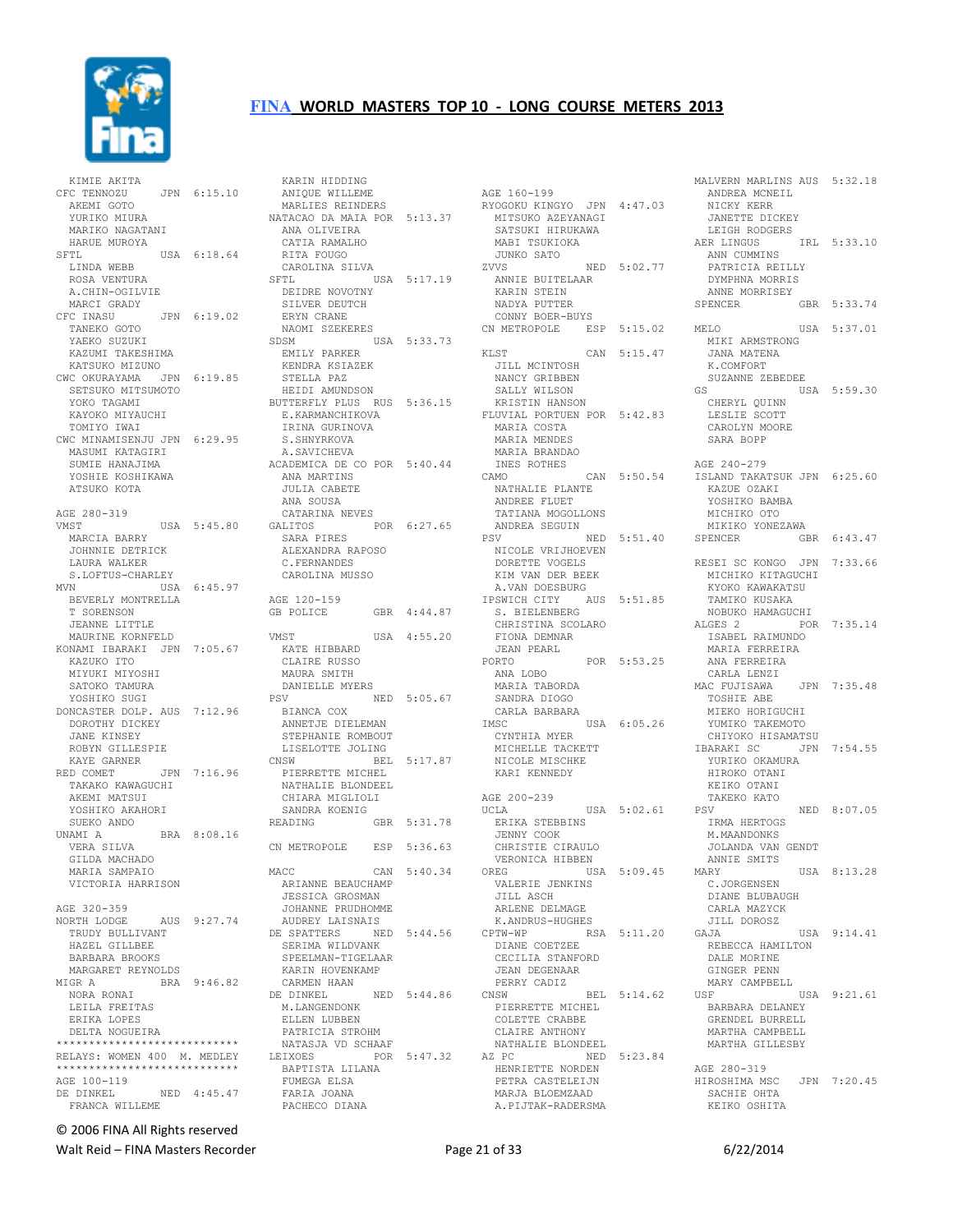# FINA WORLD MASTERS TOP 10 - LONG COURSE METERS 2013

```
  KIMIE AKITA
CFC TENNOZU       JPN  6:15.10
  AKEMI GOTO
  YURIKO MIURA
  MARIKO NAGATANI
  HARUE MUROYA
SFTL              USA  6:18.64
  LINDA WEBB
  ROSA VENTURA
  A.CHIN-OGILVIE
  MARCI GRADY
CFC INASU         JPN  6:19.02
  TANEKO GOTO
  YAEKO SUZUKI
  KAZUMI TAKESHIMA
  KATSUKO MIZUNO
CWC OKURAYAMA     JPN  6:19.85
  SETSUKO MITSUMOTO
  YOKO TAGAMI
  KAYOKO MIYAUCHI
  TOMIYO IWAI
CWC MINAMISENJU JPN  6:29.95
  MASUMI KATAGIRI
  SUMIE HANAJIMA
  YOSHIE KOSHIKAWA
  ATSUKO KOTA

AGE 280-319
VMST              USA  5:45.80
  MARCIA BARRY
  JOHNNIE DETRICK
  LAURA WALKER
  S.LOFTUS-CHARLEY
MVN               USA  6:45.97
  BEVERLY MONTRELLA
  T SORENSON
  JEANNE LITTLE
  MAURINE KORNFELD
KONAMI IBARAKI  JPN  7:05.67
  KAZUKO ITO
  MIYUKI MIYOSHI
  SATOKO TAMURA
  YOSHIKO SUGI
DONCASTER DOLP. AUS  7:12.96
  DOROTHY DICKEY
  JANE KINSEY
  ROBYN GILLESPIE
  KAYE GARNER
RED COMET         JPN  7:16.96
  TAKAKO KAWAGUCHI
  AKEMI MATSUI
  YOSHIKO AKAHORI
  SUEKO ANDO
UNAMI A           BRA  8:08.16
  VERA SILVA
  GILDA MACHADO
  MARIA SAMPAIO
  VICTORIA HARRISON

AGE 320-359
NORTH LODGE       AUS  9:27.74
  TRUDY BULLIVANT
  HAZEL GILLBEE
  BARBARA BROOKS
  MARGARET REYNOLDS
MIGR A            BRA  9:46.82
  NORA RONAI
  LEILA FREITAS
  ERIKA LOPES
  DELTA NOGUEIRA
***************************
RELAYS: WOMEN 400  M. MEDLEY
***************************
AGE 100-119
DE DINKEL         NED  4:45.47
  FRANCA WILLEME
  KARIN HIDDING
  ANIQUE WILLEME
  MARLIES REINDERS
NATACAO DA MAIA POR  5:13.37
  ANA OLIVEIRA
  CATIA RAMALHO
  RITA FOUGO
  CAROLINA SILVA
SFTL              USA  5:17.19
  DEIDRE NOVOTNY
  SILVER DEUTCH
  ERYN CRANE
  NAOMI SZEKERES
SDSM              USA  5:33.73
  EMILY PARKER
  KENDRA KSIAZEK
  STELLA PAZ
  HEIDI AMUNDSON
BUTTERFLY PLUS  RUS  5:36.15
  E.KARMANCHIKOVA
  IRINA GURINOVA
  S.SHNYRKOVA
  A.SAVICHEVA
ACADEMICA DE CO POR  5:40.44
  ANA MARTINS
  JULIA CABETE
  ANA SOUSA
  CATARINA NEVES
GALITOS           POR  6:27.65
  SARA PIRES
  ALEXANDRA RAPOSO
  C.FERNANDES
  CAROLINA MUSSO

AGE 120-159
GB POLICE         GBR  4:44.87

VMST              USA  4:55.20
  KATE HIBBARD
  CLAIRE RUSSO
  MAURA SMITH
  DANIELLE MYERS
PSV               NED  5:05.67
  BIANCA COX
  ANNETJE DIELEMAN
  STEPHANIE ROMBOUT
  LISELOTTE JOLING
CNSW              BEL  5:17.87
  PIERRETTE MICHEL
  NATHALIE BLONDEEL
  CHIARA MIGLIOLI
  SANDRA KOENIG
READING           GBR  5:31.78

CN METROPOLE      ESP  5:36.63

MACC              CAN  5:40.34
  ARIANNE BEAUCHAMP
  JESSICA GROSMAN
  JOHANNE PRUDHOMME
  AUDREY LAISNAIS
DE SPATTERS       NED  5:44.56
  SERIMA WILDVANK
  SPEELMAN-TIGELAAR
  KARIN HOVENKAMP
  CARMEN HAAN
DE DINKEL         NED  5:44.86
  M.LANGENDONK
  ELLEN LUBBEN
  PATRICIA STROHM
  NATASJA VD SCHAAF
LEIXOES           POR  5:47.32
  BAPTISTA LILANA
  FUMEGA ELSA
  FARIA JOANA
  PACHECO DIANA

AGE 160-199
RYOGOKU KINGYO  JPN  4:47.03
  MITSUKO AZEYANAGI
  SATSUKI HIRUKAWA
  MABI TSUKIOKA
  JUNKO SATO
ZVVS              NED  5:02.77
  ANNIE BUITELAAR
  KARIN STEIN
  NADYA PUTTER
  CONNY BOER-BUYS
CN METROPOLE      ESP  5:15.02

KLST              CAN  5:15.47
  JILL MCINTOSH
  NANCY GRIBBEN
  SALLY WILSON
  KRISTIN HANSON
FLUVIAL PORTUEN POR  5:42.83
  MARIA COSTA
  MARIA MENDES
  MARIA BRANDAO
  INES ROTHES
CAMO              CAN  5:50.54
  NATHALIE PLANTE
  ANDREE FLUET
  TATIANA MOGOLLONS
  ANDREA SEGUIN
PSV               NED  5:51.40
  NICOLE VRIJHOEVEN
  DORETTE VOGELS
  KIM VAN DER BEEK
  A.VAN DOESBURG
IPSWICH CITY      AUS  5:51.85
  S. BIELENBERG
  CHRISTINA SCOLARO
  FIONA DEMNAR
  JEAN PEARL
PORTO             POR  5:53.25
  ANA LOBO
  MARIA TABORDA
  SANDRA DIOGO
  CARLA BARBARA
IMSC              USA  6:05.26
  CYNTHIA MYER
  MICHELLE TACKETT
  NICOLE MISCHKE
  KARI KENNEDY

AGE 200-239
UCLA              USA  5:02.61
  ERIKA STEBBINS
  JENNY COOK
  CHRISTIE CIRAULO
  VERONICA HIBBEN
OREG              USA  5:09.45
  VALERIE JENKINS
  JILL ASCH
  ARLENE DELMAGE
  K.ANDRUS-HUGHES
CPTW-WP           RSA  5:11.20
  DIANE COETZEE
  CECILIA STANFORD
  JEAN DEGENAAR
  PERRY CADIZ
CNSW              BEL  5:14.62
  PIERRETTE MICHEL
  COLETTE CRABBE
  CLAIRE ANTHONY
  NATHALIE BLONDEEL
AZ PC             NED  5:23.84
  HENRIETTE NORDEN
  PETRA CASTELEIJN
  MARJA BLOEMZAAD
  A.PIJTAK-RADERSMA
MALVERN MARLINS AUS  5:32.18
  ANDREA MCNEIL
  NICKY KERR
  JANETTE DICKEY
  LEIGH RODGERS
AER LINGUS        IRL  5:33.10
  ANN CUMMINS
  PATRICIA REILLY
  DYMPHNA MORRIS
  ANNE MORRISEY
SPENCER           GBR  5:33.74

MELO              USA  5:37.01
  MIKI ARMSTRONG
  JANA MATENA
  K.COMFORT
  SUZANNE ZEBEDEE
GS                USA  5:59.30
  CHERYL QUINN
  LESLIE SCOTT
  CAROLYN MOORE
  SARA BOPP

AGE 240-279
ISLAND TAKATSUK JPN  6:25.60
  KAZUE OZAKI
  YOSHIKO BAMBA
  MICHIKO OTO
  MIKIKO YONEZAWA
SPENCER           GBR  6:43.47

RESEI SC KONGO  JPN  7:33.66
  MICHIKO KITAGUCHI
  KYOKO KAWAKATSU
  TAMIKO KUSAKA
  NOBUKO HAMAGUCHI
ALGES 2           POR  7:35.14
  ISABEL RAIMUNDO
  MARIA FERREIRA
  ANA FERREIRA
  CARLA LENZI
MAC FUJISAWA      JPN  7:35.48
  TOSHIE ABE
  MIEKO HORIGUCHI
  YUMIKO TAKEMOTO
  CHIYOKO HISAMATSU
IBARAKI SC        JPN  7:54.55
  YURIKO OKAMURA
  HIROKO OTANI
  KEIKO OTANI
  TAKEKO KATO
PSV               NED  8:07.05
  IRMA HERTOGS
  M.MAANDONKS
  JOLANDA VAN GENDT
  ANNIE SMITS
MARY              USA  8:13.28
  C.JORGENSEN
  DIANE BLUBAUGH
  CARLA MAZYCK
  JILL DOROSZ
GAJA              USA  9:14.41
  REBECCA HAMILTON
  DALE MORINE
  GINGER PENN
  MARY CAMPBELL
USF               USA  9:21.61
  BARBARA DELANEY
  GRENDEL BURRELL
  MARTHA CAMPBELL
  MARTHA GILLESBY

AGE 280-319
HIROSHIMA MSC   JPN  7:20.45
  SACHIE OHTA
  KEIKO OSHITA
```

© 2006 FINA All Rights reserved

Walt Reid – FINA Masters Recorder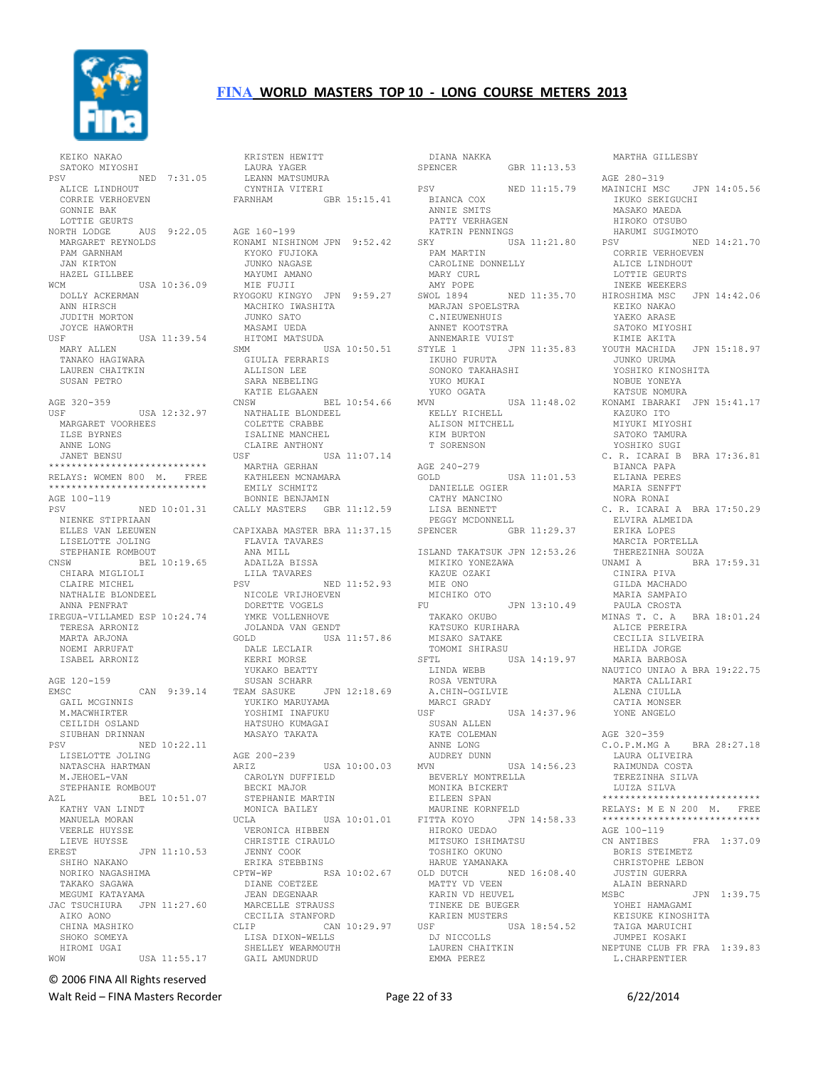KEIKO NAKAO
SATOKO MIYOSHI

PSV NED 7:31.05
ALICE LINDHOUT
CORRIE VERHOEVEN
GONNIE BAK
LOTTIE GEURTS

NORTH LODGE AUS 9:22.05
MARGARET REYNOLDS
PAM GARNHAM
JAN KIRTON
HAZEL GILLBEE

WCM USA 10:36.09
DOLLY ACKERMAN
ANN HIRSCH
JUDITH MORTON
JOYCE HAWORTH

USF USA 11:39.54
MARY ALLEN
TANAKO HAGIWARA
LAUREN CHAITKIN
SUSAN PETRO

AGE 320-359

USF USA 12:32.97
MARGARET VOORHEES
ILSE BYRNES
ANNE LONG
JANET BENSU

****************************
RELAYS: WOMEN 800 M. FREE
****************************

AGE 100-119

PSV NED 10:01.31
NIENKE STIPRIAAN
ELLES VAN LEEUWEN
LISELOTTE JOLING
STEPHANIE ROMBOUT

CNSW BEL 10:19.65
CHIARA MIGLIOLI
CLAIRE MICHEL
NATHALIE BLONDEEL
ANNA PENFRAT

IREGUA-VILLAMED ESP 10:24.74
TERESA ARRONIZ
MARTA ARJONA
NOEMI ARRUFAT
ISABEL ARRONIZ

AGE 120-159

EMSC CAN 9:39.14
GAIL MCGINNIS
M.MACWHIRTER
CEILIDH OSLAND
SIUBHAN DRINNAN

PSV NED 10:22.11
LISELOTTE JOLING
NATASCHA HARTMAN
M.JEHOEL-VAN
STEPHANIE ROMBOUT

AZL BEL 10:51.07
KATHY VAN LINDT
MANUELA MORAN
VEERLE HUYSSE
LIEVE HUYSSE

EREST JPN 11:10.53
SHIHO NAKANO
NORIKO NAGASHIMA
TAKAKO SAGAWA
MEGUMI KATAYAMA

JAC TSUCHIURA JPN 11:27.60
AIKO AONO
CHINA MASHIKO
SHOKO SOMEYA
HIROMI UGAI

WOW USA 11:55.17
KRISTEN HEWITT
LAURA YAGER
LEANN MATSUMURA
CYNTHIA VITERI

FARNHAM GBR 15:15.41

AGE 160-199

KONAMI NISHINOM JPN 9:52.42
KYOKO FUJIOKA
JUNKO NAGASE
MAYUMI AMANO
MIE FUJII

RYOGOKU KINGYO JPN 9:59.27
MACHIKO IWASHITA
JUNKO SATO
MASAMI UEDA
HITOMI MATSUDA

SMM USA 10:50.51
GIULIA FERRARIS
ALLISON LEE
SARA NEBELING
KATIE ELGAAEN

CNSW BEL 10:54.66
NATHALIE BLONDEEL
COLETTE CRABBE
ISALINE MANCHEL
CLAIRE ANTHONY

USF USA 11:07.14
MARTHA GERHAN
KATHLEEN MCNAMARA
EMILY SCHMITZ
BONNIE BENJAMIN

CALLY MASTERS GBR 11:12.59

CAPIXABA MASTER BRA 11:37.15
FLAVIA TAVARES
ANA MILL
ADAILZA BISSA
LILA TAVARES

PSV NED 11:52.93
NICOLE VRIJHOEVEN
DORETTE VOGELS
YMKE VOLLENHOVE
JOLANDA VAN GENDT

GOLD USA 11:57.86
DALE LECLAIR
KERRI MORSE
YUKAKO BEATTY
SUSAN SCHARR

TEAM SASUKE JPN 12:18.69
YUKIKO MARUYAMA
YOSHIMI INAFUKU
HATSUHO KUMAGAI
MASAYO TAKATA

AGE 200-239

ARIZ USA 10:00.03
CAROLYN DUFFIELD
BECKI MAJOR
STEPHANIE MARTIN
MONICA BAILEY

UCLA USA 10:01.01
VERONICA HIBBEN
CHRISTIE CIRAULO
JENNY COOK
ERIKA STEBBINS

CPTW-WP RSA 10:02.67
DIANE COETZEE
JEAN DEGENAAR
MARCELLE STRAUSS
CECILIA STANFORD

CLIP CAN 10:29.97
LISA DIXON-WELLS
SHELLEY WEARMOUTH
GAIL AMUNDRUD
DIANA NAKKA

SPENCER GBR 11:13.53

PSV NED 11:15.79
BIANCA COX
ANNIE SMITS
PATTY VERHAGEN
KATRIN PENNINGS

SKY USA 11:21.80
PAM MARTIN
CAROLINE DONNELLY
MARY CURL
AMY POPE

SWOL 1894 NED 11:35.70
MARJAN SPOELSTRA
C.NIEUWENHUIS
ANNET KOOTSTRA
ANNEMARIE VUIST

STYLE 1 JPN 11:35.83
IKUHO FURUTA
SONOKO TAKAHASHI
YUKO MUKAI
YUKO OGATA

MVN USA 11:48.02
KELLY RICHELL
ALISON MITCHELL
KIM BURTON
T SORENSON

AGE 240-279

GOLD USA 11:01.53
DANIELLE OGIER
CATHY MANCINO
LISA BENNETT
PEGGY MCDONNELL

SPENCER GBR 11:29.37

ISLAND TAKATSUK JPN 12:53.26
MIKIKO YONEZAWA
KAZUE OZAKI
MIE ONO
MICHIKO OTO

FU JPN 13:10.49
TAKAKO OKUBO
KATSUKO KURIHARA
MISAKO SATAKE
TOMOMI SHIRASU

SFTL USA 14:19.97
LINDA WEBB
ROSA VENTURA
A.CHIN-OGILVIE
MARCI GRADY

USF USA 14:37.96
SUSAN ALLEN
KATE COLEMAN
ANNE LONG
AUDREY DUNN

MVN USA 14:56.23
BEVERLY MONTRELLA
MONIKA BICKERT
EILEEN SPAN
MAURINE KORNFELD

FITTA KOYO JPN 14:58.33
HIROKO UEDAO
MITSUKO ISHIMATSU
TOSHIKO OKUNO
HARUE YAMANAKA

OLD DUTCH NED 16:08.40
MATTY VD VEEN
KARIN VD HEUVEL
TINEKE DE BUEGER
KARIEN MUSTERS

USF USA 18:54.52
DJ NICCOLLS
LAUREN CHAITKIN
EMMA PEREZ
MARTHA GILLESBY

AGE 280-319

MAINICHI MSC JPN 14:05.56
IKUKO SEKIGUCHI
MASAKO MAEDA
HIROKO OTSUBO
HARUMI SUGIMOTO

PSV NED 14:21.70
CORRIE VERHOEVEN
ALICE LINDHOUT
LOTTIE GEURTS
INEKE WEEKERS

HIROSHIMA MSC JPN 14:42.06
KEIKO NAKAO
YAEKO ARASE
SATOKO MIYOSHI
KIMIE AKITA

YOUTH MACHIDA JPN 15:18.97
JUNKO URUMA
YOSHIKO KINOSHITA
NOBUE YONEYA
KATSUE NOMURA

KONAMI IBARAKI JPN 15:41.17
KAZUKO ITO
MIYUKI MIYOSHI
SATOKO TAMURA
YOSHIKO SUGI

C. R. ICARAI B BRA 17:36.81
BIANCA PAPA
ELIANA PERES
MARIA SENFFT
NORA RONAI

C. R. ICARAI A BRA 17:50.29
ELVIRA ALMEIDA
ERIKA LOPES
MARCIA PORTELLA
THEREZINHA SOUZA

UNAMI A BRA 17:59.31
CINIRA PIVA
GILDA MACHADO
MARIA SAMPAIO
PAULA CROSTA

MINAS T. C. A BRA 18:01.24
ALICE PEREIRA
CECILIA SILVEIRA
HELIDA JORGE
MARIA BARBOSA

NAUTICO UNIAO A BRA 19:22.75
MARTA CALLIARI
ALENA CIULLA
CATIA MONSER
YONE ANGELO

AGE 320-359

C.O.P.M.MG A BRA 28:27.18
LAURA OLIVEIRA
RAIMUNDA COSTA
TEREZINHA SILVA
LUIZA SILVA

****************************
RELAYS: M E N 200 M. FREE
****************************

AGE 100-119

CN ANTIBES FRA 1:37.09
BORIS STEIMETZ
CHRISTOPHE LEBON
JUSTIN GUERRA
ALAIN BERNARD

MSBC JPN 1:39.75
YOHEI HAMAGAMI
KEISUKE KINOSHITA
TAIGA MARUICHI
JUMPEI KOSAKI

NEPTUNE CLUB FR FRA 1:39.83
L.CHARPENTIER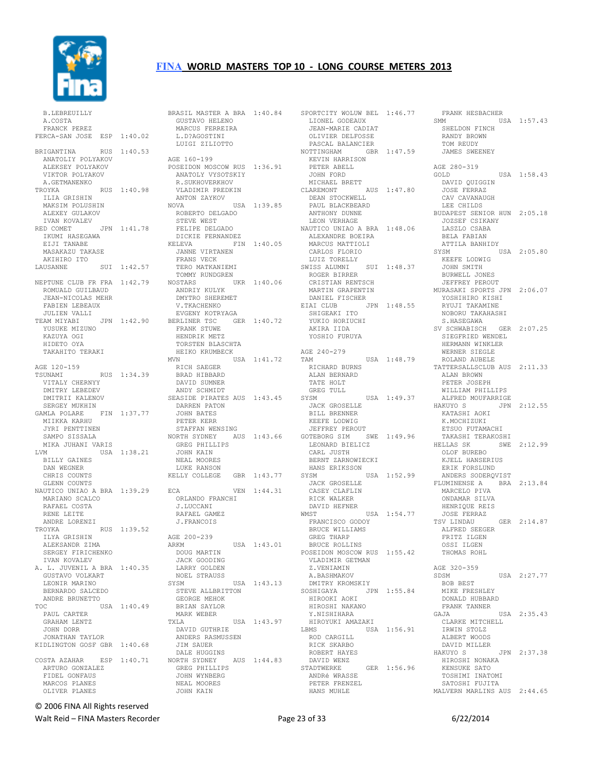# FINA WORLD MASTERS TOP 10 - LONG COURSE METERS 2013

```
B.LEBREUILLY
A.COSTA
FRANCK PEREZ
FERCA-SAN JOSE   ESP  1:40.02

BRIGANTINA       RUS  1:40.53
  ANATOLIY POLYAKOV
  ALEKSEY POLYAKOV
  VIKTOR POLYAKOV
  A.GETMANENKO
TROYKA           RUS  1:40.98
  ILIA GRISHIN
  MAKSIM POLUSHIN
  ALEXEY GULAKOV
  IVAN KOVALEV
RED COMET        JPN  1:41.78
  IKUMI HASEGAWA
  EIJI TANABE
  MASAKAZU TAKASE
  AKIHIRO ITO
LAUSANNE         SUI  1:42.57

NEPTUNE CLUB FR  FRA  1:42.79
  ROMUALD GUILBAUD
  JEAN-NICOLAS MEHR
  FABIEN LEBEAUX
  JULIEN VALLI
TEAM MIYABI      JPN  1:42.90
  YUSUKE MIZUNO
  KAZUYA OGI
  HIDETO OYA
  TAKAHITO TERAKI

AGE 120-159
TSUNAMI          RUS  1:34.39
  VITALY CHERNYY
  DMITRY LEBEDEV
  DMITRII KALENOV
  SERGEY MUKHIN
GAMLA POLARE     FIN  1:37.77
  MIIKKA KARHU
  JYRI PENTTINEN
  SAMPO SISSALA
  MIKA JUHANI VARIS
LVM              USA  1:38.21
  BILLY GAINES
  DAN WEGNER
  CHRIS COUNTS
  GLENN COUNTS
NAUTICO UNIAO A  BRA  1:39.29
  MARIANO SCALCO
  RAFAEL COSTA
  RENE LEITE
  ANDRE LORENZI
TROYKA           RUS  1:39.52
  ILYA GRISHIN
  ALEKSANDR ZIMA
  SERGEY FIRICHENKO
  IVAN KOVALEV
A. L. JUVENIL A  BRA  1:40.35
  GUSTAVO VOLKART
  LEONIR MARINO
  BERNARDO SALCEDO
  ANDRE BRUNETTO
TOC              USA  1:40.49
  PAUL CARTER
  GRAHAM LENTZ
  JOHN DORR
  JONATHAN TAYLOR
KIDLINGTON GOSF  GBR  1:40.68

COSTA AZAHAR     ESP  1:40.71
  ARTURO GONZALEZ
  FIDEL GONFAUS
  MARCOS PLANES
  OLIVER PLANES

BRASIL MASTER A  BRA  1:40.84
  GUSTAVO HELENO
  MARCUS FERREIRA
  L.D?AGOSTINI
  LUIGI ZILIOTTO

AGE 160-199
POSEIDON MOSCOW  RUS  1:36.91
  ANATOLY VYSOTSKIY
  R.SUKHOVERKHOV
  VLADIMIR PREDKIN
  ANTON ZAYKOV
NOVA             USA  1:39.85
  ROBERTO DELGADO
  STEVE WEST
  FELIPE DELGADO
  DICKIE FERNANDEZ
KELEVA           FIN  1:40.05
  JANNE VIRTANEN
  FRANS VECK
  TERO MATKANIEMI
  TOMMY RUNDGREN
NOSTARS          UKR  1:40.06
  ANDRIY KULYK
  DMYTRO SHEREMET
  V.TKACHENKO
  EVGENY KOTRYAGA
BERLINER TSC     GER  1:40.72
  FRANK STUWE
  HENDRIK METZ
  TORSTEN BLASCHTA
  HEIKO KRUMBECK
MVN              USA  1:41.72
  RICH SAEGER
  BRAD HIBBARD
  DAVID SUMNER
  ANDY SCHMIDT
SEASIDE PIRATES  AUS  1:43.45
  DARREN PATON
  JOHN BATES
  PETER KERR
  STAFFAN WENSING
NORTH SYDNEY     AUS  1:43.66
  GREG PHILLIPS
  JOHN KAIN
  NEAL MOORES
  LUKE RANSON
KELLY COLLEGE    GBR  1:43.77

ECA              VEN  1:44.31
  ORLANDO FRANCHI
  J.LUCCANI
  RAFAEL GAMEZ
  J.FRANCOIS

AGE 200-239
ARKM             USA  1:43.01
  DOUG MARTIN
  JACK GOODING
  LARRY GOLDEN
  NOEL STRAUSS
SYSM             USA  1:43.13
  STEVE ALLBRITTON
  GEORGE MEHOK
  BRIAN SAYLOR
  MARK WEBER
TXLA             USA  1:43.97
  DAVID GUTHRIE
  ANDERS RASMUSSEN
  JIM SAUER
  DALE HUGGINS
NORTH SYDNEY     AUS  1:44.83
  GREG PHILLIPS
  JOHN WYNBERG
  NEAL MOORES
  JOHN KAIN

SPORTCITY WOLUW  BEL  1:46.77
  LIONEL GODEAUX
  JEAN-MARIE CADIAT
  OLIVIER DELFOSSE
  PASCAL BALANCIER
NOTTINGHAM       GBR  1:47.59
  KEVIN HARRISON
  PETER ABELL
  JOHN FORD
  MICHAEL BRETT
CLAREMONT        AUS  1:47.80
  DEAN STOCKWELL
  PAUL BLACKBEARD
  ANTHONY DUNNE
  LEON VERHAGE
NAUTICO UNIAO A  BRA  1:48.06
  ALEXANDRE BOEIRA
  MARCUS MATTIOLI
  CARLOS FLORIO
  LUIZ TORELLY
SWISS ALUMNI     SUI  1:48.37
  ROGER BIRRER
  CRISTIAN RENTSCH
  MARTIN GRAPENTIN
  DANIEL FISCHER
EIAI CLUB        JPN  1:48.55
  SHIGEAKI ITO
  YUKIO HORIUCHI
  AKIRA IIDA
  YOSHIO FURUYA

AGE 240-279
TAM              USA  1:48.79
  RICHARD BURNS
  ALAN BERNARD
  TATE HOLT
  GREG TULL
SYSM             USA  1:49.37
  JACK GROSELLE
  BILL BRENNER
  KEEFE LODWIG
  JEFFREY PEROUT
GOTEBORG SIM     SWE  1:49.96
  LEONARD BIELICZ
  CARL JUSTH
  BERNT ZARNOWIECKI
  HANS ERIKSSON
SYSM             USA  1:52.99
  JACK GROSELLE
  CASEY CLAFLIN
  RICK WALKER
  DAVID HEFNER
WMST             USA  1:54.77
  FRANCISCO GODOY
  BRUCE WILLIAMS
  GREG THARP
  BRUCE ROLLINS
POSEIDON MOSCOW  RUS  1:55.42
  VLADIMIR GETMAN
  Z.VENIAMIN
  A.BASHMAKOV
  DMITRY KROMSKIY
SOSHIGAYA        JPN  1:55.84
  HIROOKI AOKI
  HIROSHI NAKANO
  Y.NISHIHARA
  HIROYUKI AMAZAKI
LBMS             USA  1:56.91
  ROD CARGILL
  RICK SKARBO
  ROBERT HAYES
  DAVID WENZ
STADTWERKE       GER  1:56.96
  ANDRé WRASSE
  PETER FRENZEL
  HANS MUHLE

  FRANK HESBACHER
SMM              USA  1:57.43
  SHELDON FINCH
  RANDY BROWN
  TOM REUDY
  JAMES SWEENEY

AGE 280-319
GOLD             USA  1:58.43
  DAVID QUIGGIN
  JOSE FERRAZ
  CAV CAVANAUGH
  LEE CHILDS
BUDAPEST SENIOR  HUN  2:05.18
  JOZSEF CSIKANY
  LASZLO CSABA
  BELA FABIAN
  ATTILA BANHIDY
SYSM             USA  2:05.80
  KEEFE LODWIG
  JOHN SMITH
  BURWELL JONES
  JEFFREY PEROUT
MURASAKI SPORTS  JPN  2:06.07
  YOSHIHIRO KISHI
  RYUJI TAKAMINE
  NOBORU TAKAHASHI
  S.HASEGAWA
SV SCHWABISCH    GER  2:07.25
  SIEGFRIED WENDEL
  HERMANN WINKLER
  WERNER SIEGLE
  ROLAND AUBELE
TATTERSALLSCLUB  AUS  2:11.33
  ALAN BROWN
  PETER JOSEPH
  WILLIAM PHILLIPS
  ALFRED MOUFARRIGE
HAKUYO S         JPN  2:12.55
  KATASHI AOKI
  K.MOCHIZUKI
  ETSUO FUTAMACHI
  TAKASHI TERAKOSHI
HELLAS SK        SWE  2:12.99
  OLOF BUREBO
  KJELL HANSERIUS
  ERIK FORSLUND
  ANDERS SODERQVIST
FLUMINENSE A     BRA  2:13.84
  MARCELO PIVA
  ONDAMAR SILVA
  HENRIQUE REIS
  JOSE FERRAZ
TSV LINDAU       GER  2:14.87
  ALFRED SEEGER
  FRITZ ILGEN
  OSSI ILGEN
  THOMAS ROHL

AGE 320-359
SDSM             USA  2:27.77
  BOB BEST
  MIKE FRESHLEY
  DONALD HUBBARD
  FRANK TANNER
GAJA             USA  2:35.43
  CLARKE MITCHELL
  IRWIN STOLZ
  ALBERT WOODS
  DAVID MILLER
HAKUYO S         JPN  2:37.38
  HIROSHI NONAKA
  KENSUKE SATO
  TOSHIMI INATOMI
  SATOSHI FUJITA
MALVERN MARLINS  AUS  2:44.65
```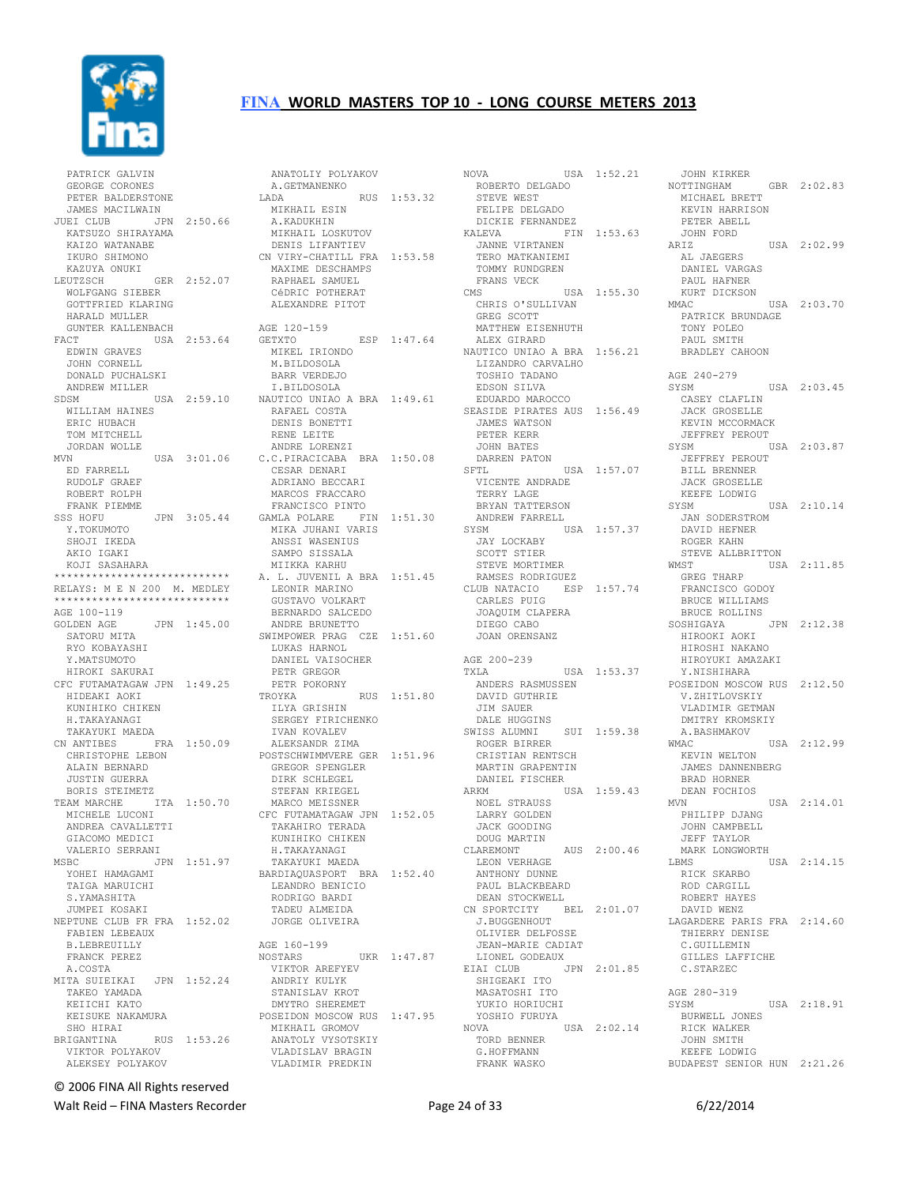# FINA WORLD MASTERS TOP 10 - LONG COURSE METERS 2013

```
  PATRICK GALVIN
  GEORGE CORONES
  PETER BALDERSTONE
  JAMES MACILWAIN
JUEI CLUB        JPN  2:50.66
  KATSUZO SHIRAYAMA
  KAIZO WATANABE
  IKURO SHIMONO
  KAZUYA ONUKI
LEUTZSCH         GER  2:52.07
  WOLFGANG SIEBER
  GOTTFRIED KLARING
  HARALD MULLER
  GUNTER KALLENBACH
FACT             USA  2:53.64
  EDWIN GRAVES
  JOHN CORNELL
  DONALD PUCHALSKI
  ANDREW MILLER
SDSM             USA  2:59.10
  WILLIAM HAINES
  ERIC HUBACH
  TOM MITCHELL
  JORDAN WOLLE
MVN              USA  3:01.06
  ED FARRELL
  RUDOLF GRAEF
  ROBERT ROLPH
  FRANK PIEMME
SSS HOFU         JPN  3:05.44
  Y.TOKUMOTO
  SHOJI IKEDA
  AKIO IGAKI
  KOJI SASAHARA
****************************
RELAYS: M E N 200  M. MEDLEY
****************************
AGE 100-119
GOLDEN AGE       JPN  1:45.00
  SATORU MITA
  RYO KOBAYASHI
  Y.MATSUMOTO
  HIROKI SAKURAI
CFC FUTAMATAGAW JPN   1:49.25
  HIDEAKI AOKI
  KUNIHIKO CHIKEN
  H.TAKAYANAGI
  TAKAYUKI MAEDA
CN ANTIBES       FRA  1:50.09
  CHRISTOPHE LEBON
  ALAIN BERNARD
  JUSTIN GUERRA
  BORIS STEIMETZ
TEAM MARCHE      ITA  1:50.70
  MICHELE LUCONI
  ANDREA CAVALLETTI
  GIACOMO MEDICI
  VALERIO SERRANI
MSBC             JPN  1:51.97
  YOHEI HAMAGAMI
  TAIGA MARUICHI
  S.YAMASHITA
  JUMPEI KOSAKI
NEPTUNE CLUB FR FRA   1:52.02
  FABIEN LEBEAUX
  B.LEBREUILLY
  FRANCK PEREZ
  A.COSTA
MITA SUIEIKAI    JPN  1:52.24
  TAKEO YAMADA
  KEIICHI KATO
  KEISUKE NAKAMURA
  SHO HIRAI
BRIGANTINA       RUS  1:53.26
  VIKTOR POLYAKOV
  ALEKSEY POLYAKOV
  ANATOLIY POLYAKOV
  A.GETMANENKO
LADA             RUS  1:53.32
  MIKHAIL ESIN
  A.KADUKHIN
  MIKHAIL LOSKUTOV
  DENIS LIFANTIEV
CN VIRY-CHATILL FRA   1:53.58
  MAXIME DESCHAMPS
  RAPHAEL SAMUEL
  CéDRIC POTHERAT
  ALEXANDRE PITOT

AGE 120-159
GETXTO           ESP  1:47.64
  MIKEL IRIONDO
  M.BILDOSOLA
  BARR VERDEJO
  I.BILDOSOLA
NAUTICO UNIAO A BRA   1:49.61
  RAFAEL COSTA
  DENIS BONETTI
  RENE LEITE
  ANDRE LORENZI
C.C.PIRACICABA   BRA  1:50.08
  CESAR DENARI
  ADRIANO BECCARI
  MARCOS FRACCARO
  FRANCISCO PINTO
GAMLA POLARE     FIN  1:51.30
  MIKA JUHANI VARIS
  ANSSI WASENIUS
  SAMPO SISSALA
  MIIKKA KARHU
A. L. JUVENIL A BRA   1:51.45
  LEONIR MARINO
  GUSTAVO VOLKART
  BERNARDO SALCEDO
  ANDRE BRUNETTO
SWIMPOWER PRAG   CZE  1:51.60
  LUKAS HARNOL
  DANIEL VAISOCHER
  PETR GREGOR
  PETR POKORNY
TROYKA           RUS  1:51.80
  ILYA GRISHIN
  SERGEY FIRICHENKO
  IVAN KOVALEV
  ALEKSANDR ZIMA
POSTSCHWIMMVERE GER   1:51.96
  GREGOR SPENGLER
  DIRK SCHLEGEL
  STEFAN KRIEGEL
  MARCO MEISSNER
CFC FUTAMATAGAW JPN   1:52.05
  TAKAHIRO TERADA
  KUNIHIKO CHIKEN
  H.TAKAYANAGI
  TAKAYUKI MAEDA
BARDIAQUASPORT   BRA  1:52.40
  LEANDRO BENICIO
  RODRIGO BARDI
  TADEU ALMEIDA
  JORGE OLIVEIRA

AGE 160-199
NOSTARS          UKR  1:47.87
  VIKTOR AREFYEV
  ANDRIY KULYK
  STANISLAV KROT
  DMYTRO SHEREMET
POSEIDON MOSCOW RUS   1:47.95
  MIKHAIL GROMOV
  ANATOLY VYSOTSKIY
  VLADISLAV BRAGIN
  VLADIMIR PREDKIN
NOVA             USA  1:52.21
  ROBERTO DELGADO
  STEVE WEST
  FELIPE DELGADO
  DICKIE FERNANDEZ
KALEVA           FIN  1:53.63
  JANNE VIRTANEN
  TERO MATKANIEMI
  TOMMY RUNDGREN
  FRANS VECK
CMS              USA  1:55.30
  CHRIS O'SULLIVAN
  GREG SCOTT
  MATTHEW EISENHUTH
  ALEX GIRARD
NAUTICO UNIAO A BRA   1:56.21
  LIZANDRO CARVALHO
  TOSHIO TADANO
  EDSON SILVA
  EDUARDO MAROCCO
SEASIDE PIRATES AUS   1:56.49
  JAMES WATSON
  PETER KERR
  JOHN BATES
  DARREN PATON
SFTL             USA  1:57.07
  VICENTE ANDRADE
  TERRY LAGE
  BRYAN TATTERSON
  ANDREW FARRELL
SYSM             USA  1:57.37
  JAY LOCKABY
  SCOTT STIER
  STEVE MORTIMER
  RAMSES RODRIGUEZ
CLUB NATACIO     ESP  1:57.74
  CARLES PUIG
  JOAQUIM CLAPERA
  DIEGO CABO
  JOAN ORENSANZ

AGE 200-239
TXLA             USA  1:53.37
  ANDERS RASMUSSEN
  DAVID GUTHRIE
  JIM SAUER
  DALE HUGGINS
SWISS ALUMNI     SUI  1:59.38
  ROGER BIRRER
  CRISTIAN RENTSCH
  MARTIN GRAPENTIN
  DANIEL FISCHER
ARKM             USA  1:59.43
  NOEL STRAUSS
  LARRY GOLDEN
  JACK GOODING
  DOUG MARTIN
CLAREMONT        AUS  2:00.46
  LEON VERHAGE
  ANTHONY DUNNE
  PAUL BLACKBEARD
  DEAN STOCKWELL
CN SPORTCITY     BEL  2:01.07
  J.BUGGENHOUT
  OLIVIER DELFOSSE
  JEAN-MARIE CADIAT
  LIONEL GODEAUX
EIAI CLUB        JPN  2:01.85
  SHIGEAKI ITO
  MASATOSHI ITO
  YUKIO HORIUCHI
  YOSHIO FURUYA
NOVA             USA  2:02.14
  TORD BENNER
  G.HOFFMANN
  FRANK WASKO
  JOHN KIRKER
NOTTINGHAM       GBR  2:02.83
  MICHAEL BRETT
  KEVIN HARRISON
  PETER ABELL
  JOHN FORD
ARIZ             USA  2:02.99
  AL JAEGERS
  DANIEL VARGAS
  PAUL HAFNER
  KURT DICKSON
MMAC             USA  2:03.70
  PATRICK BRUNDAGE
  TONY POLEO
  PAUL SMITH
  BRADLEY CAHOON

AGE 240-279
SYSM             USA  2:03.45
  CASEY CLAFLIN
  JACK GROSELLE
  KEVIN MCCORMACK
  JEFFREY PEROUT
SYSM             USA  2:03.87
  JEFFREY PEROUT
  BILL BRENNER
  JACK GROSELLE
  KEEFE LODWIG
SYSM             USA  2:10.14
  JAN SODERSTROM
  DAVID HEFNER
  ROGER KAHN
  STEVE ALLBRITTON
WMST             USA  2:11.85
  GREG THARP
  FRANCISCO GODOY
  BRUCE WILLIAMS
  BRUCE ROLLINS
SOSHIGAYA        JPN  2:12.38
  HIROOKI AOKI
  HIROSHI NAKANO
  HIROYUKI AMAZAKI
  Y.NISHIHARA
POSEIDON MOSCOW RUS   2:12.50
  V.ZHITLOVSKIY
  VLADIMIR GETMAN
  DMITRY KROMSKIY
  A.BASHMAKOV
WMAC             USA  2:12.99
  KEVIN WELTON
  JAMES DANNENBERG
  BRAD HORNER
  DEAN FOCHIOS
MVN              USA  2:14.01
  PHILIPP DJANG
  JOHN CAMPBELL
  JEFF TAYLOR
  MARK LONGWORTH
LBMS             USA  2:14.15
  RICK SKARBO
  ROD CARGILL
  ROBERT HAYES
  DAVID WENZ
LAGARDERE PARIS FRA   2:14.60
  THIERRY DENISE
  C.GUILLEMIN
  GILLES LAFFICHE
  C.STARZEC

AGE 280-319
SYSM             USA  2:18.91
  BURWELL JONES
  RICK WALKER
  JOHN SMITH
  KEEFE LODWIG
BUDAPEST SENIOR HUN   2:21.26
```

© 2006 FINA All Rights reserved

Walt Reid – FINA Masters Recorder    6/22/2014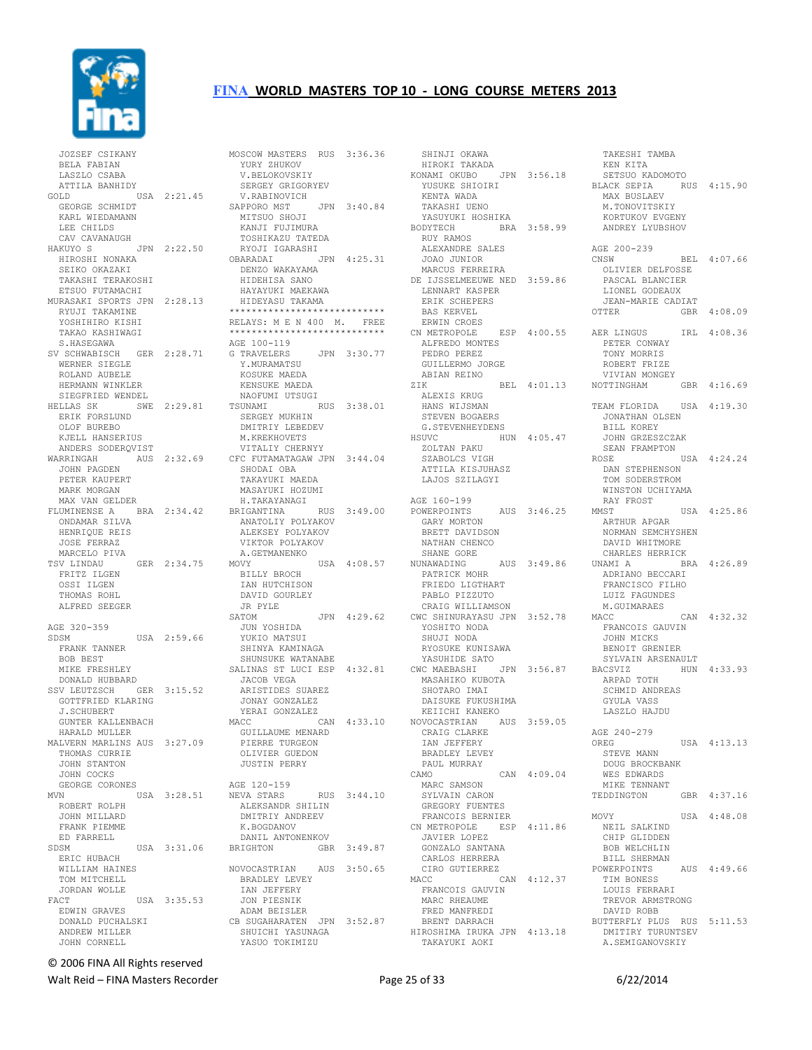## FINA WORLD MASTERS TOP 10 - LONG COURSE METERS 2013

```
JOZSEF CSIKANY
BELA FABIAN
LASZLO CSABA
ATTILA BANHIDY
GOLD            USA  2:21.45
GEORGE SCHMIDT
KARL WIEDAMANN
LEE CHILDS
CAV CAVANAUGH
HAKUYO S        JPN  2:22.50
HIROSHI NONAKA
SEIKO OKAZAKI
TAKASHI TERAKOSHI
ETSUO FUTAMACHI
MURASAKI SPORTS JPN  2:28.13
RYUJI TAKAMINE
YOSHIHIRO KISHI
TAKAO KASHIWAGI
S.HASEGAWA
SV SCHWABISCH   GER  2:28.71
WERNER SIEGLE
ROLAND AUBELE
HERMANN WINKLER
SIEGFRIED WENDEL
HELLAS SK       SWE  2:29.81
ERIK FORSLUND
OLOF BUREBO
KJELL HANSERIUS
ANDERS SODERQVIST
WARRINGAH       AUS  2:32.69
JOHN PAGDEN
PETER KAUPERT
MARK MORGAN
MAX VAN GELDER
FLUMINENSE A    BRA  2:34.42
ONDAMAR SILVA
HENRIQUE REIS
JOSE FERRAZ
MARCELO PIVA
TSV LINDAU      GER  2:34.75
FRITZ ILGEN
OSSI ILGEN
THOMAS ROHL
ALFRED SEEGER

AGE 320-359
SDSM            USA  2:59.66
FRANK TANNER
BOB BEST
MIKE FRESHLEY
DONALD HUBBARD
SSV LEUTZSCH    GER  3:15.52
GOTTFRIED KLARING
J.SCHUBERT
GUNTER KALLENBACH
HARALD MULLER
MALVERN MARLINS AUS  3:27.09
THOMAS CURRIE
JOHN STANTON
JOHN COCKS
GEORGE CORONES
MVN             USA  3:28.51
ROBERT ROLPH
JOHN MILLARD
FRANK PIEMME
ED FARRELL
SDSM            USA  3:31.06
ERIC HUBACH
WILLIAM HAINES
TOM MITCHELL
JORDAN WOLLE
FACT            USA  3:35.53
EDWIN GRAVES
DONALD PUCHALSKI
ANDREW MILLER
JOHN CORNELL

MOSCOW MASTERS  RUS  3:36.36
YURY ZHUKOV
V.BELOKOVSKIY
SERGEY GRIGORYEV
V.RABINOVICH
SAPPORO MST     JPN  3:40.84
MITSUO SHOJI
KANJI FUJIMURA
TOSHIKAZU TATEDA
RYOJI IGARASHI
OBARADAI        JPN  4:25.31
DENZO WAKAYAMA
HIDEHISA SANO
HAYAYUKI MAEKAWA
HIDEYASU TAKAMA
****************************
RELAYS: M E N 400  M.   FREE
****************************
AGE 100-119
G TRAVELERS     JPN  3:30.77
Y.MURAMATSU
KOSUKE MAEDA
KENSUKE MAEDA
NAOFUMI UTSUGI
TSUNAMI         RUS  3:38.01
SERGEY MUKHIN
DMITRIY LEBEDEV
M.KREKHOVETS
VITALIY CHERNYY
CFC FUTAMATAGAW JPN  3:44.04
SHODAI OBA
TAKAYUKI MAEDA
MASAYUKI HOZUMI
H.TAKAYANAGI
BRIGANTINA      RUS  3:49.00
ANATOLIY POLYAKOV
ALEKSEY POLYAKOV
VIKTOR POLYAKOV
A.GETMANENKO
MOVY            USA  4:08.57
BILLY BROCH
IAN HUTCHISON
DAVID GOURLEY
JR PYLE
SATOM           JPN  4:29.62
JUN YOSHIDA
YUKIO MATSUI
SHINYA KAMINAGA
SHUNSUKE WATANABE
SALINAS ST LUCI ESP  4:32.81
JACOB VEGA
ARISTIDES SUAREZ
JONAY GONZALEZ
YERAI GONZALEZ
MACC            CAN  4:33.10
GUILLAUME MENARD
PIERRE TURGEON
OLIVIER GUEDON
JUSTIN PERRY

AGE 120-159
NEVA STARS      RUS  3:44.10
ALEKSANDR SHILIN
DMITRIY ANDREEV
K.BOGDANOV
DANIL ANTONENKOV
BRIGHTON        GBR  3:49.87

NOVOCASTRIAN    AUS  3:50.65
BRADLEY LEVEY
IAN JEFFERY
JON PIESNIK
ADAM BEISLER
CB SUGAHARATEN  JPN  3:52.87
SHUICHI YASUNAGA
YASUO TOKIMIZU

SHINJI OKAWA
HIROKI TAKADA
KONAMI OKUBO    JPN  3:56.18
YUSUKE SHIOIRI
KENTA WADA
TAKASHI UENO
YASUYUKI HOSHIKA
BODYTECH        BRA  3:58.99
RUY RAMOS
ALEXANDRE SALES
JOAO JUNIOR
MARCUS FERREIRA
DE IJSSELMEEUWE NED  3:59.86
LENNART KASPER
ERIK SCHEPERS
BAS KERVEL
ERWIN CROES
CN METROPOLE    ESP  4:00.55
ALFREDO MONTES
PEDRO PEREZ
GUILLERMO JORGE
ABIAN REINO
ZIK             BEL  4:01.13
ALEXIS KRUG
HANS WIJSMAN
STEVEN BOGAERS
G.STEVENHEYDENS
HSUVC           HUN  4:05.47
ZOLTAN PAKU
SZABOLCS VIGH
ATTILA KISJUHASZ
LAJOS SZILAGYI

AGE 160-199
POWERPOINTS     AUS  3:46.25
GARY MORTON
BRETT DAVIDSON
NATHAN CHENCO
SHANE GORE
NUNAWADING      AUS  3:49.86
PATRICK MOHR
FRIEDO LIGTHART
PABLO PIZZUTO
CRAIG WILLIAMSON
CWC SHINURAYASU JPN  3:52.78
YOSHITO NODA
SHUJI NODA
RYOSUKE KUNISAWA
YASUHIDE SATO
CWC MAEBASHI    JPN  3:56.87
MASAHIKO KUBOTA
SHOTARO IMAI
DAISUKE FUKUSHIMA
KEIICHI KANEKO
NOVOCASTRIAN    AUS  3:59.05
CRAIG CLARKE
IAN JEFFERY
BRADLEY LEVEY
PAUL MURRAY
CAMO            CAN  4:09.04
MARC SAMSON
SYLVAIN CARON
GREGORY FUENTES
FRANCOIS BERNIER
CN METROPOLE    ESP  4:11.86
JAVIER LOPEZ
GONZALO SANTANA
CARLOS HERRERA
CIRO GUTIERREZ
MACC            CAN  4:12.37
FRANCOIS GAUVIN
MARC RHEAUME
FRED MANFREDI
BRENT DARRACH
HIROSHIMA IRUKA JPN  4:13.18
TAKAYUKI AOKI

TAKESHI TAMBA
KEN KITA
SETSUO KADOMOTO
BLACK SEPIA     RUS  4:15.90
MAX BUSLAEV
M.TONOVITSKIY
KORTUKOV EVGENY
ANDREY LYUBSHOV

AGE 200-239
CNSW            BEL  4:07.66
OLIVIER DELFOSSE
PASCAL BLANCIER
LIONEL GODEAUX
JEAN-MARIE CADIAT
OTTER           GBR  4:08.09

AER LINGUS      IRL  4:08.36
PETER CONWAY
TONY MORRIS
ROBERT FRIZE
VIVIAN MONGEY
NOTTINGHAM      GBR  4:16.69

TEAM FLORIDA    USA  4:19.30
JONATHAN OLSEN
BILL KOREY
JOHN GRZESZCZAK
SEAN FRAMPTON
ROSE            USA  4:24.24
DAN STEPHENSON
TOM SODERSTROM
WINSTON UCHIYAMA
RAY FROST
MMST            USA  4:25.86
ARTHUR APGAR
NORMAN SEMCHYSHEN
DAVID WHITMORE
CHARLES HERRICK
UNAMI A         BRA  4:26.89
ADRIANO BECCARI
FRANCISCO FILHO
LUIZ FAGUNDES
M.GUIMARAES
MACC            CAN  4:32.32
FRANCOIS GAUVIN
JOHN MICKS
BENOIT GRENIER
SYLVAIN ARSENAULT
BACSVIZ         HUN  4:33.93
ARPAD TOTH
SCHMID ANDREAS
GYULA VASS
LASZLO HAJDU

AGE 240-279
OREG            USA  4:13.13
STEVE MANN
DOUG BROCKBANK
WES EDWARDS
MIKE TENNANT
TEDDINGTON      GBR  4:37.16

MOVY            USA  4:48.08
NEIL SALKIND
CHIP GLIDDEN
BOB WELCHLIN
BILL SHERMAN
POWERPOINTS     AUS  4:49.66
TIM BONESS
LOUIS FERRARI
TREVOR ARMSTRONG
DAVID ROBB
BUTTERFLY PLUS  RUS  5:11.53
DMITIRY TURUNTSEV
A.SEMIGANOVSKIY
```

© 2006 FINA All Rights reserved

Walt Reid – FINA Masters Recorder — 6/22/2014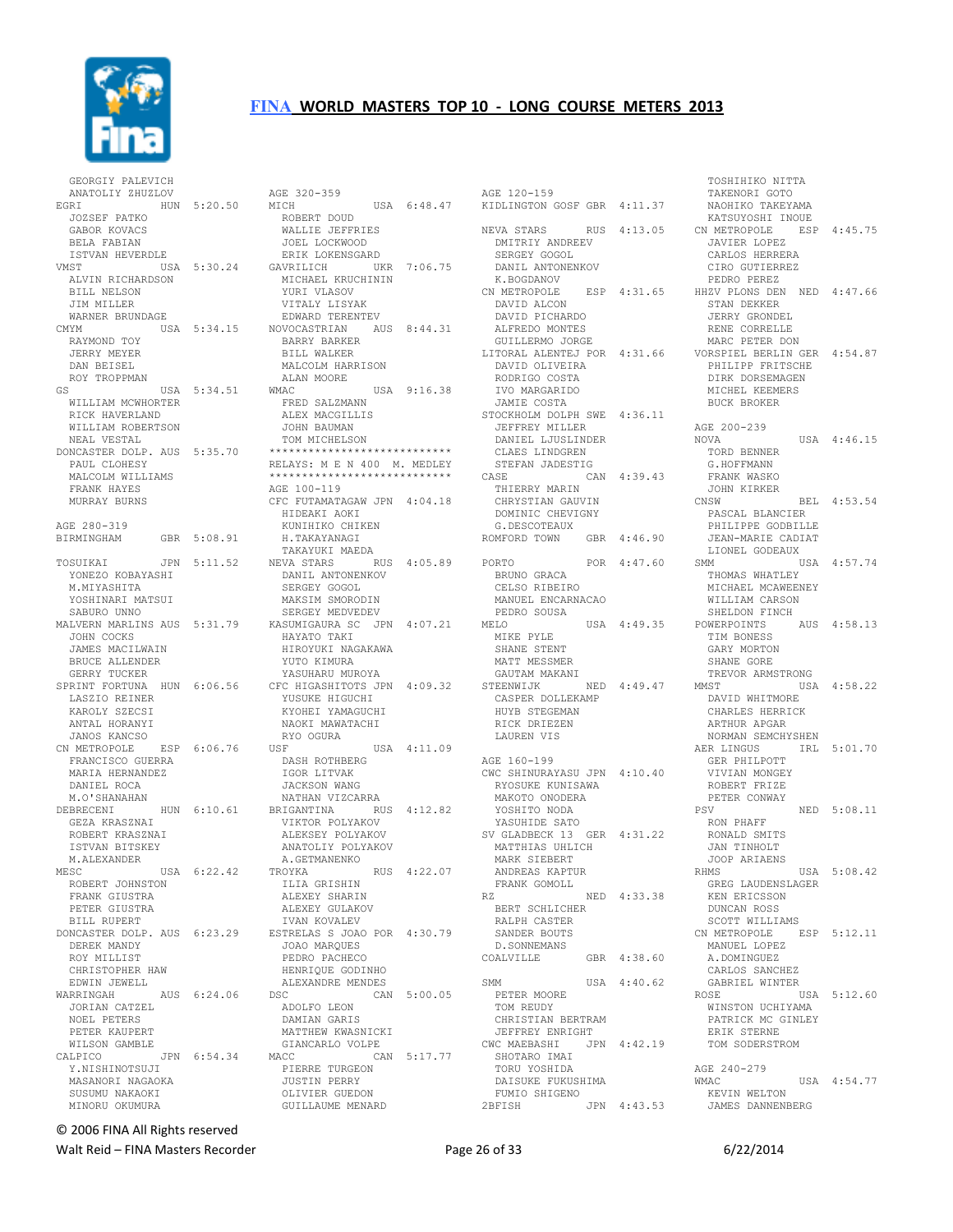# FINA WORLD MASTERS TOP 10 - LONG COURSE METERS 2013

```
GEORGIY PALEVICH
ANATOLIY ZHUZLOV
EGRI              HUN  5:20.50
JOZSEF PATKO
GABOR KOVACS
BELA FABIAN
ISTVAN HEVERDLE
VMST              USA  5:30.24
ALVIN RICHARDSON
BILL NELSON
JIM MILLER
WARNER BRUNDAGE
CMYM              USA  5:34.15
RAYMOND TOY
JERRY MEYER
DAN BEISEL
ROY TROPPMAN
GS                USA  5:34.51
WILLIAM MCWHORTER
RICK HAVERLAND
WILLIAM ROBERTSON
NEAL VESTAL
DONCASTER DOLP.   AUS  5:35.70
PAUL CLOHESY
MALCOLM WILLIAMS
FRANK HAYES
MURRAY BURNS

AGE 280-319
BIRMINGHAM        GBR  5:08.91

TOSUIKAI          JPN  5:11.52
YONEZO KOBAYASHI
M.MIYASHITA
YOSHINARI MATSUI
SABURO UNNO
MALVERN MARLINS   AUS  5:31.79
JOHN COCKS
JAMES MACILWAIN
BRUCE ALLENDER
GERRY TUCKER
SPRINT FORTUNA    HUN  6:06.56
LASZIO REINER
KAROLY SZECSI
ANTAL HORANYI
JANOS KANCSO
CN METROPOLE      ESP  6:06.76
FRANCISCO GUERRA
MARIA HERNANDEZ
DANIEL ROCA
M.O'SHANAHAN
DEBRECENI         HUN  6:10.61
GEZA KRASZNAI
ROBERT KRASZNAI
ISTVAN BITSKEY
M.ALEXANDER
MESC              USA  6:22.42
ROBERT JOHNSTON
FRANK GIUSTRA
PETER GIUSTRA
BILL RUPERT
DONCASTER DOLP.   AUS  6:23.29
DEREK MANDY
ROY MILLIST
CHRISTOPHER HAW
EDWIN JEWELL
WARRINGAH         AUS  6:24.06
JORIAN CATZEL
NOEL PETERS
PETER KAUPERT
WILSON GAMBLE
CALPICO           JPN  6:54.34
Y.NISHINOTSUJI
MASANORI NAGAOKA
SUSUMU NAKAOKI
MINORU OKUMURA

AGE 320-359
MICH              USA  6:48.47
ROBERT DOUD
WALLIE JEFFRIES
JOEL LOCKWOOD
ERIK LOKENSGARD
GAVRILICH         UKR  7:06.75
MICHAEL KRUCHININ
YURI VLASOV
VITALY LISYAK
EDWARD TERENTEV
NOVOCASTRIAN      AUS  8:44.31
BARRY BARKER
BILL WALKER
MALCOLM HARRISON
ALAN MOORE
WMAC              USA  9:16.38
FRED SALZMANN
ALEX MACGILLIS
JOHN BAUMAN
TOM MICHELSON
****************************
RELAYS: M E N 400  M. MEDLEY
****************************
AGE 100-119
CFC FUTAMATAGAW   JPN  4:04.18
HIDEAKI AOKI
KUNIHIKO CHIKEN
H.TAKAYANAGI
TAKAYUKI MAEDA
NEVA STARS        RUS  4:05.89
DANIL ANTONENKOV
SERGEY GOGOL
MAKSIM SMORODIN
SERGEY MEDVEDEV
KASUMIGAURA SC    JPN  4:07.21
HAYATO TAKI
HIROYUKI NAGAKAWA
YUTO KIMURA
YASUHARU MUROYA
CFC HIGASHITOTS   JPN  4:09.32
YUSUKE HIGUCHI
KYOHEI YAMAGUCHI
NAOKI MAWATACHI
RYO OGURA
USF               USA  4:11.09
DASH ROTHBERG
IGOR LITVAK
JACKSON WANG
NATHAN VIZCARRA
BRIGANTINA        RUS  4:12.82
VIKTOR POLYAKOV
ALEKSEY POLYAKOV
ANATOLIY POLYAKOV
A.GETMANENKO
TROYKA            RUS  4:22.07
ILIA GRISHIN
ALEXEY SHARIN
ALEXEY GULAKOV
IVAN KOVALEV
ESTRELAS S JOAO   POR  4:30.79
JOAO MARQUES
PEDRO PACHECO
HENRIQUE GODINHO
ALEXANDRE MENDES
DSC               CAN  5:00.05
ADOLFO LEON
DAMIAN GARIS
MATTHEW KWASNICKI
GIANCARLO VOLPE
MACC              CAN  5:17.77
PIERRE TURGEON
JUSTIN PERRY
OLIVIER GUEDON
GUILLAUME MENARD

AGE 120-159
KIDLINGTON GOSF   GBR  4:11.37

NEVA STARS        RUS  4:13.05
DMITRIY ANDREEV
SERGEY GOGOL
DANIL ANTONENKOV
K.BOGDANOV
CN METROPOLE      ESP  4:31.65
DAVID ALCON
DAVID PICHARDO
ALFREDO MONTES
GUILLERMO JORGE
LITORAL ALENTEJ   POR  4:31.66
DAVID OLIVEIRA
RODRIGO COSTA
IVO MARGARIDO
JAMIE COSTA
STOCKHOLM DOLPH   SWE  4:36.11
JEFFREY MILLER
DANIEL LJUSLINDER
CLAES LINDGREN
STEFAN JADESTIG
CASE              CAN  4:39.43
THIERRY MARIN
CHRYSTIAN GAUVIN
DOMINIC CHEVIGNY
G.DESCOTEAUX
ROMFORD TOWN      GBR  4:46.90

PORTO             POR  4:47.60
BRUNO GRACA
CELSO RIBEIRO
MANUEL ENCARNACAO
PEDRO SOUSA
MELO              USA  4:49.35
MIKE PYLE
SHANE STENT
MATT MESSMER
GAUTAM MAKANI
STEENWIJK         NED  4:49.47
CASPER DOLLEKAMP
HUYB STEGEMAN
RICK DRIEZEN
LAUREN VIS

AGE 160-199
CWC SHINURAYASU   JPN  4:10.40
RYOSUKE KUNISAWA
MAKOTO ONODERA
YOSHITO NODA
YASUHIDE SATO
SV GLADBECK 13    GER  4:31.22
MATTHIAS UHLICH
MARK SIEBERT
ANDREAS KAPTUR
FRANK GOMOLL
RZ                NED  4:33.38
BERT SCHLICHER
RALPH CASTER
SANDER BOUTS
D.SONNEMANS
COALVILLE         GBR  4:38.60

SMM               USA  4:40.62
PETER MOORE
TOM REUDY
CHRISTIAN BERTRAM
JEFFREY ENRIGHT
CWC MAEBASHI      JPN  4:42.19
SHOTARO IMAI
TORU YOSHIDA
DAISUKE FUKUSHIMA
FUMIO SHIGENO
2BFISH            JPN  4:43.53
TOSHIHIKO NITTA
TAKENORI GOTO
NAOHIKO TAKEYAMA
KATSUYOSHI INOUE
CN METROPOLE      ESP  4:45.75
JAVIER LOPEZ
CARLOS HERRERA
CIRO GUTIERREZ
PEDRO PEREZ
HHZV PLONS DEN    NED  4:47.66
STAN DEKKER
JERRY GRONDEL
RENE CORRELLE
MARC PETER DON
VORSPIEL BERLIN   GER  4:54.87
PHILIPP FRITSCHE
DIRK DORSEMAGEN
MICHEL KEEMERS
BUCK BROKER

AGE 200-239
NOVA              USA  4:46.15
TORD BENNER
G.HOFFMANN
FRANK WASKO
JOHN KIRKER
CNSW              BEL  4:53.54
PASCAL BLANCIER
PHILIPPE GODBILLE
JEAN-MARIE CADIAT
LIONEL GODEAUX
SMM               USA  4:57.74
THOMAS WHATLEY
MICHAEL MCAWEENEY
WILLIAM CARSON
SHELDON FINCH
POWERPOINTS       AUS  4:58.13
TIM BONESS
GARY MORTON
SHANE GORE
TREVOR ARMSTRONG
MMST              USA  4:58.22
DAVID WHITMORE
CHARLES HERRICK
ARTHUR APGAR
NORMAN SEMCHYSHEN
AER LINGUS        IRL  5:01.70
GER PHILPOTT
VIVIAN MONGEY
ROBERT FRIZE
PETER CONWAY
PSV               NED  5:08.11
RON PHAFF
RONALD SMITS
JAN TINHOLT
JOOP ARIAENS
RHMS              USA  5:08.42
GREG LAUDENSLAGER
KEN ERICSSON
DUNCAN ROSS
SCOTT WILLIAMS
CN METROPOLE      ESP  5:12.11
MANUEL LOPEZ
A.DOMINGUEZ
CARLOS SANCHEZ
GABRIEL WINTER
ROSE              USA  5:12.60
WINSTON UCHIYAMA
PATRICK MC GINLEY
ERIK STERNE
TOM SODERSTROM

AGE 240-279
WMAC              USA  4:54.77
KEVIN WELTON
JAMES DANNENBERG
```

© 2006 FINA All Rights reserved

Walt Reid – FINA Masters Recorder — 6/22/2014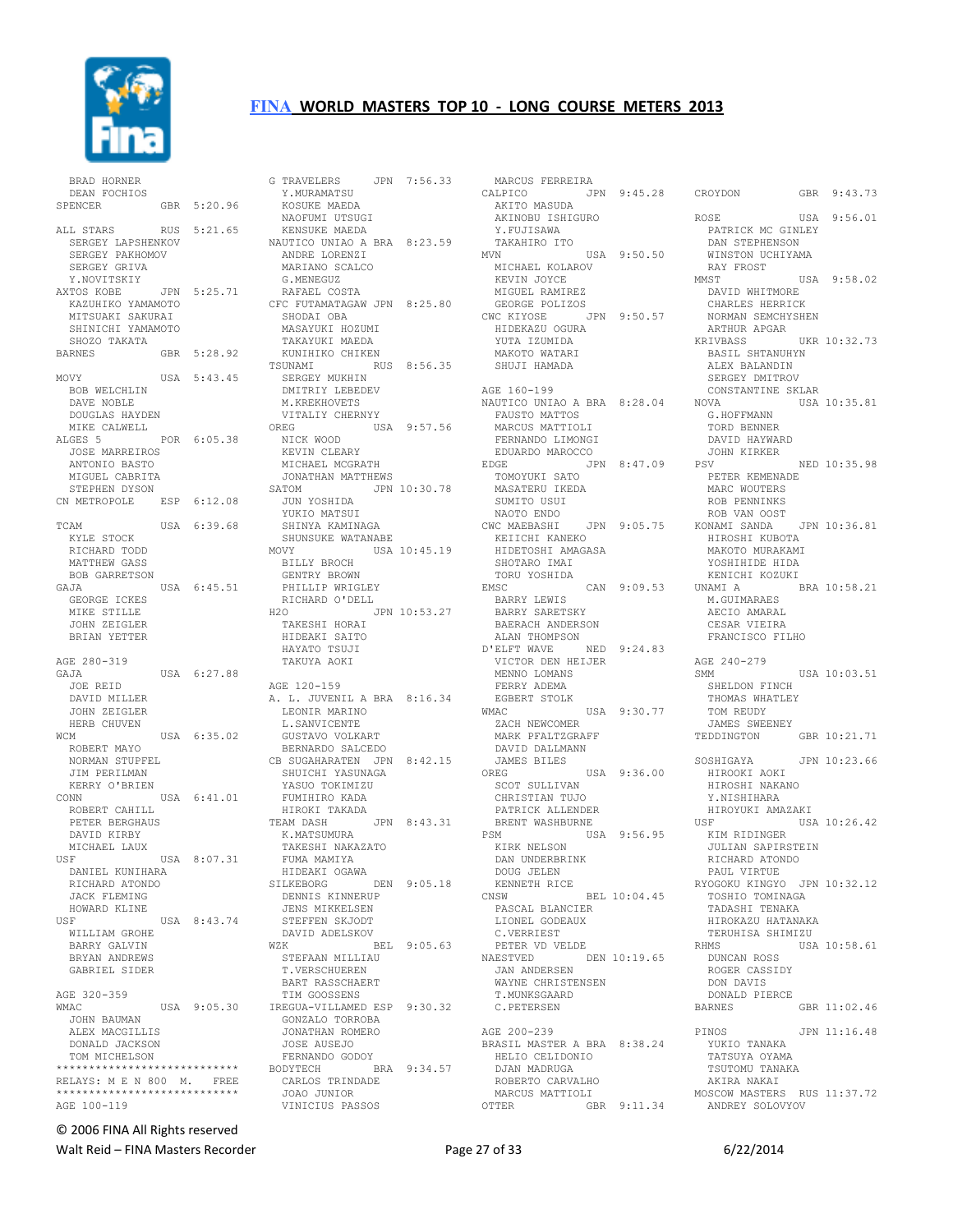# FINA WORLD MASTERS TOP 10 - LONG COURSE METERS 2013

```
 BRAD HORNER
 DEAN FOCHIOS
SPENCER          GBR  5:20.96

ALL STARS        RUS  5:21.65
 SERGEY LAPSHENKOV
 SERGEY PAKHOMOV
 SERGEY GRIVA
 Y.NOVITSKIY
AXTOS KOBE       JPN  5:25.71
 KAZUHIKO YAMAMOTO
 MITSUAKI SAKURAI
 SHINICHI YAMAMOTO
 SHOZO TAKATA
BARNES           GBR  5:28.92

MOVY             USA  5:43.45
 BOB WELCHLIN
 DAVE NOBLE
 DOUGLAS HAYDEN
 MIKE CALWELL
ALGES 5          POR  6:05.38
 JOSE MARREIROS
 ANTONIO BASTO
 MIGUEL CABRITA
 STEPHEN DYSON
CN METROPOLE     ESP  6:12.08

TCAM             USA  6:39.68
 KYLE STOCK
 RICHARD TODD
 MATTHEW GASS
 BOB GARRETSON
GAJA             USA  6:45.51
 GEORGE ICKES
 MIKE STILLE
 JOHN ZEIGLER
 BRIAN YETTER

AGE 280-319
GAJA             USA  6:27.88
 JOE REID
 DAVID MILLER
 JOHN ZEIGLER
 HERB CHUVEN
WCM              USA  6:35.02
 ROBERT MAYO
 NORMAN STUPFEL
 JIM PERILMAN
 KERRY O'BRIEN
CONN             USA  6:41.01
 ROBERT CAHILL
 PETER BERGHAUS
 DAVID KIRBY
 MICHAEL LAUX
USF              USA  8:07.31
 DANIEL KUNIHARA
 RICHARD ATONDO
 JACK FLEMING
 HOWARD KLINE
USF              USA  8:43.74
 WILLIAM GROHE
 BARRY GALVIN
 BRYAN ANDREWS
 GABRIEL SIDER

AGE 320-359
WMAC             USA  9:05.30
 JOHN BAUMAN
 ALEX MACGILLIS
 DONALD JACKSON
 TOM MICHELSON
****************************
RELAYS: M E N 800  M.   FREE
****************************
AGE 100-119
G TRAVELERS      JPN  7:56.33
 Y.MURAMATSU
 KOSUKE MAEDA
 NAOFUMI UTSUGI
 KENSUKE MAEDA
NAUTICO UNIAO A BRA  8:23.59
 ANDRE LORENZI
 MARIANO SCALCO
 G.MENEGUZ
 RAFAEL COSTA
CFC FUTAMATAGAW JPN  8:25.80
 SHODAI OBA
 MASAYUKI HOZUMI
 TAKAYUKI MAEDA
 KUNIHIKO CHIKEN
TSUNAMI          RUS  8:56.35
 SERGEY MUKHIN
 DMITRIY LEBEDEV
 M.KREKHOVETS
 VITALIY CHERNYY
OREG             USA  9:57.56
 NICK WOOD
 KEVIN CLEARY
 MICHAEL MCGRATH
 JONATHAN MATTHEWS
SATOM            JPN 10:30.78
 JUN YOSHIDA
 YUKIO MATSUI
 SHINYA KAMINAGA
 SHUNSUKE WATANABE
MOVY             USA 10:45.19
 BILLY BROCH
 GENTRY BROWN
 PHILLIP WRIGLEY
 RICHARD O'DELL
H2O              JPN 10:53.27
 TAKESHI HORAI
 HIDEAKI SAITO
 HAYATO TSUJI
 TAKUYA AOKI

AGE 120-159
A. L. JUVENIL A BRA  8:16.34
 LEONIR MARINO
 L.SANVICENTE
 GUSTAVO VOLKART
 BERNARDO SALCEDO
CB SUGAHARATEN  JPN  8:42.15
 SHUICHI YASUNAGA
 YASUO TOKIMIZU
 FUMIHIRO KADA
 HIROKI TAKADA
TEAM DASH        JPN  8:43.31
 K.MATSUMURA
 TAKESHI NAKAZATO
 FUMA MAMIYA
 HIDEAKI OGAWA
SILKEBORG        DEN  9:05.18
 DENNIS KINNERUP
 JENS MIKKELSEN
 STEFFEN SKJODT
 DAVID ADELSKOV
WZK              BEL  9:05.63
 STEFAAN MILLIAU
 T.VERSCHUEREN
 BART RASSCHAERT
 TIM GOOSSENS
IREGUA-VILLAMED ESP  9:30.32
 GONZALO TORROBA
 JONATHAN ROMERO
 JOSE AUSEJO
 FERNANDO GODOY
BODYTECH         BRA  9:34.57
 CARLOS TRINDADE
 JOAO JUNIOR
 VINICIUS PASSOS
 MARCUS FERREIRA
CALPICO          JPN  9:45.28
 AKITO MASUDA
 AKINOBU ISHIGURO
 Y.FUJISAWA
 TAKAHIRO ITO
MVN              USA  9:50.50
 MICHAEL KOLAROV
 KEVIN JOYCE
 MIGUEL RAMIREZ
 GEORGE POLIZOS
CWC KIYOSE       JPN  9:50.57
 HIDEKAZU OGURA
 YUTA IZUMIDA
 MAKOTO WATARI
 SHUJI HAMADA

AGE 160-199
NAUTICO UNIAO A BRA  8:28.04
 FAUSTO MATTOS
 MARCUS MATTIOLI
 FERNANDO LIMONGI
 EDUARDO MAROCCO
EDGE             JPN  8:47.09
 TOMOYUKI SATO
 MASATERU IKEDA
 SUMITO USUI
 NAOTO ENDO
CWC MAEBASHI     JPN  9:05.75
 KEIICHI KANEKO
 HIDETOSHI AMAGASA
 SHOTARO IMAI
 TORU YOSHIDA
EMSC             CAN  9:09.53
 BARRY LEWIS
 BARRY SARETSKY
 BAERACH ANDERSON
 ALAN THOMPSON
D'ELFT WAVE      NED  9:24.83
 VICTOR DEN HEIJER
 MENNO LOMANS
 FERRY ADEMA
 EGBERT STOLK
WMAC             USA  9:30.77
 ZACH NEWCOMER
 MARK PFALTZGRAFF
 DAVID DALLMANN
 JAMES BILES
OREG             USA  9:36.00
 SCOT SULLIVAN
 CHRISTIAN TUJO
 PATRICK ALLENDER
 BRENT WASHBURNE
PSM              USA  9:56.95
 KIRK NELSON
 DAN UNDERBRINK
 DOUG JELEN
 KENNETH RICE
CNSW             BEL 10:04.45
 PASCAL BLANCIER
 LIONEL GODEAUX
 C.VERRIEST
 PETER VD VELDE
NAESTVED         DEN 10:19.65
 JAN ANDERSEN
 WAYNE CHRISTENSEN
 T.MUNKSGAARD
 C.PETERSEN

AGE 200-239
BRASIL MASTER A BRA  8:38.24
 HELIO CELIDONIO
 DJAN MADRUGA
 ROBERTO CARVALHO
 MARCUS MATTIOLI
OTTER            GBR  9:11.34
CROYDON          GBR  9:43.73

ROSE             USA  9:56.01
 PATRICK MC GINLEY
 DAN STEPHENSON
 WINSTON UCHIYAMA
 RAY FROST
MMST             USA  9:58.02
 DAVID WHITMORE
 CHARLES HERRICK
 NORMAN SEMCHYSHEN
 ARTHUR APGAR
KRIVBASS         UKR 10:32.73
 BASIL SHTANUHYN
 ALEX BALANDIN
 SERGEY DMITROV
 CONSTANTINE SKLAR
NOVA             USA 10:35.81
 G.HOFFMANN
 TORD BENNER
 DAVID HAYWARD
 JOHN KIRKER
PSV              NED 10:35.98
 PETER KEMENADE
 MARC WOUTERS
 ROB PENNINKS
 ROB VAN OOST
KONAMI SANDA     JPN 10:36.81
 HIROSHI KUBOTA
 MAKOTO MURAKAMI
 YOSHIHIDE HIDA
 KENICHI KOZUKI
UNAMI A          BRA 10:58.21
 M.GUIMARAES
 AECIO AMARAL
 CESAR VIEIRA
 FRANCISCO FILHO

AGE 240-279
SMM              USA 10:03.51
 SHELDON FINCH
 THOMAS WHATLEY
 TOM REUDY
 JAMES SWEENEY
TEDDINGTON       GBR 10:21.71

SOSHIGAYA        JPN 10:23.66
 HIROOKI AOKI
 HIROSHI NAKANO
 Y.NISHIHARA
 HIROYUKI AMAZAKI
USF              USA 10:26.42
 KIM RIDINGER
 JULIAN SAPIRSTEIN
 RICHARD ATONDO
 PAUL VIRTUE
RYOGOKU KINGYO  JPN 10:32.12
 TOSHIO TOMINAGA
 TADASHI TENAKA
 HIROKAZU HATANAKA
 TERUHISA SHIMIZU
RHMS             USA 10:58.61
 DUNCAN ROSS
 ROGER CASSIDY
 DON DAVIS
 DONALD PIERCE
BARNES           GBR 11:02.46

PINOS            JPN 11:16.48
 YUKIO TANAKA
 TATSUYA OYAMA
 TSUTOMU TANAKA
 AKIRA NAKAI
MOSCOW MASTERS  RUS 11:37.72
 ANDREY SOLOVYOV
```

© 2006 FINA All Rights reserved

Walt Reid – FINA Masters Recorder 6/22/2014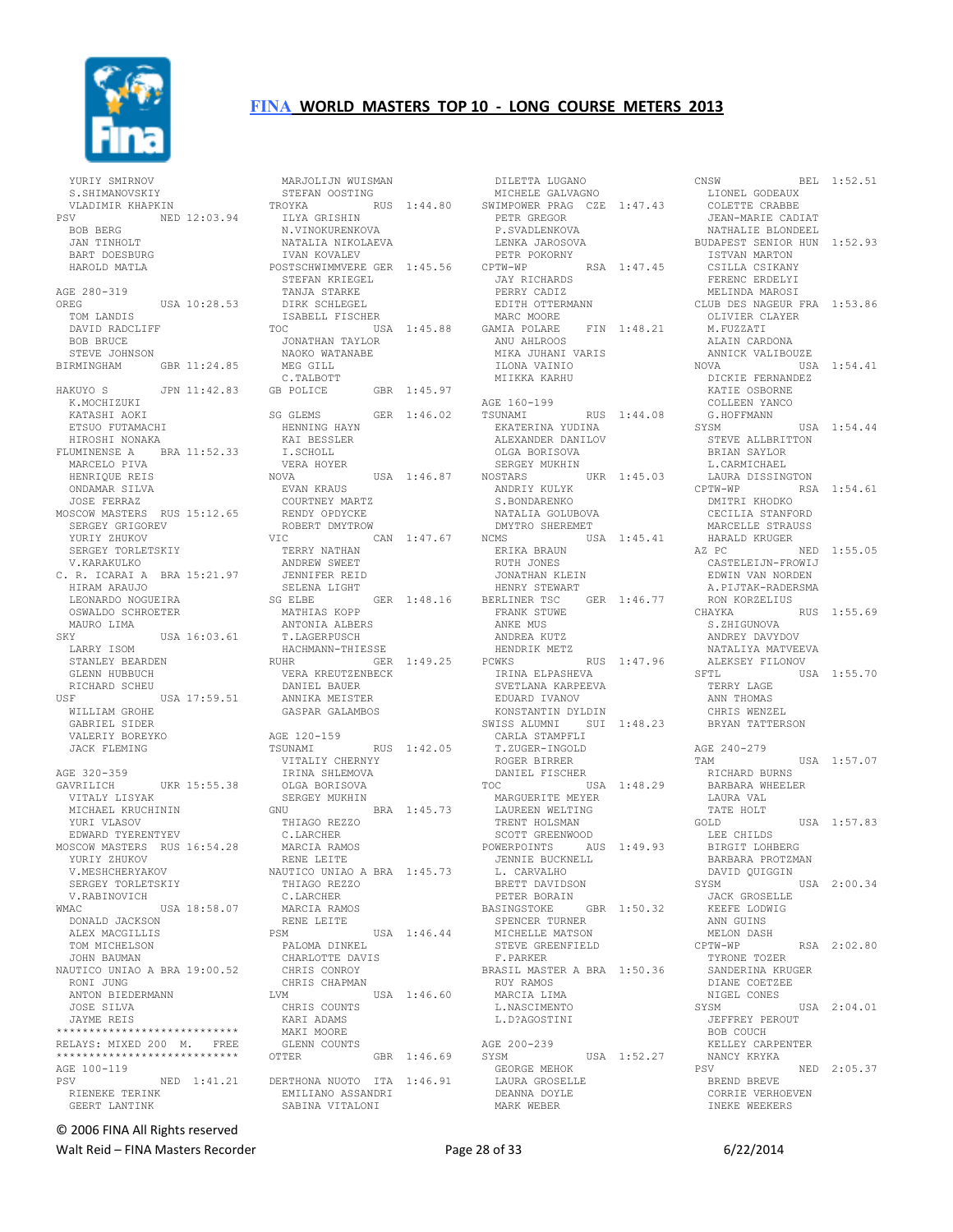# FINA WORLD MASTERS TOP 10 - LONG COURSE METERS 2013

```
  YURIY SMIRNOV
  S.SHIMANOVSKIY
  VLADIMIR KHAPKIN
PSV                NED 12:03.94
  BOB BERG
  JAN TINHOLT
  BART DOESBURG
  HAROLD MATLA

AGE 280-319
OREG               USA 10:28.53
  TOM LANDIS
  DAVID RADCLIFF
  BOB BRUCE
  STEVE JOHNSON
BIRMINGHAM         GBR 11:24.85

HAKUYO S           JPN 11:42.83
  K.MOCHIZUKI
  KATASHI AOKI
  ETSUO FUTAMACHI
  HIROSHI NONAKA
FLUMINENSE A       BRA 11:52.33
  MARCELO PIVA
  HENRIQUE REIS
  ONDAMAR SILVA
  JOSE FERRAZ
MOSCOW MASTERS     RUS 15:12.65
  SERGEY GRIGOREV
  YURIY ZHUKOV
  SERGEY TORLETSKIY
  V.KARAKULKO
C. R. ICARAI A     BRA 15:21.97
  HIRAM ARAUJO
  LEONARDO NOGUEIRA
  OSWALDO SCHROETER
  MAURO LIMA
SKY                USA 16:03.61
  LARRY ISOM
  STANLEY BEARDEN
  GLENN HUBBUCH
  RICHARD SCHEU
USF                USA 17:59.51
  WILLIAM GROHE
  GABRIEL SIDER
  VALERIY BOREYKO
  JACK FLEMING

AGE 320-359
GAVRILICH          UKR 15:55.38
  VITALY LISYAK
  MICHAEL KRUCHININ
  YURI VLASOV
  EDWARD TYERENTYEV
MOSCOW MASTERS     RUS 16:54.28
  YURIY ZHUKOV
  V.MESHCHERYAKOV
  SERGEY TORLETSKIY
  V.RABINOVICH
WMAC               USA 18:58.07
  DONALD JACKSON
  ALEX MACGILLIS
  TOM MICHELSON
  JOHN BAUMAN
NAUTICO UNIAO A BRA 19:00.52
  RONI JUNG
  ANTON BIEDERMANN
  JOSE SILVA
  JAYME REIS
****************************
RELAYS: MIXED 200  M.   FREE
****************************
AGE 100-119
PSV                NED  1:41.21
  RIENEKE TERINK
  GEERT LANTINK
  MARJOLIJN WUISMAN
  STEFAN OOSTING
TROYKA             RUS  1:44.80
  ILYA GRISHIN
  N.VINOKURENKOVA
  NATALIA NIKOLAEVA
  IVAN KOVALEV
POSTSCHWIMMVERE GER  1:45.56
  STEFAN KRIEGEL
  TANJA STARKE
  DIRK SCHLEGEL
  ISABELL FISCHER
TOC                USA  1:45.88
  JONATHAN TAYLOR
  NAOKO WATANABE
  MEG GILL
  C.TALBOTT
GB POLICE          GBR  1:45.97

SG GLEMS           GER  1:46.02
  HENNING HAYN
  KAI BESSLER
  I.SCHOLL
  VERA HOYER
NOVA               USA  1:46.87
  EVAN KRAUS
  COURTNEY MARTZ
  RENDY OPDYCKE
  ROBERT DMYTROW
VIC                CAN  1:47.67
  TERRY NATHAN
  ANDREW SWEET
  JENNIFER REID
  SELENA LIGHT
SG ELBE            GER  1:48.16
  MATHIAS KOPP
  ANTONIA ALBERS
  T.LAGERPUSCH
  HACHMANN-THIESSE
RUHR               GER  1:49.25
  VERA KREUTZENBECK
  DANIEL BAUER
  ANNIKA MEISTER
  GASPAR GALAMBOS

AGE 120-159
TSUNAMI            RUS  1:42.05
  VITALIY CHERNYY
  IRINA SHLEMOVA
  OLGA BORISOVA
  SERGEY MUKHIN
GNU                BRA  1:45.73
  THIAGO REZZO
  C.LARCHER
  MARCIA RAMOS
  RENE LEITE
NAUTICO UNIAO A BRA  1:45.73
  THIAGO REZZO
  C.LARCHER
  MARCIA RAMOS
  RENE LEITE
PSM                USA  1:46.44
  PALOMA DINKEL
  CHARLOTTE DAVIS
  CHRIS CONROY
  CHRIS CHAPMAN
LVM                USA  1:46.60
  CHRIS COUNTS
  KARI ADAMS
  MAKI MOORE
  GLENN COUNTS
OTTER              GBR  1:46.69

DERTHONA NUOTO  ITA  1:46.91
  EMILIANO ASSANDRI
  SABINA VITALONI
  DILETTA LUGANO
  MICHELE GALVAGNO
SWIMPOWER PRAG  CZE  1:47.43
  PETR GREGOR
  P.SVADLENKOVA
  LENKA JAROSOVA
  PETR POKORNY
CPTW-WP            RSA  1:47.45
  JAY RICHARDS
  PERRY CADIZ
  EDITH OTTERMANN
  MARC MOORE
GAMIA POLARE       FIN  1:48.21
  ANU AHLROOS
  MIKA JUHANI VARIS
  ILONA VAINIO
  MIIKKA KARHU

AGE 160-199
TSUNAMI            RUS  1:44.08
  EKATERINA YUDINA
  ALEXANDER DANILOV
  OLGA BORISOVA
  SERGEY MUKHIN
NOSTARS            UKR  1:45.03
  ANDRIY KULYK
  S.BONDARENKO
  NATALIA GOLUBOVA
  DMYTRO SHEREMET
NCMS               USA  1:45.41
  ERIKA BRAUN
  RUTH JONES
  JONATHAN KLEIN
  HENRY STEWART
BERLINER TSC       GER  1:46.77
  FRANK STUWE
  ANKE MUS
  ANDREA KUTZ
  HENDRIK METZ
PCWKS              RUS  1:47.96
  IRINA ELPASHEVA
  SVETLANA KARPEEVA
  EDUARD IVANOV
  KONSTANTIN DYLDIN
SWISS ALUMNI       SUI  1:48.23
  CARLA STAMPFLI
  T.ZUGER-INGOLD
  ROGER BIRRER
  DANIEL FISCHER
TOC                USA  1:48.29
  MARGUERITE MEYER
  LAUREEN WELTING
  TRENT HOLSMAN
  SCOTT GREENWOOD
POWERPOINTS        AUS  1:49.93
  JENNIE BUCKNELL
  L. CARVALHO
  BRETT DAVIDSON
  PETER BORAIN
BASINGSTOKE        GBR  1:50.32
  SPENCER TURNER
  MICHELLE MATSON
  STEVE GREENFIELD
  F.PARKER
BRASIL MASTER A BRA  1:50.36
  RUY RAMOS
  MARCIA LIMA
  L.NASCIMENTO
  L.D?AGOSTINI

AGE 200-239
SYSM               USA  1:52.27
  GEORGE MEHOK
  LAURA GROSELLE
  DEANNA DOYLE
  MARK WEBER
CNSW               BEL  1:52.51
  LIONEL GODEAUX
  COLETTE CRABBE
  JEAN-MARIE CADIAT
  NATHALIE BLONDEEL
BUDAPEST SENIOR HUN  1:52.93
  ISTVAN MARTON
  CSILLA CSIKANY
  FERENC ERDELYI
  MELINDA MAROSI
CLUB DES NAGEUR FRA  1:53.86
  OLIVIER CLAYER
  M.FUZZATI
  ALAIN CARDONA
  ANNICK VALIBOUZE
NOVA               USA  1:54.41
  DICKIE FERNANDEZ
  KATIE OSBORNE
  COLLEEN YANCO
  G.HOFFMANN
SYSM               USA  1:54.44
  STEVE ALLBRITTON
  BRIAN SAYLOR
  L.CARMICHAEL
  LAURA DISSINGTON
CPTW-WP            RSA  1:54.61
  DMITRI KHODKO
  CECILIA STANFORD
  MARCELLE STRAUSS
  HARALD KRUGER
AZ PC              NED  1:55.05
  CASTELEIJN-FROWIJ
  EDWIN VAN NORDEN
  A.PIJTAK-RADERSMA
  RON KORZELIUS
CHAYKA             RUS  1:55.69
  S.ZHIGUNOVA
  ANDREY DAVYDOV
  NATALIYA MATVEEVA
  ALEKSEY FILONOV
SFTL               USA  1:55.70
  TERRY LAGE
  ANN THOMAS
  CHRIS WENZEL
  BRYAN TATTERSON

AGE 240-279
TAM                USA  1:57.07
  RICHARD BURNS
  BARBARA WHEELER
  LAURA VAL
  TATE HOLT
GOLD               USA  1:57.83
  LEE CHILDS
  BIRGIT LOHBERG
  BARBARA PROTZMAN
  DAVID QUIGGIN
SYSM               USA  2:00.34
  JACK GROSELLE
  KEEFE LODWIG
  ANN GUINS
  MELON DASH
CPTW-WP            RSA  2:02.80
  TYRONE TOZER
  SANDERINA KRUGER
  DIANE COETZEE
  NIGEL CONES
SYSM               USA  2:04.01
  JEFFREY PEROUT
  BOB COUCH
  KELLEY CARPENTER
  NANCY KRYKA
PSV                NED  2:05.37
  BREND BREVE
  CORRIE VERHOEVEN
  INEKE WEEKERS
```

© 2006 FINA All Rights reserved

Walt Reid – FINA Masters Recorder    6/22/2014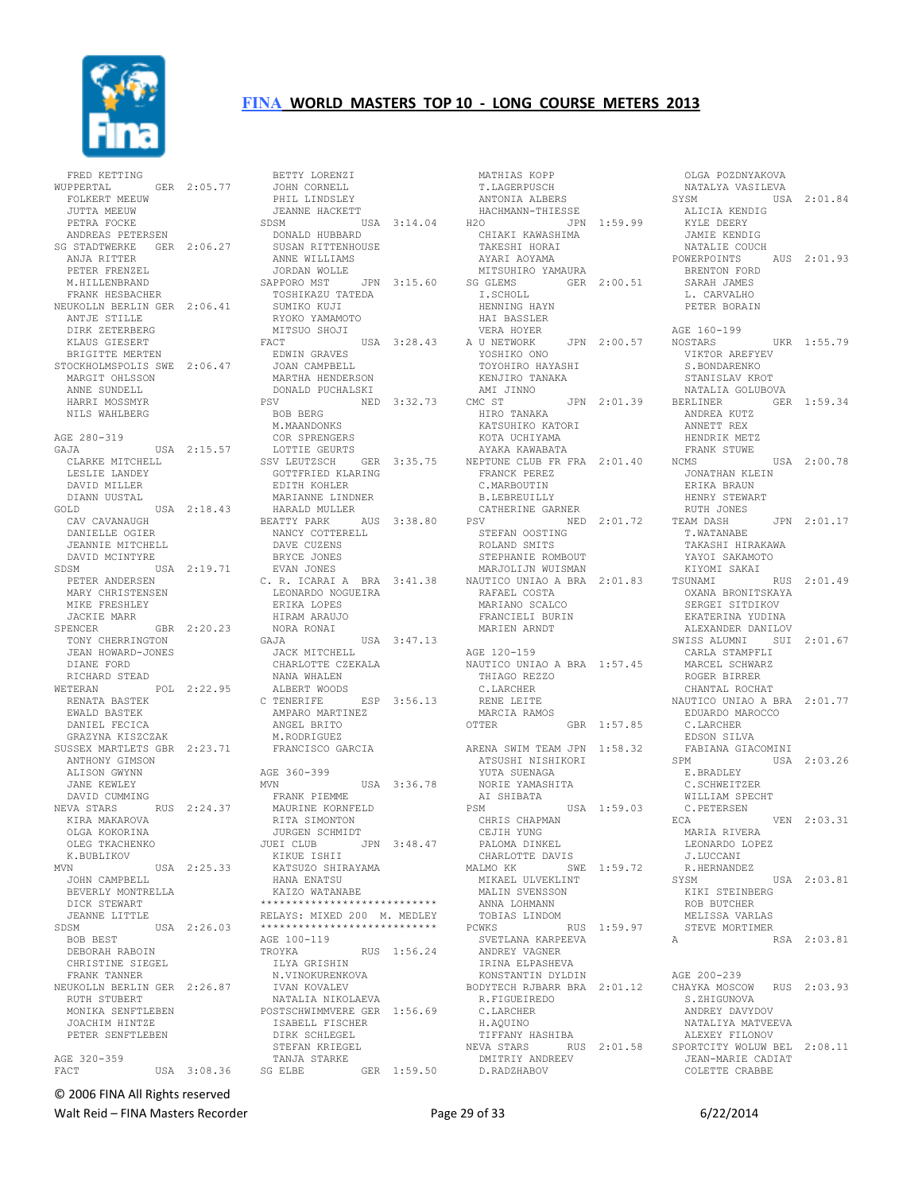# FINA WORLD MASTERS TOP 10 - LONG COURSE METERS 2013

FRED KETTING
WUPPERTAL GER 2:05.77
FOLKERT MEEUW
JUTTA MEEUW
PETRA FOCKE
ANDREAS PETERSEN
SG STADTWERKE GER 2:06.27
ANJA RITTER
PETER FRENZEL
M.HILLENBRAND
FRANK HESBACHER
NEUKOLLN BERLIN GER 2:06.41
ANTJE STILLE
DIRK ZETERBERG
KLAUS GIESERT
BRIGITTE MERTEN
STOCKHOLMSPOLIS SWE 2:06.47
MARGIT OHLSSON
ANNE SUNDELL
HARRI MOSSMYR
NILS WAHLBERG

AGE 280-319
GAJA USA 2:15.57
CLARKE MITCHELL
LESLIE LANDEY
DAVID MILLER
DIANN UUSTAL
GOLD USA 2:18.43
CAV CAVANAUGH
DANIELLE OGIER
JEANNIE MITCHELL
DAVID MCINTYRE
SDSM USA 2:19.71
PETER ANDERSEN
MARY CHRISTENSEN
MIKE FRESHLEY
JACKIE MARR
SPENCER GBR 2:20.23
TONY CHERRINGTON
JEAN HOWARD-JONES
DIANE FORD
RICHARD STEAD
WETERAN POL 2:22.95
RENATA BASTEK
EWALD BASTEK
DANIEL FECICA
GRAZYNA KISZCZAK
SUSSEX MARTLETS GBR 2:23.71
ANTHONY GIMSON
ALISON GWYNN
JANE KEWLEY
DAVID CUMMING
NEVA STARS RUS 2:24.37
KIRA MAKAROVA
OLGA KOKORINA
OLEG TKACHENKO
K.BUBLIKOV
MVN USA 2:25.33
JOHN CAMPBELL
BEVERLY MONTRELLA
DICK STEWART
JEANNE LITTLE
SDSM USA 2:26.03
BOB BEST
DEBORAH RABOIN
CHRISTINE SIEGEL
FRANK TANNER
NEUKOLLN BERLIN GER 2:26.87
RUTH STUBERT
MONIKA SENFTLEBEN
JOACHIM HINTZE
PETER SENFTLEBEN

AGE 320-359
FACT USA 3:08.36
BETTY LORENZI
JOHN CORNELL
PHIL LINDSLEY
JEANNE HACKETT
SDSM USA 3:14.04
DONALD HUBBARD
SUSAN RITTENHOUSE
ANNE WILLIAMS
JORDAN WOLLE
SAPPORO MST JPN 3:15.60
TOSHIKAZU TATEDA
SUMIKO KUJI
RYOKO YAMAMOTO
MITSUO SHOJI
FACT USA 3:28.43
EDWIN GRAVES
JOAN CAMPBELL
MARTHA HENDERSON
DONALD PUCHALSKI
PSV NED 3:32.73
BOB BERG
M.MAANDONKS
COR SPRENGERS
LOTTIE GEURTS
SSV LEUTZSCH GER 3:35.75
GOTTFRIED KLARING
EDITH KOHLER
MARIANNE LINDNER
HARALD MULLER
BEATTY PARK AUS 3:38.80
NANCY COTTERELL
DAVE CUZENS
BRYCE JONES
EVAN JONES
C. R. ICARAI A BRA 3:41.38
LEONARDO NOGUEIRA
ERIKA LOPES
HIRAM ARAUJO
NORA RONAI
GAJA USA 3:47.13
JACK MITCHELL
CHARLOTTE CZEKALA
NANA WHALEN
ALBERT WOODS
C TENERIFE ESP 3:56.13
AMPARO MARTINEZ
ANGEL BRITO
M.RODRIGUEZ
FRANCISCO GARCIA

AGE 360-399
MVN USA 3:36.78
FRANK PIEMME
MAURINE KORNFELD
RITA SIMONTON
JURGEN SCHMIDT
JUEI CLUB JPN 3:48.47
KIKUE ISHII
KATSUZO SHIRAYAMA
HANA ENATSU
KAIZO WATANABE
****************************
RELAYS: MIXED 200 M. MEDLEY
****************************
AGE 100-119
TROYKA RUS 1:56.24
ILYA GRISHIN
N.VINOKURENKOVA
IVAN KOVALEV
NATALIA NIKOLAEVA
POSTSCHWIMMVERE GER 1:56.69
ISABELL FISCHER
DIRK SCHLEGEL
STEFAN KRIEGEL
TANJA STARKE
SG ELBE GER 1:59.50
MATHIAS KOPP
T.LAGERPUSCH
ANTONIA ALBERS
HACHMANN-THIESSE
H2O JPN 1:59.99
CHIAKI KAWASHIMA
TAKESHI HORAI
AYARI AOYAMA
MITSUHIRO YAMAURA
SG GLEMS GER 2:00.51
I.SCHOLL
HENNING HAYN
HAI BASSLER
VERA HOYER
A U NETWORK JPN 2:00.57
YOSHIKO ONO
TOYOHIRO HAYASHI
KENJIRO TANAKA
AMI JINNO
CMC ST JPN 2:01.39
HIRO TANAKA
KATSUHIKO KATORI
KOTA UCHIYAMA
AYAKA KAWABATA
NEPTUNE CLUB FR FRA 2:01.40
FRANCK PEREZ
C.MARBOUTIN
B.LEBREUILLY
CATHERINE GARNER
PSV NED 2:01.72
STEFAN OOSTING
ROLAND SMITS
STEPHANIE ROMBOUT
MARJOLIJN WUISMAN
NAUTICO UNIAO A BRA 2:01.83
RAFAEL COSTA
MARIANO SCALCO
FRANCIELI BURIN
MARIEN ARNDT

AGE 120-159
NAUTICO UNIAO A BRA 1:57.45
THIAGO REZZO
C.LARCHER
RENE LEITE
MARCIA RAMOS
OTTER GBR 1:57.85

ARENA SWIM TEAM JPN 1:58.32
ATSUSHI NISHIKORI
YUTA SUENAGA
NORIE YAMASHITA
AI SHIBATA
PSM USA 1:59.03
CHRIS CHAPMAN
CEJIH YUNG
PALOMA DINKEL
CHARLOTTE DAVIS
MALMO KK SWE 1:59.72
MIKAEL ULVEKLINT
MALIN SVENSSON
ANNA LOHMANN
TOBIAS LINDOM
PCWKS RUS 1:59.97
SVETLANA KARPEEVA
ANDREY VAGNER
IRINA ELPASHEVA
KONSTANTIN DYLDIN
BODYTECH RJBARR BRA 2:01.12
R.FIGUEIREDO
C.LARCHER
H.AQUINO
TIFFANY HASHIBA
NEVA STARS RUS 2:01.58
DMITRIY ANDREEV
D.RADZHABOV
OLGA POZDNYAKOVA
NATALYA VASILEVA
SYSM USA 2:01.84
ALICIA KENDIG
KYLE DEERY
JAMIE KENDIG
NATALIE COUCH
POWERPOINTS AUS 2:01.93
BRENTON FORD
SARAH JAMES
L. CARVALHO
PETER BORAIN

AGE 160-199
NOSTARS UKR 1:55.79
VIKTOR AREFYEV
S.BONDARENKO
STANISLAV KROT
NATALIA GOLUBOVA
BERLINER GER 1:59.34
ANDREA KUTZ
ANNETT REX
HENDRIK METZ
FRANK STUWE
NCMS USA 2:00.78
JONATHAN KLEIN
ERIKA BRAUN
HENRY STEWART
RUTH JONES
TEAM DASH JPN 2:01.17
T.WATANABE
TAKASHI HIRAKAWA
YAYOI SAKAMOTO
KIYOMI SAKAI
TSUNAMI RUS 2:01.49
OXANA BRONITSKAYA
SERGEI SITDIKOV
EKATERINA YUDINA
ALEXANDER DANILOV
SWISS ALUMNI SUI 2:01.67
CARLA STAMPFLI
MARCEL SCHWARZ
ROGER BIRRER
CHANTAL ROCHAT
NAUTICO UNIAO A BRA 2:01.77
EDUARDO MAROCCO
C.LARCHER
EDSON SILVA
FABIANA GIACOMINI
SPM USA 2:03.26
E.BRADLEY
C.SCHWEITZER
WILLIAM SPECHT
C.PETERSEN
ECA VEN 2:03.31
MARIA RIVERA
LEONARDO LOPEZ
J.LUCCANI
R.HERNANDEZ
SYSM USA 2:03.81
KIKI STEINBERG
ROB BUTCHER
MELISSA VARLAS
STEVE MORTIMER
A RSA 2:03.81

AGE 200-239
CHAYKA MOSCOW RUS 2:03.93
S.ZHIGUNOVA
ANDREY DAVYDOV
NATALIYA MATVEEVA
ALEXEY FILONOV
SPORTCITY WOLUW BEL 2:08.11
JEAN-MARIE CADIAT
COLETTE CRABBE

© 2006 FINA All Rights reserved

Walt Reid – FINA Masters Recorder 6/22/2014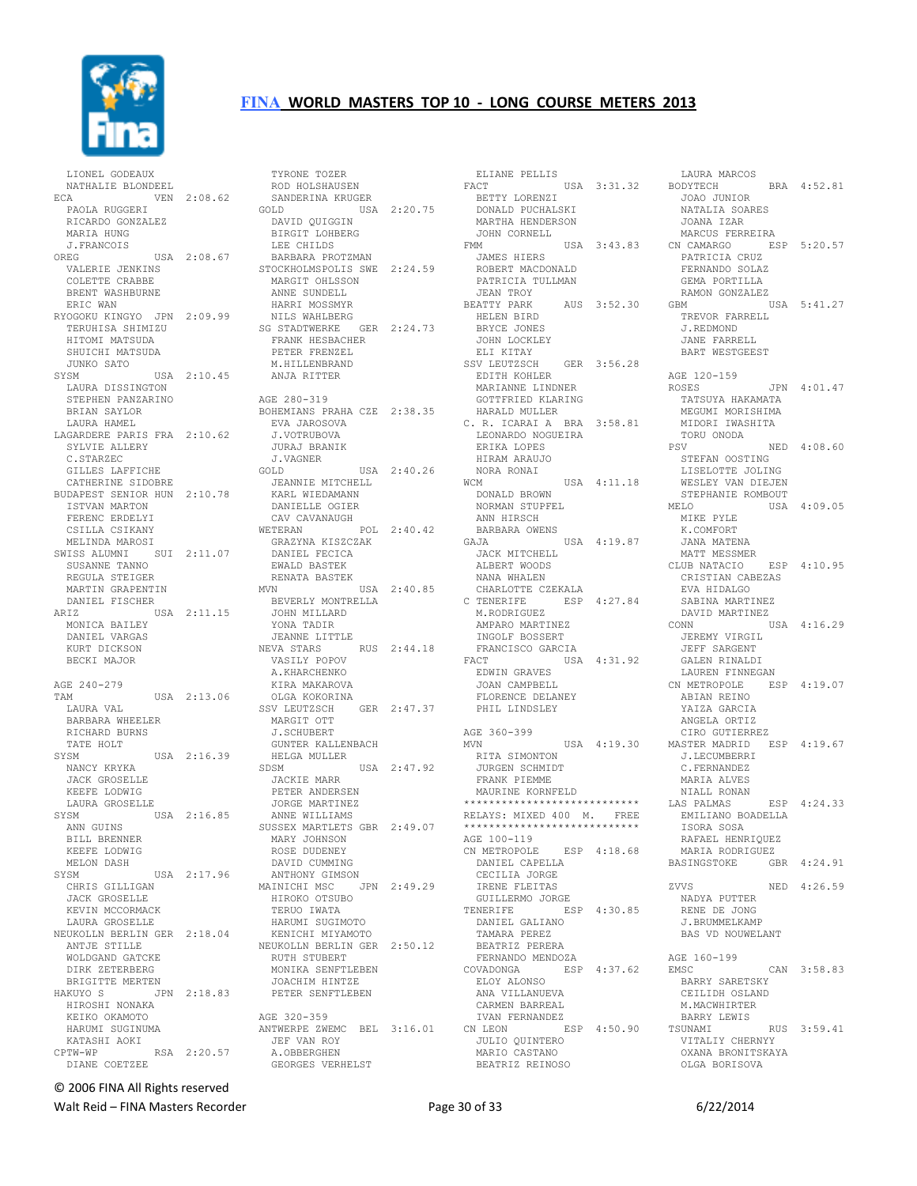LIONEL GODEAUX
NATHALIE BLONDEEL
ECA VEN 2:08.62
PAOLA RUGGERI
RICARDO GONZALEZ
MARIA HUNG
J.FRANCOIS
OREG USA 2:08.67
VALERIE JENKINS
COLETTE CRABBE
BRENT WASHBURNE
ERIC WAN
RYOGOKU KINGYO JPN 2:09.99
TERUHISA SHIMIZU
HITOMI MATSUDA
SHUICHI MATSUDA
JUNKO SATO
SYSM USA 2:10.45
LAURA DISSINGTON
STEPHEN PANZARINO
BRIAN SAYLOR
LAURA HAMEL
LAGARDERE PARIS FRA 2:10.62
SYLVIE ALLERY
C.STARZEC
GILLES LAFFICHE
CATHERINE SIDOBRE
BUDAPEST SENIOR HUN 2:10.78
ISTVAN MARTON
FERENC ERDELYI
CSILLA CSIKANY
MELINDA MAROSI
SWISS ALUMNI SUI 2:11.07
SUSANNE TANNO
REGULA STEIGER
MARTIN GRAPENTIN
DANIEL FISCHER
ARIZ USA 2:11.15
MONICA BAILEY
DANIEL VARGAS
KURT DICKSON
BECKI MAJOR

AGE 240-279
TAM USA 2:13.06
LAURA VAL
BARBARA WHEELER
RICHARD BURNS
TATE HOLT
SYSM USA 2:16.39
NANCY KRYKA
JACK GROSELLE
KEEFE LODWIG
LAURA GROSELLE
SYSM USA 2:16.85
ANN GUINS
BILL BRENNER
KEEFE LODWIG
MELON DASH
SYSM USA 2:17.96
CHRIS GILLIGAN
JACK GROSELLE
KEVIN MCCORMACK
LAURA GROSELLE
NEUKOLLN BERLIN GER 2:18.04
ANTJE STILLE
WOLDGAND GATCKE
DIRK ZETERBERG
BRIGITTE MERTEN
HAKUYO S JPN 2:18.83
HIROSHI NONAKA
KEIKO OKAMOTO
HARUMI SUGINUMA
KATASHI AOKI
CPTW-WP RSA 2:20.57
DIANE COETZEE
TYRONE TOZER
ROD HOLSHAUSEN
SANDERINA KRUGER
GOLD USA 2:20.75
DAVID QUIGGIN
BIRGIT LOHBERG
LEE CHILDS
BARBARA PROTZMAN
STOCKHOLMSPOLIS SWE 2:24.59
MARGIT OHLSSON
ANNE SUNDELL
HARRI MOSSMYR
NILS WAHLBERG
SG STADTWERKE GER 2:24.73
FRANK HESBACHER
PETER FRENZEL
M.HILLENBRAND
ANJA RITTER

AGE 280-319
BOHEMIANS PRAHA CZE 2:38.35
EVA JAROSOVA
J.VOTRUBOVA
JURAJ BRANIK
J.VAGNER
GOLD USA 2:40.26
JEANNIE MITCHELL
KARL WIEDAMANN
DANIELLE OGIER
CAV CAVANAUGH
WETERAN POL 2:40.42
GRAZYNA KISZCZAK
DANIEL FECICA
EWALD BASTEK
RENATA BASTEK
MVN USA 2:40.85
BEVERLY MONTRELLA
JOHN MILLARD
YONA TADIR
JEANNE LITTLE
NEVA STARS RUS 2:44.18
VASILY POPOV
A.KHARCHENKO
KIRA MAKAROVA
OLGA KOKORINA
SSV LEUTZSCH GER 2:47.37
MARGIT OTT
J.SCHUBERT
GUNTER KALLENBACH
HELGA MULLER
SDSM USA 2:47.92
JACKIE MARR
PETER ANDERSEN
JORGE MARTINEZ
ANNE WILLIAMS
SUSSEX MARTLETS GBR 2:49.07
MARY JOHNSON
ROSE DUDENEY
DAVID CUMMING
ANTHONY GIMSON
MAINICHI MSC JPN 2:49.29
HIROKO OTSUBO
TERUO IWATA
HARUMI SUGIMOTO
KENICHI MIYAMOTO
NEUKOLLN BERLIN GER 2:50.12
RUTH STUBERT
MONIKA SENFTLEBEN
JOACHIM HINTZE
PETER SENFTLEBEN

AGE 320-359
ANTWERPE ZWEMC BEL 3:16.01
JEF VAN ROY
A.OBBERGHEN
GEORGES VERHELST
ELIANE PELLIS
FACT USA 3:31.32
BETTY LORENZI
DONALD PUCHALSKI
MARTHA HENDERSON
JOHN CORNELL
FMM USA 3:43.83
JAMES HIERS
ROBERT MACDONALD
PATRICIA TULLMAN
JEAN TROY
BEATTY PARK AUS 3:52.30
HELEN BIRD
BRYCE JONES
JOHN LOCKLEY
ELI KITAY
SSV LEUTZSCH GER 3:56.28
EDITH KOHLER
MARIANNE LINDNER
GOTTFRIED KLARING
HARALD MULLER
C. R. ICARAI A BRA 3:58.81
LEONARDO NOGUEIRA
ERIKA LOPES
HIRAM ARAUJO
NORA RONAI
WCM USA 4:11.18
DONALD BROWN
NORMAN STUPFEL
ANN HIRSCH
BARBARA OWENS
GAJA USA 4:19.87
JACK MITCHELL
ALBERT WOODS
NANA WHALEN
CHARLOTTE CZEKALA
C TENERIFE ESP 4:27.84
M.RODRIGUEZ
AMPARO MARTINEZ
INGOLF BOSSERT
FRANCISCO GARCIA
FACT USA 4:31.92
EDWIN GRAVES
JOAN CAMPBELL
FLORENCE DELANEY
PHIL LINDSIGY

AGE 360-399
MVN USA 4:19.30
RITA SIMONTON
JURGEN SCHMIDT
FRANK PIEMME
MAURINE KORNFELD

***************************
RELAYS: MIXED 400 M. FREE
***************************

AGE 100-119
CN METROPOLE ESP 4:18.68
DANIEL CAPELLA
CECILIA JORGE
IRENE FLEITAS
GUILLERMO JORGE
TENERIFE ESP 4:30.85
DANIEL GALIANO
TAMARA PEREZ
BEATRIZ PERERA
FERNANDO MENDOZA
COVADONGA ESP 4:37.62
ELOY ALONSO
ANA VILLANUEVA
CARMEN BARREAL
IVAN FERNANDEZ
CN LEON ESP 4:50.90
JULIO QUINTERO
MARIO CASTANO
BEATRIZ REINOSO
LAURA MARCOS
BODYTECH BRA 4:52.81
JOAO JUNIOR
NATALIA SOARES
JOANA IZAR
MARCUS FERREIRA
CN CAMARGO ESP 5:20.57
PATRICIA CRUZ
FERNANDO SOLAZ
GEMA PORTILLA
RAMON GONZALEZ
GBM USA 5:41.27
TREVOR FARRELL
J.REDMOND
JANE FARRELL
BART WESTGEEST

AGE 120-159
ROSES JPN 4:01.47
TATSUYA HAKAMATA
MEGUMI MORISHIMA
MIDORI IWASHITA
TORU ONODA
PSV NED 4:08.60
STEFAN OOSTING
LISELOTTE JOLING
WESLEY VAN DIEJEN
STEPHANIE ROMBOUT
MELO USA 4:09.05
MIKE PYLE
K.COMFORT
JANA MATENA
MATT MESSMER
CLUB NATACIO ESP 4:10.95
CRISTIAN CABEZAS
EVA HIDALGO
SABINA MARTINEZ
DAVID MARTINEZ
CONN USA 4:16.29
JEREMY VIRGIL
JEFF SARGENT
GALEN RINALDI
LAUREN FINNEGAN
CN METROPOLE ESP 4:19.07
ABIAN REINO
YAIZA GARCIA
ANGELA ORTIZ
CIRO GUTIERREZ
MASTER MADRID ESP 4:19.67
J.LECUMBERRI
C.FERNANDEZ
MARIA ALVES
NIALL RONAN
LAS PALMAS ESP 4:24.33
EMILIANO BOADELLA
ISORA SOSA
RAFAEL HENRIQUEZ
MARIA RODRIGUEZ
BASINGSTOKE GBR 4:24.91

ZVVS NED 4:26.59
NADYA PUTTER
RENE DE JONG
J.BRUMMELKAMP
BAS VD NOUWELANT

AGE 160-199
EMSC CAN 3:58.83
BARRY SARETSKY
CEILIDH OSLAND
M.MACWHIRTER
BARRY LEWIS
TSUNAMI RUS 3:59.41
VITALIY CHERNYY
OXANA BRONITSKAYA
OLGA BORISOVA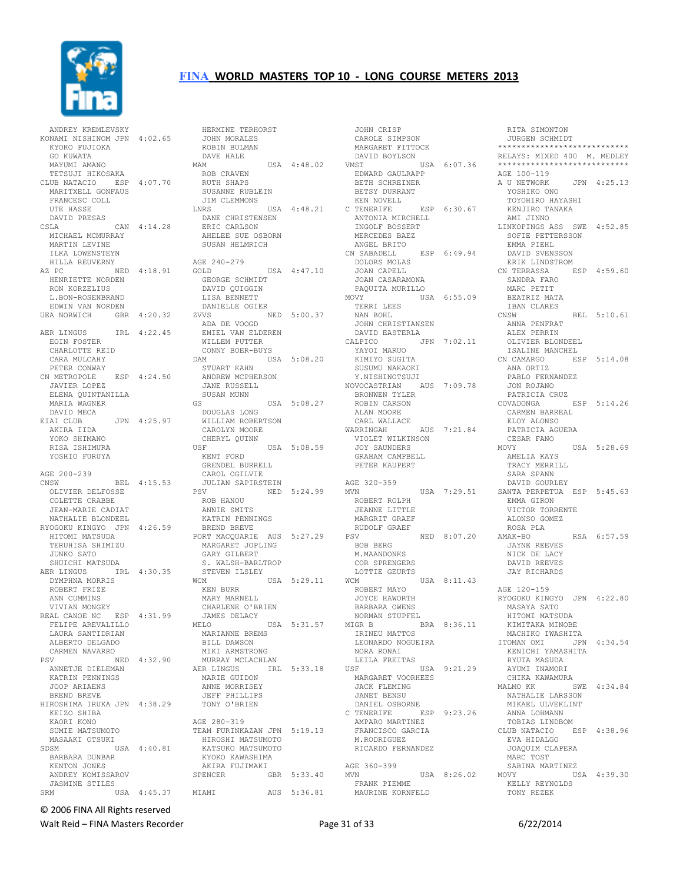# FINA WORLD MASTERS TOP 10 - LONG COURSE METERS 2013

```
  ANDREY KREMLEVSKY
KONAMI NISHINOM JPN  4:02.65
  KYOKO FUJIOKA
  GO KUWATA
  MAYUMI AMANO
  TETSUJI HIKOSAKA
CLUB NATACIO    ESP  4:07.70
  MARITXELL GONFAUS
  FRANCESC COLL
  UTE HASSE
  DAVID PRESAS
CSLA            CAN  4:14.28
  MICHAEL MCMURRAY
  MARTIN LEVINE
  ILKA LOWENSTEYN
  HILLA REUVERNY
AZ PC           NED  4:18.91
  HENRIETTE NORDEN
  RON KORZELIUS
  L.BON-ROSENBRAND
  EDWIN VAN NORDEN
UEA NORWICH     GBR  4:20.32

AER LINGUS      IRL  4:22.45
  EOIN FOSTER
  CHARLOTTE REID
  CARA MULCAHY
  PETER CONWAY
CN METROPOLE    ESP  4:24.50
  JAVIER LOPEZ
  ELENA QUINTANILLA
  MARIA WAGNER
  DAVID MECA
EIAI CLUB       JPN  4:25.97
  AKIRA IIDA
  YOKO SHIMANO
  RISA ISHIMURA
  YOSHIO FURUYA

AGE 200-239
CNSW            BEL  4:15.53
  OLIVIER DELFOSSE
  COLETTE CRABBE
  JEAN-MARIE CADIAT
  NATHALIE BLONDEEL
RYOGOKU KINGYO  JPN  4:26.59
  HITOMI MATSUDA
  TERUHISA SHIMIZU
  JUNKO SATO
  SHUICHI MATSUDA
AER LINGUS      IRL  4:30.35
  DYMPHNA MORRIS
  ROBERT FRIZE
  ANN CUMMINS
  VIVIAN MONGEY
REAL CANOE NC   ESP  4:31.99
  FELIPE AREVALILLO
  LAURA SANTIDRIAN
  ALBERTO DELGADO
  CARMEN NAVARRO
PSV             NED  4:32.90
  ANNETJE DIELEMAN
  KATRIN PENNINGS
  JOOP ARIAENS
  BREND BREVE
HIROSHIMA IRUKA JPN  4:38.29
  KEIZO SHIBA
  KAORI KONO
  SUMIE MATSUMOTO
  MASAAKI OTSUKI
SDSM            USA  4:40.81
  BARBARA DUNBAR
  KENTON JONES
  ANDREY KOMISSAROV
  JASMINE STILES
SRM             USA  4:45.37
  HERMINE TERHORST
  JOHN MORALES
  ROBIN BULMAN
  DAVE HALE
MAM             USA  4:48.02
  ROB CRAVEN
  RUTH SHAPS
  SUSANNE RUBLEIN
  JIM CLEMMONS
LNRS            USA  4:48.21
  DANE CHRISTENSEN
  ERIC CARLSON
  AHELEE SUE OSBORN
  SUSAN HELMRICH

AGE 240-279
GOLD            USA  4:47.10
  GEORGE SCHMIDT
  DAVID QUIGGIN
  LISA BENNETT
  DANIELLE OGIER
ZVVS            NED  5:00.37
  ADA DE VOOGD
  EMIEL VAN ELDEREN
  WILLEM PUTTER
  CONNY BOER-BUYS
DAM             USA  5:08.20
  STUART KAHN
  ANDREW MCPHERSON
  JANE RUSSELL
  SUSAN MUNN
GS              USA  5:08.27
  DOUGLAS LONG
  WILLIAM ROBERTSON
  CAROLYN MOORE
  CHERYL QUINN
USF             USA  5:08.59
  KENT FORD
  GRENDEL BURRELL
  CAROL OGILVIE
  JULIAN SAPIRSTEIN
PSV             NED  5:24.99
  ROB HANOU
  ANNIE SMITS
  KATRIN PENNINGS
  BREND BREVE
PORT MACQUARIE  AUS  5:27.29
  MARGARET JOPLING
  GARY GILBERT
  S. WALSH-BARLTROP
  STEVEN ILSLEY
WCM             USA  5:29.11
  KEN BURR
  MARY MARNELL
  CHARLENE O'BRIEN
  JAMES DELACY
MELO            USA  5:31.57
  MARIANNE BREMS
  BILL DAWSON
  MIKI ARMSTRONG
  MURRAY MCLACHLAN
AER LINGUS      IRL  5:33.18
  MARIE GUIDON
  ANNE MORRISEY
  JEFF PHILLIPS
  TONY O'BRIEN

AGE 280-319
TEAM FURINKAZAN JPN  5:19.13
  HIROSHI MATSUMOTO
  KATSUKO MATSUMOTO
  KYOKO KAWASHIMA
  AKIRA FUJIMAKI
SPENCER         GBR  5:33.40

MIAMI           AUS  5:36.81
  JOHN CRISP
  CAROLE SIMPSON
  MARGARET FITTOCK
  DAVID BOYLSON
VMST            USA  6:07.36
  EDWARD GAULRAPP
  BETH SCHREINER
  BETSY DURRANT
  KEN NOVELL
C TENERIFE      ESP  6:30.67
  ANTONIA MIRCHELL
  INGOLF BOSSERT
  MERCEDES BAEZ
  ANGEL BRITO
CN SABADELL     ESP  6:49.94
  DOLORS MOLAS
  JOAN CAPELL
  JOAN CASARAMONA
  PAQUITA MURILLO
MOVY            USA  6:55.09
  TERRI LEES
  NAN BOHL
  JOHN CHRISTIANSEN
  DAVID EASTERLA
CALPICO         JPN  7:02.11
  YAYOI MARUO
  KIMIYO SUGITA
  SUSUMU NAKAOKI
  Y.NISHINOTSUJI
NOVOCASTRIAN    AUS  7:09.78
  BRONWEN TYLER
  ROBIN CARSON
  ALAN MOORE
  CARL WALLACE
WARRINGAH       AUS  7:21.84
  VIOLET WILKINSON
  JOY SAUNDERS
  GRAHAM CAMPBELL
  PETER KAUPERT

AGE 320-359
MVN             USA  7:29.51
  ROBERT ROLPH
  JEANNE LITTLE
  MARGRIT GRAEF
  RUDOLF GRAEF
PSV             NED  8:07.20
  BOB BERG
  M.MAANDONKS
  COR SPRENGERS
  LOTTIE GEURTS
WCM             USA  8:11.43
  ROBERT MAYO
  JOYCE HAWORTH
  BARBARA OWENS
  NORMAN STUPFEL
MIGR B          BRA  8:36.11
  IRINEU MATTOS
  LEONARDO NOGUEIRA
  NORA RONAI
  LEILA FREITAS
USF             USA  9:21.29
  MARGARET VOORHEES
  JACK FLEMING
  JANET BENSU
  DANIEL OSBORNE
C TENERIFE      ESP  9:23.26
  AMPARO MARTINEZ
  FRANCISCO GARCIA
  M.RODRIGUEZ
  RICARDO FERNANDEZ

AGE 360-399
MVN             USA  8:26.02
  FRANK PIEMME
  MAURINE KORNFELD
  RITA SIMONTON
  JURGEN SCHMIDT
****************************
RELAYS: MIXED 400  M. MEDLEY
****************************
AGE 100-119
A U NETWORK     JPN  4:25.13
  YOSHIKO ONO
  TOYOHIRO HAYASHI
  KENJIRO TANAKA
  AMI JINNO
LINKOPINGS ASS  SWE  4:52.85
  SOFIE PETTERSSON
  EMMA PIEHL
  DAVID SVENSSON
  ERIK LINDSTROM
CN TERRASSA     ESP  4:59.60
  SANDRA FARO
  MARC PETIT
  BEATRIZ MATA
  IBAN CLARES
CNSW            BEL  5:10.61
  ANNA PENFRAT
  ALEX PERRIN
  OLIVIER BLONDEEL
  ISALINE MANCHEL
CN CAMARGO      ESP  5:14.08
  ANA ORTIZ
  PABLO FERNANDEZ
  JON ROJANO
  PATRICIA CRUZ
COVADONGA       ESP  5:14.26
  CARMEN BARREAL
  ELOY ALONSO
  PATRICIA AGUERA
  CESAR FANO
MOVY            USA  5:28.69
  AMELIA KAYS
  TRACY MERRILL
  SARA SPANN
  DAVID GOURLEY
SANTA PERPETUA  ESP  5:45.63
  EMMA GIRON
  VICTOR TORRENTE
  ALONSO GOMEZ
  ROSA PLA
AMAK-BO         RSA  6:57.59
  JAYNE REEVES
  NICK DE LACY
  DAVID REEVES
  JAY RICHARDS

AGE 120-159
RYOGOKU KINGYO  JPN  4:22.80
  MASAYA SATO
  HITOMI MATSUDA
  KIMITAKA MINOBE
  MACHIKO IWASHITA
ITOMAN OMI      JPN  4:34.54
  KENICHI YAMASHITA
  RYUTA MASUDA
  AYUMI INAMORI
  CHIKA KAWAMURA
MALMO KK        SWE  4:34.84
  NATHALIE LARSSON
  MIKAEL ULVEKLINT
  ANNA LOHMANN
  TOBIAS LINDBOM
CLUB NATACIO    ESP  4:38.96
  EVA HIDALGO
  JOAQUIM CLAPERA
  MARC TOST
  SABINA MARTINEZ
MOVY            USA  4:39.30
  KELLY REYNOLDS
  TONY REZEK
```

© 2006 FINA All Rights reserved

Walt Reid – FINA Masters Recorder    6/22/2014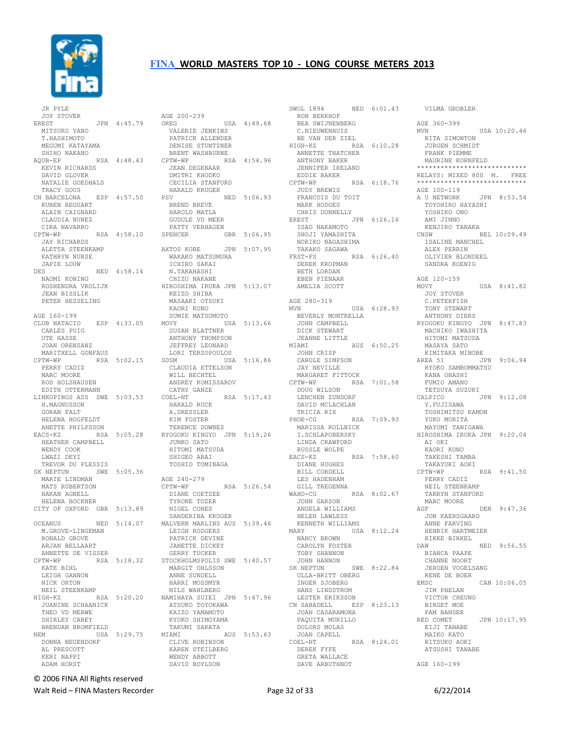# FINA WORLD MASTERS TOP 10 - LONG COURSE METERS 2013

```
   JR PYLE
   JOY STOVER
EREST          JPN  4:45.79
   MITSURU YANO
   T.HASHIMOTO
   MEGUMI KATAYAMA
   SHIHO NAKANO
AQUB-EP        RSA  4:48.43
   KEVIN RICHARDS
   DAVID GLOVER
   NATALIE GOEDHALS
   TRACY GOUS
CN BARCELONA   ESP  4:57.50
   RUBEN REGUART
   ALAIN CAIGNARD
   CLAUDIA NUNEZ
   CIRA NAVARRO
CPTW-WP        RSA  4:58.10
   JAY RICHARDS
   ALETTA STEENKAMP
   KATHRYN NURSE
   JAPIE LOUW
DES            NED  4:58.14
   NAOMI KONING
   ROSHENDRA VROLIJK
   JEAN BISSLIK
   PETER HESSELING

AGE 160-199
CLUB NATACIO   ESP  4:33.05
   CARLES PUIG
   UTE HASSE
   JOAN ORENSANZ
   MARITXELL GONFAUS
CPTW-WP        RSA  5:02.15
   PERRY CADIZ
   MARC MOORE
   ROD HOLSHAUSEN
   EDITH OTTERMANN
LINKOPINGS ASS SWE  5:03.53
   H.MAGNUSSON
   GORAN FALT
   HELENA HOGFELDT
   ANETTE PHILPSSON
EACS-KZ        RSA  5:05.28
   HEATHER CAMPBELL
   WENDY COOK
   LWAZI DEYI
   TREVOR DU PLESSIS
SK NEPTUN      SWE  5:05.36
   MARIE LINDMAN
   MATS RUBERTSON
   HAKAN AGNELL
   HELENA BOCKNER
CITY OF OXFORD GBR  5:13.89

OCEANUS        NED  5:14.07
   M.GROVE-LINGEMAN
   RONALD GROVE
   ARJAN BELLAART
   ANNETTE DE VISSER
CPTW-WP        RSA  5:18.32
   KATE BIHL
   LEIGH GANNON
   NICK ORTON
   NEIL STEENKAMP
HIGH-KZ        RSA  5:20.20
   JUANINE SCHAANICK
   THEO VD MERWE
   SHIRLEY CAREY
   BRENDAN BROMFIELD
NEM            USA  5:29.75
   DONNA NEUENDORF
   AL PRESCOTT
   KERI NAPPI
   ADAM HORST

AGE 200-239
OREG           USA  4:49.68
   VALERIE JENKINS
   PATRICK ALLENDER
   DENISE STUNTZNER
   BRENT WASHBURNE
CPTW-WP        RSA  4:54.96
   JEAN DEGENAAR
   DMITRI KHODKO
   CECILIA STANFORD
   HARALD KRUGER
PSV            NED  5:06.93
   BREND BREVE
   HAROLD MATLA
   GUDULE VD MEER
   PATTY VERHAGEN
SPENCER        GBR  5:06.95

AXTOS KOBE     JPN  5:07.95
   WAKAKO MATSUMURA
   ICHIRO SAKAI
   N.TAKAHASHI
   CHIZU NAKANE
HIROSHIMA IRUKA JPN 5:13.07
   KEIZO SHIBA
   MASAAKI OTSUKI
   KAORI KONO
   SUMIE MATSUMOTO
MOVY           USA  5:13.66
   SUSAN BLATTNER
   ANTHONY THOMPSON
   JEFFREY LEONARD
   LORI TERZOPOULOS
SDSM           USA  5:16.86
   CLAUDIA ETTELSON
   WILL BECHTEL
   ANDREY KOMISSAROV
   CATHY GANZE
COEL-NT        RSA  5:17.43
   HARALD RUCK
   A.DRESSLER
   KIM FOSTER
   TERENCE DOWNES
RYOGOKU KINGYO JPN  5:19.26
   JUNKO SATO
   HITOMI MATSUDA
   SHIGEO ARAI
   TOSHIO TOMINAGA

AGE 240-279
CPTW-WP        RSA  5:26.54
   DIANE COETZEE
   TYRONE TOZER
   NIGEL CONES
   SANDERINA KRUGER
MALVERN MARLINS AUS 5:39.46
   LEIGH RODGERS
   PATRICK DEVINE
   JANETTE DICKEY
   GERRY TUCKER
STOCKHOLMSPOLIS SWE 5:40.57
   MARGIT OHLSSON
   ANNE SUNDELL
   HARRI MOSSMYR
   NILS WAHLBERG
NAMIHAYA SUIEI JPN  5:47.96
   ATSUKO TOYOKAWA
   KAIZO YAMAMOTO
   KYOKO SHIMOYAMA
   TAKUMI SAKATA
MIAMI          AUS  5:53.63
   CLIVE ROBINSON
   KAREN STEILBERG
   WENDY ABBOTT
   DAVID BOYLSON

SWOL 1894      NED  6:01.43
   RON BERKHOF
   BEA SWIJNENBERG
   C.NIEUWENHUIS
   BE VAN DER ZIEL
HIGH-KZ        RSA  6:10.28
   ANNETTE THATCHER
   ANTHONY BAKER
   JENNIFER IRELAND
   EDDIE BAKER
CPTW-WP        RSA  6:18.76
   JUDY BREWIS
   FRANCOIS DU TOIT
   MARK HODGES
   CHRIS DONNELLY
EREST          JPN  6:26.16
   ISAO NAKAMOTO
   SHOJI YAMASHITA
   NORIKO NAGASHIMA
   TAKAKO SAGAWA
FRST-FS        RSA  6:26.40
   DEREK KROPMAN
   BETH LORDAN
   EBEN PIENAAR
   AMELIA SCOTT

AGE 280-319
MVN            USA  6:28.93
   BEVERLY MONTRELLA
   JOHN CAMPBELL
   DICK STEWART
   JEANNE LITTLE
MIAMI          AUS  6:50.25
   JOHN CRISP
   CAROLE SIMPSON
   JAY NEVILLE
   MARGARET FITTOCK
CPTW-WP        RSA  7:01.58
   DOUG WILSON
   LENCHEN ZUNDORF
   DAVID MCLACHLAN
   TRICIA RIX
PHOE-CG        RSA  7:09.93
   MARISSA ROLLNICK
   I.SCHLAPOBERSKY
   LINDA CRAWFORD
   RUSSLE WOLPE
EACS-KZ        RSA  7:58.60
   DIANE HUGHES
   BILL CORDELL
   LES HADENHAM
   GILL TREGENNA
WAHO-CG        RSA  8:02.67
   JOHN GARSON
   ANGELA WILLIAMS
   HELEN LAWLESS
   KENNETH WILLIAMS
MARY           USA  8:12.24
   NANCY BROWN
   CAROLYN FOSTER
   TOBY SHANNON
   JOHN HANNON
SK NEPTUN      SWE  8:22.84
   ULLA-BRITT OBERG
   INGER SJOBERG
   HANS LINDSTROM
   LESTER ERIKSSON
CN SABADELL    ESP  8:23.13
   JOAN CASARAMONA
   PAQUITA MURILLO
   DOLORS MOLAS
   JOAN CAPELL
COEL-NT        RSA  8:24.01
   DEREK FYFE
   GRETA WALLACE
   DAVE ARBUTHNOT

   VILMA GROBLER

AGE 360-399
MVN            USA 10:20.46
   RITA SIMONTON
   JURGEN SCHMIDT
   FRANK PIEMME
   MAURINE KORNFELD
***************************
RELAYS: MIXED 800  M.  FREE
***************************
AGE 100-119
A U NETWORK    JPN  8:53.54
   TOYOHIRO HAYASHI
   YOSHIKO ONO
   AMI JINNO
   KENJIRO TANAKA
CNSW           BEL 10:09.49
   ISALINE MANCHEL
   ALEX PERRIN
   OLIVIER BLONDEEL
   SANDRA KOENIG

AGE 120-159
MOVY           USA  8:41.82
   JOY STOVER
   C.PETERFISH
   TONY STEWART
   ANTHONY DIERS
RYOGOKU KINGYO JPN  8:47.83
   MACHIKO IWASHITA
   HITOMI MATSUDA
   MASAYA SATO
   KIMITAKA MINOBE
AREA 51        JPN  9:06.94
   RYOKO SAMBOMMATSU
   KANA OHASHI
   FUMIO AMANO
   TETSUYA SUZUKI
CALPICO        JPN  9:12.08
   Y.FUJISAWA
   TOSHIMITSU KAMON
   YUKO MORITA
   MAYUMI TANIGAWA
HIROSHIMA IRUKA JPN 9:20.04
   AI OKI
   KAORI KONO
   TAKESHI TAMBA
   TAKAYUKI AOKI
CPTW-WP        RSA  9:41.50
   PERRY CADIZ
   NEIL STEENKAMP
   TARRYN STANFORD
   MARC MOORE
AGF            DEN  9:47.36
   JON KAERSGAARD
   ANNE FARVING
   HENRIK HARTMEIER
   RIKKE BIRKEL
DAW            NED  9:56.55
   BIANCA PAAPE
   CHANNE NOORT
   JEROEN VOGELSANG
   RENE DE BOER
EMSC           CAN 10:06.05
   JIM PHELAN
   VICTOR CHEUNG
   BIRGET MOE
   PAM BANSER
RED COMET      JPN 10:17.95
   EIJI TANABE
   MAIKO KATO
   RITSUKO AOKI
   ATSUSHI TANABE

AGE 160-199
```

© 2006 FINA All Rights reserved

Walt Reid – FINA Masters Recorder    6/22/2014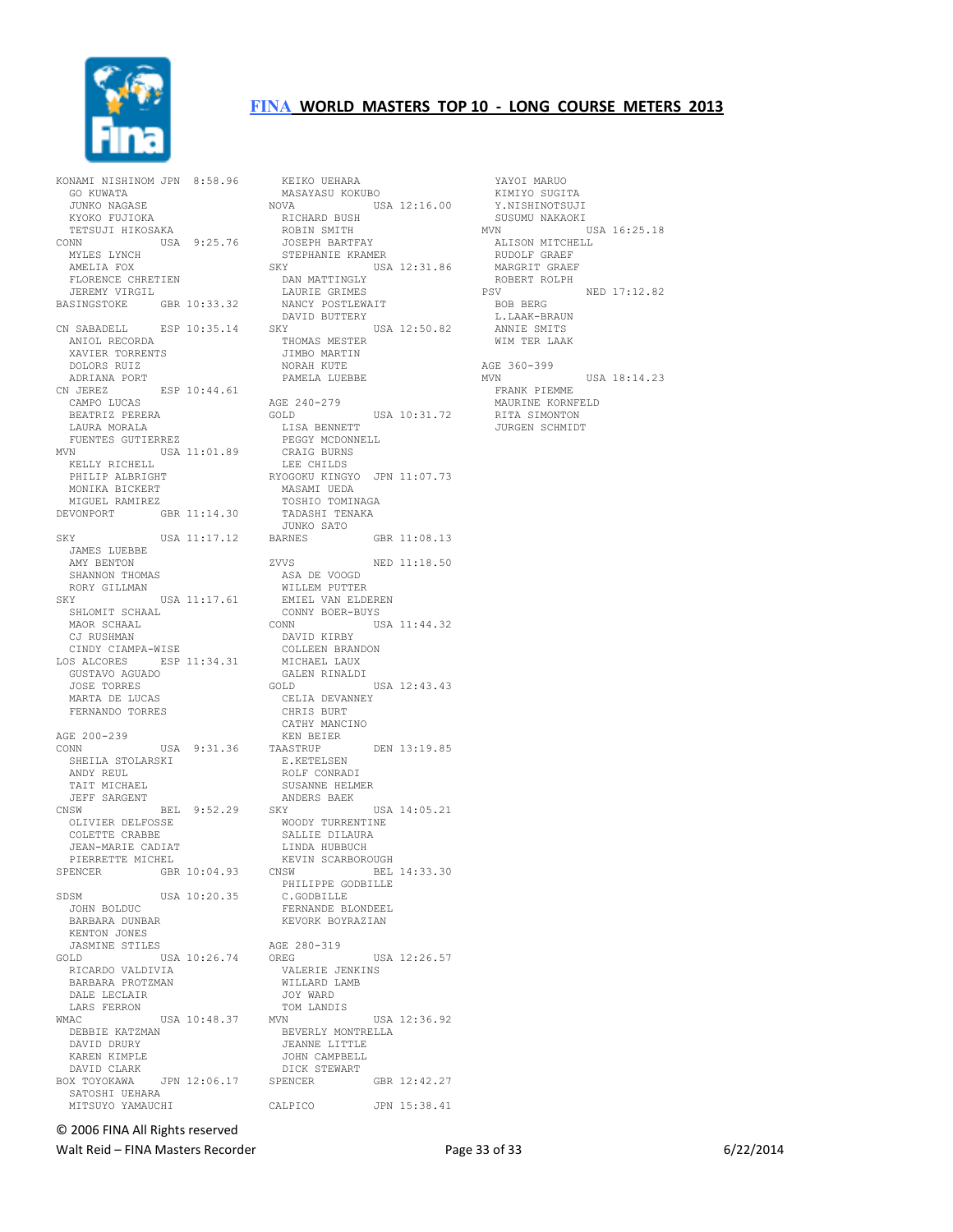# FINA WORLD MASTERS TOP 10 - LONG COURSE METERS 2013

```
KONAMI NISHINOM JPN  8:58.96
  GO KUWATA
  JUNKO NAGASE
  KYOKO FUJIOKA
  TETSUJI HIKOSAKA
CONN            USA  9:25.76
  MYLES LYNCH
  AMELIA FOX
  FLORENCE CHRETIEN
  JEREMY VIRGIL
BASINGSTOKE     GBR 10:33.32

CN SABADELL     ESP 10:35.14
  ANIOL RECORDA
  XAVIER TORRENTS
  DOLORS RUIZ
  ADRIANA PORT
CN JEREZ        ESP 10:44.61
  CAMPO LUCAS
  BEATRIZ PERERA
  LAURA MORALA
  FUENTES GUTIERREZ
MVN             USA 11:01.89
  KELLY RICHELL
  PHILIP ALBRIGHT
  MONIKA BICKERT
  MIGUEL RAMIREZ
DEVONPORT       GBR 11:14.30

SKY             USA 11:17.12
  JAMES LUEBBE
  AMY BENTON
  SHANNON THOMAS
  RORY GILLMAN
SKY             USA 11:17.61
  SHLOMIT SCHAAL
  MAOR SCHAAL
  CJ RUSHMAN
  CINDY CIAMPA-WISE
LOS ALCORES     ESP 11:34.31
  GUSTAVO AGUADO
  JOSE TORRES
  MARTA DE LUCAS
  FERNANDO TORRES

AGE 200-239
CONN            USA  9:31.36
  SHEILA STOLARSKI
  ANDY REUL
  TAIT MICHAEL
  JEFF SARGENT
CNSW            BEL  9:52.29
  OLIVIER DELFOSSE
  COLETTE CRABBE
  JEAN-MARIE CADIAT
  PIERRETTE MICHEL
SPENCER         GBR 10:04.93

SDSM            USA 10:20.35
  JOHN BOLDUC
  BARBARA DUNBAR
  KENTON JONES
  JASMINE STILES
GOLD            USA 10:26.74
  RICARDO VALDIVIA
  BARBARA PROTZMAN
  DALE LECLAIR
  LARS FERRON
WMAC            USA 10:48.37
  DEBBIE KATZMAN
  DAVID DRURY
  KAREN KIMPLE
  DAVID CLARK
BOX TOYOKAWA    JPN 12:06.17
  SATOSHI UEHARA
  MITSUYO YAMAUCHI
  KEIKO UEHARA
  MASAYASU KOKUBO
NOVA            USA 12:16.00
  RICHARD BUSH
  ROBIN SMITH
  JOSEPH BARTFAY
  STEPHANIE KRAMER
SKY             USA 12:31.86
  DAN MATTINGLY
  LAURIE GRIMES
  NANCY POSTLEWAIT
  DAVID BUTTERY
SKY             USA 12:50.82
  THOMAS MESTER
  JIMBO MARTIN
  NORAH KUTE
  PAMELA LUEBBE

AGE 240-279
GOLD            USA 10:31.72
  LISA BENNETT
  PEGGY MCDONNELL
  CRAIG BURNS
  LEE CHILDS
RYOGOKU KINGYO  JPN 11:07.73
  MASAMI UEDA
  TOSHIO TOMINAGA
  TADASHI TENAKA
  JUNKO SATO
BARNES          GBR 11:08.13

ZVVS            NED 11:18.50
  ASA DE VOOGD
  WILLEM PUTTER
  EMIEL VAN ELDEREN
  CONNY BOER-BUYS
CONN            USA 11:44.32
  DAVID KIRBY
  COLLEEN BRANDON
  MICHAEL LAUX
  GALEN RINALDI
GOLD            USA 12:43.43
  CELIA DEVANNEY
  CHRIS BURT
  CATHY MANCINO
  KEN BEIER
TAASTRUP        DEN 13:19.85
  E.KETELSEN
  ROLF CONRADI
  SUSANNE HELMER
  ANDERS BAEK
SKY             USA 14:05.21
  WOODY TURRENTINE
  SALLIE DILAURA
  LINDA HUBBUCH
  KEVIN SCARBOROUGH
CNSW            BEL 14:33.30
  PHILIPPE GODBILLE
  C.GODBILLE
  FERNANDE BLONDEEL
  KEVORK BOYRAZIAN

AGE 280-319
OREG            USA 12:26.57
  VALERIE JENKINS
  WILLARD LAMB
  JOY WARD
  TOM LANDIS
MVN             USA 12:36.92
  BEVERLY MONTRELLA
  JEANNE LITTLE
  JOHN CAMPBELL
  DICK STEWART
SPENCER         GBR 12:42.27

CALPICO         JPN 15:38.41
  YAYOI MARUO
  KIMIYO SUGITA
  Y.NISHINOTSUJI
  SUSUMU NAKAOKI
MVN             USA 16:25.18
  ALISON MITCHELL
  RUDOLF GRAEF
  MARGRIT GRAEF
  ROBERT ROLPH
PSV             NED 17:12.82
  BOB BERG
  L.LAAK-BRAUN
  ANNIE SMITS
  WIM TER LAAK

AGE 360-399
MVN             USA 18:14.23
  FRANK PIEMME
  MAURINE KORNFELD
  RITA SIMONTON
  JURGEN SCHMIDT
```

© 2006 FINA All Rights reserved

Walt Reid – FINA Masters Recorder 6/22/2014